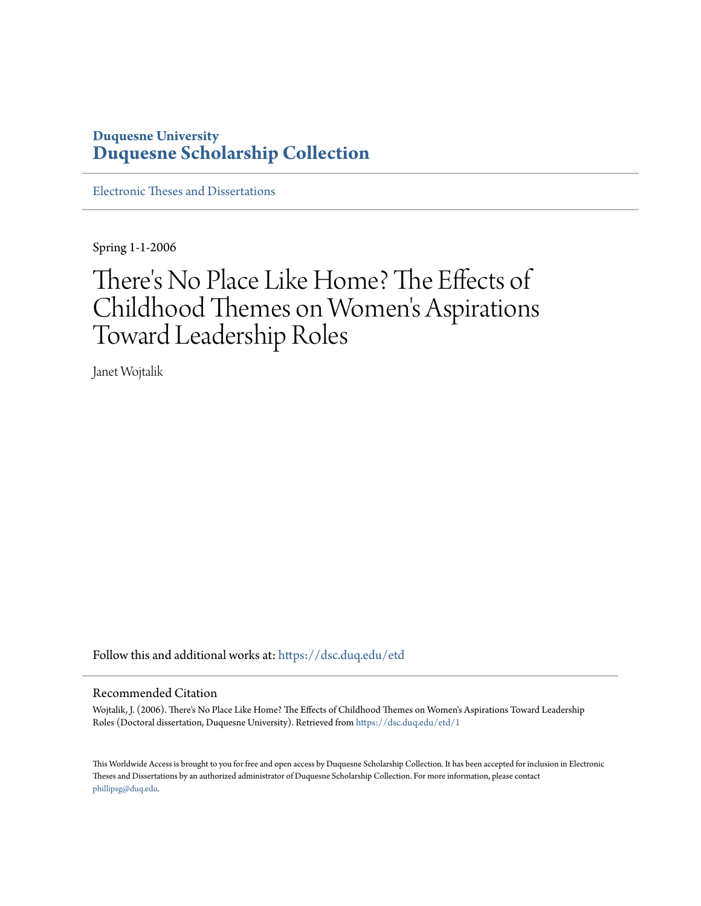Duquesne University
**Duquesne Scholarship Collection**

Electronic Theses and Dissertations

Spring 1-1-2006

# There's No Place Like Home? The Effects of Childhood Themes on Women's Aspirations Toward Leadership Roles

Janet Wojtalik

Follow this and additional works at: https://dsc.duq.edu/etd

## Recommended Citation

Wojtalik, J. (2006). There's No Place Like Home? The Effects of Childhood Themes on Women's Aspirations Toward Leadership Roles (Doctoral dissertation, Duquesne University). Retrieved from https://dsc.duq.edu/etd/1

This Worldwide Access is brought to you for free and open access by Duquesne Scholarship Collection. It has been accepted for inclusion in Electronic Theses and Dissertations by an authorized administrator of Duquesne Scholarship Collection. For more information, please contact phillipsg@duq.edu.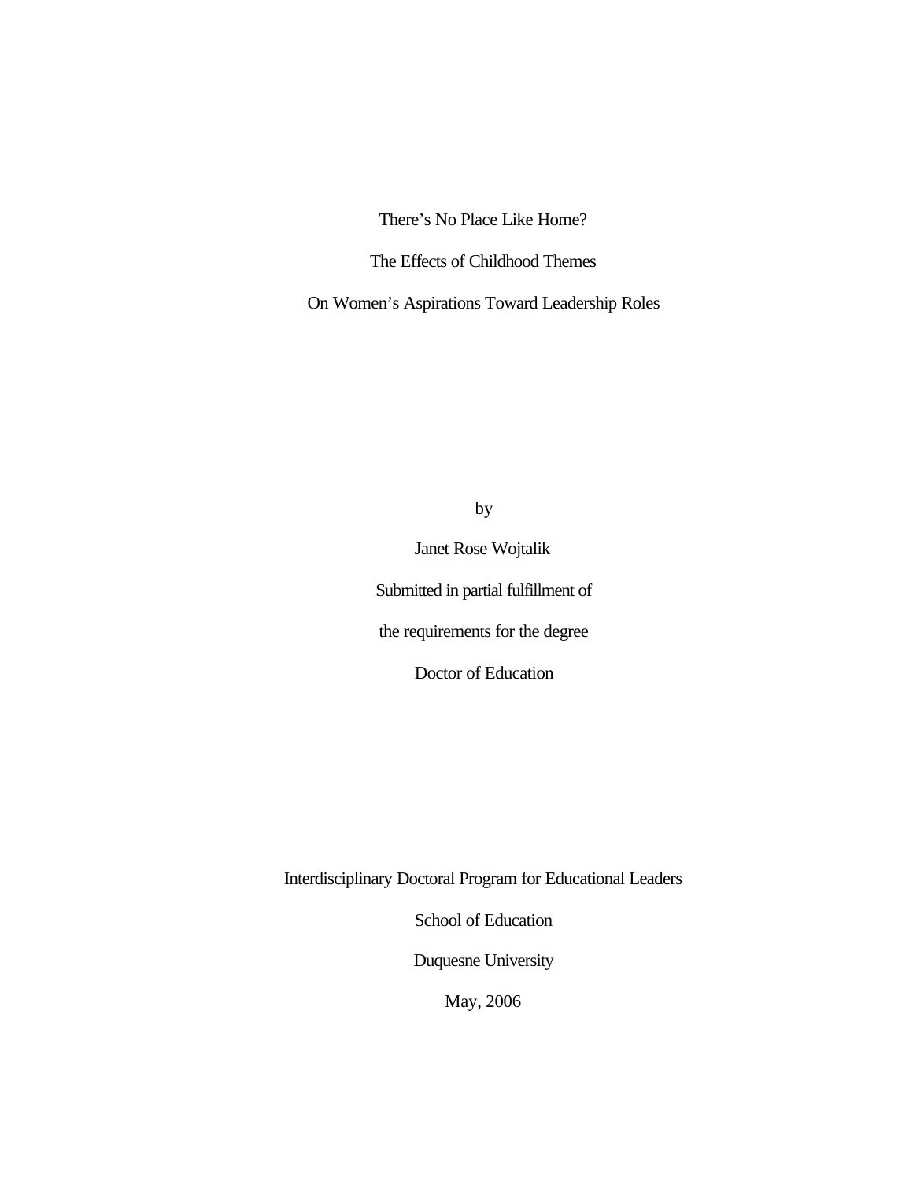There's No Place Like Home?

The Effects of Childhood Themes

On Women's Aspirations Toward Leadership Roles

by

Janet Rose Wojtalik

Submitted in partial fulfillment of

the requirements for the degree

Doctor of Education

Interdisciplinary Doctoral Program for Educational Leaders

School of Education

Duquesne University

May, 2006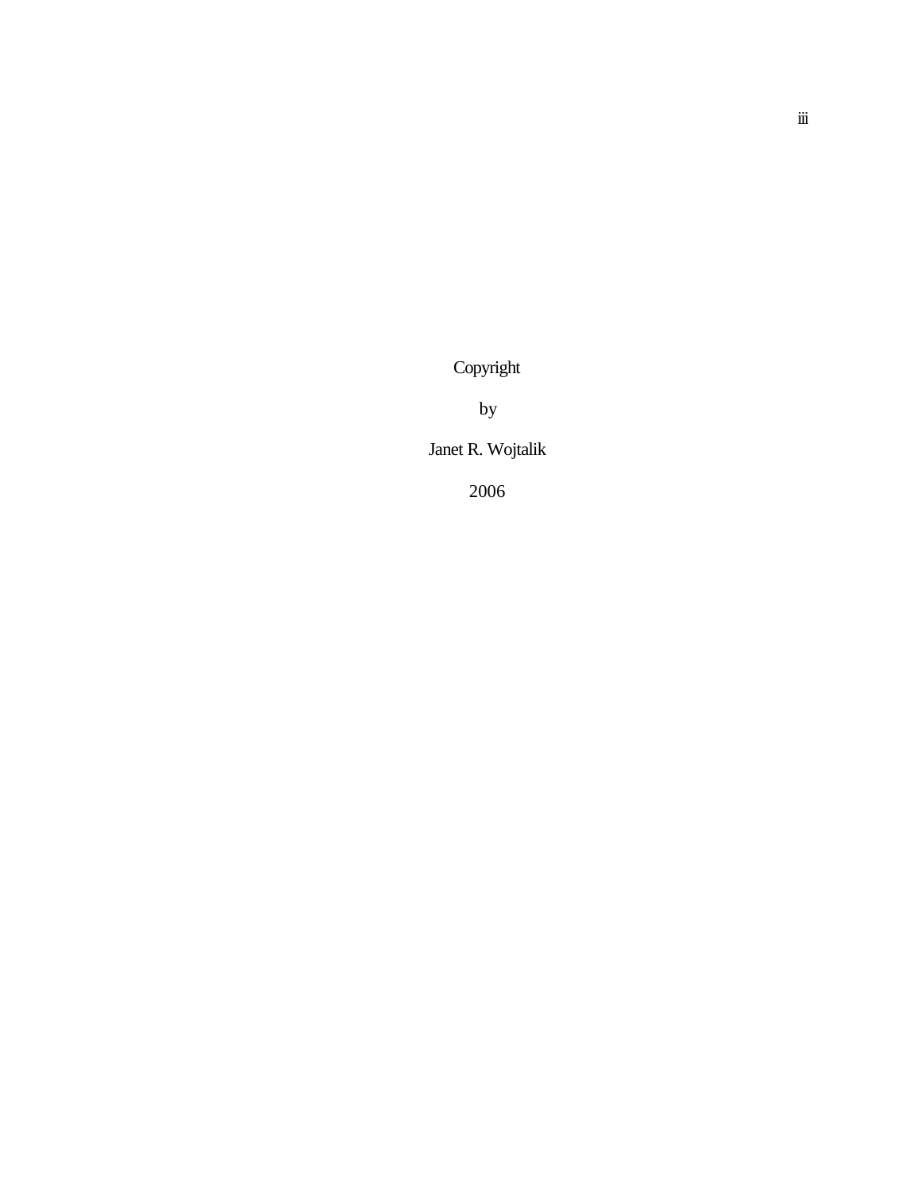Copyright

by

Janet R. Wojtalik

2006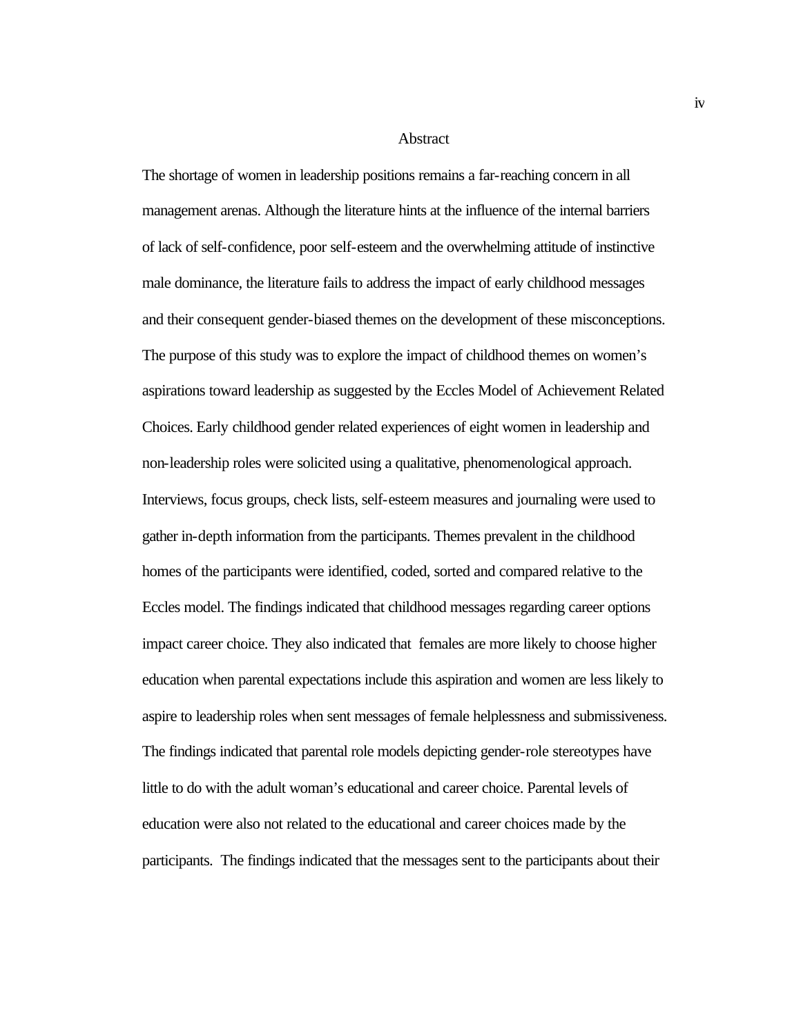# Abstract

The shortage of women in leadership positions remains a far-reaching concern in all management arenas. Although the literature hints at the influence of the internal barriers of lack of self-confidence, poor self-esteem and the overwhelming attitude of instinctive male dominance, the literature fails to address the impact of early childhood messages and their consequent gender-biased themes on the development of these misconceptions. The purpose of this study was to explore the impact of childhood themes on women's aspirations toward leadership as suggested by the Eccles Model of Achievement Related Choices. Early childhood gender related experiences of eight women in leadership and non-leadership roles were solicited using a qualitative, phenomenological approach. Interviews, focus groups, check lists, self-esteem measures and journaling were used to gather in-depth information from the participants. Themes prevalent in the childhood homes of the participants were identified, coded, sorted and compared relative to the Eccles model. The findings indicated that childhood messages regarding career options impact career choice. They also indicated that females are more likely to choose higher education when parental expectations include this aspiration and women are less likely to aspire to leadership roles when sent messages of female helplessness and submissiveness. The findings indicated that parental role models depicting gender-role stereotypes have little to do with the adult woman's educational and career choice. Parental levels of education were also not related to the educational and career choices made by the participants. The findings indicated that the messages sent to the participants about their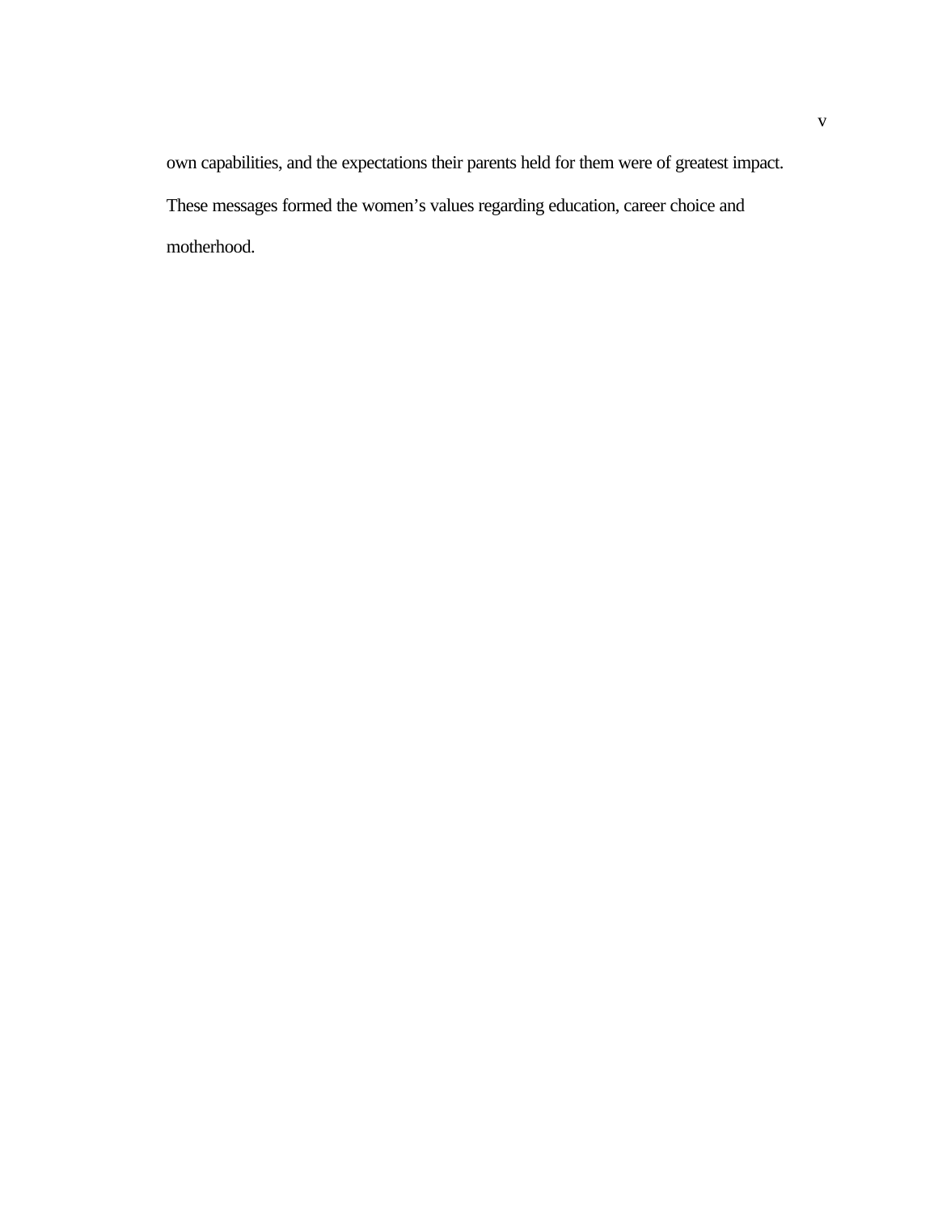own capabilities, and the expectations their parents held for them were of greatest impact. These messages formed the women’s values regarding education, career choice and motherhood.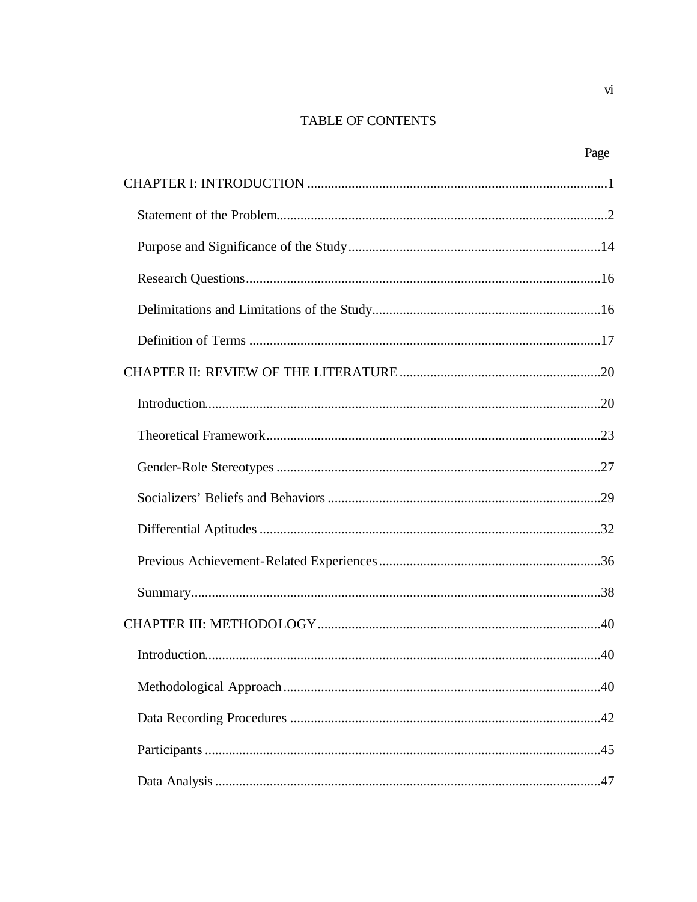# TABLE OF CONTENTS

| | Page |
|---|---|
| CHAPTER I: INTRODUCTION | 1 |
| Statement of the Problem | 2 |
| Purpose and Significance of the Study | 14 |
| Research Questions | 16 |
| Delimitations and Limitations of the Study | 16 |
| Definition of Terms | 17 |
| CHAPTER II: REVIEW OF THE LITERATURE | 20 |
| Introduction | 20 |
| Theoretical Framework | 23 |
| Gender-Role Stereotypes | 27 |
| Socializers' Beliefs and Behaviors | 29 |
| Differential Aptitudes | 32 |
| Previous Achievement-Related Experiences | 36 |
| Summary | 38 |
| CHAPTER III: METHODOLOGY | 40 |
| Introduction | 40 |
| Methodological Approach | 40 |
| Data Recording Procedures | 42 |
| Participants | 45 |
| Data Analysis | 47 |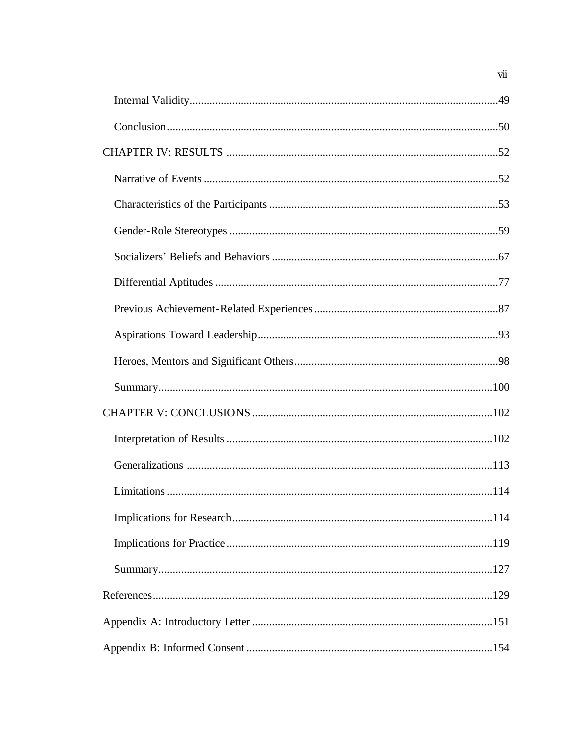Internal Validity........................................................................................................49

Conclusion................................................................................................................50

CHAPTER IV: RESULTS ...........................................................................................52

Narrative of Events ....................................................................................................52

Characteristics of the Participants .............................................................................53

Gender-Role Stereotypes ..........................................................................................59

Socializers' Beliefs and Behaviors ............................................................................67

Differential Aptitudes ................................................................................................77

Previous Achievement-Related Experiences .............................................................87

Aspirations Toward Leadership.................................................................................93

Heroes, Mentors and Significant Others....................................................................98

Summary...................................................................................................................100

CHAPTER V: CONCLUSIONS..................................................................................102

Interpretation of Results ...........................................................................................102

Generalizations .........................................................................................................113

Limitations ................................................................................................................114

Implications for Research..........................................................................................114

Implications for Practice ...........................................................................................119

Summary....................................................................................................................127

References.....................................................................................................................129

Appendix A: Introductory Letter ..................................................................................151

Appendix B: Informed Consent ....................................................................................154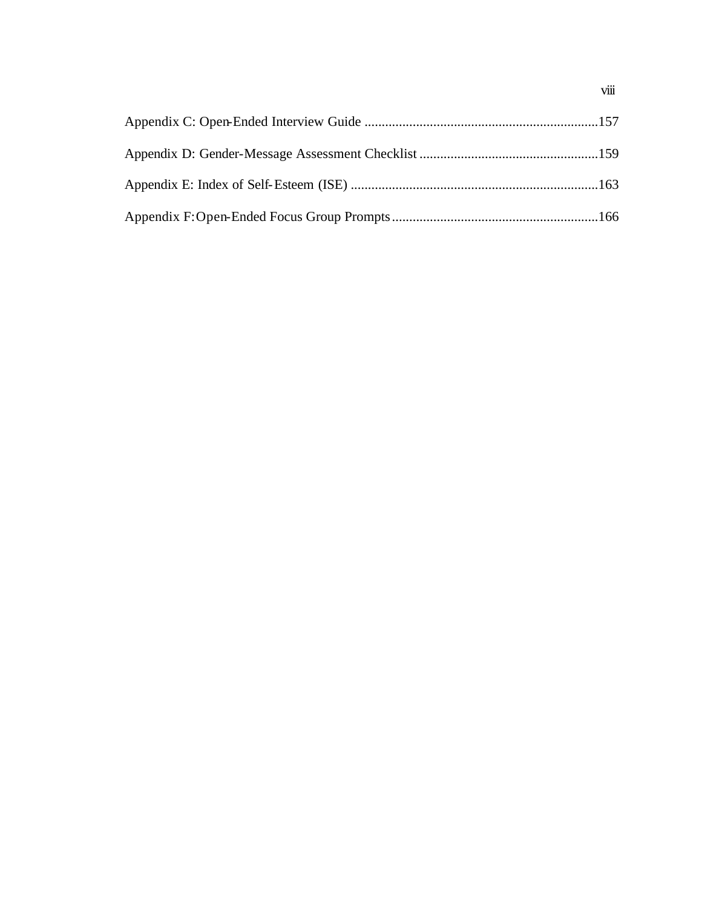Appendix C: Open-Ended Interview Guide ....................................................................157

Appendix D: Gender-Message Assessment Checklist ....................................................159

Appendix E: Index of Self-Esteem (ISE) ........................................................................163

Appendix F: Open-Ended Focus Group Prompts ............................................................166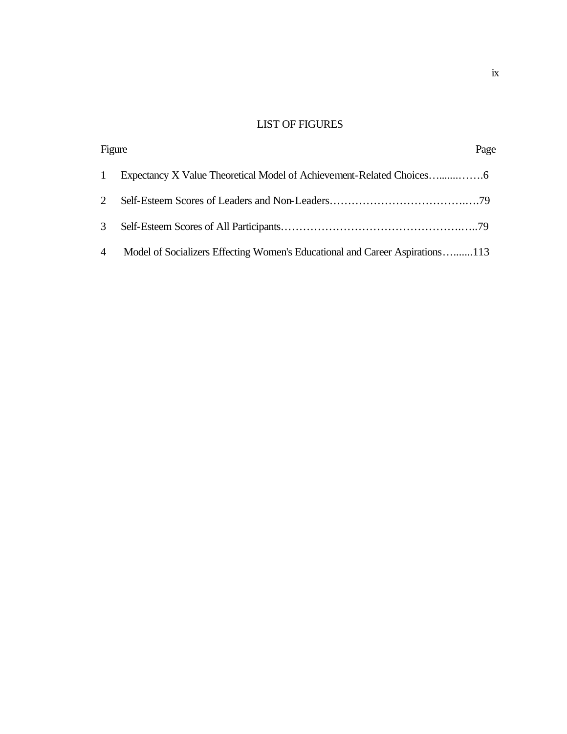# LIST OF FIGURES

| Figure | | Page |
|---|---|---|
| 1 | Expectancy X Value Theoretical Model of Achievement-Related Choices | 6 |
| 2 | Self-Esteem Scores of Leaders and Non-Leaders | 79 |
| 3 | Self-Esteem Scores of All Participants | 79 |
| 4 | Model of Socializers Effecting Women's Educational and Career Aspirations | 113 |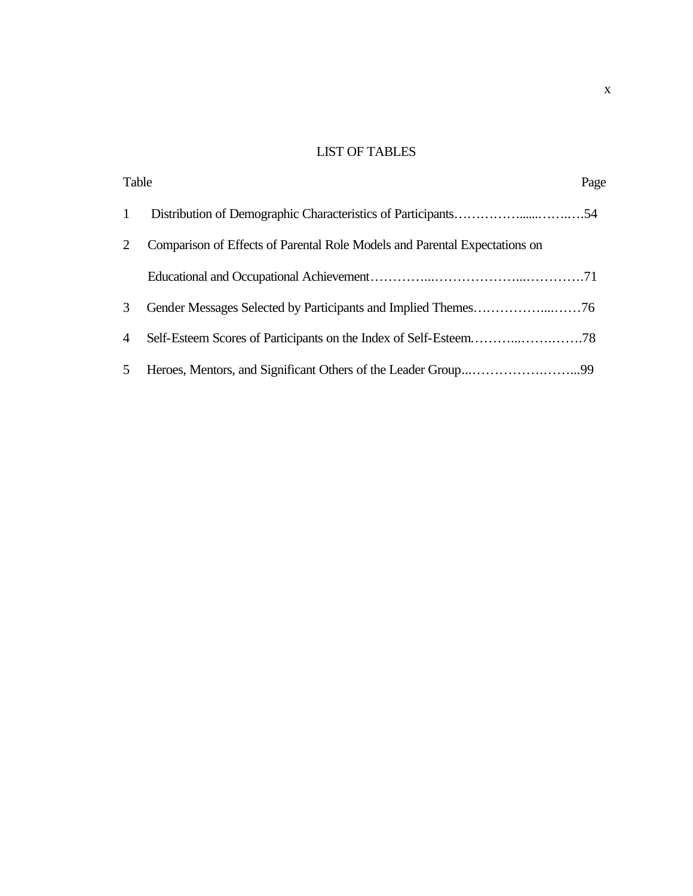# LIST OF TABLES

| Table | | Page |
|---|---|---|
| 1 | Distribution of Demographic Characteristics of Participants | 54 |
| 2 | Comparison of Effects of Parental Role Models and Parental Expectations on Educational and Occupational Achievement | 71 |
| 3 | Gender Messages Selected by Participants and Implied Themes | 76 |
| 4 | Self-Esteem Scores of Participants on the Index of Self-Esteem | 78 |
| 5 | Heroes, Mentors, and Significant Others of the Leader Group | 99 |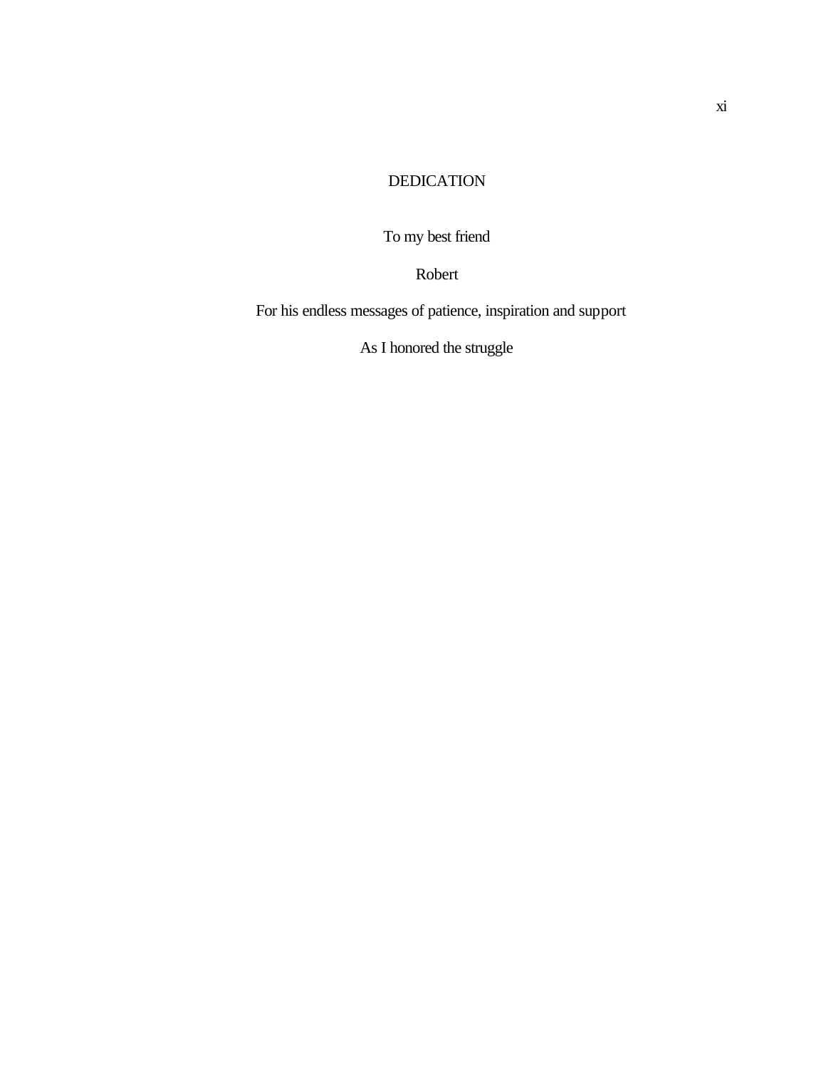# DEDICATION

To my best friend

Robert

For his endless messages of patience, inspiration and support

As I honored the struggle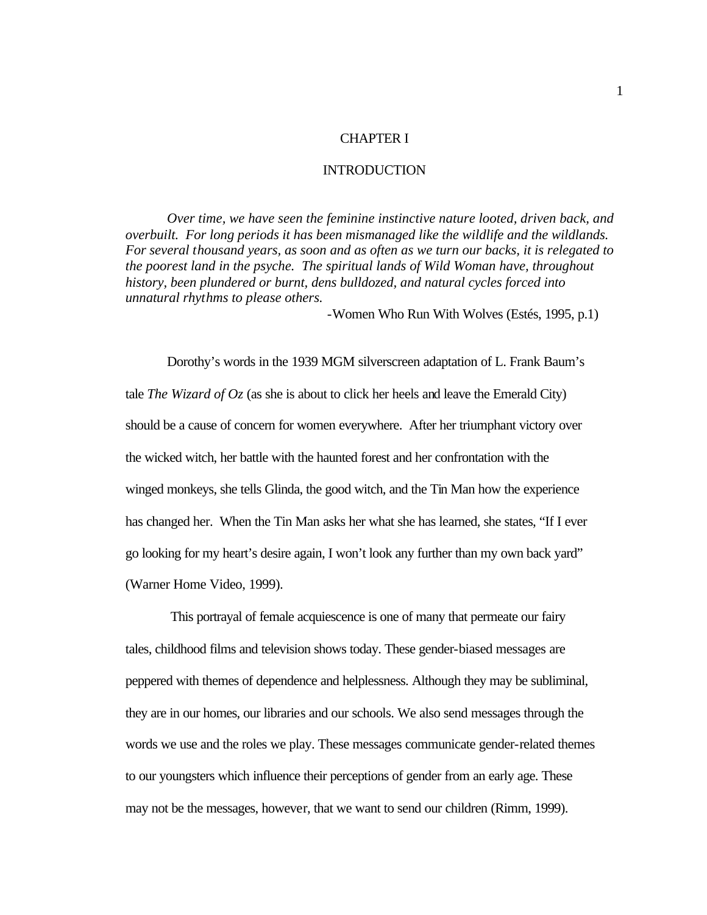# CHAPTER I

# INTRODUCTION

> *Over time, we have seen the feminine instinctive nature looted, driven back, and overbuilt. For long periods it has been mismanaged like the wildlife and the wildlands. For several thousand years, as soon and as often as we turn our backs, it is relegated to the poorest land in the psyche. The spiritual lands of Wild Woman have, throughout history, been plundered or burnt, dens bulldozed, and natural cycles forced into unnatural rhythms to please others.*
>
> -Women Who Run With Wolves (Estés, 1995, p.1)

Dorothy's words in the 1939 MGM silverscreen adaptation of L. Frank Baum's tale *The Wizard of Oz* (as she is about to click her heels and leave the Emerald City) should be a cause of concern for women everywhere. After her triumphant victory over the wicked witch, her battle with the haunted forest and her confrontation with the winged monkeys, she tells Glinda, the good witch, and the Tin Man how the experience has changed her. When the Tin Man asks her what she has learned, she states, "If I ever go looking for my heart's desire again, I won't look any further than my own back yard" (Warner Home Video, 1999).

This portrayal of female acquiescence is one of many that permeate our fairy tales, childhood films and television shows today. These gender-biased messages are peppered with themes of dependence and helplessness. Although they may be subliminal, they are in our homes, our libraries and our schools. We also send messages through the words we use and the roles we play. These messages communicate gender-related themes to our youngsters which influence their perceptions of gender from an early age. These may not be the messages, however, that we want to send our children (Rimm, 1999).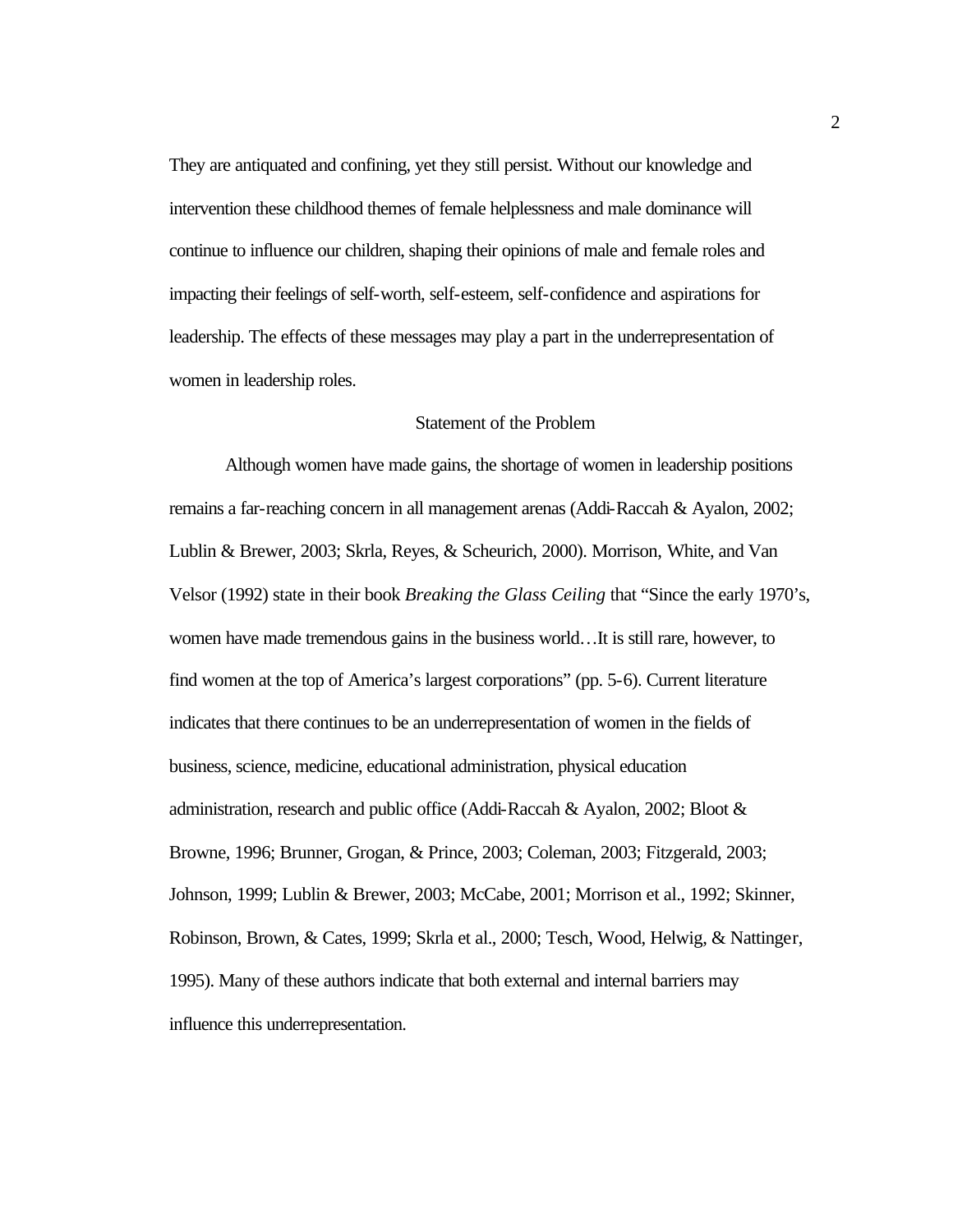They are antiquated and confining, yet they still persist. Without our knowledge and intervention these childhood themes of female helplessness and male dominance will continue to influence our children, shaping their opinions of male and female roles and impacting their feelings of self-worth, self-esteem, self-confidence and aspirations for leadership. The effects of these messages may play a part in the underrepresentation of women in leadership roles.

## Statement of the Problem

Although women have made gains, the shortage of women in leadership positions remains a far-reaching concern in all management arenas (Addi-Raccah & Ayalon, 2002; Lublin & Brewer, 2003; Skrla, Reyes, & Scheurich, 2000). Morrison, White, and Van Velsor (1992) state in their book *Breaking the Glass Ceiling* that "Since the early 1970's, women have made tremendous gains in the business world…It is still rare, however, to find women at the top of America's largest corporations" (pp. 5-6). Current literature indicates that there continues to be an underrepresentation of women in the fields of business, science, medicine, educational administration, physical education administration, research and public office (Addi-Raccah & Ayalon, 2002; Bloot & Browne, 1996; Brunner, Grogan, & Prince, 2003; Coleman, 2003; Fitzgerald, 2003; Johnson, 1999; Lublin & Brewer, 2003; McCabe, 2001; Morrison et al., 1992; Skinner, Robinson, Brown, & Cates, 1999; Skrla et al., 2000; Tesch, Wood, Helwig, & Nattinger, 1995). Many of these authors indicate that both external and internal barriers may influence this underrepresentation.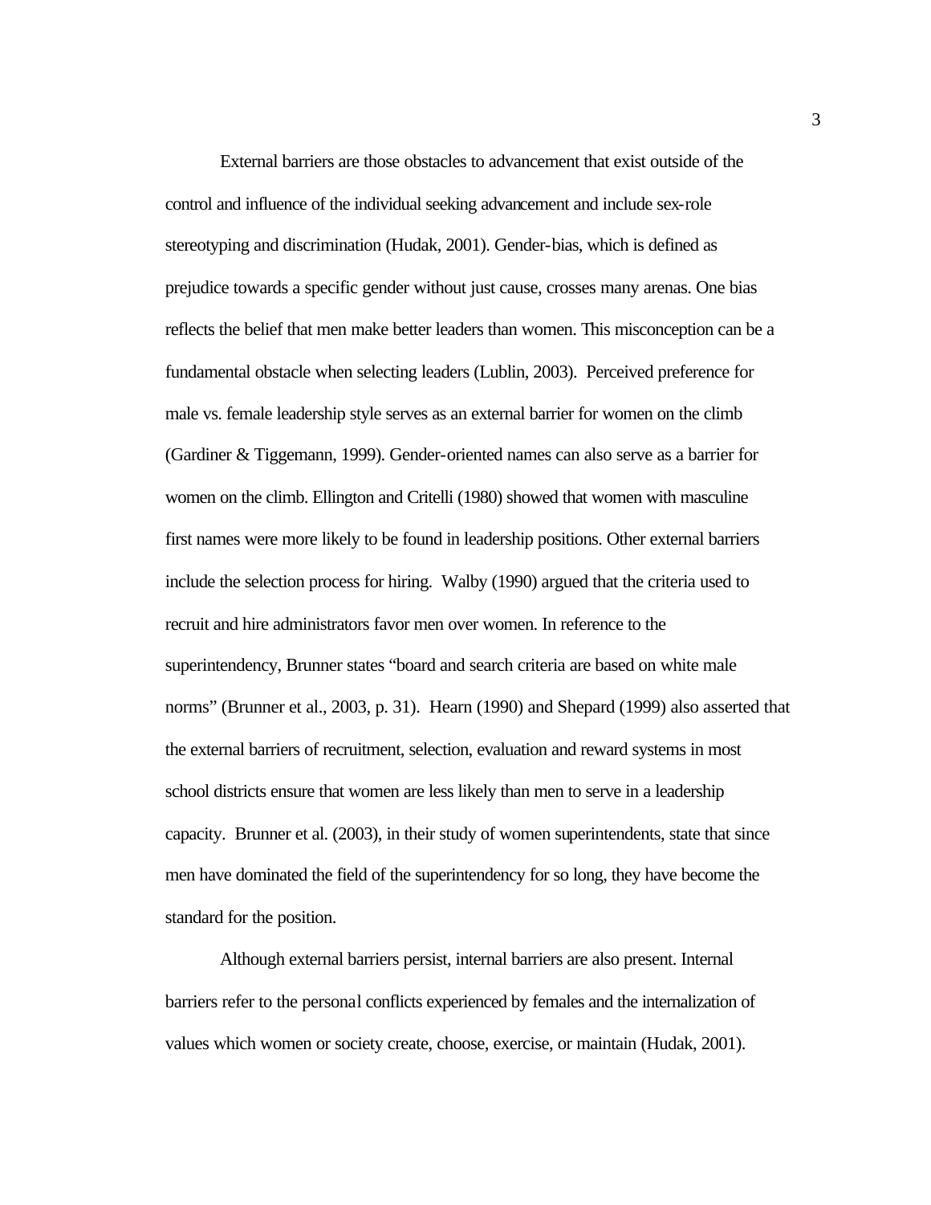External barriers are those obstacles to advancement that exist outside of the control and influence of the individual seeking advancement and include sex-role stereotyping and discrimination (Hudak, 2001). Gender-bias, which is defined as prejudice towards a specific gender without just cause, crosses many arenas. One bias reflects the belief that men make better leaders than women. This misconception can be a fundamental obstacle when selecting leaders (Lublin, 2003). Perceived preference for male vs. female leadership style serves as an external barrier for women on the climb (Gardiner & Tiggemann, 1999). Gender-oriented names can also serve as a barrier for women on the climb. Ellington and Critelli (1980) showed that women with masculine first names were more likely to be found in leadership positions. Other external barriers include the selection process for hiring. Walby (1990) argued that the criteria used to recruit and hire administrators favor men over women. In reference to the superintendency, Brunner states "board and search criteria are based on white male norms" (Brunner et al., 2003, p. 31). Hearn (1990) and Shepard (1999) also asserted that the external barriers of recruitment, selection, evaluation and reward systems in most school districts ensure that women are less likely than men to serve in a leadership capacity. Brunner et al. (2003), in their study of women superintendents, state that since men have dominated the field of the superintendency for so long, they have become the standard for the position.

Although external barriers persist, internal barriers are also present. Internal barriers refer to the personal conflicts experienced by females and the internalization of values which women or society create, choose, exercise, or maintain (Hudak, 2001).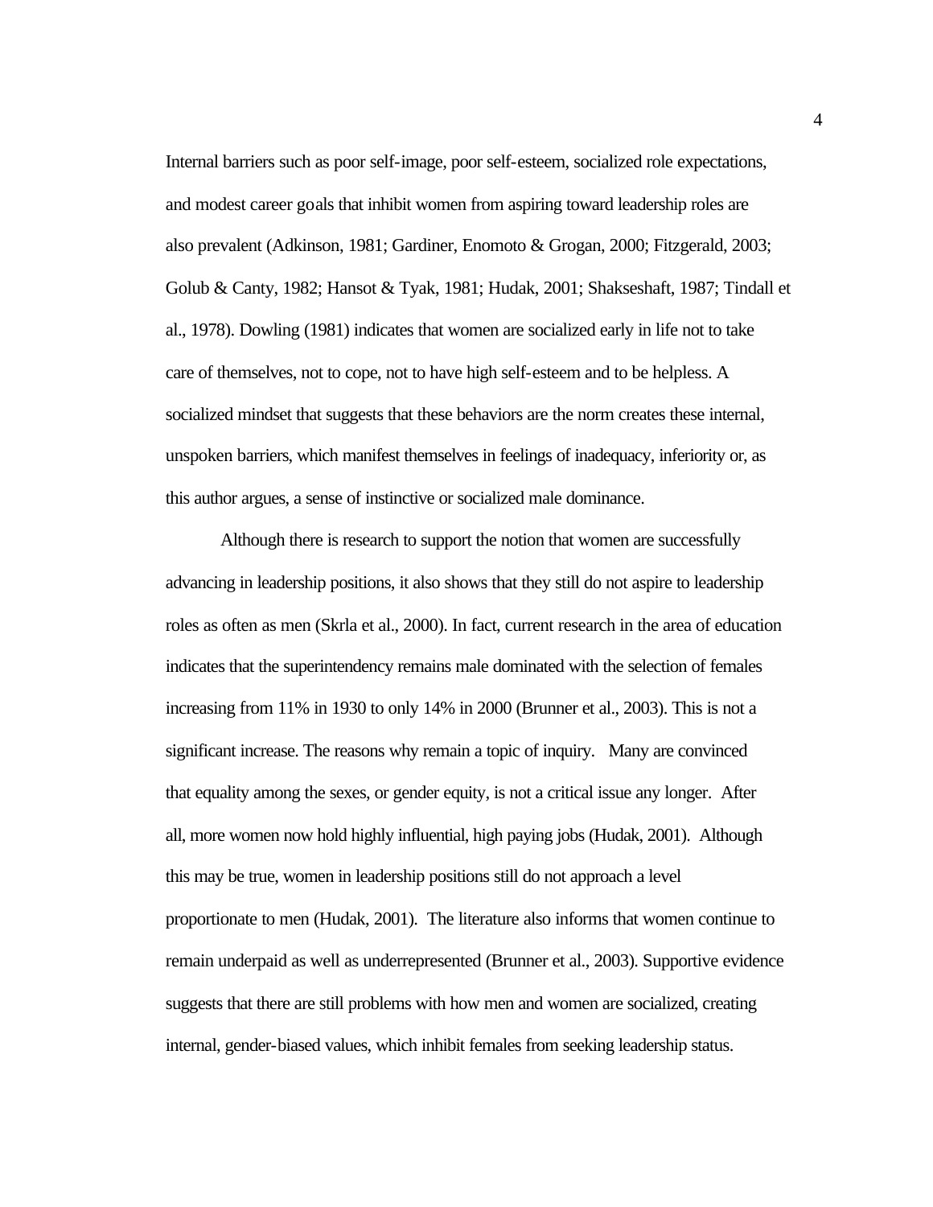Internal barriers such as poor self-image, poor self-esteem, socialized role expectations, and modest career goals that inhibit women from aspiring toward leadership roles are also prevalent (Adkinson, 1981; Gardiner, Enomoto & Grogan, 2000; Fitzgerald, 2003; Golub & Canty, 1982; Hansot & Tyak, 1981; Hudak, 2001; Shakseshaft, 1987; Tindall et al., 1978). Dowling (1981) indicates that women are socialized early in life not to take care of themselves, not to cope, not to have high self-esteem and to be helpless. A socialized mindset that suggests that these behaviors are the norm creates these internal, unspoken barriers, which manifest themselves in feelings of inadequacy, inferiority or, as this author argues, a sense of instinctive or socialized male dominance.

Although there is research to support the notion that women are successfully advancing in leadership positions, it also shows that they still do not aspire to leadership roles as often as men (Skrla et al., 2000). In fact, current research in the area of education indicates that the superintendency remains male dominated with the selection of females increasing from 11% in 1930 to only 14% in 2000 (Brunner et al., 2003). This is not a significant increase. The reasons why remain a topic of inquiry. Many are convinced that equality among the sexes, or gender equity, is not a critical issue any longer. After all, more women now hold highly influential, high paying jobs (Hudak, 2001). Although this may be true, women in leadership positions still do not approach a level proportionate to men (Hudak, 2001). The literature also informs that women continue to remain underpaid as well as underrepresented (Brunner et al., 2003). Supportive evidence suggests that there are still problems with how men and women are socialized, creating internal, gender-biased values, which inhibit females from seeking leadership status.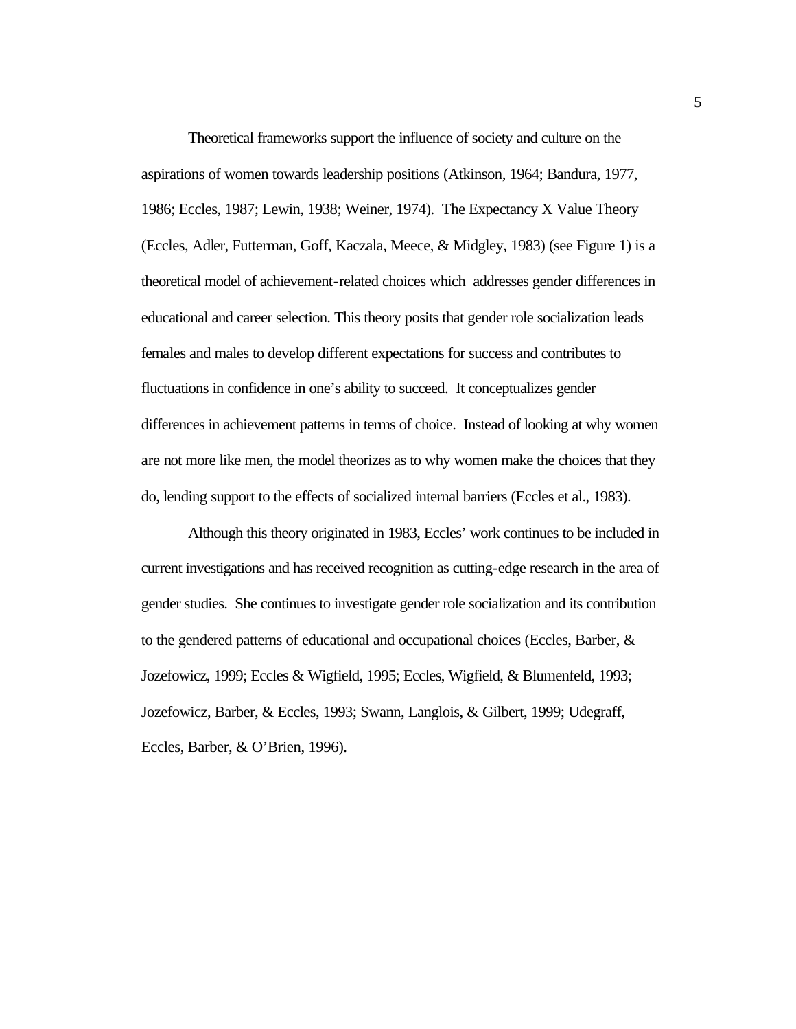Theoretical frameworks support the influence of society and culture on the aspirations of women towards leadership positions (Atkinson, 1964; Bandura, 1977, 1986; Eccles, 1987; Lewin, 1938; Weiner, 1974). The Expectancy X Value Theory (Eccles, Adler, Futterman, Goff, Kaczala, Meece, & Midgley, 1983) (see Figure 1) is a theoretical model of achievement-related choices which addresses gender differences in educational and career selection. This theory posits that gender role socialization leads females and males to develop different expectations for success and contributes to fluctuations in confidence in one's ability to succeed. It conceptualizes gender differences in achievement patterns in terms of choice. Instead of looking at why women are not more like men, the model theorizes as to why women make the choices that they do, lending support to the effects of socialized internal barriers (Eccles et al., 1983).

Although this theory originated in 1983, Eccles' work continues to be included in current investigations and has received recognition as cutting-edge research in the area of gender studies. She continues to investigate gender role socialization and its contribution to the gendered patterns of educational and occupational choices (Eccles, Barber, & Jozefowicz, 1999; Eccles & Wigfield, 1995; Eccles, Wigfield, & Blumenfeld, 1993; Jozefowicz, Barber, & Eccles, 1993; Swann, Langlois, & Gilbert, 1999; Udegraff, Eccles, Barber, & O'Brien, 1996).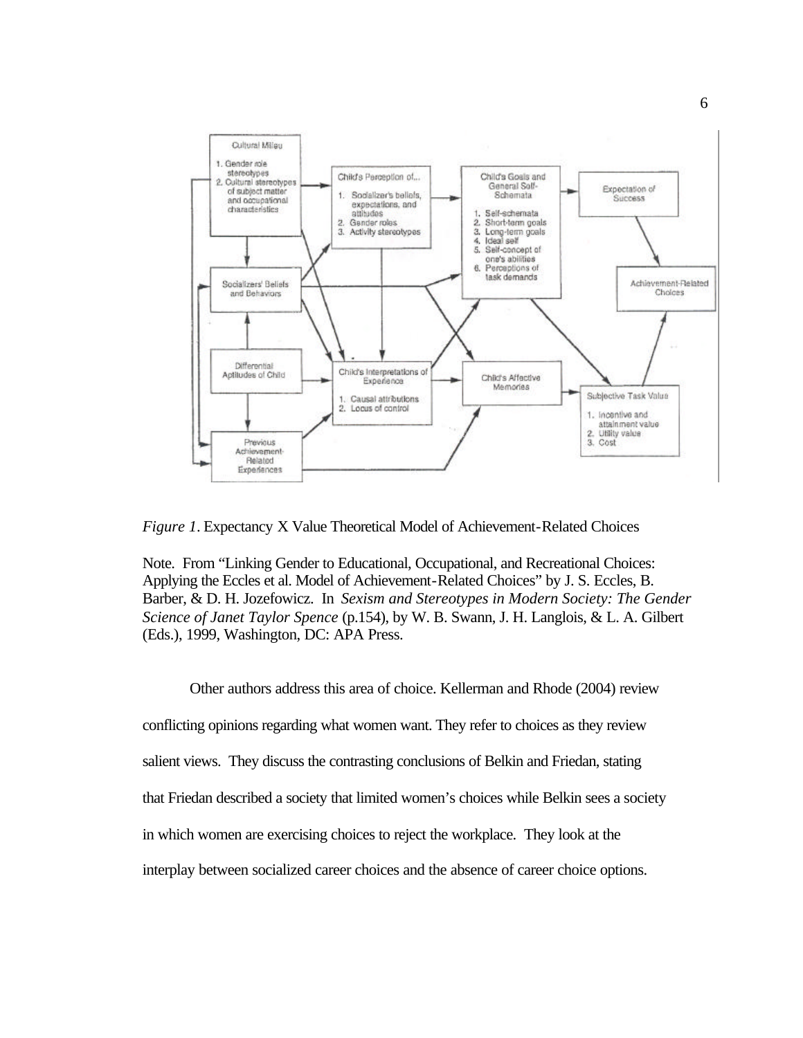*Figure 1*. Expectancy X Value Theoretical Model of Achievement-Related Choices

Note. From "Linking Gender to Educational, Occupational, and Recreational Choices: Applying the Eccles et al. Model of Achievement-Related Choices" by J. S. Eccles, B. Barber, & D. H. Jozefowicz. In *Sexism and Stereotypes in Modern Society: The Gender Science of Janet Taylor Spence* (p.154), by W. B. Swann, J. H. Langlois, & L. A. Gilbert (Eds.), 1999, Washington, DC: APA Press.

Other authors address this area of choice. Kellerman and Rhode (2004) review conflicting opinions regarding what women want. They refer to choices as they review salient views. They discuss the contrasting conclusions of Belkin and Friedan, stating that Friedan described a society that limited women's choices while Belkin sees a society in which women are exercising choices to reject the workplace. They look at the interplay between socialized career choices and the absence of career choice options.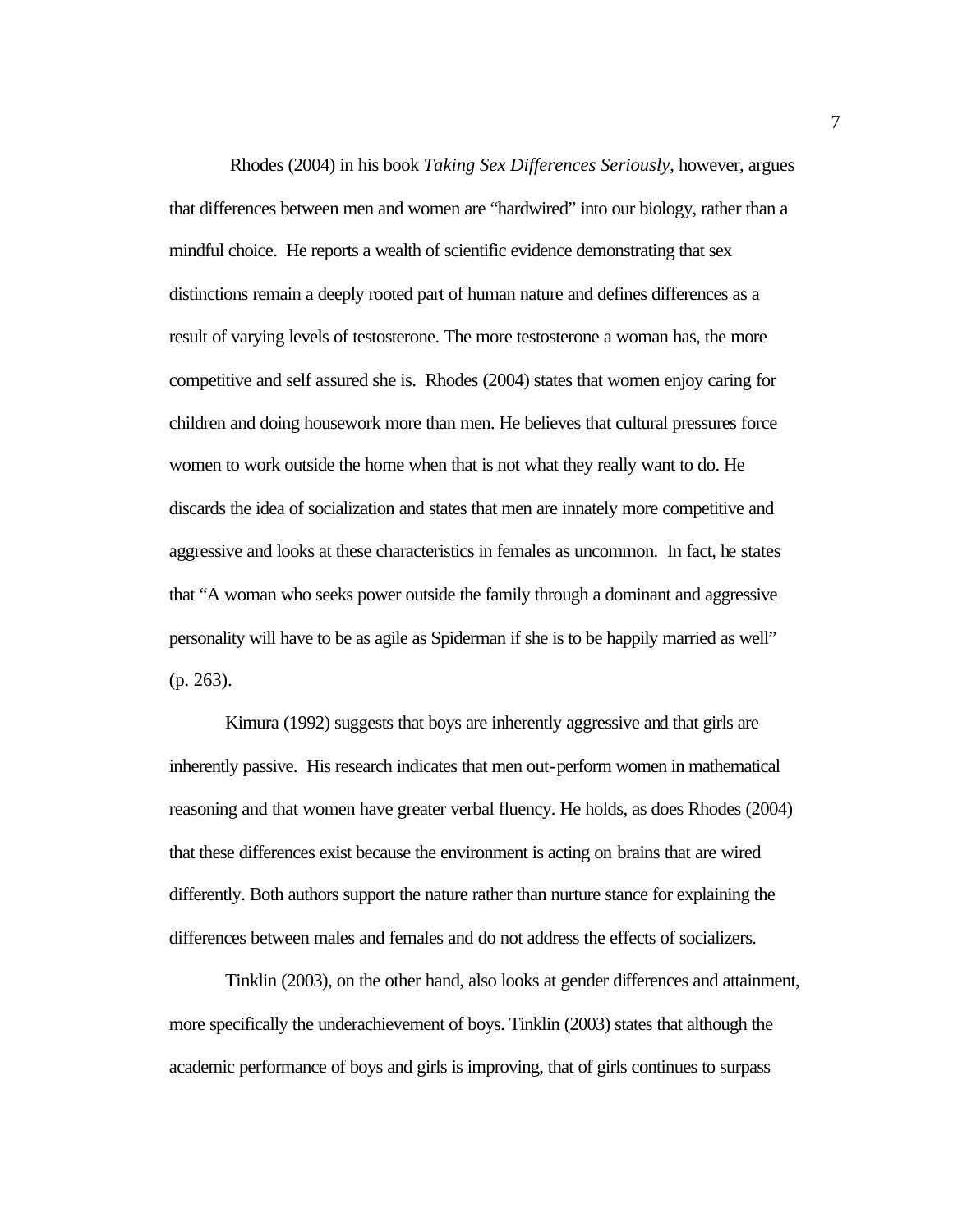Rhodes (2004) in his book *Taking Sex Differences Seriously*, however, argues that differences between men and women are "hardwired" into our biology, rather than a mindful choice. He reports a wealth of scientific evidence demonstrating that sex distinctions remain a deeply rooted part of human nature and defines differences as a result of varying levels of testosterone. The more testosterone a woman has, the more competitive and self assured she is. Rhodes (2004) states that women enjoy caring for children and doing housework more than men. He believes that cultural pressures force women to work outside the home when that is not what they really want to do. He discards the idea of socialization and states that men are innately more competitive and aggressive and looks at these characteristics in females as uncommon. In fact, he states that "A woman who seeks power outside the family through a dominant and aggressive personality will have to be as agile as Spiderman if she is to be happily married as well" (p. 263).

Kimura (1992) suggests that boys are inherently aggressive and that girls are inherently passive. His research indicates that men out-perform women in mathematical reasoning and that women have greater verbal fluency. He holds, as does Rhodes (2004) that these differences exist because the environment is acting on brains that are wired differently. Both authors support the nature rather than nurture stance for explaining the differences between males and females and do not address the effects of socializers.

Tinklin (2003), on the other hand, also looks at gender differences and attainment, more specifically the underachievement of boys. Tinklin (2003) states that although the academic performance of boys and girls is improving, that of girls continues to surpass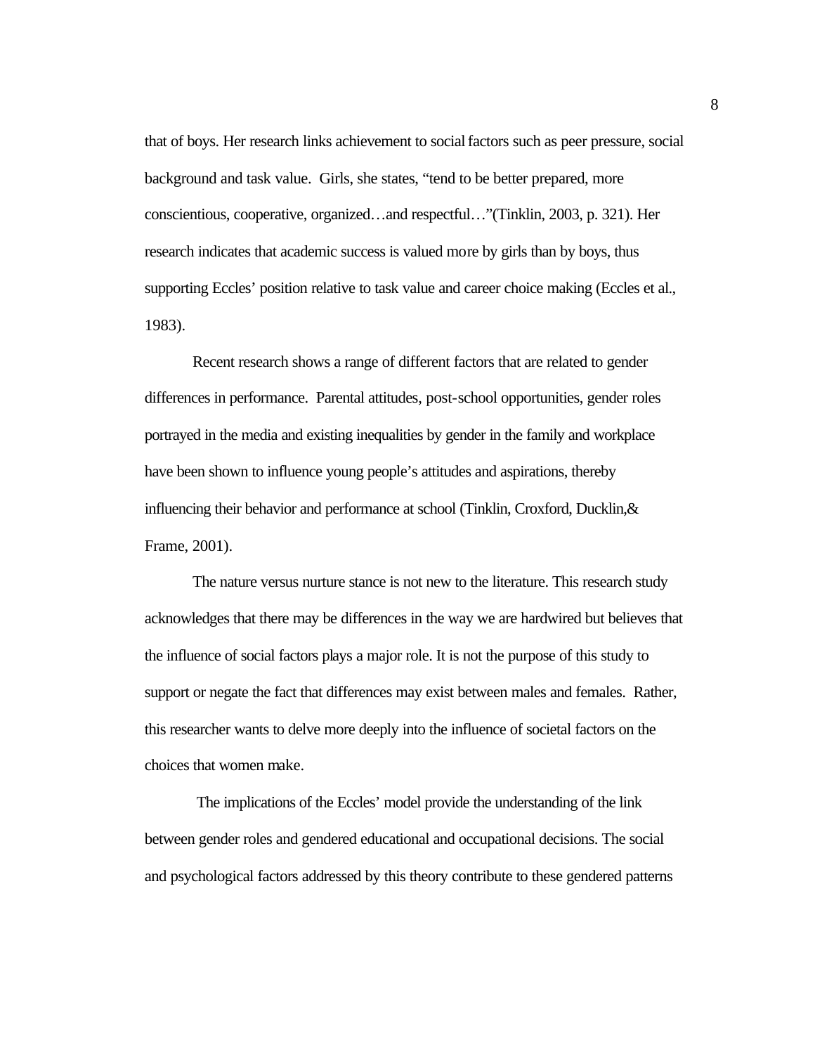that of boys. Her research links achievement to social factors such as peer pressure, social background and task value. Girls, she states, "tend to be better prepared, more conscientious, cooperative, organized…and respectful…"(Tinklin, 2003, p. 321). Her research indicates that academic success is valued more by girls than by boys, thus supporting Eccles' position relative to task value and career choice making (Eccles et al., 1983).

Recent research shows a range of different factors that are related to gender differences in performance. Parental attitudes, post-school opportunities, gender roles portrayed in the media and existing inequalities by gender in the family and workplace have been shown to influence young people's attitudes and aspirations, thereby influencing their behavior and performance at school (Tinklin, Croxford, Ducklin,& Frame, 2001).

The nature versus nurture stance is not new to the literature. This research study acknowledges that there may be differences in the way we are hardwired but believes that the influence of social factors plays a major role. It is not the purpose of this study to support or negate the fact that differences may exist between males and females. Rather, this researcher wants to delve more deeply into the influence of societal factors on the choices that women make.

The implications of the Eccles' model provide the understanding of the link between gender roles and gendered educational and occupational decisions. The social and psychological factors addressed by this theory contribute to these gendered patterns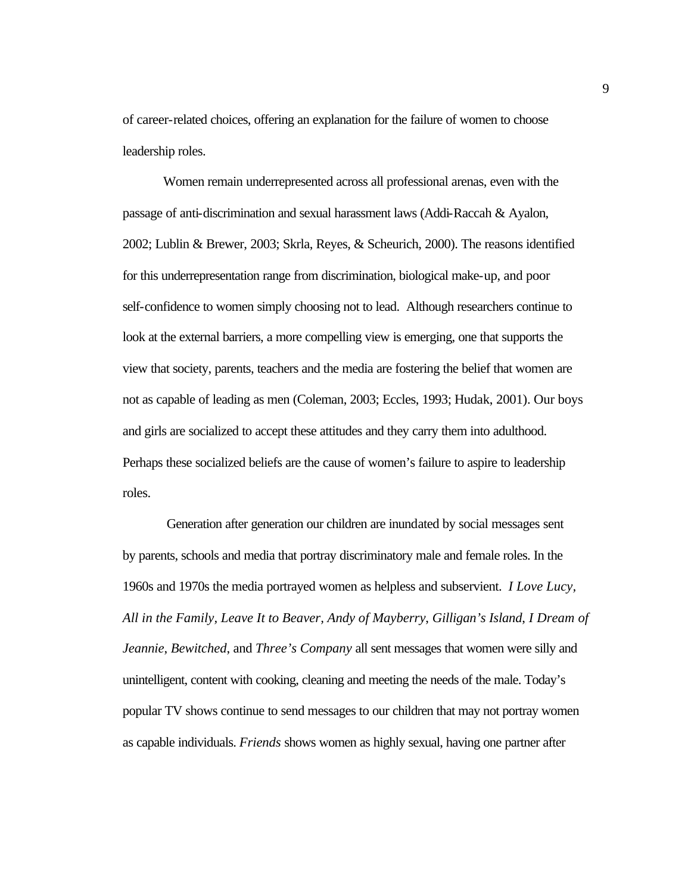of career-related choices, offering an explanation for the failure of women to choose leadership roles.

Women remain underrepresented across all professional arenas, even with the passage of anti-discrimination and sexual harassment laws (Addi-Raccah & Ayalon, 2002; Lublin & Brewer, 2003; Skrla, Reyes, & Scheurich, 2000). The reasons identified for this underrepresentation range from discrimination, biological make-up, and poor self-confidence to women simply choosing not to lead. Although researchers continue to look at the external barriers, a more compelling view is emerging, one that supports the view that society, parents, teachers and the media are fostering the belief that women are not as capable of leading as men (Coleman, 2003; Eccles, 1993; Hudak, 2001). Our boys and girls are socialized to accept these attitudes and they carry them into adulthood. Perhaps these socialized beliefs are the cause of women's failure to aspire to leadership roles.

Generation after generation our children are inundated by social messages sent by parents, schools and media that portray discriminatory male and female roles. In the 1960s and 1970s the media portrayed women as helpless and subservient. *I Love Lucy*, *All in the Family*, *Leave It to Beaver*, *Andy of Mayberry*, *Gilligan's Island*, *I Dream of Jeannie*, *Bewitched*, and *Three's Company* all sent messages that women were silly and unintelligent, content with cooking, cleaning and meeting the needs of the male. Today's popular TV shows continue to send messages to our children that may not portray women as capable individuals. *Friends* shows women as highly sexual, having one partner after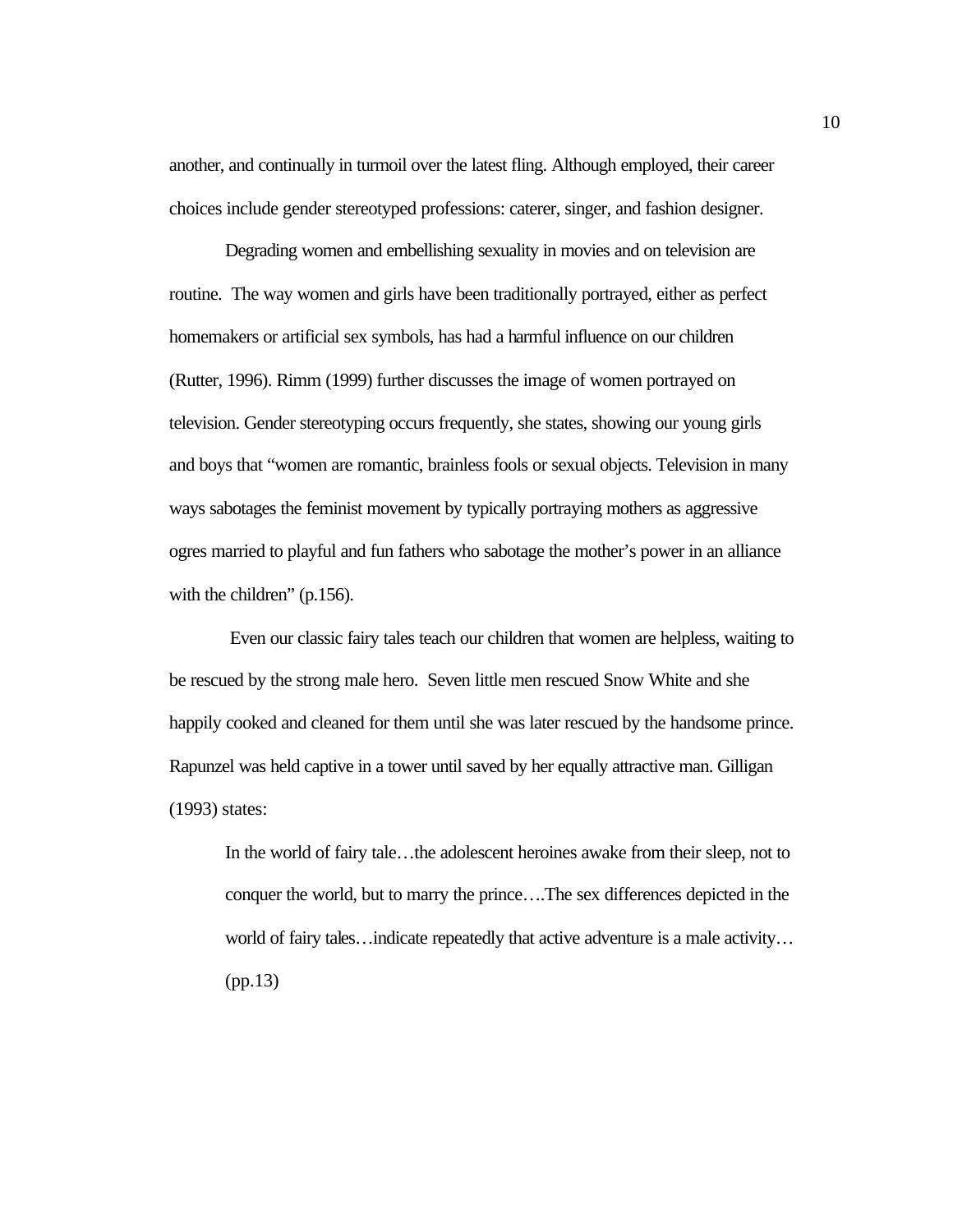another, and continually in turmoil over the latest fling. Although employed, their career choices include gender stereotyped professions: caterer, singer, and fashion designer.

Degrading women and embellishing sexuality in movies and on television are routine. The way women and girls have been traditionally portrayed, either as perfect homemakers or artificial sex symbols, has had a harmful influence on our children (Rutter, 1996). Rimm (1999) further discusses the image of women portrayed on television. Gender stereotyping occurs frequently, she states, showing our young girls and boys that "women are romantic, brainless fools or sexual objects. Television in many ways sabotages the feminist movement by typically portraying mothers as aggressive ogres married to playful and fun fathers who sabotage the mother's power in an alliance with the children" (p.156).

Even our classic fairy tales teach our children that women are helpless, waiting to be rescued by the strong male hero. Seven little men rescued Snow White and she happily cooked and cleaned for them until she was later rescued by the handsome prince. Rapunzel was held captive in a tower until saved by her equally attractive man. Gilligan (1993) states:

> In the world of fairy tale…the adolescent heroines awake from their sleep, not to conquer the world, but to marry the prince….The sex differences depicted in the world of fairy tales…indicate repeatedly that active adventure is a male activity… (pp.13)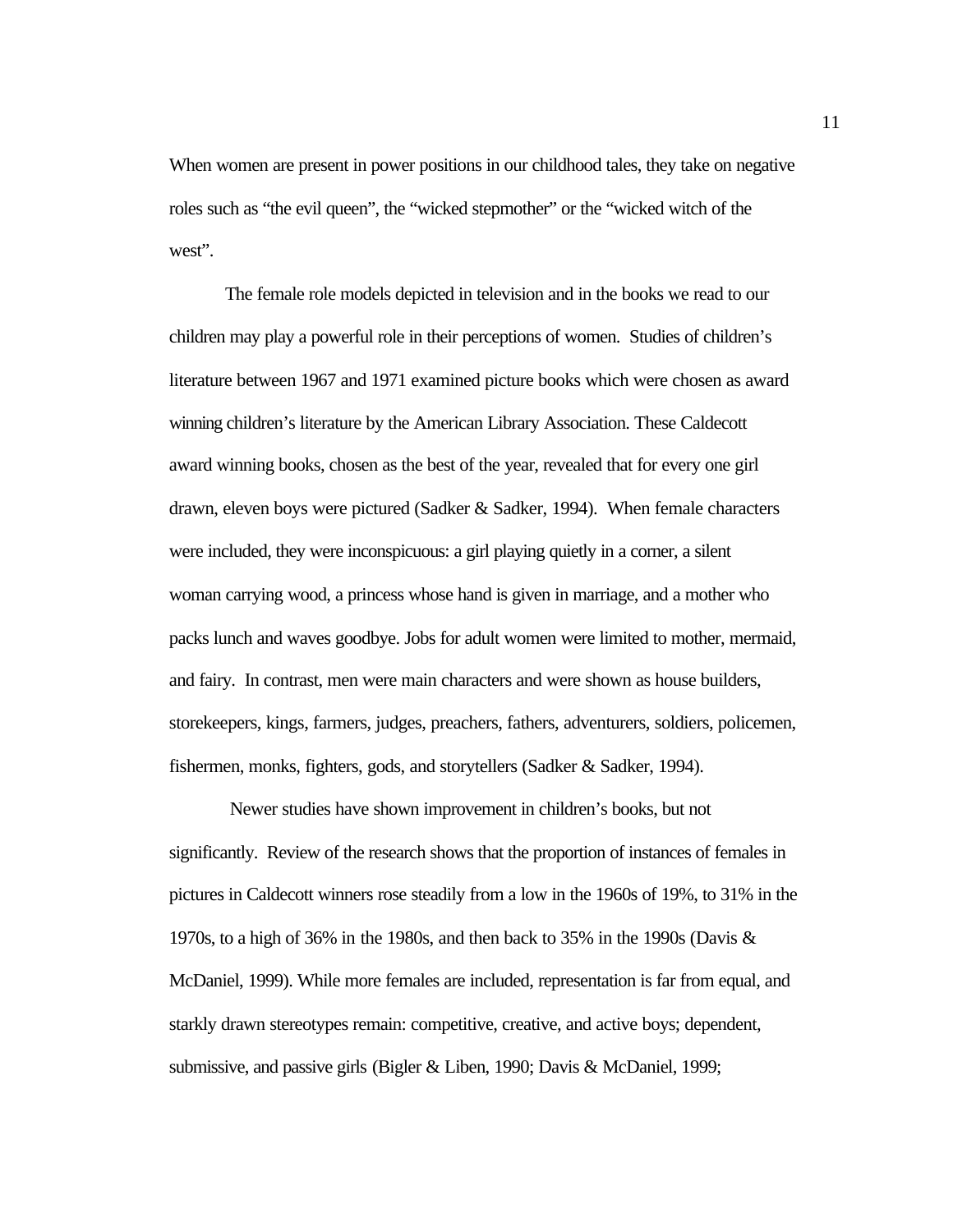When women are present in power positions in our childhood tales, they take on negative roles such as “the evil queen”, the “wicked stepmother” or the “wicked witch of the west”.

The female role models depicted in television and in the books we read to our children may play a powerful role in their perceptions of women. Studies of children’s literature between 1967 and 1971 examined picture books which were chosen as award winning children’s literature by the American Library Association. These Caldecott award winning books, chosen as the best of the year, revealed that for every one girl drawn, eleven boys were pictured (Sadker & Sadker, 1994). When female characters were included, they were inconspicuous: a girl playing quietly in a corner, a silent woman carrying wood, a princess whose hand is given in marriage, and a mother who packs lunch and waves goodbye. Jobs for adult women were limited to mother, mermaid, and fairy. In contrast, men were main characters and were shown as house builders, storekeepers, kings, farmers, judges, preachers, fathers, adventurers, soldiers, policemen, fishermen, monks, fighters, gods, and storytellers (Sadker & Sadker, 1994).

Newer studies have shown improvement in children’s books, but not significantly. Review of the research shows that the proportion of instances of females in pictures in Caldecott winners rose steadily from a low in the 1960s of 19%, to 31% in the 1970s, to a high of 36% in the 1980s, and then back to 35% in the 1990s (Davis & McDaniel, 1999). While more females are included, representation is far from equal, and starkly drawn stereotypes remain: competitive, creative, and active boys; dependent, submissive, and passive girls (Bigler & Liben, 1990; Davis & McDaniel, 1999;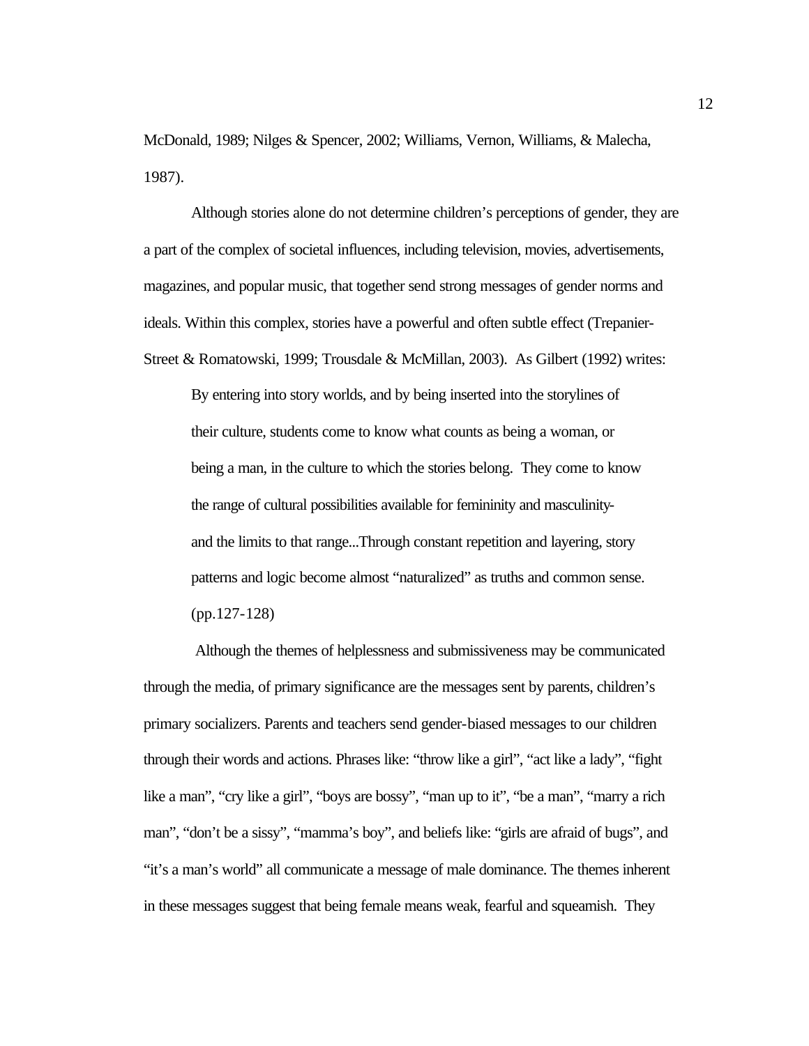McDonald, 1989; Nilges & Spencer, 2002; Williams, Vernon, Williams, & Malecha, 1987).

Although stories alone do not determine children's perceptions of gender, they are a part of the complex of societal influences, including television, movies, advertisements, magazines, and popular music, that together send strong messages of gender norms and ideals. Within this complex, stories have a powerful and often subtle effect (Trepanier-Street & Romatowski, 1999; Trousdale & McMillan, 2003). As Gilbert (1992) writes:

> By entering into story worlds, and by being inserted into the storylines of their culture, students come to know what counts as being a woman, or being a man, in the culture to which the stories belong. They come to know the range of cultural possibilities available for femininity and masculinity- and the limits to that range...Through constant repetition and layering, story patterns and logic become almost "naturalized" as truths and common sense. (pp.127-128)

Although the themes of helplessness and submissiveness may be communicated through the media, of primary significance are the messages sent by parents, children's primary socializers. Parents and teachers send gender-biased messages to our children through their words and actions. Phrases like: "throw like a girl", "act like a lady", "fight like a man", "cry like a girl", "boys are bossy", "man up to it", "be a man", "marry a rich man", "don't be a sissy", "mamma's boy", and beliefs like: "girls are afraid of bugs", and "it's a man's world" all communicate a message of male dominance. The themes inherent in these messages suggest that being female means weak, fearful and squeamish. They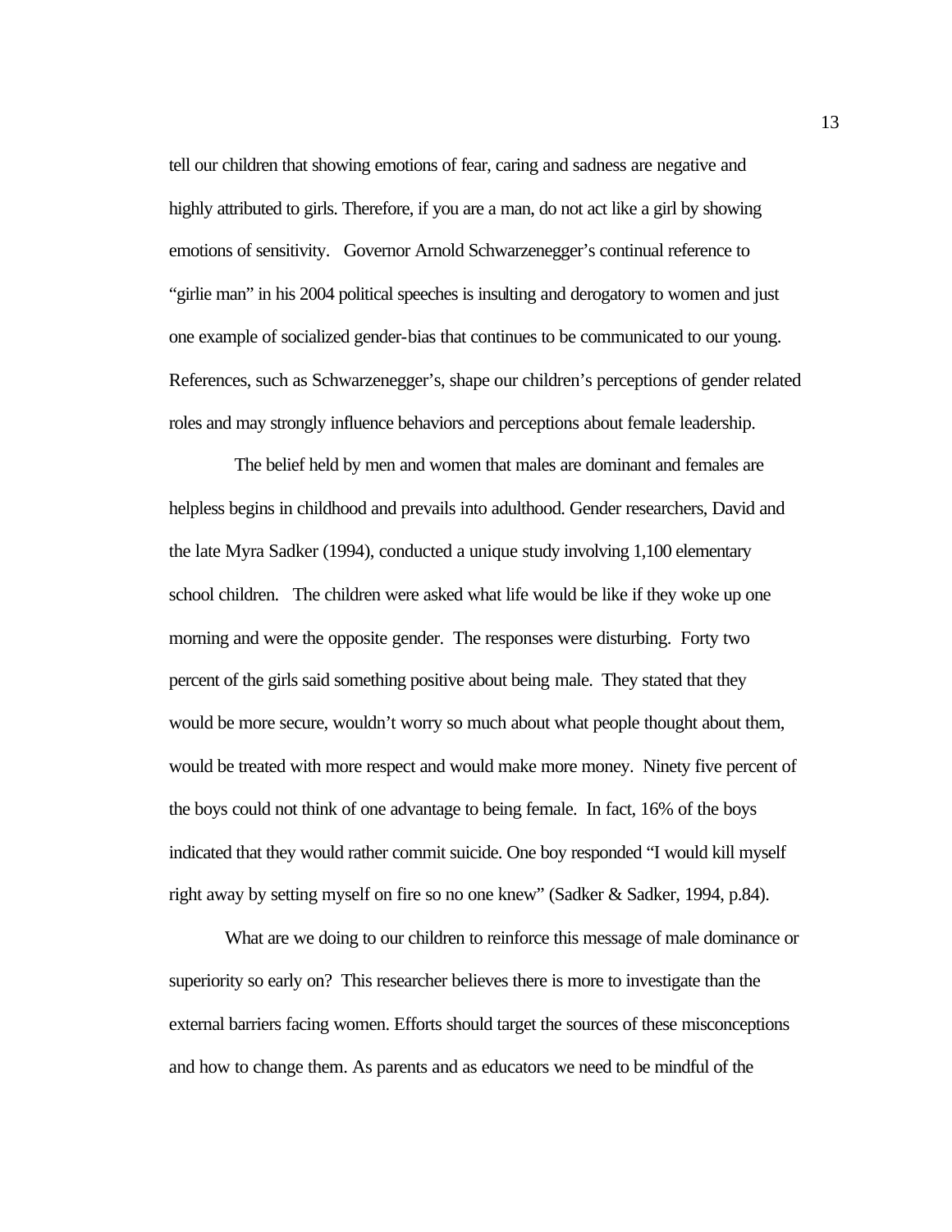tell our children that showing emotions of fear, caring and sadness are negative and highly attributed to girls. Therefore, if you are a man, do not act like a girl by showing emotions of sensitivity. Governor Arnold Schwarzenegger's continual reference to "girlie man" in his 2004 political speeches is insulting and derogatory to women and just one example of socialized gender-bias that continues to be communicated to our young. References, such as Schwarzenegger's, shape our children's perceptions of gender related roles and may strongly influence behaviors and perceptions about female leadership.

The belief held by men and women that males are dominant and females are helpless begins in childhood and prevails into adulthood. Gender researchers, David and the late Myra Sadker (1994), conducted a unique study involving 1,100 elementary school children. The children were asked what life would be like if they woke up one morning and were the opposite gender. The responses were disturbing. Forty two percent of the girls said something positive about being male. They stated that they would be more secure, wouldn't worry so much about what people thought about them, would be treated with more respect and would make more money. Ninety five percent of the boys could not think of one advantage to being female. In fact, 16% of the boys indicated that they would rather commit suicide. One boy responded "I would kill myself right away by setting myself on fire so no one knew" (Sadker & Sadker, 1994, p.84).

What are we doing to our children to reinforce this message of male dominance or superiority so early on? This researcher believes there is more to investigate than the external barriers facing women. Efforts should target the sources of these misconceptions and how to change them. As parents and as educators we need to be mindful of the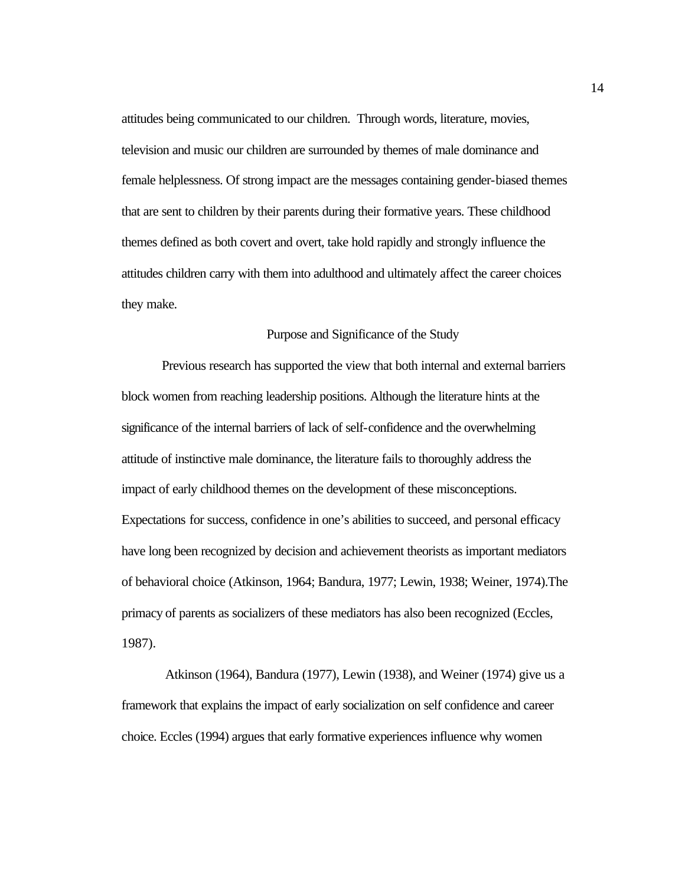attitudes being communicated to our children. Through words, literature, movies, television and music our children are surrounded by themes of male dominance and female helplessness. Of strong impact are the messages containing gender-biased themes that are sent to children by their parents during their formative years. These childhood themes defined as both covert and overt, take hold rapidly and strongly influence the attitudes children carry with them into adulthood and ultimately affect the career choices they make.

## Purpose and Significance of the Study

Previous research has supported the view that both internal and external barriers block women from reaching leadership positions. Although the literature hints at the significance of the internal barriers of lack of self-confidence and the overwhelming attitude of instinctive male dominance, the literature fails to thoroughly address the impact of early childhood themes on the development of these misconceptions. Expectations for success, confidence in one's abilities to succeed, and personal efficacy have long been recognized by decision and achievement theorists as important mediators of behavioral choice (Atkinson, 1964; Bandura, 1977; Lewin, 1938; Weiner, 1974).The primacy of parents as socializers of these mediators has also been recognized (Eccles, 1987).

Atkinson (1964), Bandura (1977), Lewin (1938), and Weiner (1974) give us a framework that explains the impact of early socialization on self confidence and career choice. Eccles (1994) argues that early formative experiences influence why women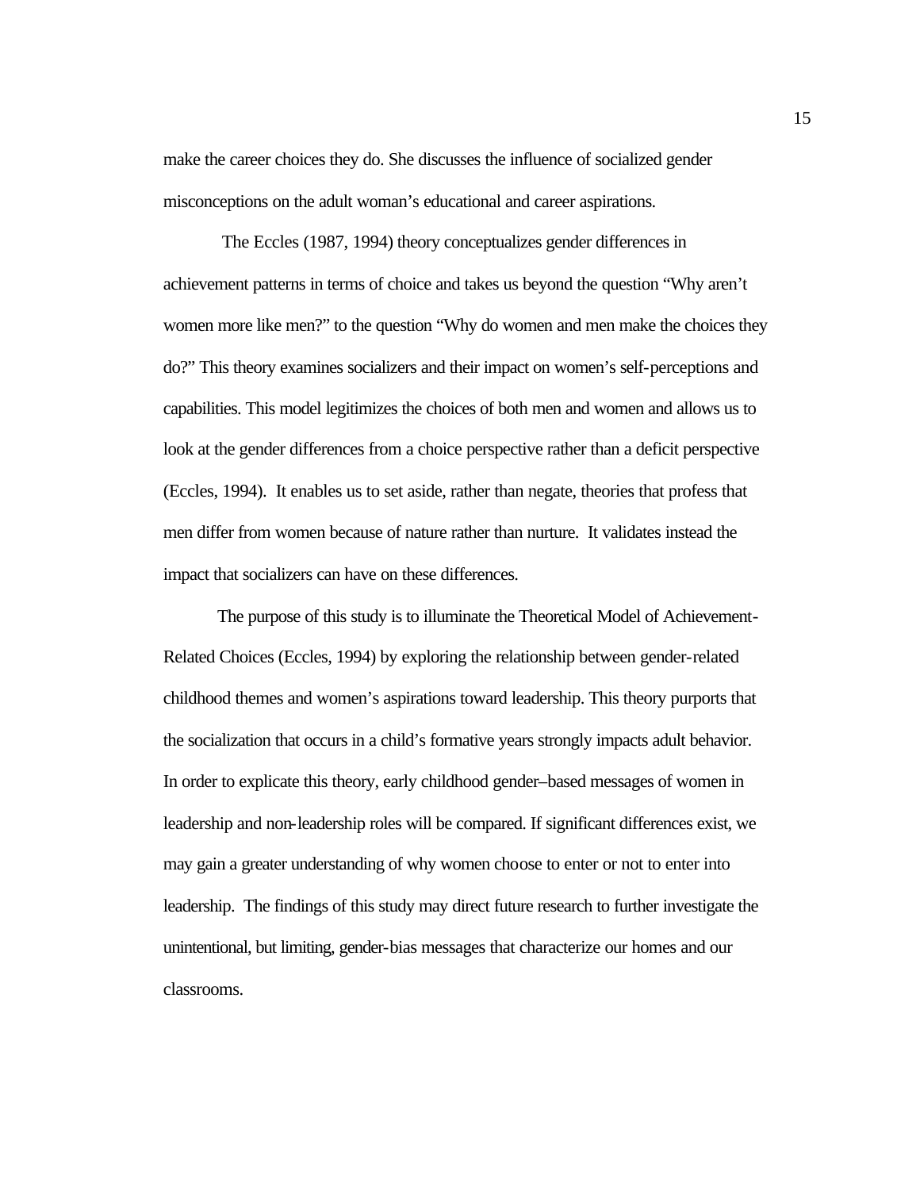make the career choices they do. She discusses the influence of socialized gender misconceptions on the adult woman's educational and career aspirations.

The Eccles (1987, 1994) theory conceptualizes gender differences in achievement patterns in terms of choice and takes us beyond the question "Why aren't women more like men?" to the question "Why do women and men make the choices they do?" This theory examines socializers and their impact on women's self-perceptions and capabilities. This model legitimizes the choices of both men and women and allows us to look at the gender differences from a choice perspective rather than a deficit perspective (Eccles, 1994). It enables us to set aside, rather than negate, theories that profess that men differ from women because of nature rather than nurture. It validates instead the impact that socializers can have on these differences.

The purpose of this study is to illuminate the Theoretical Model of Achievement-Related Choices (Eccles, 1994) by exploring the relationship between gender-related childhood themes and women's aspirations toward leadership. This theory purports that the socialization that occurs in a child's formative years strongly impacts adult behavior. In order to explicate this theory, early childhood gender–based messages of women in leadership and non-leadership roles will be compared. If significant differences exist, we may gain a greater understanding of why women choose to enter or not to enter into leadership. The findings of this study may direct future research to further investigate the unintentional, but limiting, gender-bias messages that characterize our homes and our classrooms.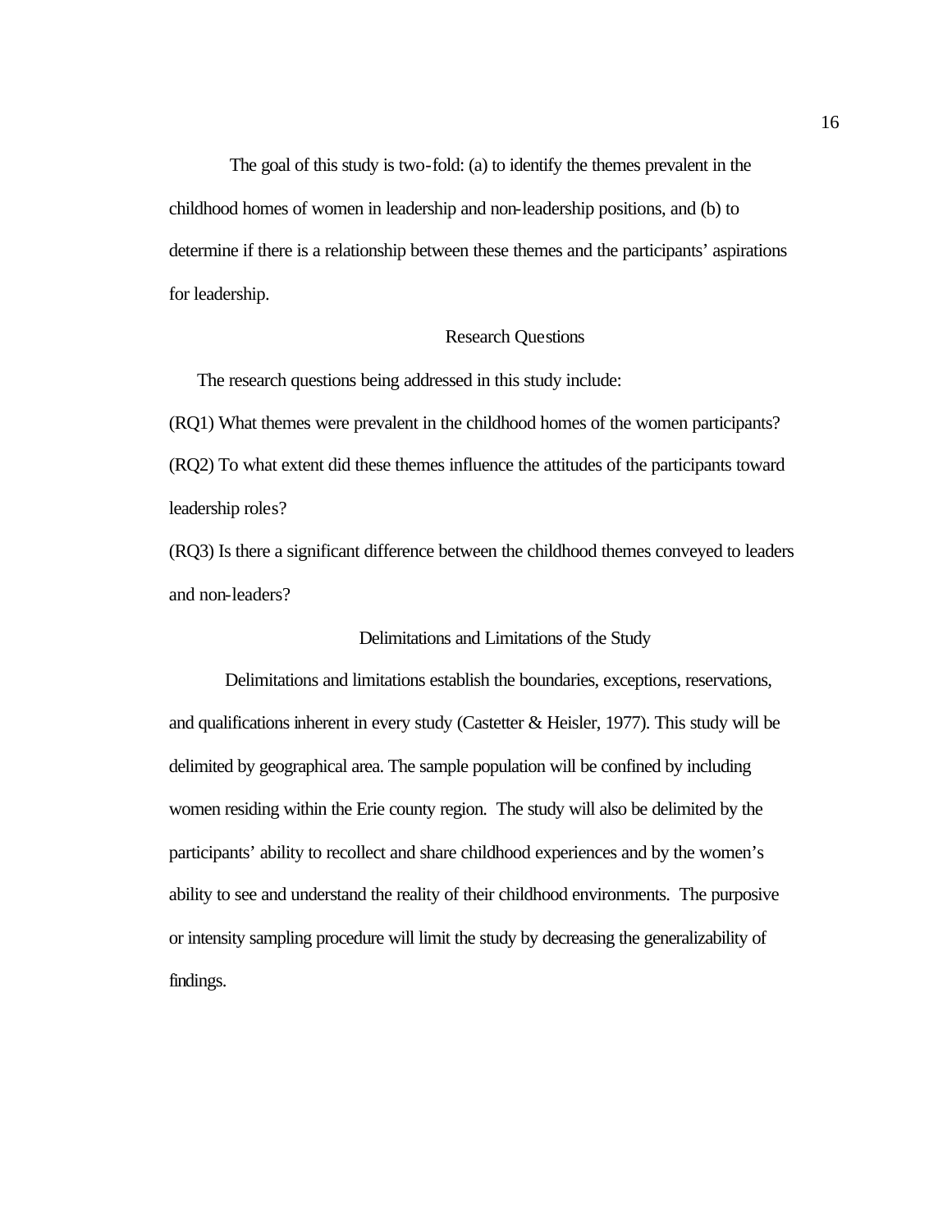The goal of this study is two-fold: (a) to identify the themes prevalent in the childhood homes of women in leadership and non-leadership positions, and (b) to determine if there is a relationship between these themes and the participants' aspirations for leadership.

## Research Questions

The research questions being addressed in this study include:

(RQ1) What themes were prevalent in the childhood homes of the women participants?

(RQ2) To what extent did these themes influence the attitudes of the participants toward leadership roles?

(RQ3) Is there a significant difference between the childhood themes conveyed to leaders and non-leaders?

## Delimitations and Limitations of the Study

Delimitations and limitations establish the boundaries, exceptions, reservations, and qualifications inherent in every study (Castetter & Heisler, 1977). This study will be delimited by geographical area. The sample population will be confined by including women residing within the Erie county region. The study will also be delimited by the participants' ability to recollect and share childhood experiences and by the women's ability to see and understand the reality of their childhood environments. The purposive or intensity sampling procedure will limit the study by decreasing the generalizability of findings.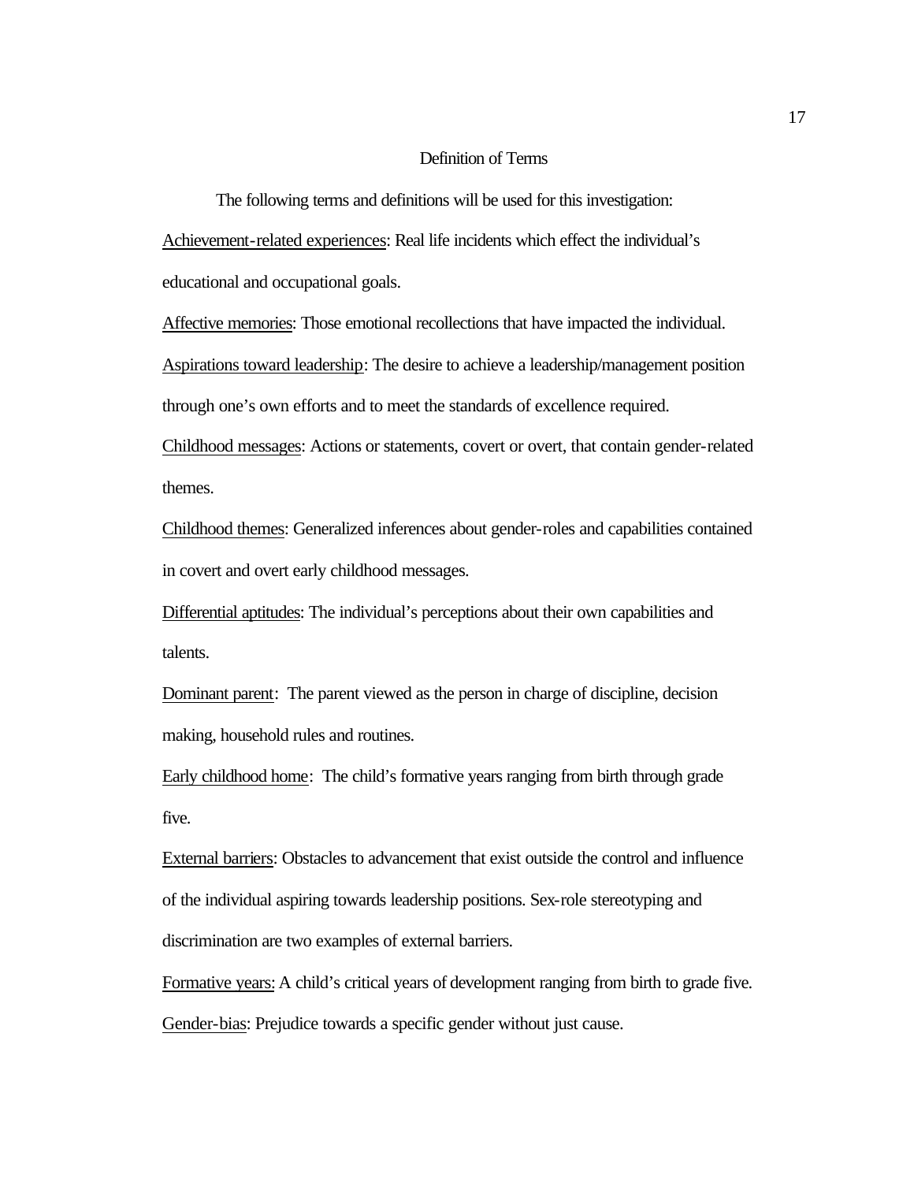## Definition of Terms

The following terms and definitions will be used for this investigation:

<u>Achievement-related experiences</u>: Real life incidents which effect the individual's educational and occupational goals.

<u>Affective memories</u>: Those emotional recollections that have impacted the individual.

<u>Aspirations toward leadership</u>: The desire to achieve a leadership/management position through one's own efforts and to meet the standards of excellence required.

<u>Childhood messages</u>: Actions or statements, covert or overt, that contain gender-related themes.

<u>Childhood themes</u>: Generalized inferences about gender-roles and capabilities contained in covert and overt early childhood messages.

<u>Differential aptitudes</u>: The individual's perceptions about their own capabilities and talents.

<u>Dominant parent</u>: The parent viewed as the person in charge of discipline, decision making, household rules and routines.

<u>Early childhood home</u>: The child's formative years ranging from birth through grade five.

<u>External barriers</u>: Obstacles to advancement that exist outside the control and influence of the individual aspiring towards leadership positions. Sex-role stereotyping and discrimination are two examples of external barriers.

<u>Formative years:</u> A child's critical years of development ranging from birth to grade five.

<u>Gender-bias</u>: Prejudice towards a specific gender without just cause.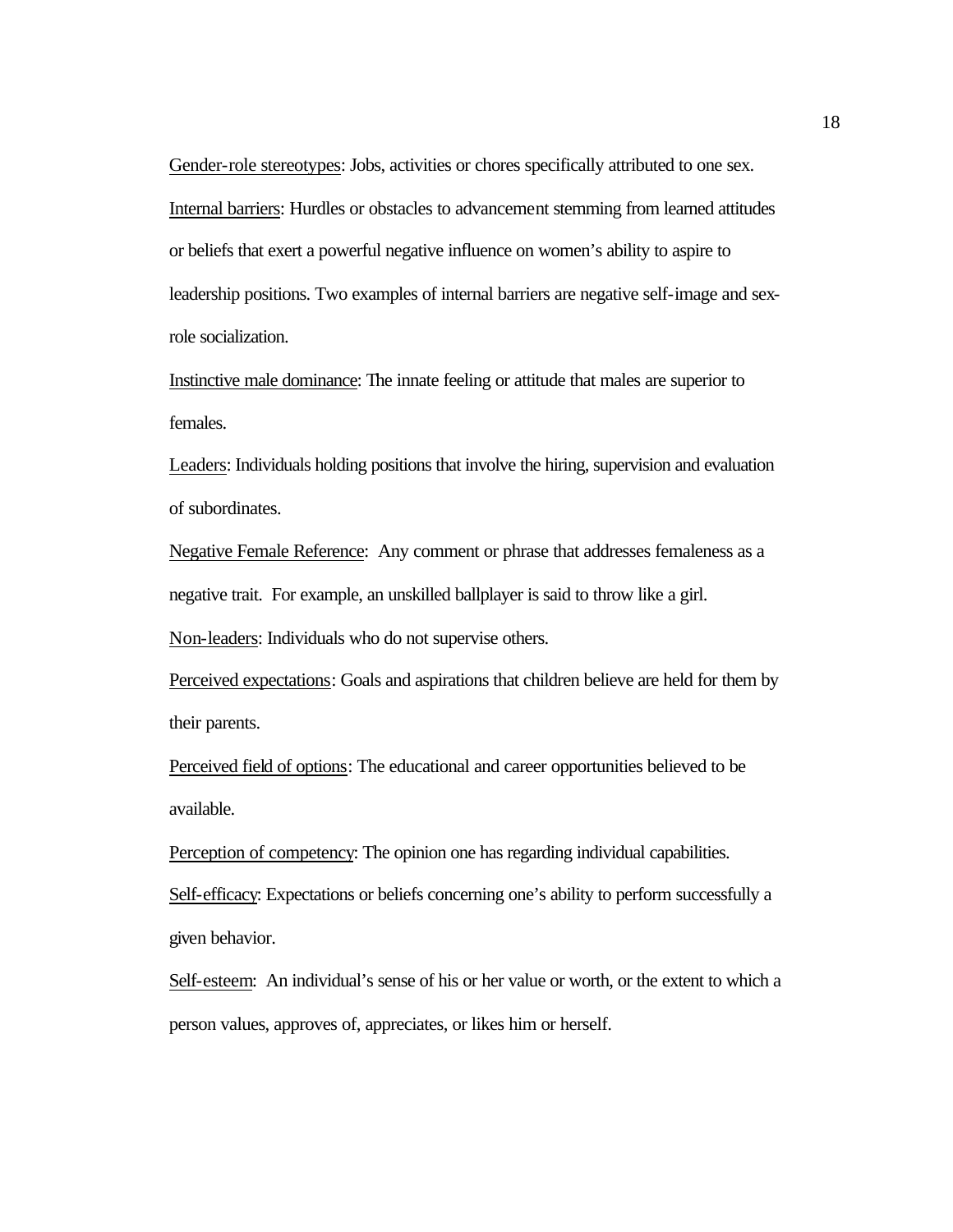<u>Gender-role stereotypes</u>: Jobs, activities or chores specifically attributed to one sex.

<u>Internal barriers</u>: Hurdles or obstacles to advancement stemming from learned attitudes or beliefs that exert a powerful negative influence on women's ability to aspire to leadership positions. Two examples of internal barriers are negative self-image and sex-role socialization.

<u>Instinctive male dominance</u>: The innate feeling or attitude that males are superior to females.

<u>Leaders</u>: Individuals holding positions that involve the hiring, supervision and evaluation of subordinates.

<u>Negative Female Reference</u>: Any comment or phrase that addresses femaleness as a negative trait. For example, an unskilled ballplayer is said to throw like a girl.

<u>Non-leaders</u>: Individuals who do not supervise others.

<u>Perceived expectations</u>: Goals and aspirations that children believe are held for them by their parents.

<u>Perceived field of options</u>: The educational and career opportunities believed to be available.

<u>Perception of competency</u>: The opinion one has regarding individual capabilities.

<u>Self-efficacy</u>: Expectations or beliefs concerning one's ability to perform successfully a given behavior.

<u>Self-esteem</u>: An individual's sense of his or her value or worth, or the extent to which a person values, approves of, appreciates, or likes him or herself.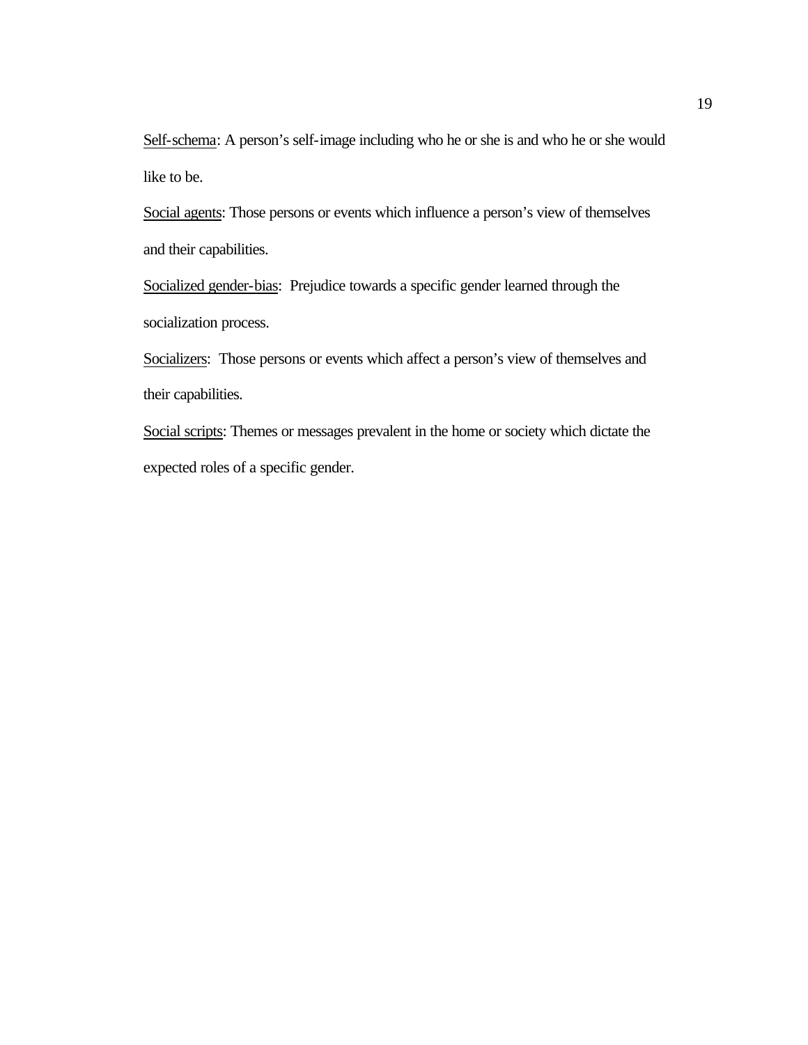<u>Self-schema</u>: A person's self-image including who he or she is and who he or she would like to be.

<u>Social agents</u>: Those persons or events which influence a person's view of themselves and their capabilities.

<u>Socialized gender-bias</u>: Prejudice towards a specific gender learned through the socialization process.

<u>Socializers</u>: Those persons or events which affect a person's view of themselves and their capabilities.

<u>Social scripts</u>: Themes or messages prevalent in the home or society which dictate the expected roles of a specific gender.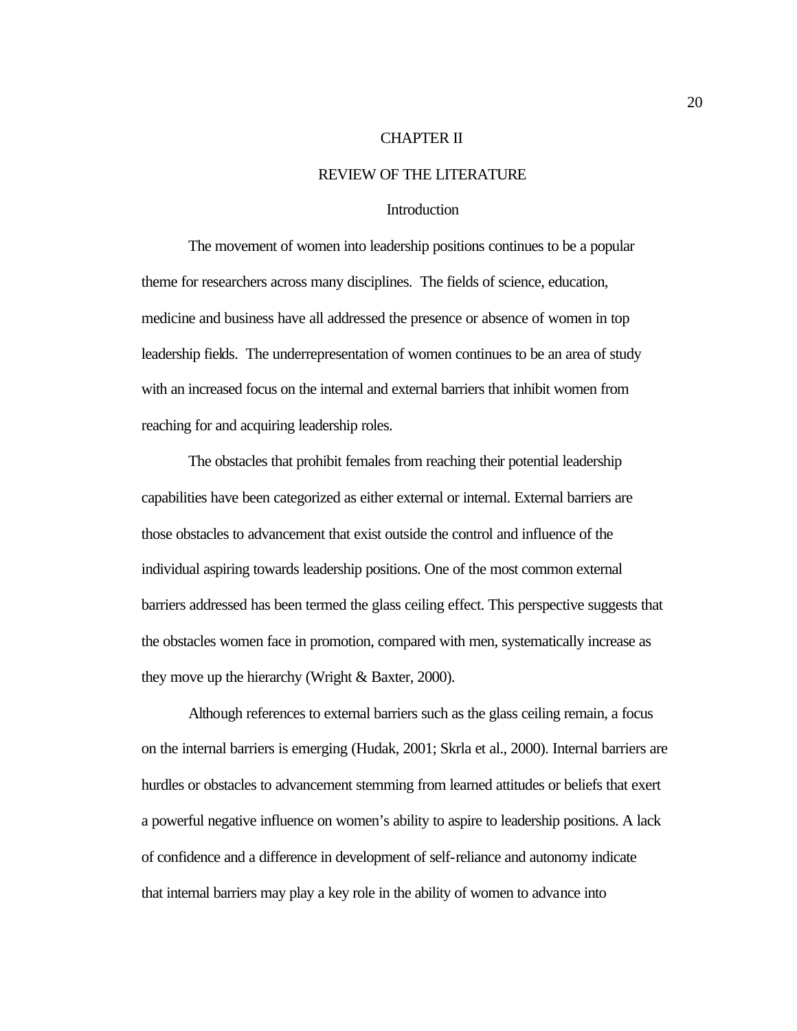# CHAPTER II

# REVIEW OF THE LITERATURE

## Introduction

The movement of women into leadership positions continues to be a popular theme for researchers across many disciplines. The fields of science, education, medicine and business have all addressed the presence or absence of women in top leadership fields. The underrepresentation of women continues to be an area of study with an increased focus on the internal and external barriers that inhibit women from reaching for and acquiring leadership roles.

The obstacles that prohibit females from reaching their potential leadership capabilities have been categorized as either external or internal. External barriers are those obstacles to advancement that exist outside the control and influence of the individual aspiring towards leadership positions. One of the most common external barriers addressed has been termed the glass ceiling effect. This perspective suggests that the obstacles women face in promotion, compared with men, systematically increase as they move up the hierarchy (Wright & Baxter, 2000).

Although references to external barriers such as the glass ceiling remain, a focus on the internal barriers is emerging (Hudak, 2001; Skrla et al., 2000). Internal barriers are hurdles or obstacles to advancement stemming from learned attitudes or beliefs that exert a powerful negative influence on women's ability to aspire to leadership positions. A lack of confidence and a difference in development of self-reliance and autonomy indicate that internal barriers may play a key role in the ability of women to advance into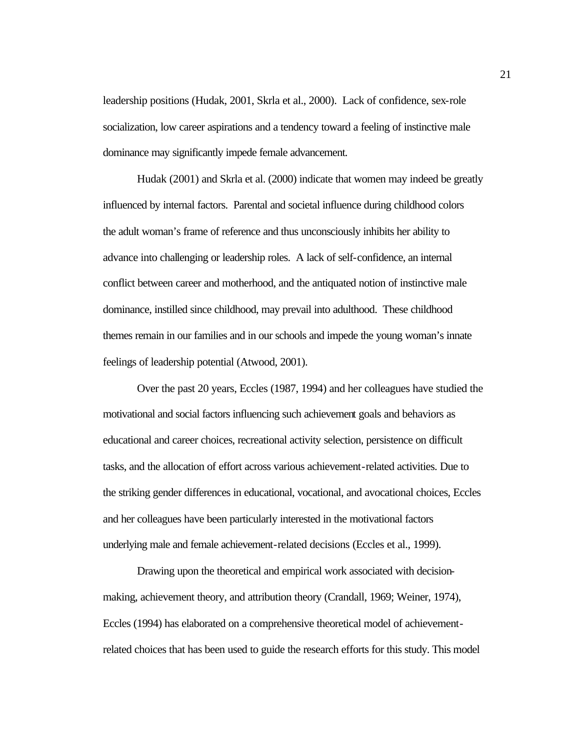leadership positions (Hudak, 2001, Skrla et al., 2000). Lack of confidence, sex-role socialization, low career aspirations and a tendency toward a feeling of instinctive male dominance may significantly impede female advancement.

Hudak (2001) and Skrla et al. (2000) indicate that women may indeed be greatly influenced by internal factors. Parental and societal influence during childhood colors the adult woman's frame of reference and thus unconsciously inhibits her ability to advance into challenging or leadership roles. A lack of self-confidence, an internal conflict between career and motherhood, and the antiquated notion of instinctive male dominance, instilled since childhood, may prevail into adulthood. These childhood themes remain in our families and in our schools and impede the young woman's innate feelings of leadership potential (Atwood, 2001).

Over the past 20 years, Eccles (1987, 1994) and her colleagues have studied the motivational and social factors influencing such achievement goals and behaviors as educational and career choices, recreational activity selection, persistence on difficult tasks, and the allocation of effort across various achievement-related activities. Due to the striking gender differences in educational, vocational, and avocational choices, Eccles and her colleagues have been particularly interested in the motivational factors underlying male and female achievement-related decisions (Eccles et al., 1999).

Drawing upon the theoretical and empirical work associated with decision-making, achievement theory, and attribution theory (Crandall, 1969; Weiner, 1974), Eccles (1994) has elaborated on a comprehensive theoretical model of achievement-related choices that has been used to guide the research efforts for this study. This model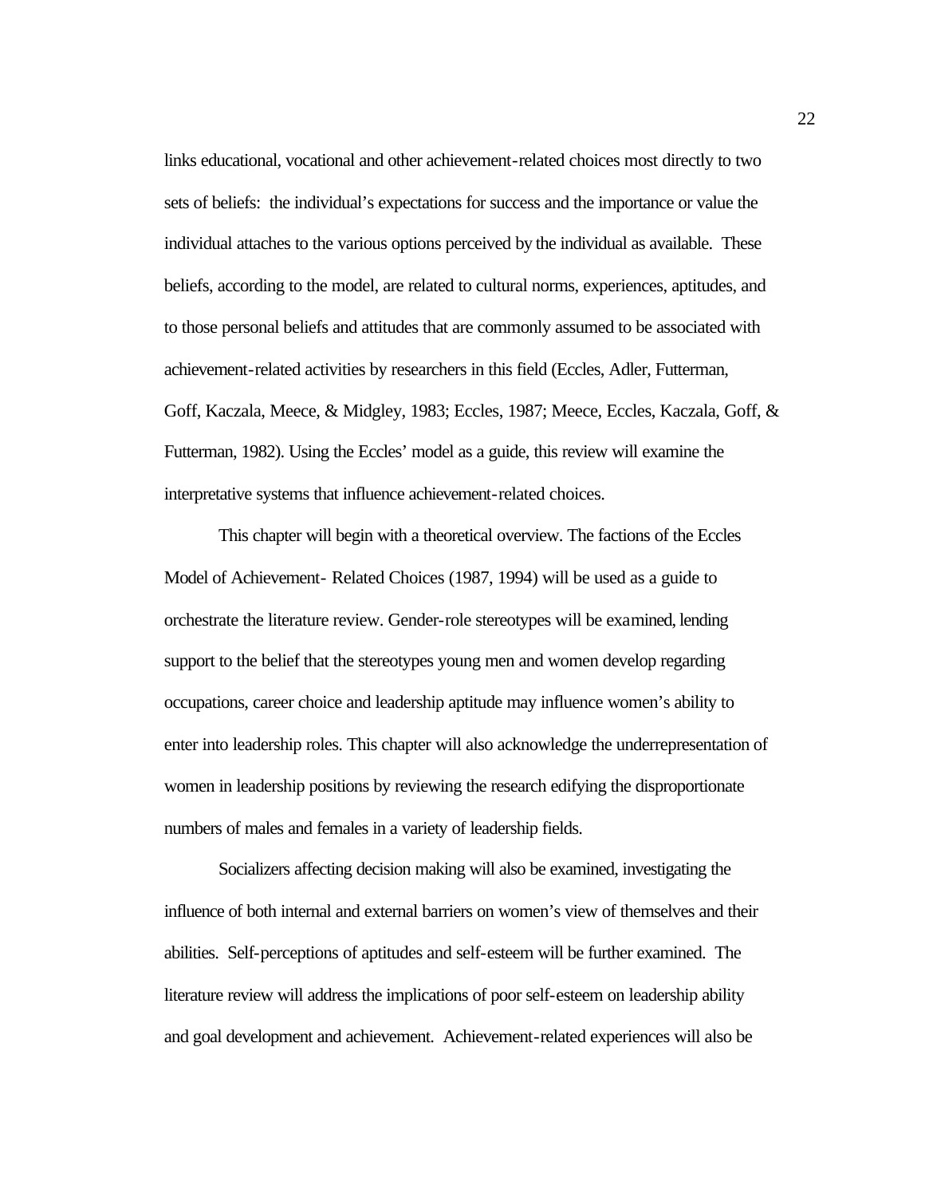links educational, vocational and other achievement-related choices most directly to two sets of beliefs: the individual's expectations for success and the importance or value the individual attaches to the various options perceived by the individual as available. These beliefs, according to the model, are related to cultural norms, experiences, aptitudes, and to those personal beliefs and attitudes that are commonly assumed to be associated with achievement-related activities by researchers in this field (Eccles, Adler, Futterman, Goff, Kaczala, Meece, & Midgley, 1983; Eccles, 1987; Meece, Eccles, Kaczala, Goff, & Futterman, 1982). Using the Eccles' model as a guide, this review will examine the interpretative systems that influence achievement-related choices.

This chapter will begin with a theoretical overview. The factions of the Eccles Model of Achievement- Related Choices (1987, 1994) will be used as a guide to orchestrate the literature review. Gender-role stereotypes will be examined, lending support to the belief that the stereotypes young men and women develop regarding occupations, career choice and leadership aptitude may influence women's ability to enter into leadership roles. This chapter will also acknowledge the underrepresentation of women in leadership positions by reviewing the research edifying the disproportionate numbers of males and females in a variety of leadership fields.

Socializers affecting decision making will also be examined, investigating the influence of both internal and external barriers on women's view of themselves and their abilities. Self-perceptions of aptitudes and self-esteem will be further examined. The literature review will address the implications of poor self-esteem on leadership ability and goal development and achievement. Achievement-related experiences will also be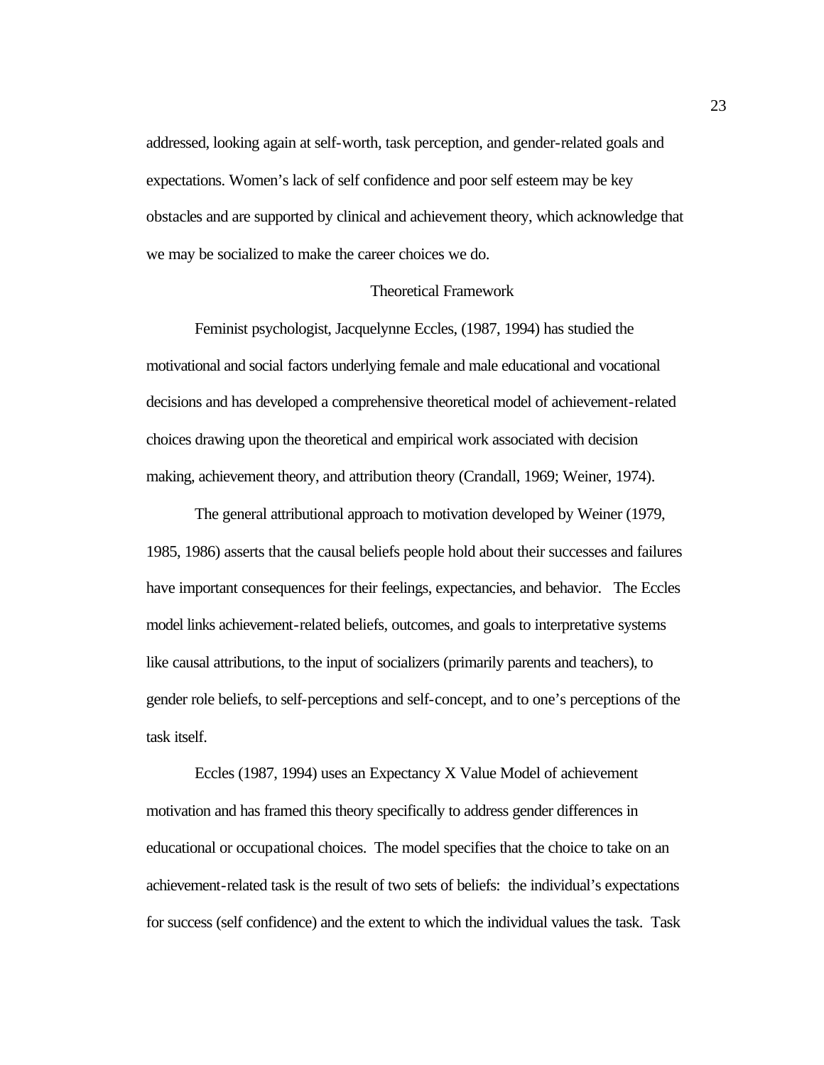addressed, looking again at self-worth, task perception, and gender-related goals and expectations. Women's lack of self confidence and poor self esteem may be key obstacles and are supported by clinical and achievement theory, which acknowledge that we may be socialized to make the career choices we do.

## Theoretical Framework

Feminist psychologist, Jacquelynne Eccles, (1987, 1994) has studied the motivational and social factors underlying female and male educational and vocational decisions and has developed a comprehensive theoretical model of achievement-related choices drawing upon the theoretical and empirical work associated with decision making, achievement theory, and attribution theory (Crandall, 1969; Weiner, 1974).

The general attributional approach to motivation developed by Weiner (1979, 1985, 1986) asserts that the causal beliefs people hold about their successes and failures have important consequences for their feelings, expectancies, and behavior. The Eccles model links achievement-related beliefs, outcomes, and goals to interpretative systems like causal attributions, to the input of socializers (primarily parents and teachers), to gender role beliefs, to self-perceptions and self-concept, and to one's perceptions of the task itself.

Eccles (1987, 1994) uses an Expectancy X Value Model of achievement motivation and has framed this theory specifically to address gender differences in educational or occupational choices. The model specifies that the choice to take on an achievement-related task is the result of two sets of beliefs: the individual's expectations for success (self confidence) and the extent to which the individual values the task. Task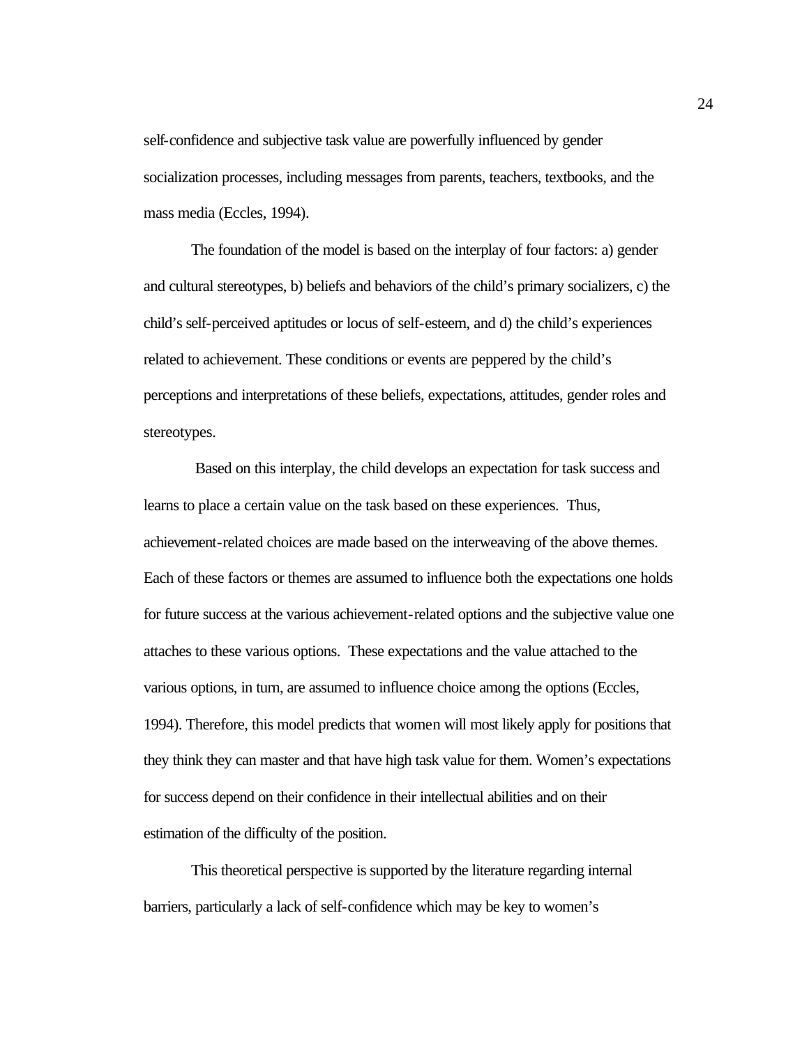self-confidence and subjective task value are powerfully influenced by gender socialization processes, including messages from parents, teachers, textbooks, and the mass media (Eccles, 1994).

The foundation of the model is based on the interplay of four factors: a) gender and cultural stereotypes, b) beliefs and behaviors of the child's primary socializers, c) the child's self-perceived aptitudes or locus of self-esteem, and d) the child's experiences related to achievement. These conditions or events are peppered by the child's perceptions and interpretations of these beliefs, expectations, attitudes, gender roles and stereotypes.

Based on this interplay, the child develops an expectation for task success and learns to place a certain value on the task based on these experiences. Thus, achievement-related choices are made based on the interweaving of the above themes. Each of these factors or themes are assumed to influence both the expectations one holds for future success at the various achievement-related options and the subjective value one attaches to these various options. These expectations and the value attached to the various options, in turn, are assumed to influence choice among the options (Eccles, 1994). Therefore, this model predicts that women will most likely apply for positions that they think they can master and that have high task value for them. Women's expectations for success depend on their confidence in their intellectual abilities and on their estimation of the difficulty of the position.

This theoretical perspective is supported by the literature regarding internal barriers, particularly a lack of self-confidence which may be key to women's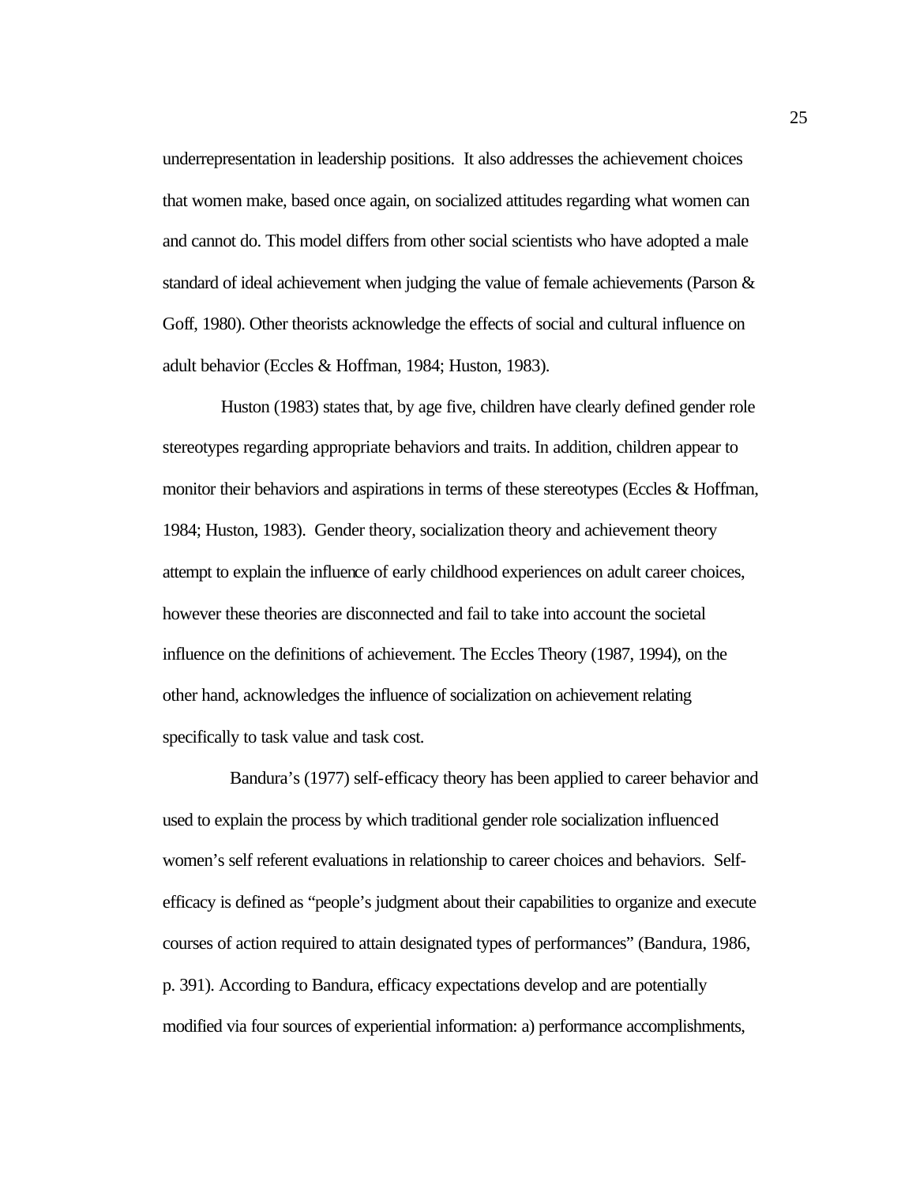underrepresentation in leadership positions. It also addresses the achievement choices that women make, based once again, on socialized attitudes regarding what women can and cannot do. This model differs from other social scientists who have adopted a male standard of ideal achievement when judging the value of female achievements (Parson & Goff, 1980). Other theorists acknowledge the effects of social and cultural influence on adult behavior (Eccles & Hoffman, 1984; Huston, 1983).

Huston (1983) states that, by age five, children have clearly defined gender role stereotypes regarding appropriate behaviors and traits. In addition, children appear to monitor their behaviors and aspirations in terms of these stereotypes (Eccles & Hoffman, 1984; Huston, 1983). Gender theory, socialization theory and achievement theory attempt to explain the influence of early childhood experiences on adult career choices, however these theories are disconnected and fail to take into account the societal influence on the definitions of achievement. The Eccles Theory (1987, 1994), on the other hand, acknowledges the influence of socialization on achievement relating specifically to task value and task cost.

Bandura's (1977) self-efficacy theory has been applied to career behavior and used to explain the process by which traditional gender role socialization influenced women's self referent evaluations in relationship to career choices and behaviors. Self-efficacy is defined as "people's judgment about their capabilities to organize and execute courses of action required to attain designated types of performances" (Bandura, 1986, p. 391). According to Bandura, efficacy expectations develop and are potentially modified via four sources of experiential information: a) performance accomplishments,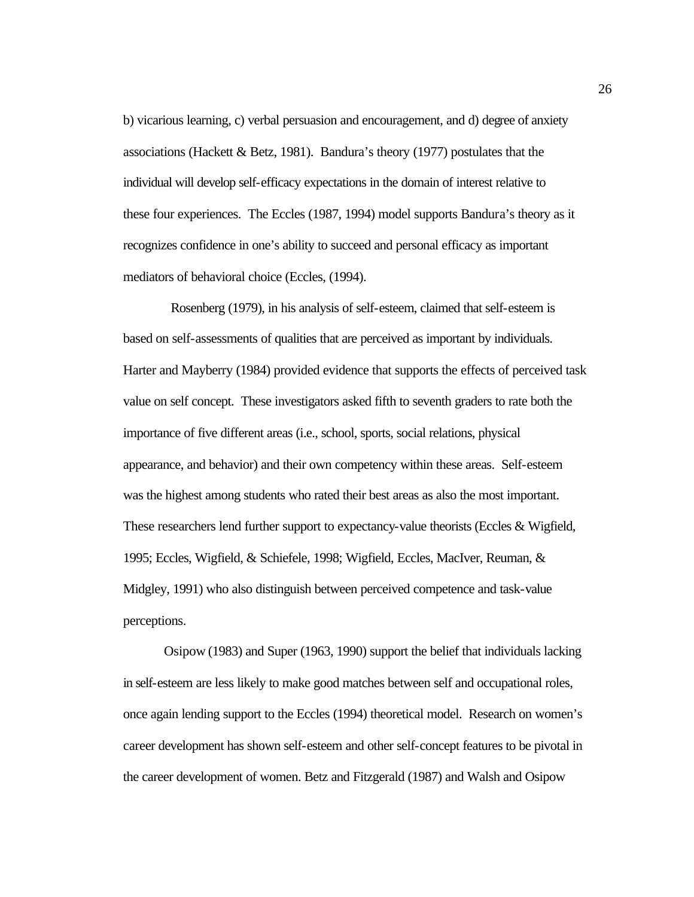b) vicarious learning, c) verbal persuasion and encouragement, and d) degree of anxiety associations (Hackett & Betz, 1981). Bandura's theory (1977) postulates that the individual will develop self-efficacy expectations in the domain of interest relative to these four experiences. The Eccles (1987, 1994) model supports Bandura's theory as it recognizes confidence in one's ability to succeed and personal efficacy as important mediators of behavioral choice (Eccles, (1994).

Rosenberg (1979), in his analysis of self-esteem, claimed that self-esteem is based on self-assessments of qualities that are perceived as important by individuals. Harter and Mayberry (1984) provided evidence that supports the effects of perceived task value on self concept. These investigators asked fifth to seventh graders to rate both the importance of five different areas (i.e., school, sports, social relations, physical appearance, and behavior) and their own competency within these areas. Self-esteem was the highest among students who rated their best areas as also the most important. These researchers lend further support to expectancy-value theorists (Eccles & Wigfield, 1995; Eccles, Wigfield, & Schiefele, 1998; Wigfield, Eccles, MacIver, Reuman, & Midgley, 1991) who also distinguish between perceived competence and task-value perceptions.

Osipow (1983) and Super (1963, 1990) support the belief that individuals lacking in self-esteem are less likely to make good matches between self and occupational roles, once again lending support to the Eccles (1994) theoretical model. Research on women's career development has shown self-esteem and other self-concept features to be pivotal in the career development of women. Betz and Fitzgerald (1987) and Walsh and Osipow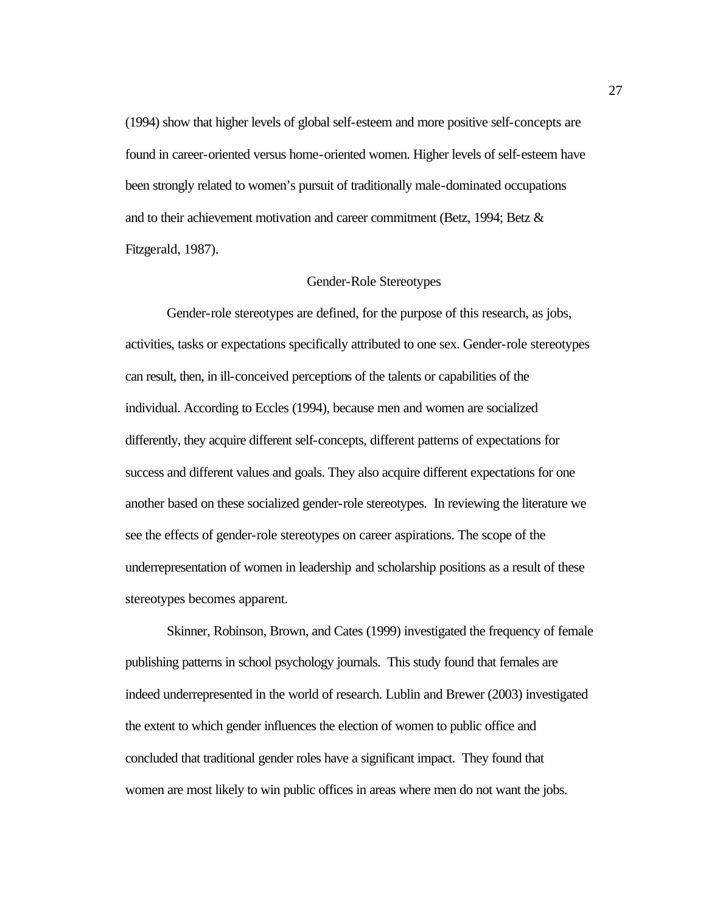(1994) show that higher levels of global self-esteem and more positive self-concepts are found in career-oriented versus home-oriented women. Higher levels of self-esteem have been strongly related to women's pursuit of traditionally male-dominated occupations and to their achievement motivation and career commitment (Betz, 1994; Betz & Fitzgerald, 1987).

## Gender-Role Stereotypes

Gender-role stereotypes are defined, for the purpose of this research, as jobs, activities, tasks or expectations specifically attributed to one sex. Gender-role stereotypes can result, then, in ill-conceived perceptions of the talents or capabilities of the individual. According to Eccles (1994), because men and women are socialized differently, they acquire different self-concepts, different patterns of expectations for success and different values and goals. They also acquire different expectations for one another based on these socialized gender-role stereotypes. In reviewing the literature we see the effects of gender-role stereotypes on career aspirations. The scope of the underrepresentation of women in leadership and scholarship positions as a result of these stereotypes becomes apparent.

Skinner, Robinson, Brown, and Cates (1999) investigated the frequency of female publishing patterns in school psychology journals. This study found that females are indeed underrepresented in the world of research. Lublin and Brewer (2003) investigated the extent to which gender influences the election of women to public office and concluded that traditional gender roles have a significant impact. They found that women are most likely to win public offices in areas where men do not want the jobs.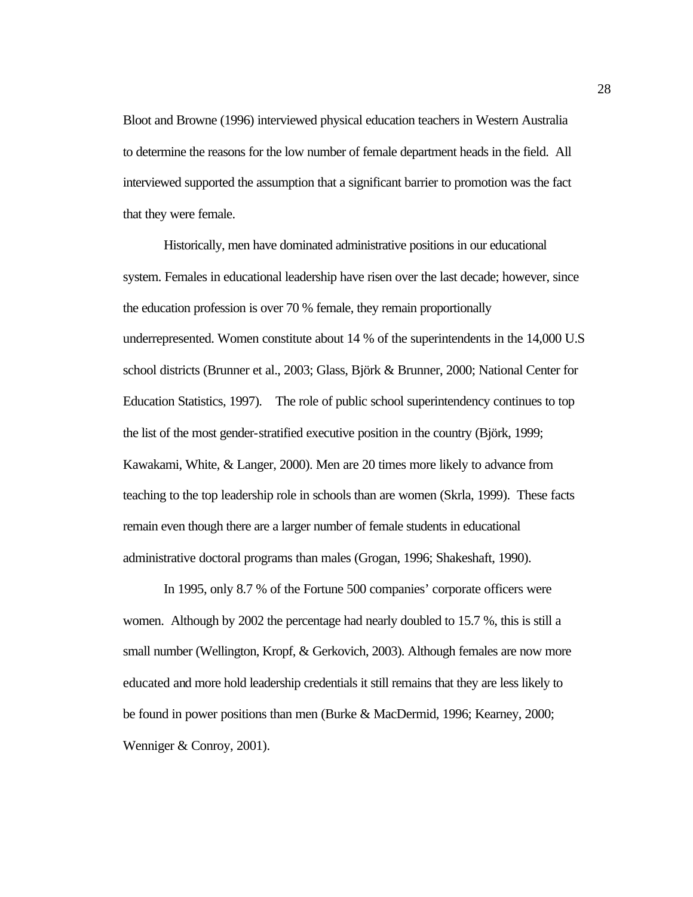Bloot and Browne (1996) interviewed physical education teachers in Western Australia to determine the reasons for the low number of female department heads in the field. All interviewed supported the assumption that a significant barrier to promotion was the fact that they were female.

Historically, men have dominated administrative positions in our educational system. Females in educational leadership have risen over the last decade; however, since the education profession is over 70 % female, they remain proportionally underrepresented. Women constitute about 14 % of the superintendents in the 14,000 U.S school districts (Brunner et al., 2003; Glass, Björk & Brunner, 2000; National Center for Education Statistics, 1997). The role of public school superintendency continues to top the list of the most gender-stratified executive position in the country (Björk, 1999; Kawakami, White, & Langer, 2000). Men are 20 times more likely to advance from teaching to the top leadership role in schools than are women (Skrla, 1999). These facts remain even though there are a larger number of female students in educational administrative doctoral programs than males (Grogan, 1996; Shakeshaft, 1990).

In 1995, only 8.7 % of the Fortune 500 companies' corporate officers were women. Although by 2002 the percentage had nearly doubled to 15.7 %, this is still a small number (Wellington, Kropf, & Gerkovich, 2003). Although females are now more educated and more hold leadership credentials it still remains that they are less likely to be found in power positions than men (Burke & MacDermid, 1996; Kearney, 2000; Wenniger & Conroy, 2001).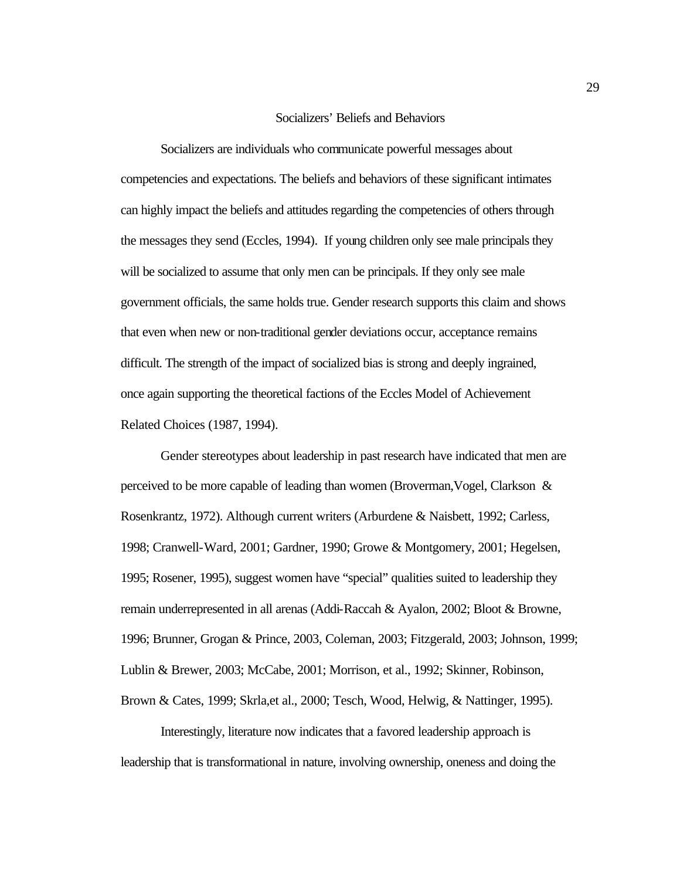## Socializers' Beliefs and Behaviors

Socializers are individuals who communicate powerful messages about competencies and expectations. The beliefs and behaviors of these significant intimates can highly impact the beliefs and attitudes regarding the competencies of others through the messages they send (Eccles, 1994). If young children only see male principals they will be socialized to assume that only men can be principals. If they only see male government officials, the same holds true. Gender research supports this claim and shows that even when new or non-traditional gender deviations occur, acceptance remains difficult. The strength of the impact of socialized bias is strong and deeply ingrained, once again supporting the theoretical factions of the Eccles Model of Achievement Related Choices (1987, 1994).

Gender stereotypes about leadership in past research have indicated that men are perceived to be more capable of leading than women (Broverman,Vogel, Clarkson & Rosenkrantz, 1972). Although current writers (Arburdene & Naisbett, 1992; Carless, 1998; Cranwell-Ward, 2001; Gardner, 1990; Growe & Montgomery, 2001; Hegelsen, 1995; Rosener, 1995), suggest women have "special" qualities suited to leadership they remain underrepresented in all arenas (Addi-Raccah & Ayalon, 2002; Bloot & Browne, 1996; Brunner, Grogan & Prince, 2003, Coleman, 2003; Fitzgerald, 2003; Johnson, 1999; Lublin & Brewer, 2003; McCabe, 2001; Morrison, et al., 1992; Skinner, Robinson, Brown & Cates, 1999; Skrla,et al., 2000; Tesch, Wood, Helwig, & Nattinger, 1995).

Interestingly, literature now indicates that a favored leadership approach is leadership that is transformational in nature, involving ownership, oneness and doing the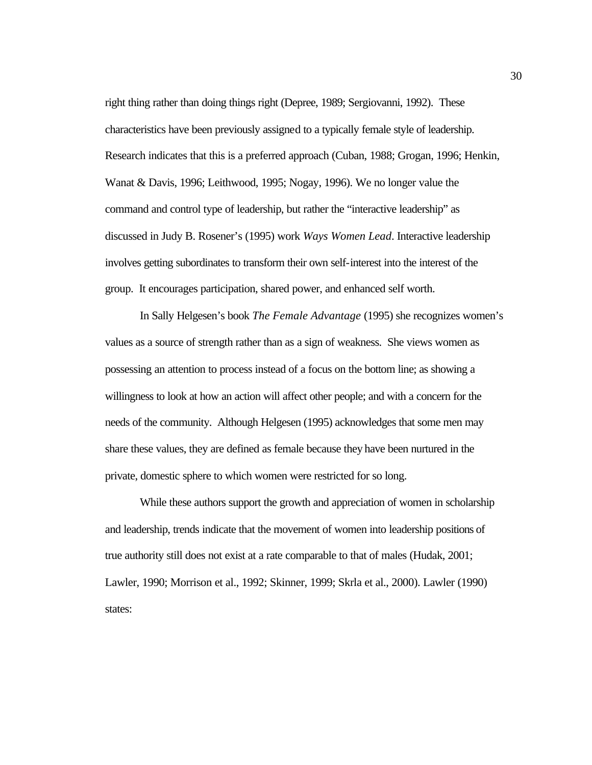right thing rather than doing things right (Depree, 1989; Sergiovanni, 1992). These characteristics have been previously assigned to a typically female style of leadership. Research indicates that this is a preferred approach (Cuban, 1988; Grogan, 1996; Henkin, Wanat & Davis, 1996; Leithwood, 1995; Nogay, 1996). We no longer value the command and control type of leadership, but rather the "interactive leadership" as discussed in Judy B. Rosener's (1995) work *Ways Women Lead*. Interactive leadership involves getting subordinates to transform their own self-interest into the interest of the group. It encourages participation, shared power, and enhanced self worth.

In Sally Helgesen's book *The Female Advantage* (1995) she recognizes women's values as a source of strength rather than as a sign of weakness. She views women as possessing an attention to process instead of a focus on the bottom line; as showing a willingness to look at how an action will affect other people; and with a concern for the needs of the community. Although Helgesen (1995) acknowledges that some men may share these values, they are defined as female because they have been nurtured in the private, domestic sphere to which women were restricted for so long.

While these authors support the growth and appreciation of women in scholarship and leadership, trends indicate that the movement of women into leadership positions of true authority still does not exist at a rate comparable to that of males (Hudak, 2001; Lawler, 1990; Morrison et al., 1992; Skinner, 1999; Skrla et al., 2000). Lawler (1990) states: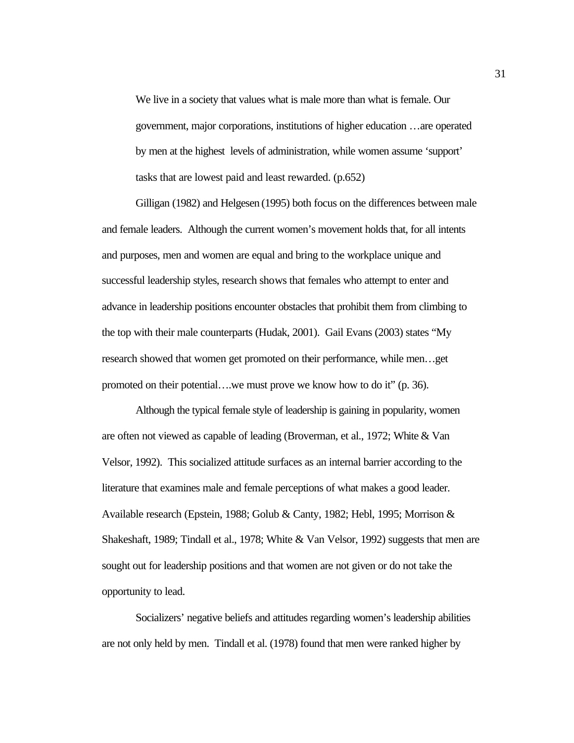> We live in a society that values what is male more than what is female. Our government, major corporations, institutions of higher education …are operated by men at the highest levels of administration, while women assume 'support' tasks that are lowest paid and least rewarded. (p.652)

Gilligan (1982) and Helgesen (1995) both focus on the differences between male and female leaders. Although the current women's movement holds that, for all intents and purposes, men and women are equal and bring to the workplace unique and successful leadership styles, research shows that females who attempt to enter and advance in leadership positions encounter obstacles that prohibit them from climbing to the top with their male counterparts (Hudak, 2001). Gail Evans (2003) states "My research showed that women get promoted on their performance, while men…get promoted on their potential….we must prove we know how to do it" (p. 36).

Although the typical female style of leadership is gaining in popularity, women are often not viewed as capable of leading (Broverman, et al., 1972; White & Van Velsor, 1992). This socialized attitude surfaces as an internal barrier according to the literature that examines male and female perceptions of what makes a good leader. Available research (Epstein, 1988; Golub & Canty, 1982; Hebl, 1995; Morrison & Shakeshaft, 1989; Tindall et al., 1978; White & Van Velsor, 1992) suggests that men are sought out for leadership positions and that women are not given or do not take the opportunity to lead.

Socializers' negative beliefs and attitudes regarding women's leadership abilities are not only held by men. Tindall et al. (1978) found that men were ranked higher by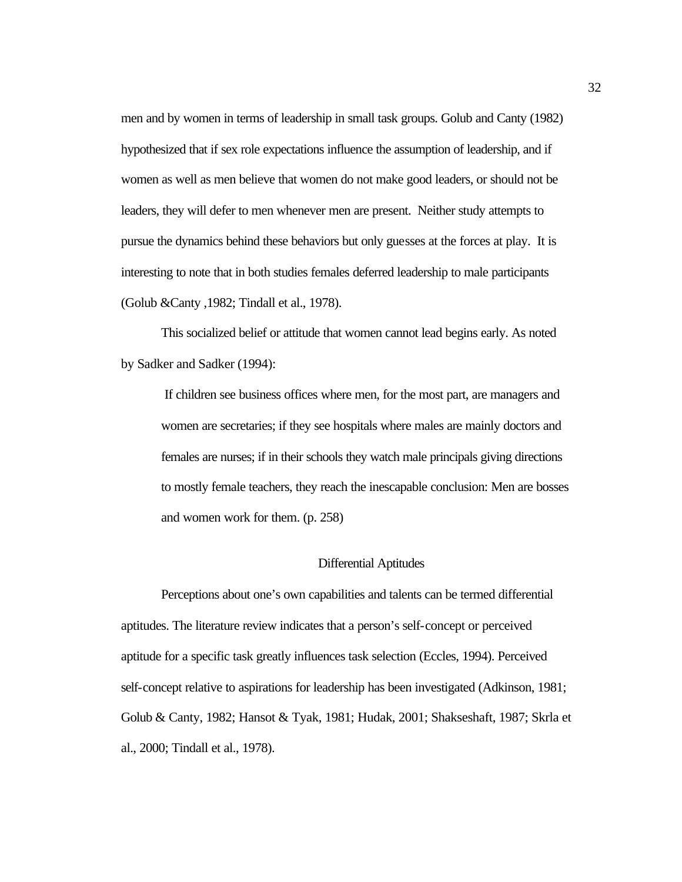men and by women in terms of leadership in small task groups. Golub and Canty (1982) hypothesized that if sex role expectations influence the assumption of leadership, and if women as well as men believe that women do not make good leaders, or should not be leaders, they will defer to men whenever men are present. Neither study attempts to pursue the dynamics behind these behaviors but only guesses at the forces at play. It is interesting to note that in both studies females deferred leadership to male participants (Golub &Canty ,1982; Tindall et al., 1978).

This socialized belief or attitude that women cannot lead begins early. As noted by Sadker and Sadker (1994):

> If children see business offices where men, for the most part, are managers and women are secretaries; if they see hospitals where males are mainly doctors and females are nurses; if in their schools they watch male principals giving directions to mostly female teachers, they reach the inescapable conclusion: Men are bosses and women work for them. (p. 258)

## Differential Aptitudes

Perceptions about one's own capabilities and talents can be termed differential aptitudes. The literature review indicates that a person's self-concept or perceived aptitude for a specific task greatly influences task selection (Eccles, 1994). Perceived self-concept relative to aspirations for leadership has been investigated (Adkinson, 1981; Golub & Canty, 1982; Hansot & Tyak, 1981; Hudak, 2001; Shakseshaft, 1987; Skrla et al., 2000; Tindall et al., 1978).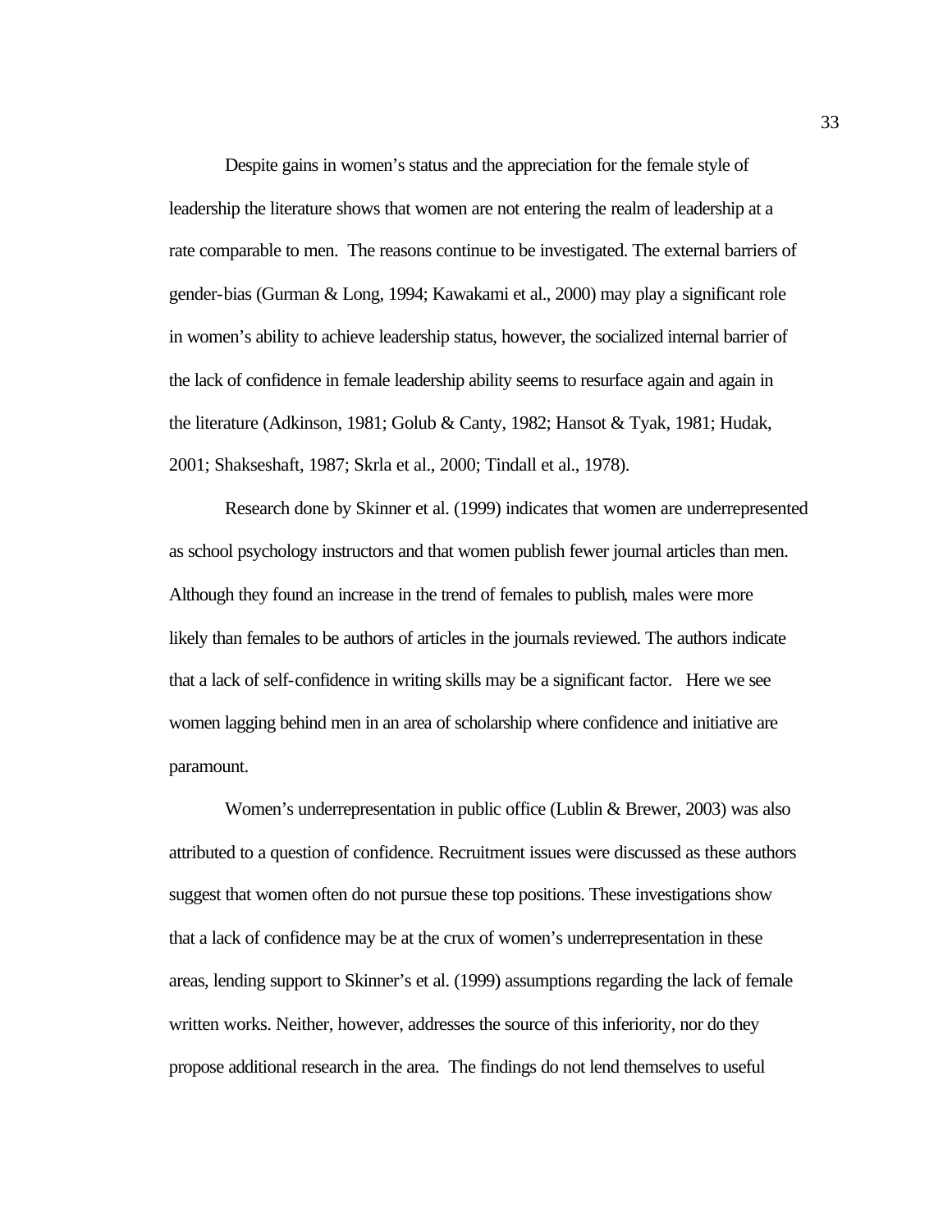Despite gains in women's status and the appreciation for the female style of leadership the literature shows that women are not entering the realm of leadership at a rate comparable to men. The reasons continue to be investigated. The external barriers of gender-bias (Gurman & Long, 1994; Kawakami et al., 2000) may play a significant role in women's ability to achieve leadership status, however, the socialized internal barrier of the lack of confidence in female leadership ability seems to resurface again and again in the literature (Adkinson, 1981; Golub & Canty, 1982; Hansot & Tyak, 1981; Hudak, 2001; Shakseshaft, 1987; Skrla et al., 2000; Tindall et al., 1978).

Research done by Skinner et al. (1999) indicates that women are underrepresented as school psychology instructors and that women publish fewer journal articles than men. Although they found an increase in the trend of females to publish, males were more likely than females to be authors of articles in the journals reviewed. The authors indicate that a lack of self-confidence in writing skills may be a significant factor. Here we see women lagging behind men in an area of scholarship where confidence and initiative are paramount.

Women's underrepresentation in public office (Lublin & Brewer, 2003) was also attributed to a question of confidence. Recruitment issues were discussed as these authors suggest that women often do not pursue these top positions. These investigations show that a lack of confidence may be at the crux of women's underrepresentation in these areas, lending support to Skinner's et al. (1999) assumptions regarding the lack of female written works. Neither, however, addresses the source of this inferiority, nor do they propose additional research in the area. The findings do not lend themselves to useful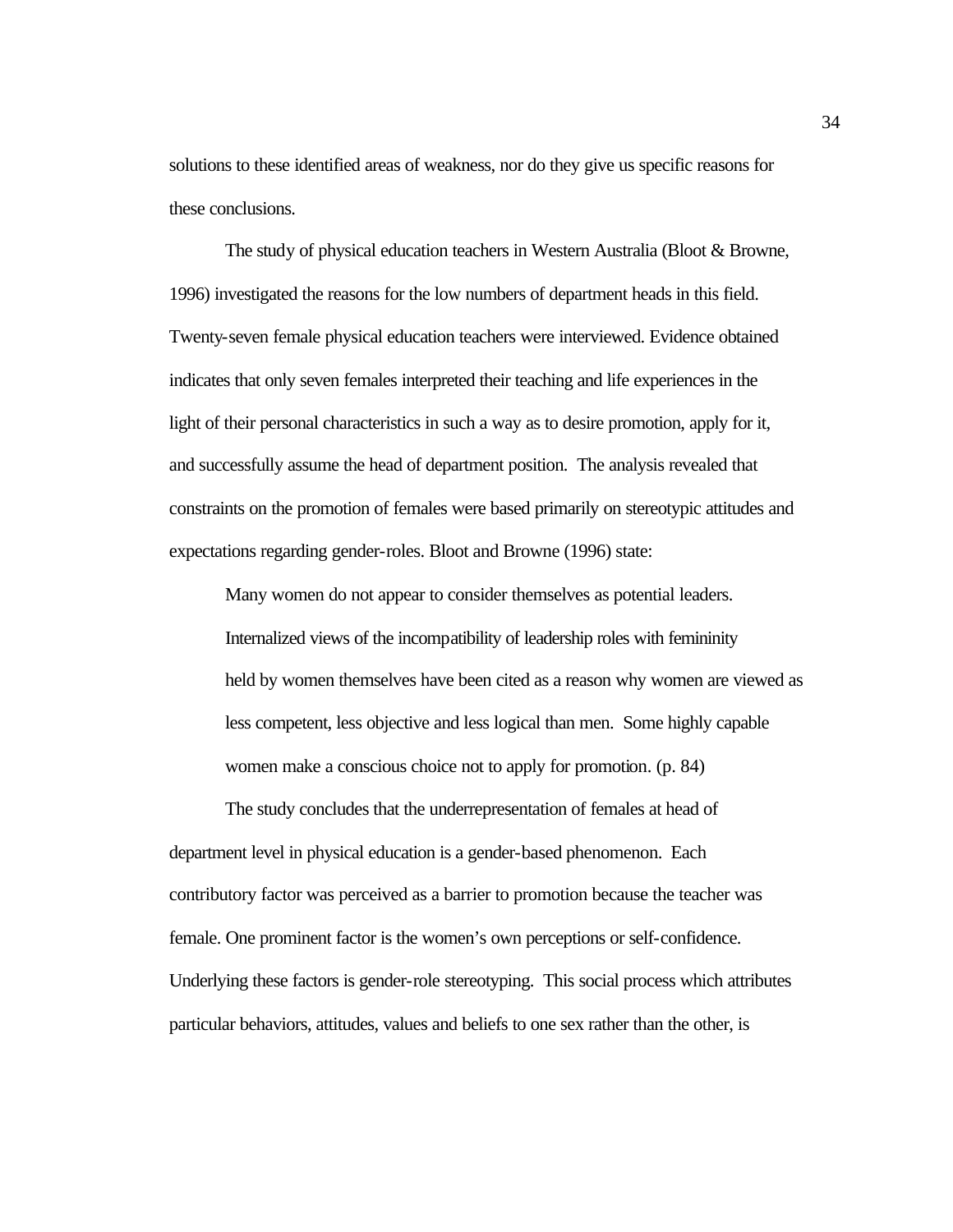solutions to these identified areas of weakness, nor do they give us specific reasons for these conclusions.

The study of physical education teachers in Western Australia (Bloot & Browne, 1996) investigated the reasons for the low numbers of department heads in this field. Twenty-seven female physical education teachers were interviewed. Evidence obtained indicates that only seven females interpreted their teaching and life experiences in the light of their personal characteristics in such a way as to desire promotion, apply for it, and successfully assume the head of department position. The analysis revealed that constraints on the promotion of females were based primarily on stereotypic attitudes and expectations regarding gender-roles. Bloot and Browne (1996) state:

> Many women do not appear to consider themselves as potential leaders. Internalized views of the incompatibility of leadership roles with femininity held by women themselves have been cited as a reason why women are viewed as less competent, less objective and less logical than men. Some highly capable women make a conscious choice not to apply for promotion. (p. 84)

The study concludes that the underrepresentation of females at head of department level in physical education is a gender-based phenomenon. Each contributory factor was perceived as a barrier to promotion because the teacher was female. One prominent factor is the women's own perceptions or self-confidence. Underlying these factors is gender-role stereotyping. This social process which attributes particular behaviors, attitudes, values and beliefs to one sex rather than the other, is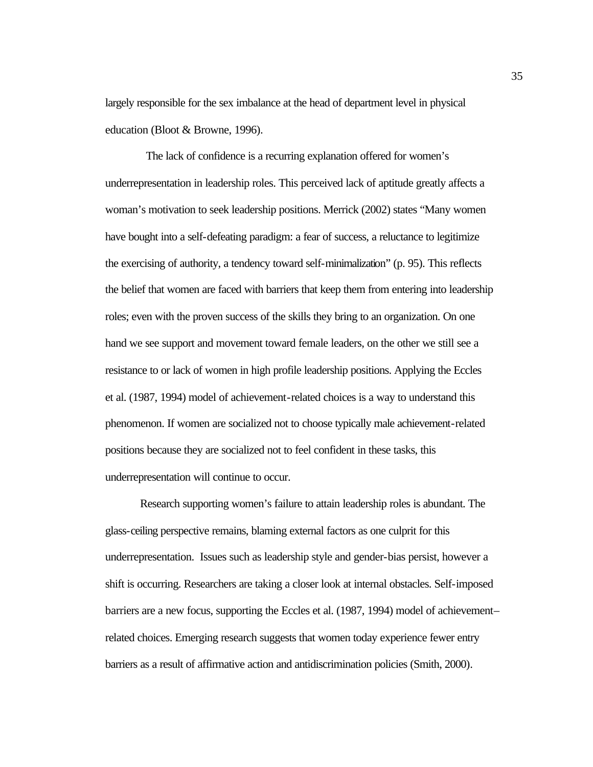largely responsible for the sex imbalance at the head of department level in physical education (Bloot & Browne, 1996).

The lack of confidence is a recurring explanation offered for women's underrepresentation in leadership roles. This perceived lack of aptitude greatly affects a woman's motivation to seek leadership positions. Merrick (2002) states "Many women have bought into a self-defeating paradigm: a fear of success, a reluctance to legitimize the exercising of authority, a tendency toward self-minimalization" (p. 95). This reflects the belief that women are faced with barriers that keep them from entering into leadership roles; even with the proven success of the skills they bring to an organization. On one hand we see support and movement toward female leaders, on the other we still see a resistance to or lack of women in high profile leadership positions. Applying the Eccles et al. (1987, 1994) model of achievement-related choices is a way to understand this phenomenon. If women are socialized not to choose typically male achievement-related positions because they are socialized not to feel confident in these tasks, this underrepresentation will continue to occur.

Research supporting women's failure to attain leadership roles is abundant. The glass-ceiling perspective remains, blaming external factors as one culprit for this underrepresentation. Issues such as leadership style and gender-bias persist, however a shift is occurring. Researchers are taking a closer look at internal obstacles. Self-imposed barriers are a new focus, supporting the Eccles et al. (1987, 1994) model of achievement–related choices. Emerging research suggests that women today experience fewer entry barriers as a result of affirmative action and antidiscrimination policies (Smith, 2000).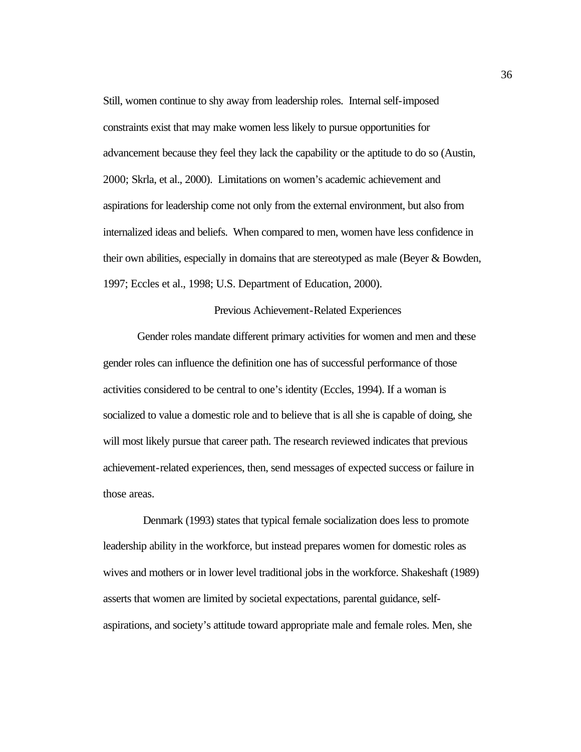Still, women continue to shy away from leadership roles. Internal self-imposed constraints exist that may make women less likely to pursue opportunities for advancement because they feel they lack the capability or the aptitude to do so (Austin, 2000; Skrla, et al., 2000). Limitations on women's academic achievement and aspirations for leadership come not only from the external environment, but also from internalized ideas and beliefs. When compared to men, women have less confidence in their own abilities, especially in domains that are stereotyped as male (Beyer & Bowden, 1997; Eccles et al., 1998; U.S. Department of Education, 2000).

## Previous Achievement-Related Experiences

Gender roles mandate different primary activities for women and men and these gender roles can influence the definition one has of successful performance of those activities considered to be central to one's identity (Eccles, 1994). If a woman is socialized to value a domestic role and to believe that is all she is capable of doing, she will most likely pursue that career path. The research reviewed indicates that previous achievement-related experiences, then, send messages of expected success or failure in those areas.

Denmark (1993) states that typical female socialization does less to promote leadership ability in the workforce, but instead prepares women for domestic roles as wives and mothers or in lower level traditional jobs in the workforce. Shakeshaft (1989) asserts that women are limited by societal expectations, parental guidance, self-aspirations, and society's attitude toward appropriate male and female roles. Men, she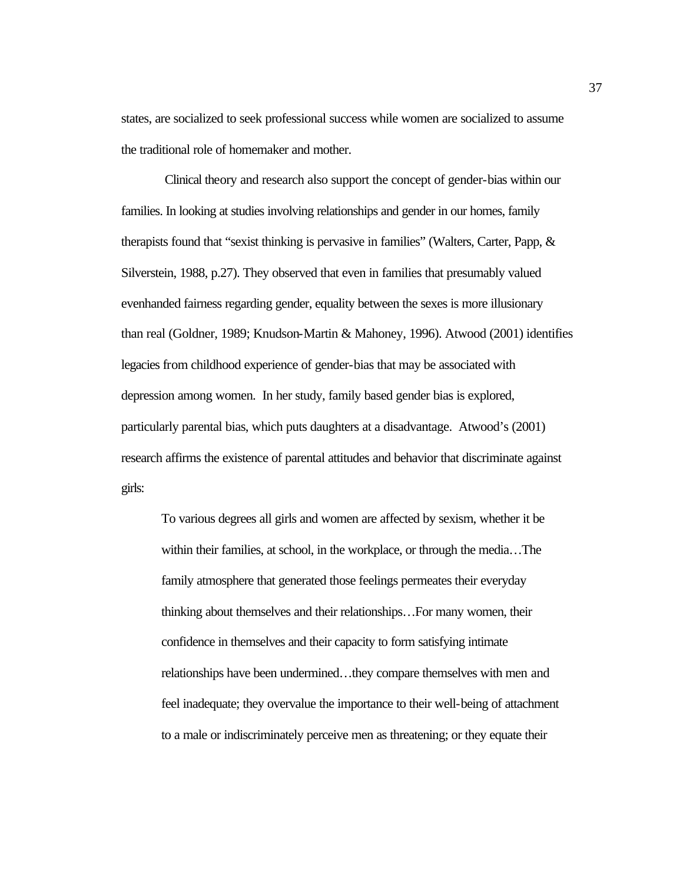states, are socialized to seek professional success while women are socialized to assume the traditional role of homemaker and mother.

Clinical theory and research also support the concept of gender-bias within our families. In looking at studies involving relationships and gender in our homes, family therapists found that "sexist thinking is pervasive in families" (Walters, Carter, Papp, & Silverstein, 1988, p.27). They observed that even in families that presumably valued evenhanded fairness regarding gender, equality between the sexes is more illusionary than real (Goldner, 1989; Knudson-Martin & Mahoney, 1996). Atwood (2001) identifies legacies from childhood experience of gender-bias that may be associated with depression among women. In her study, family based gender bias is explored, particularly parental bias, which puts daughters at a disadvantage. Atwood's (2001) research affirms the existence of parental attitudes and behavior that discriminate against girls:

> To various degrees all girls and women are affected by sexism, whether it be within their families, at school, in the workplace, or through the media…The family atmosphere that generated those feelings permeates their everyday thinking about themselves and their relationships…For many women, their confidence in themselves and their capacity to form satisfying intimate relationships have been undermined…they compare themselves with men and feel inadequate; they overvalue the importance to their well-being of attachment to a male or indiscriminately perceive men as threatening; or they equate their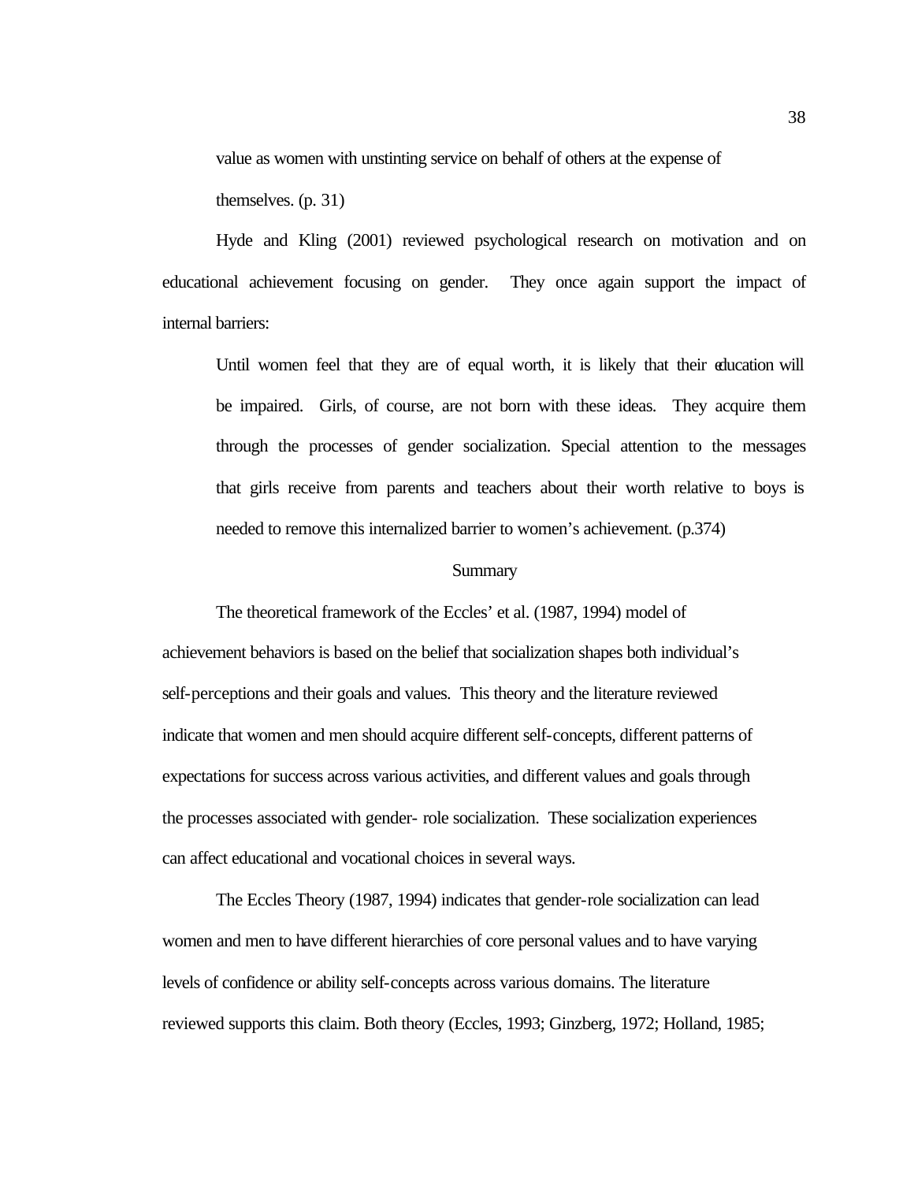> value as women with unstinting service on behalf of others at the expense of themselves. (p. 31)

Hyde and Kling (2001) reviewed psychological research on motivation and on educational achievement focusing on gender. They once again support the impact of internal barriers:

> Until women feel that they are of equal worth, it is likely that their education will be impaired. Girls, of course, are not born with these ideas. They acquire them through the processes of gender socialization. Special attention to the messages that girls receive from parents and teachers about their worth relative to boys is needed to remove this internalized barrier to women's achievement. (p.374)

## Summary

The theoretical framework of the Eccles' et al. (1987, 1994) model of achievement behaviors is based on the belief that socialization shapes both individual's self-perceptions and their goals and values. This theory and the literature reviewed indicate that women and men should acquire different self-concepts, different patterns of expectations for success across various activities, and different values and goals through the processes associated with gender- role socialization. These socialization experiences can affect educational and vocational choices in several ways.

The Eccles Theory (1987, 1994) indicates that gender-role socialization can lead women and men to have different hierarchies of core personal values and to have varying levels of confidence or ability self-concepts across various domains. The literature reviewed supports this claim. Both theory (Eccles, 1993; Ginzberg, 1972; Holland, 1985;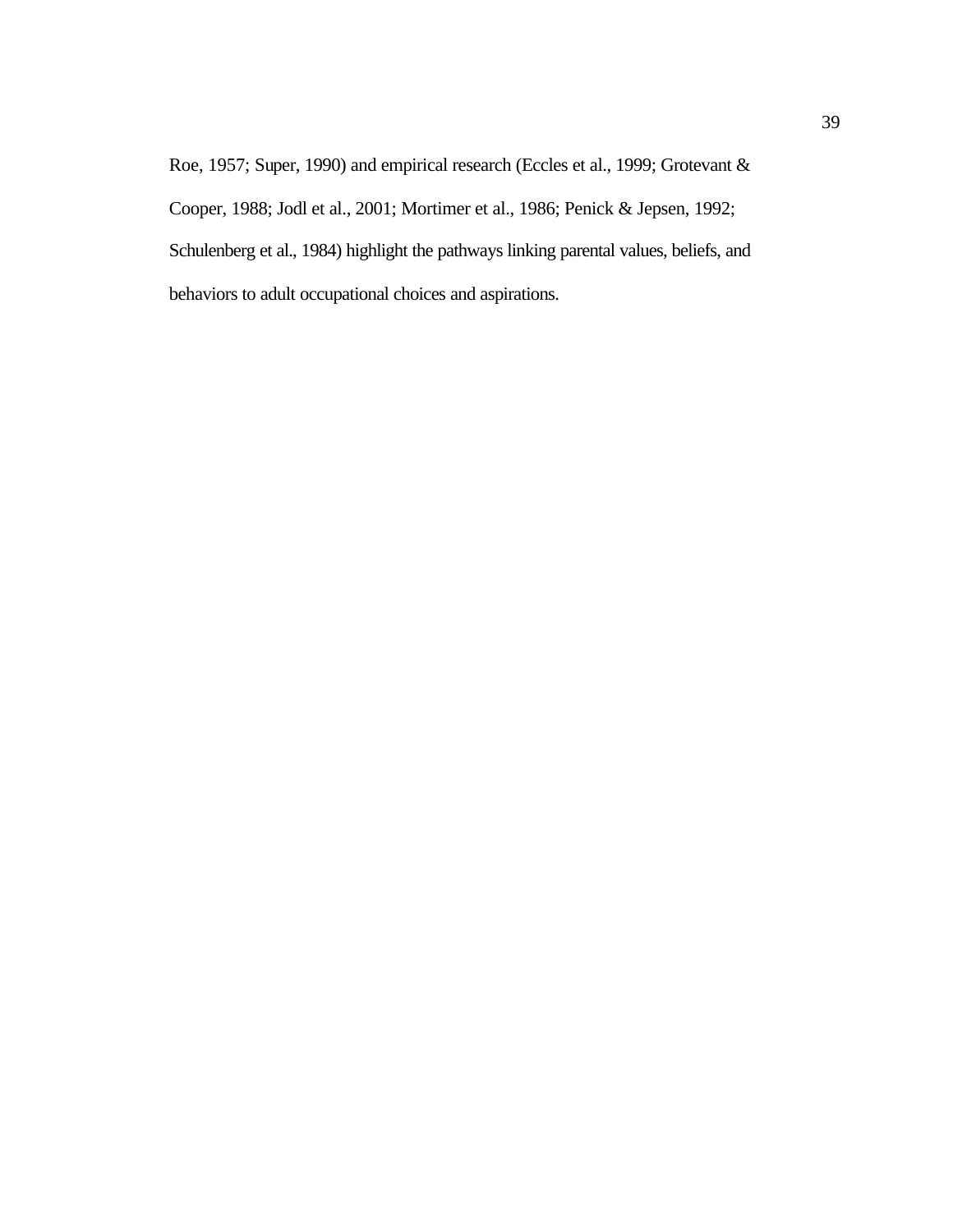Roe, 1957; Super, 1990) and empirical research (Eccles et al., 1999; Grotevant & Cooper, 1988; Jodl et al., 2001; Mortimer et al., 1986; Penick & Jepsen, 1992; Schulenberg et al., 1984) highlight the pathways linking parental values, beliefs, and behaviors to adult occupational choices and aspirations.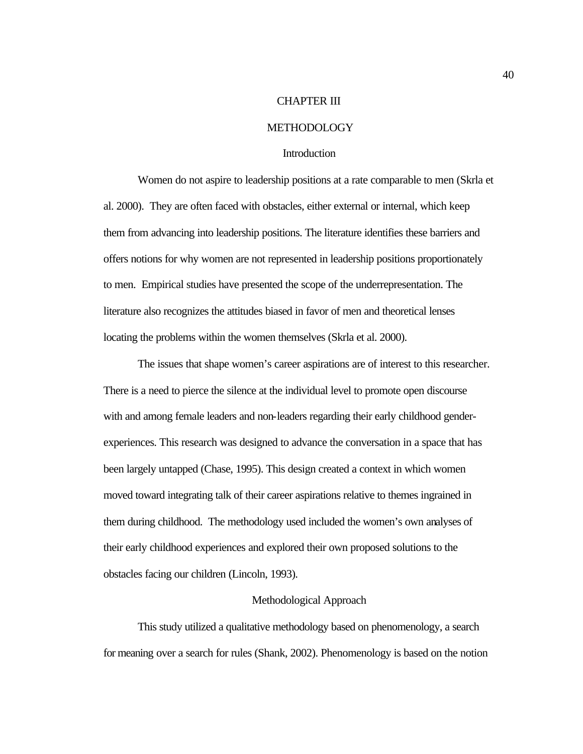# CHAPTER III

# METHODOLOGY

## Introduction

Women do not aspire to leadership positions at a rate comparable to men (Skrla et al. 2000). They are often faced with obstacles, either external or internal, which keep them from advancing into leadership positions. The literature identifies these barriers and offers notions for why women are not represented in leadership positions proportionately to men. Empirical studies have presented the scope of the underrepresentation. The literature also recognizes the attitudes biased in favor of men and theoretical lenses locating the problems within the women themselves (Skrla et al. 2000).

The issues that shape women's career aspirations are of interest to this researcher. There is a need to pierce the silence at the individual level to promote open discourse with and among female leaders and non-leaders regarding their early childhood gender-experiences. This research was designed to advance the conversation in a space that has been largely untapped (Chase, 1995). This design created a context in which women moved toward integrating talk of their career aspirations relative to themes ingrained in them during childhood. The methodology used included the women's own analyses of their early childhood experiences and explored their own proposed solutions to the obstacles facing our children (Lincoln, 1993).

## Methodological Approach

This study utilized a qualitative methodology based on phenomenology, a search for meaning over a search for rules (Shank, 2002). Phenomenology is based on the notion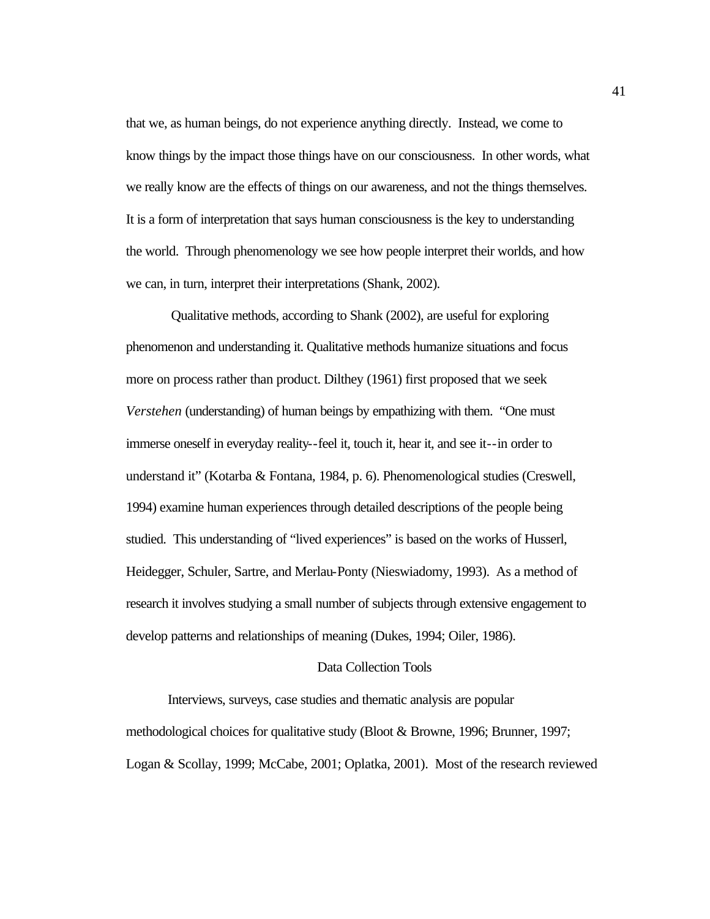that we, as human beings, do not experience anything directly. Instead, we come to know things by the impact those things have on our consciousness. In other words, what we really know are the effects of things on our awareness, and not the things themselves. It is a form of interpretation that says human consciousness is the key to understanding the world. Through phenomenology we see how people interpret their worlds, and how we can, in turn, interpret their interpretations (Shank, 2002).

Qualitative methods, according to Shank (2002), are useful for exploring phenomenon and understanding it. Qualitative methods humanize situations and focus more on process rather than product. Dilthey (1961) first proposed that we seek *Verstehen* (understanding) of human beings by empathizing with them. "One must immerse oneself in everyday reality--feel it, touch it, hear it, and see it--in order to understand it" (Kotarba & Fontana, 1984, p. 6). Phenomenological studies (Creswell, 1994) examine human experiences through detailed descriptions of the people being studied. This understanding of "lived experiences" is based on the works of Husserl, Heidegger, Schuler, Sartre, and Merlau-Ponty (Nieswiadomy, 1993). As a method of research it involves studying a small number of subjects through extensive engagement to develop patterns and relationships of meaning (Dukes, 1994; Oiler, 1986).

## Data Collection Tools

Interviews, surveys, case studies and thematic analysis are popular methodological choices for qualitative study (Bloot & Browne, 1996; Brunner, 1997; Logan & Scollay, 1999; McCabe, 2001; Oplatka, 2001). Most of the research reviewed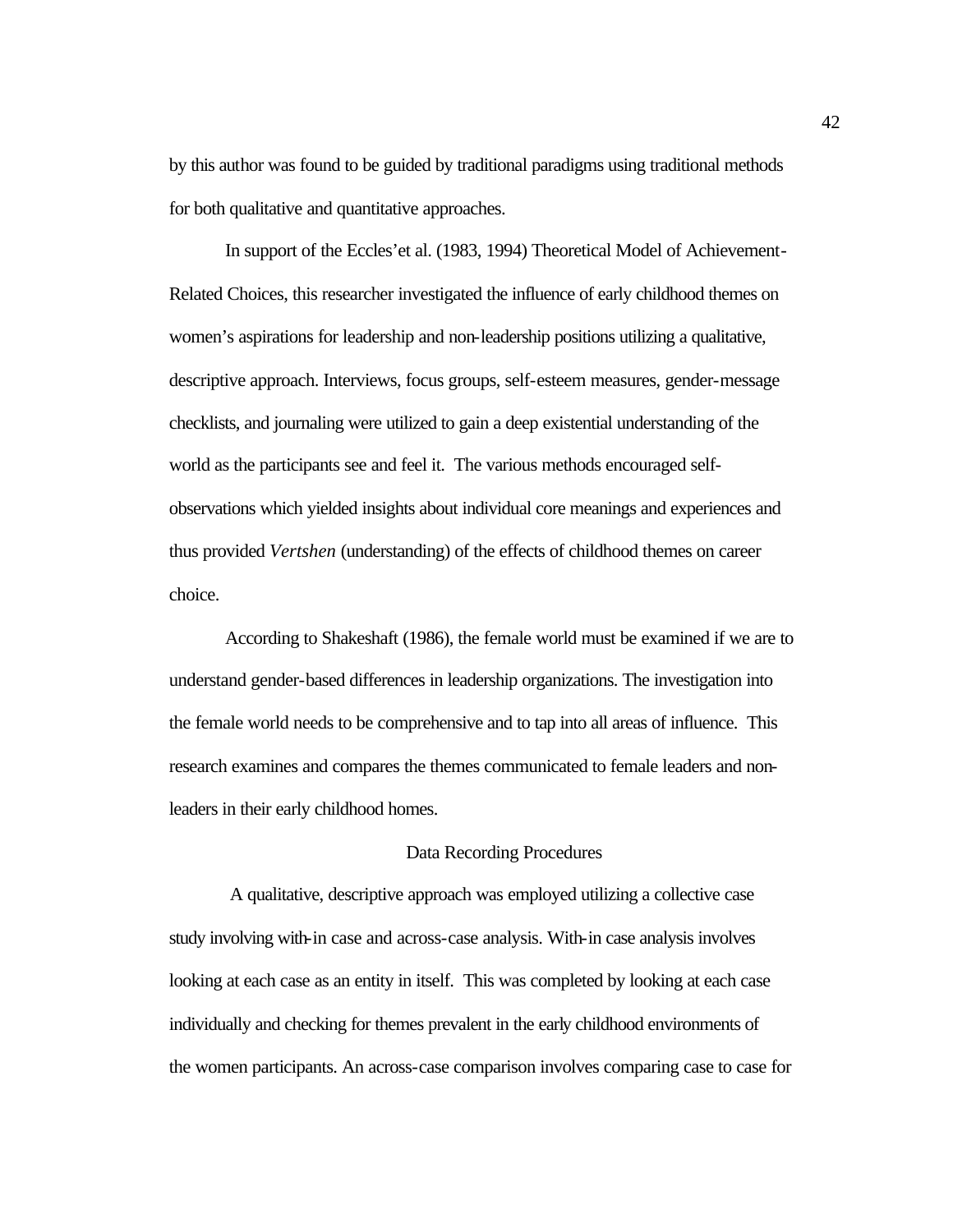by this author was found to be guided by traditional paradigms using traditional methods for both qualitative and quantitative approaches.

In support of the Eccles'et al. (1983, 1994) Theoretical Model of Achievement-Related Choices, this researcher investigated the influence of early childhood themes on women's aspirations for leadership and non-leadership positions utilizing a qualitative, descriptive approach. Interviews, focus groups, self-esteem measures, gender-message checklists, and journaling were utilized to gain a deep existential understanding of the world as the participants see and feel it. The various methods encouraged self-observations which yielded insights about individual core meanings and experiences and thus provided *Vertshen* (understanding) of the effects of childhood themes on career choice.

According to Shakeshaft (1986), the female world must be examined if we are to understand gender-based differences in leadership organizations. The investigation into the female world needs to be comprehensive and to tap into all areas of influence. This research examines and compares the themes communicated to female leaders and non-leaders in their early childhood homes.

## Data Recording Procedures

A qualitative, descriptive approach was employed utilizing a collective case study involving with-in case and across-case analysis. With-in case analysis involves looking at each case as an entity in itself. This was completed by looking at each case individually and checking for themes prevalent in the early childhood environments of the women participants. An across-case comparison involves comparing case to case for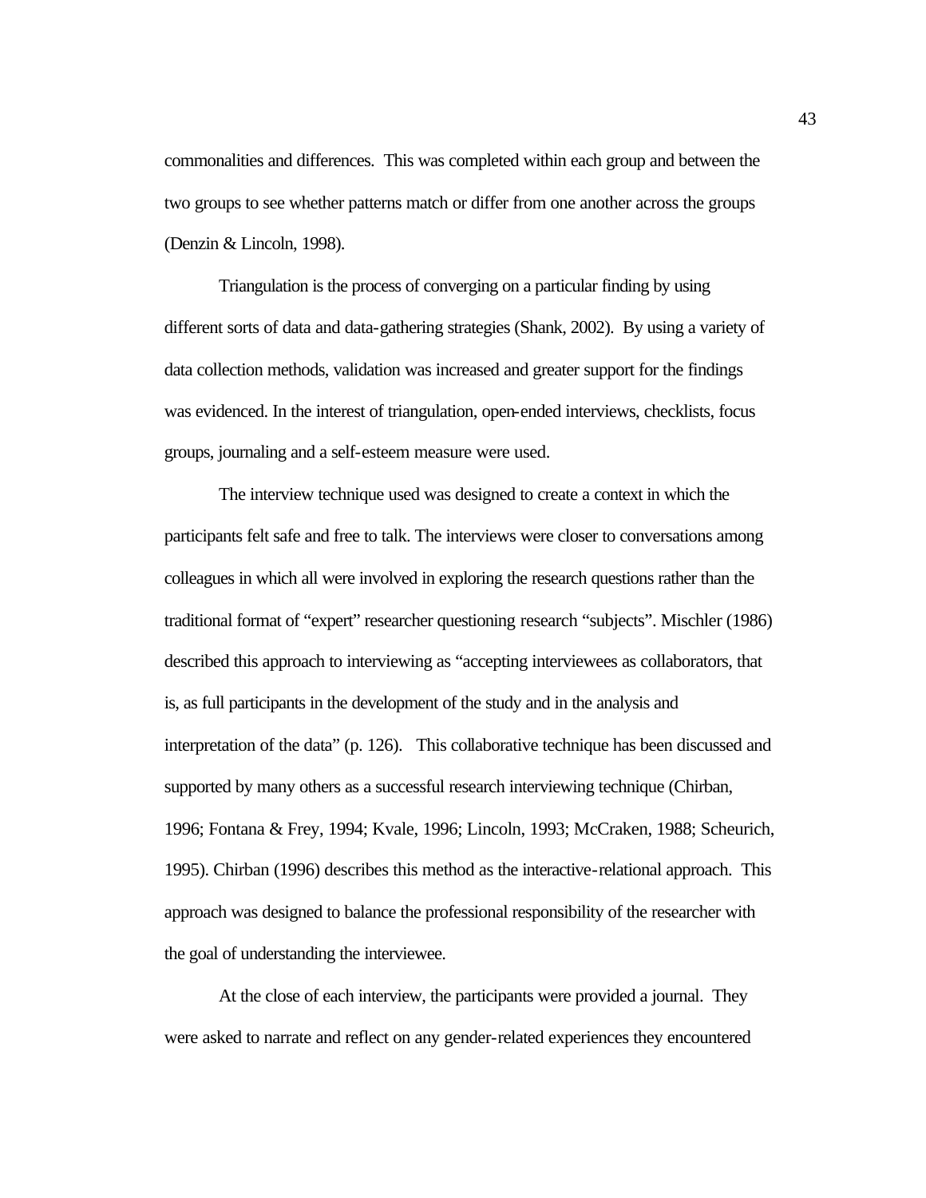commonalities and differences. This was completed within each group and between the two groups to see whether patterns match or differ from one another across the groups (Denzin & Lincoln, 1998).

Triangulation is the process of converging on a particular finding by using different sorts of data and data-gathering strategies (Shank, 2002). By using a variety of data collection methods, validation was increased and greater support for the findings was evidenced. In the interest of triangulation, open-ended interviews, checklists, focus groups, journaling and a self-esteem measure were used.

The interview technique used was designed to create a context in which the participants felt safe and free to talk. The interviews were closer to conversations among colleagues in which all were involved in exploring the research questions rather than the traditional format of "expert" researcher questioning research "subjects". Mischler (1986) described this approach to interviewing as "accepting interviewees as collaborators, that is, as full participants in the development of the study and in the analysis and interpretation of the data" (p. 126). This collaborative technique has been discussed and supported by many others as a successful research interviewing technique (Chirban, 1996; Fontana & Frey, 1994; Kvale, 1996; Lincoln, 1993; McCraken, 1988; Scheurich, 1995). Chirban (1996) describes this method as the interactive-relational approach. This approach was designed to balance the professional responsibility of the researcher with the goal of understanding the interviewee.

At the close of each interview, the participants were provided a journal. They were asked to narrate and reflect on any gender-related experiences they encountered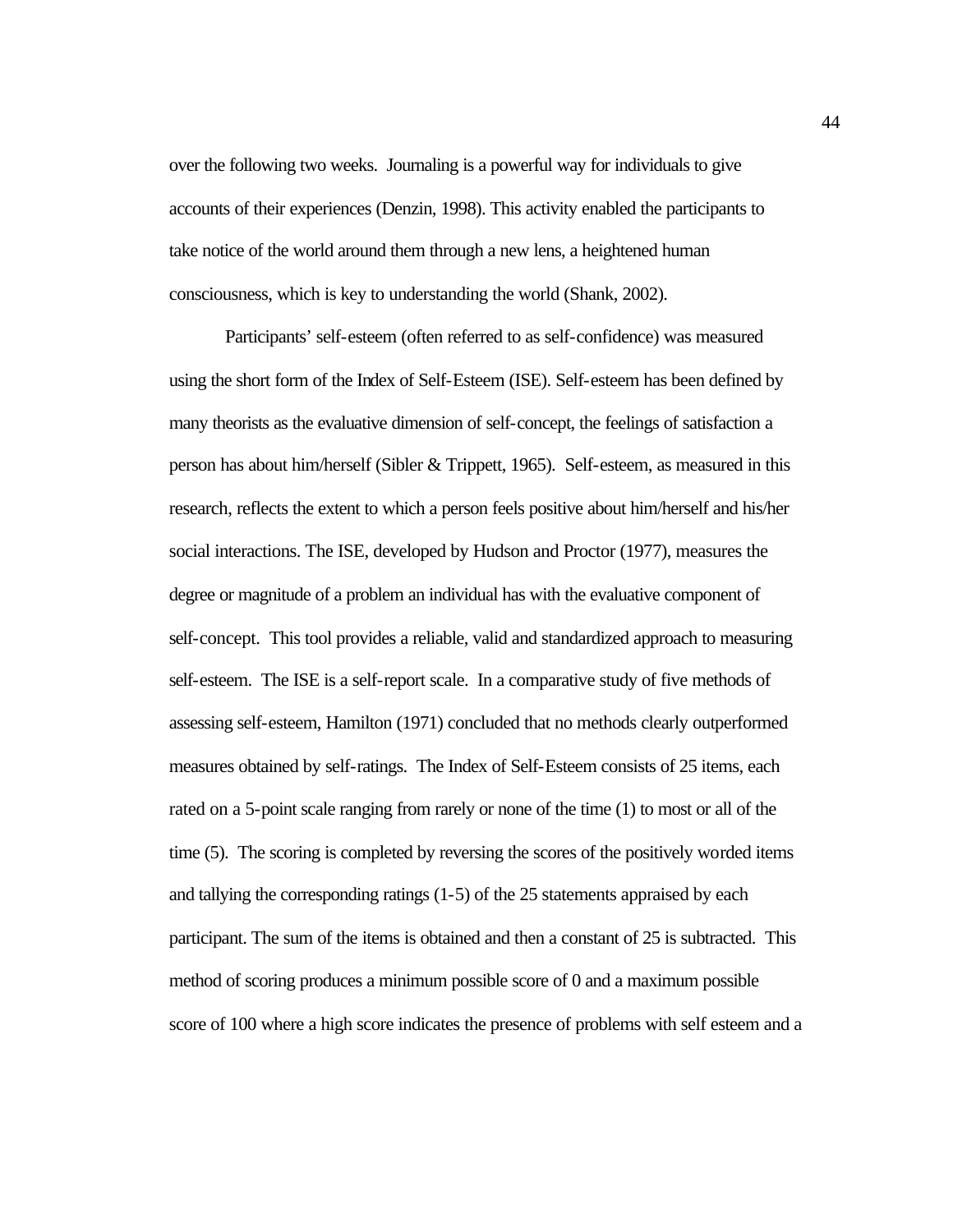over the following two weeks. Journaling is a powerful way for individuals to give accounts of their experiences (Denzin, 1998). This activity enabled the participants to take notice of the world around them through a new lens, a heightened human consciousness, which is key to understanding the world (Shank, 2002).

Participants' self-esteem (often referred to as self-confidence) was measured using the short form of the Index of Self-Esteem (ISE). Self-esteem has been defined by many theorists as the evaluative dimension of self-concept, the feelings of satisfaction a person has about him/herself (Sibler & Trippett, 1965). Self-esteem, as measured in this research, reflects the extent to which a person feels positive about him/herself and his/her social interactions. The ISE, developed by Hudson and Proctor (1977), measures the degree or magnitude of a problem an individual has with the evaluative component of self-concept. This tool provides a reliable, valid and standardized approach to measuring self-esteem. The ISE is a self-report scale. In a comparative study of five methods of assessing self-esteem, Hamilton (1971) concluded that no methods clearly outperformed measures obtained by self-ratings. The Index of Self-Esteem consists of 25 items, each rated on a 5-point scale ranging from rarely or none of the time (1) to most or all of the time (5). The scoring is completed by reversing the scores of the positively worded items and tallying the corresponding ratings (1-5) of the 25 statements appraised by each participant. The sum of the items is obtained and then a constant of 25 is subtracted. This method of scoring produces a minimum possible score of 0 and a maximum possible score of 100 where a high score indicates the presence of problems with self esteem and a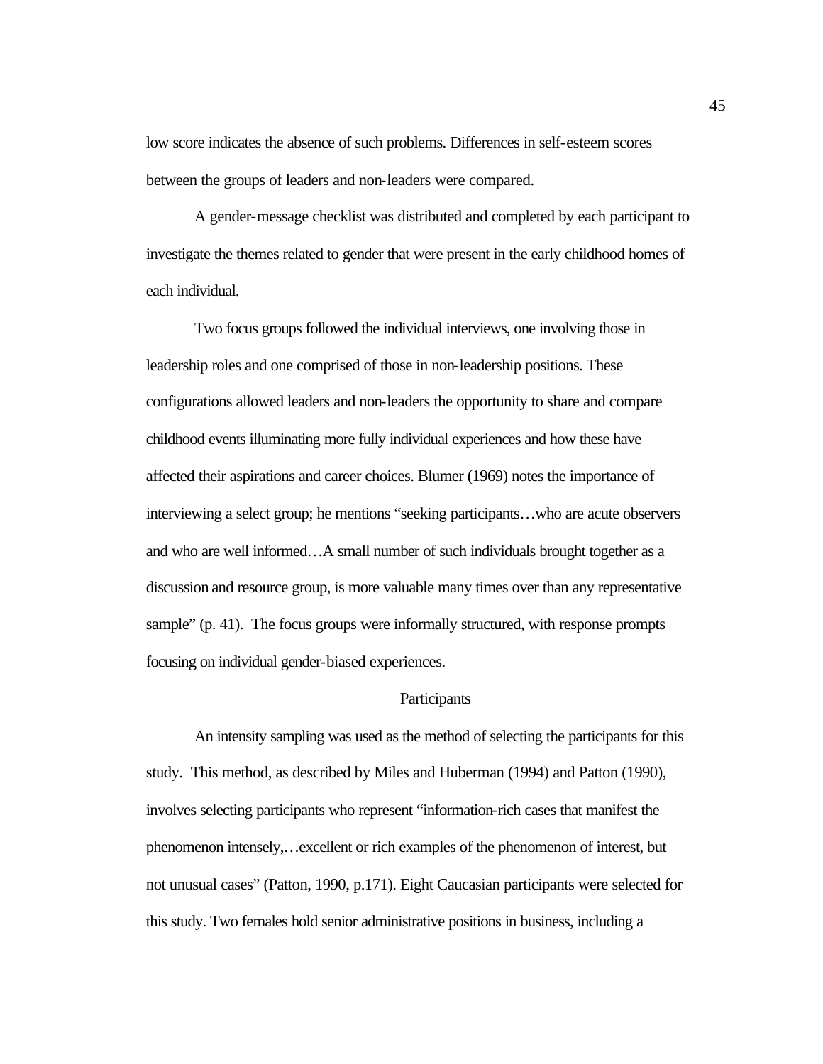low score indicates the absence of such problems. Differences in self-esteem scores between the groups of leaders and non-leaders were compared.

A gender-message checklist was distributed and completed by each participant to investigate the themes related to gender that were present in the early childhood homes of each individual.

Two focus groups followed the individual interviews, one involving those in leadership roles and one comprised of those in non-leadership positions. These configurations allowed leaders and non-leaders the opportunity to share and compare childhood events illuminating more fully individual experiences and how these have affected their aspirations and career choices. Blumer (1969) notes the importance of interviewing a select group; he mentions "seeking participants…who are acute observers and who are well informed…A small number of such individuals brought together as a discussion and resource group, is more valuable many times over than any representative sample" (p. 41). The focus groups were informally structured, with response prompts focusing on individual gender-biased experiences.

## Participants

An intensity sampling was used as the method of selecting the participants for this study. This method, as described by Miles and Huberman (1994) and Patton (1990), involves selecting participants who represent "information-rich cases that manifest the phenomenon intensely,…excellent or rich examples of the phenomenon of interest, but not unusual cases" (Patton, 1990, p.171). Eight Caucasian participants were selected for this study. Two females hold senior administrative positions in business, including a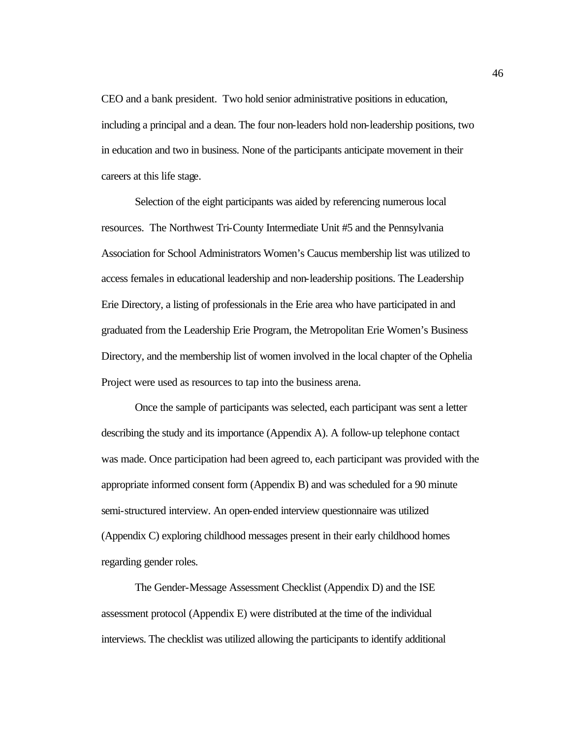CEO and a bank president. Two hold senior administrative positions in education, including a principal and a dean. The four non-leaders hold non-leadership positions, two in education and two in business. None of the participants anticipate movement in their careers at this life stage.

Selection of the eight participants was aided by referencing numerous local resources. The Northwest Tri-County Intermediate Unit #5 and the Pennsylvania Association for School Administrators Women's Caucus membership list was utilized to access females in educational leadership and non-leadership positions. The Leadership Erie Directory, a listing of professionals in the Erie area who have participated in and graduated from the Leadership Erie Program, the Metropolitan Erie Women's Business Directory, and the membership list of women involved in the local chapter of the Ophelia Project were used as resources to tap into the business arena.

Once the sample of participants was selected, each participant was sent a letter describing the study and its importance (Appendix A). A follow-up telephone contact was made. Once participation had been agreed to, each participant was provided with the appropriate informed consent form (Appendix B) and was scheduled for a 90 minute semi-structured interview. An open-ended interview questionnaire was utilized (Appendix C) exploring childhood messages present in their early childhood homes regarding gender roles.

The Gender-Message Assessment Checklist (Appendix D) and the ISE assessment protocol (Appendix E) were distributed at the time of the individual interviews. The checklist was utilized allowing the participants to identify additional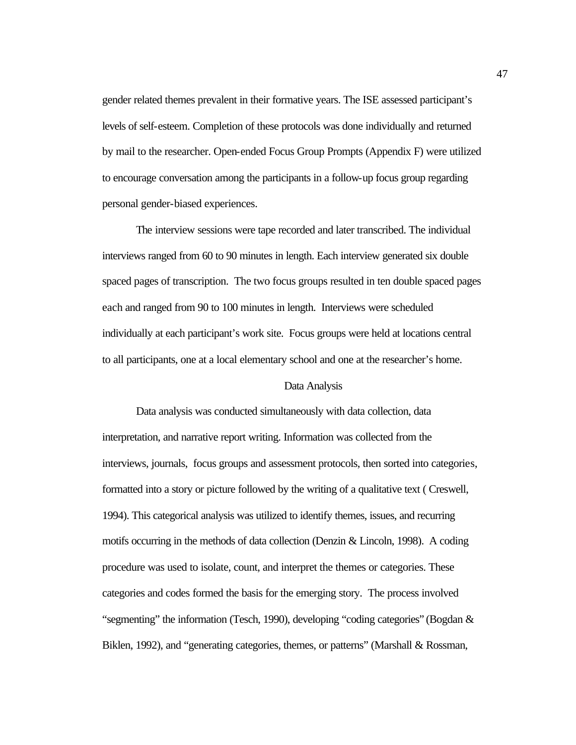gender related themes prevalent in their formative years. The ISE assessed participant's levels of self-esteem. Completion of these protocols was done individually and returned by mail to the researcher. Open-ended Focus Group Prompts (Appendix F) were utilized to encourage conversation among the participants in a follow-up focus group regarding personal gender-biased experiences.

The interview sessions were tape recorded and later transcribed. The individual interviews ranged from 60 to 90 minutes in length. Each interview generated six double spaced pages of transcription. The two focus groups resulted in ten double spaced pages each and ranged from 90 to 100 minutes in length. Interviews were scheduled individually at each participant's work site. Focus groups were held at locations central to all participants, one at a local elementary school and one at the researcher's home.

## Data Analysis

Data analysis was conducted simultaneously with data collection, data interpretation, and narrative report writing. Information was collected from the interviews, journals, focus groups and assessment protocols, then sorted into categories, formatted into a story or picture followed by the writing of a qualitative text ( Creswell, 1994). This categorical analysis was utilized to identify themes, issues, and recurring motifs occurring in the methods of data collection (Denzin & Lincoln, 1998). A coding procedure was used to isolate, count, and interpret the themes or categories. These categories and codes formed the basis for the emerging story. The process involved "segmenting" the information (Tesch, 1990), developing "coding categories" (Bogdan & Biklen, 1992), and "generating categories, themes, or patterns" (Marshall & Rossman,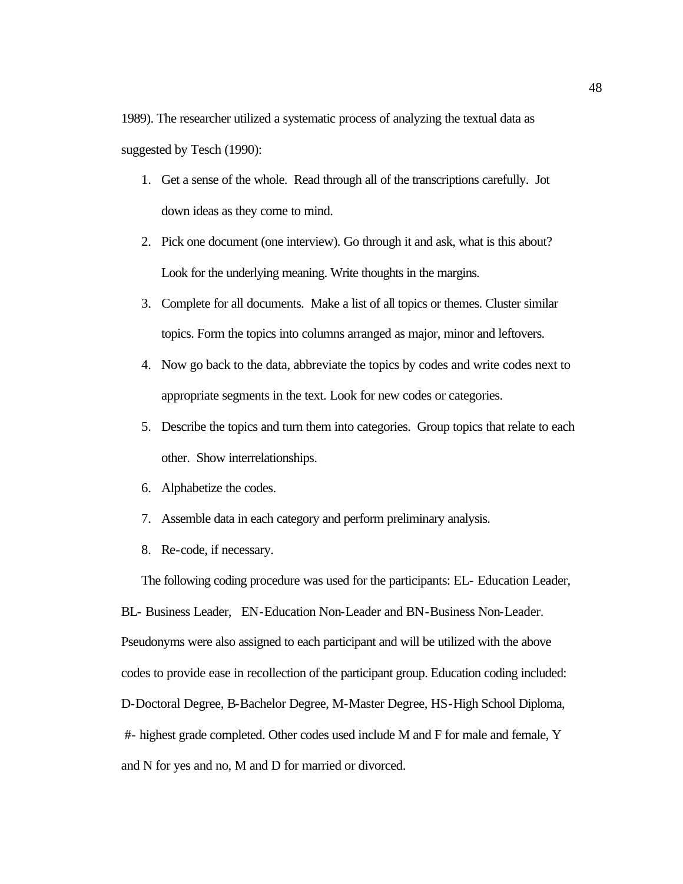1989). The researcher utilized a systematic process of analyzing the textual data as suggested by Tesch (1990):

1. Get a sense of the whole. Read through all of the transcriptions carefully. Jot down ideas as they come to mind.
2. Pick one document (one interview). Go through it and ask, what is this about? Look for the underlying meaning. Write thoughts in the margins.
3. Complete for all documents. Make a list of all topics or themes. Cluster similar topics. Form the topics into columns arranged as major, minor and leftovers.
4. Now go back to the data, abbreviate the topics by codes and write codes next to appropriate segments in the text. Look for new codes or categories.
5. Describe the topics and turn them into categories. Group topics that relate to each other. Show interrelationships.
6. Alphabetize the codes.
7. Assemble data in each category and perform preliminary analysis.
8. Re-code, if necessary.

The following coding procedure was used for the participants: EL- Education Leader, BL- Business Leader, EN-Education Non-Leader and BN-Business Non-Leader. Pseudonyms were also assigned to each participant and will be utilized with the above codes to provide ease in recollection of the participant group. Education coding included: D-Doctoral Degree, B-Bachelor Degree, M-Master Degree, HS-High School Diploma, #- highest grade completed. Other codes used include M and F for male and female, Y and N for yes and no, M and D for married or divorced.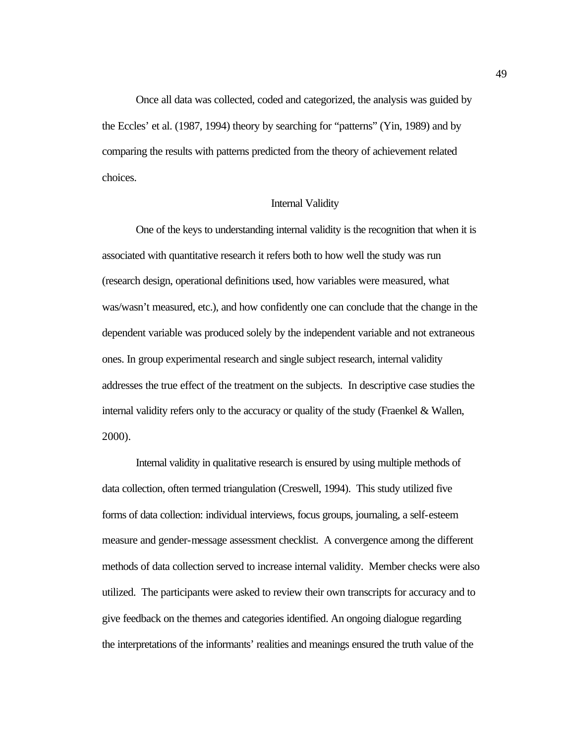Once all data was collected, coded and categorized, the analysis was guided by the Eccles' et al. (1987, 1994) theory by searching for "patterns" (Yin, 1989) and by comparing the results with patterns predicted from the theory of achievement related choices.

## Internal Validity

One of the keys to understanding internal validity is the recognition that when it is associated with quantitative research it refers both to how well the study was run (research design, operational definitions used, how variables were measured, what was/wasn't measured, etc.), and how confidently one can conclude that the change in the dependent variable was produced solely by the independent variable and not extraneous ones. In group experimental research and single subject research, internal validity addresses the true effect of the treatment on the subjects. In descriptive case studies the internal validity refers only to the accuracy or quality of the study (Fraenkel & Wallen, 2000).

Internal validity in qualitative research is ensured by using multiple methods of data collection, often termed triangulation (Creswell, 1994). This study utilized five forms of data collection: individual interviews, focus groups, journaling, a self-esteem measure and gender-message assessment checklist. A convergence among the different methods of data collection served to increase internal validity. Member checks were also utilized. The participants were asked to review their own transcripts for accuracy and to give feedback on the themes and categories identified. An ongoing dialogue regarding the interpretations of the informants' realities and meanings ensured the truth value of the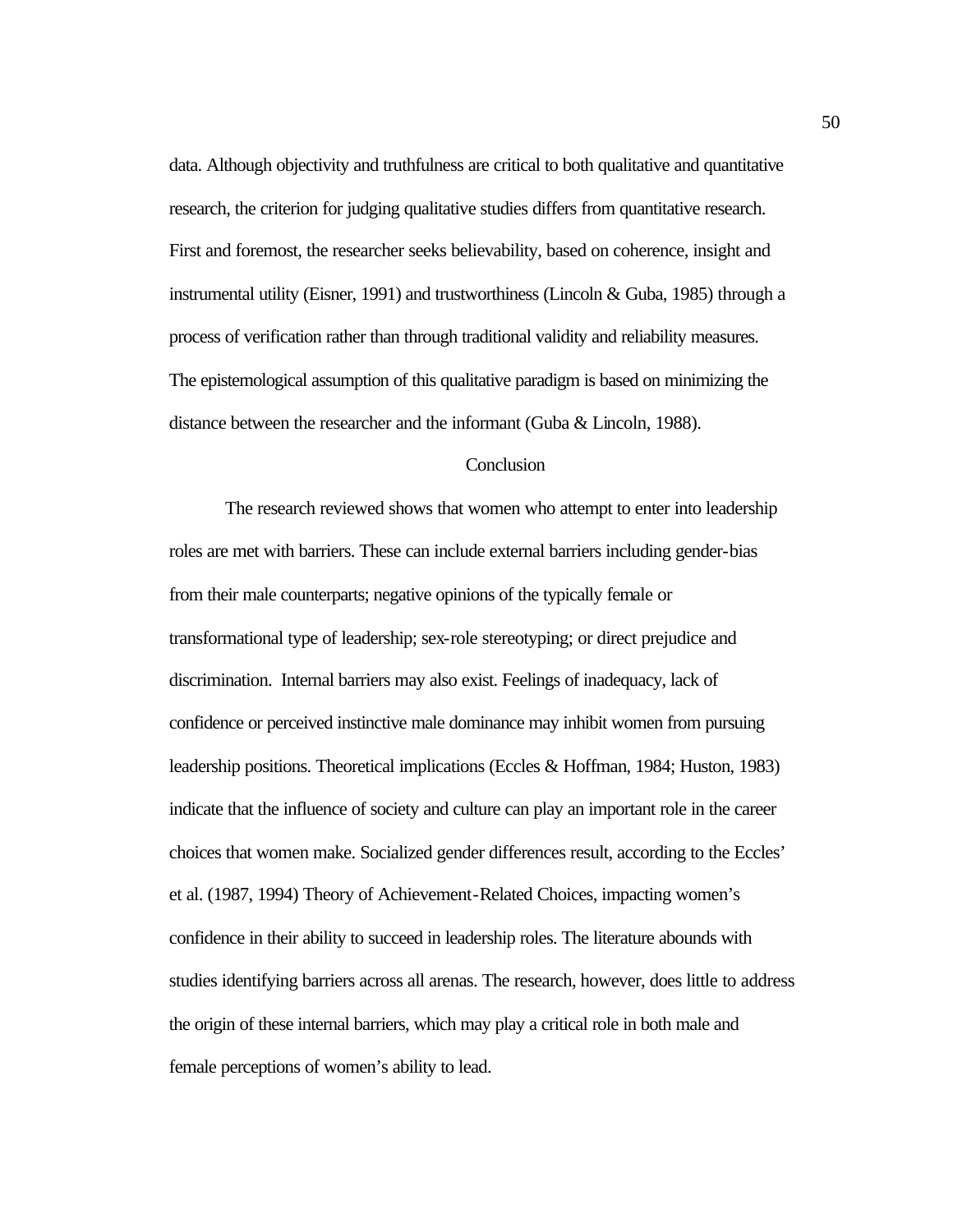data. Although objectivity and truthfulness are critical to both qualitative and quantitative research, the criterion for judging qualitative studies differs from quantitative research. First and foremost, the researcher seeks believability, based on coherence, insight and instrumental utility (Eisner, 1991) and trustworthiness (Lincoln & Guba, 1985) through a process of verification rather than through traditional validity and reliability measures. The epistemological assumption of this qualitative paradigm is based on minimizing the distance between the researcher and the informant (Guba & Lincoln, 1988).

## Conclusion

The research reviewed shows that women who attempt to enter into leadership roles are met with barriers. These can include external barriers including gender-bias from their male counterparts; negative opinions of the typically female or transformational type of leadership; sex-role stereotyping; or direct prejudice and discrimination. Internal barriers may also exist. Feelings of inadequacy, lack of confidence or perceived instinctive male dominance may inhibit women from pursuing leadership positions. Theoretical implications (Eccles & Hoffman, 1984; Huston, 1983) indicate that the influence of society and culture can play an important role in the career choices that women make. Socialized gender differences result, according to the Eccles' et al. (1987, 1994) Theory of Achievement-Related Choices, impacting women's confidence in their ability to succeed in leadership roles. The literature abounds with studies identifying barriers across all arenas. The research, however, does little to address the origin of these internal barriers, which may play a critical role in both male and female perceptions of women's ability to lead.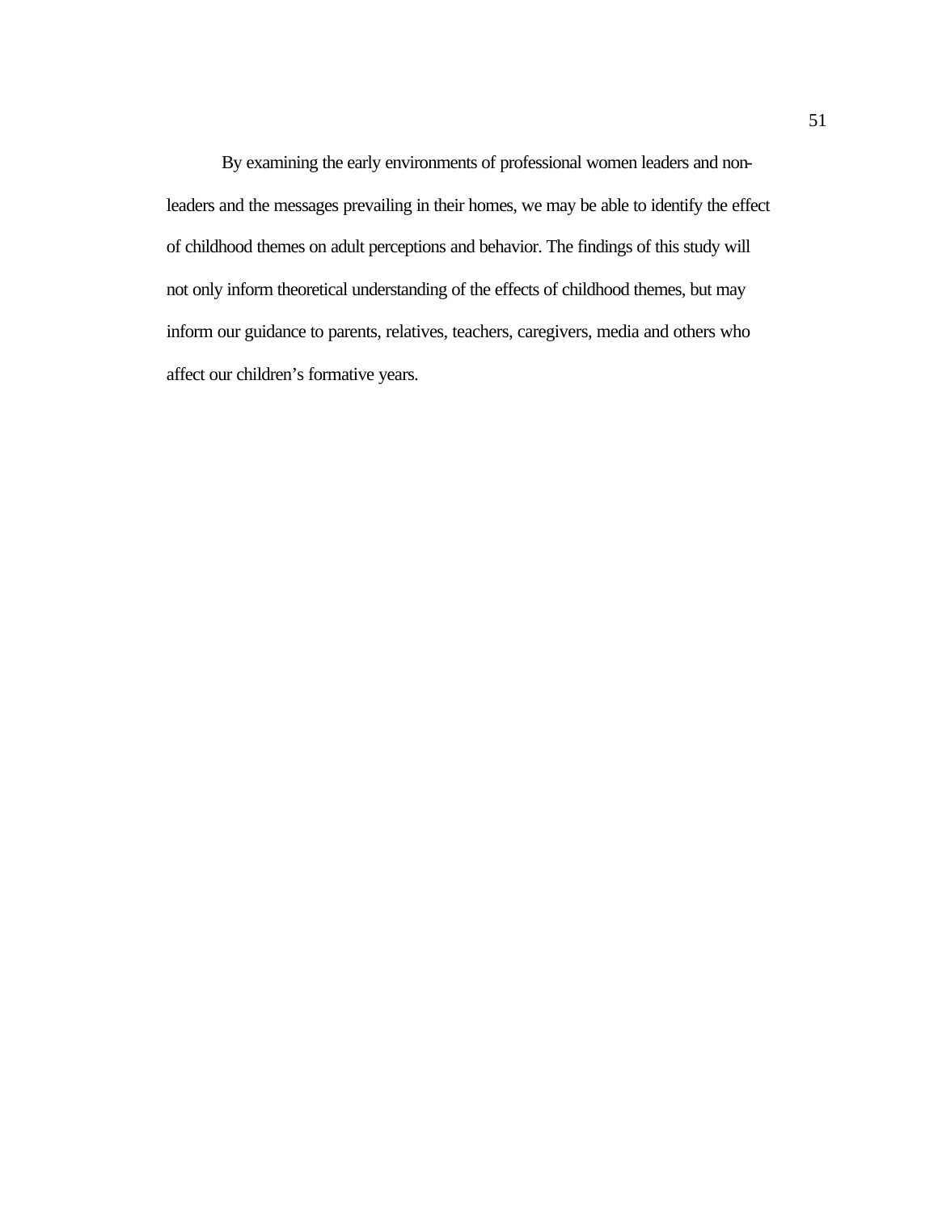By examining the early environments of professional women leaders and non-leaders and the messages prevailing in their homes, we may be able to identify the effect of childhood themes on adult perceptions and behavior. The findings of this study will not only inform theoretical understanding of the effects of childhood themes, but may inform our guidance to parents, relatives, teachers, caregivers, media and others who affect our children's formative years.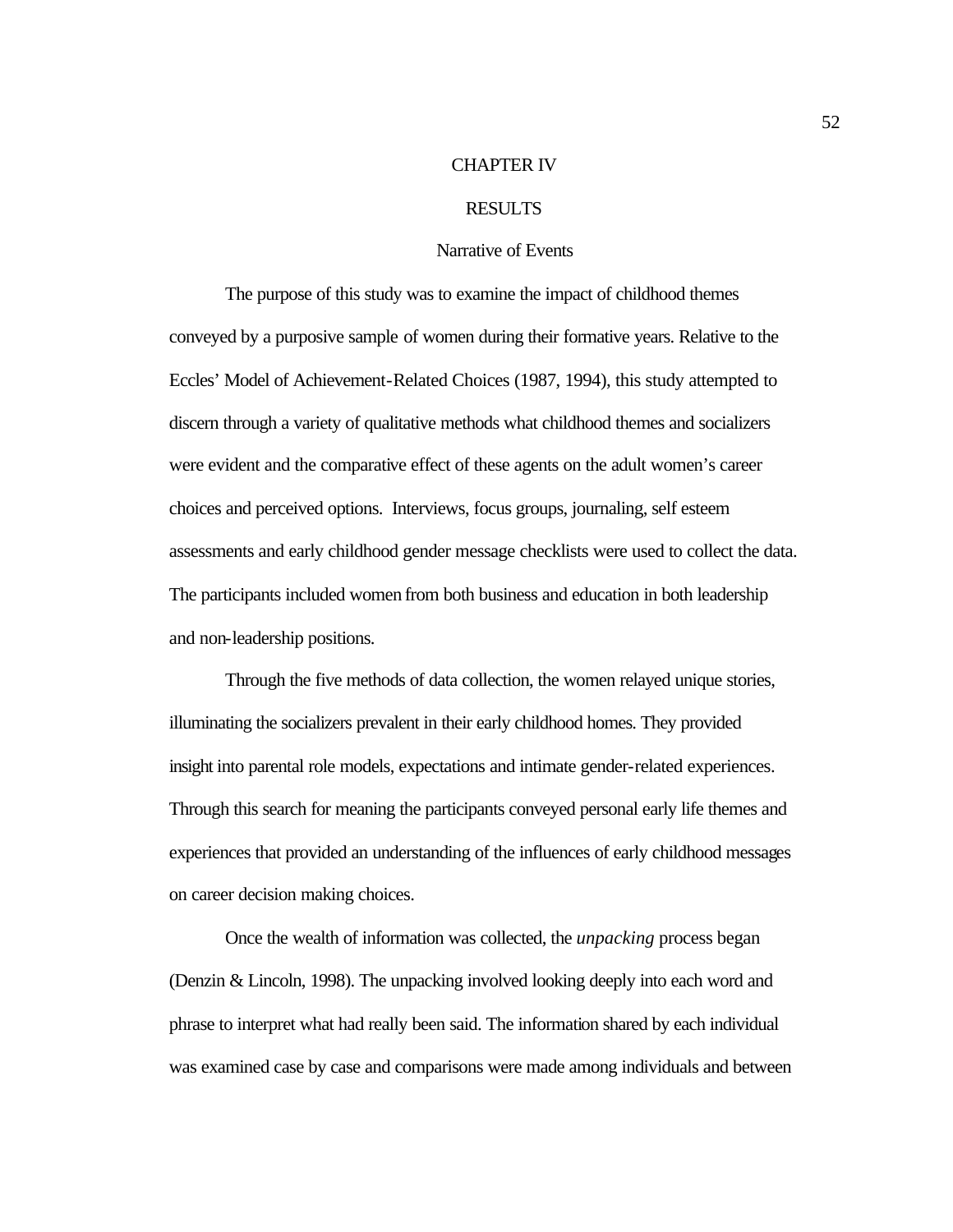# CHAPTER IV

# RESULTS

## Narrative of Events

The purpose of this study was to examine the impact of childhood themes conveyed by a purposive sample of women during their formative years. Relative to the Eccles' Model of Achievement-Related Choices (1987, 1994), this study attempted to discern through a variety of qualitative methods what childhood themes and socializers were evident and the comparative effect of these agents on the adult women's career choices and perceived options. Interviews, focus groups, journaling, self esteem assessments and early childhood gender message checklists were used to collect the data. The participants included women from both business and education in both leadership and non-leadership positions.

Through the five methods of data collection, the women relayed unique stories, illuminating the socializers prevalent in their early childhood homes. They provided insight into parental role models, expectations and intimate gender-related experiences. Through this search for meaning the participants conveyed personal early life themes and experiences that provided an understanding of the influences of early childhood messages on career decision making choices.

Once the wealth of information was collected, the *unpacking* process began (Denzin & Lincoln, 1998). The unpacking involved looking deeply into each word and phrase to interpret what had really been said. The information shared by each individual was examined case by case and comparisons were made among individuals and between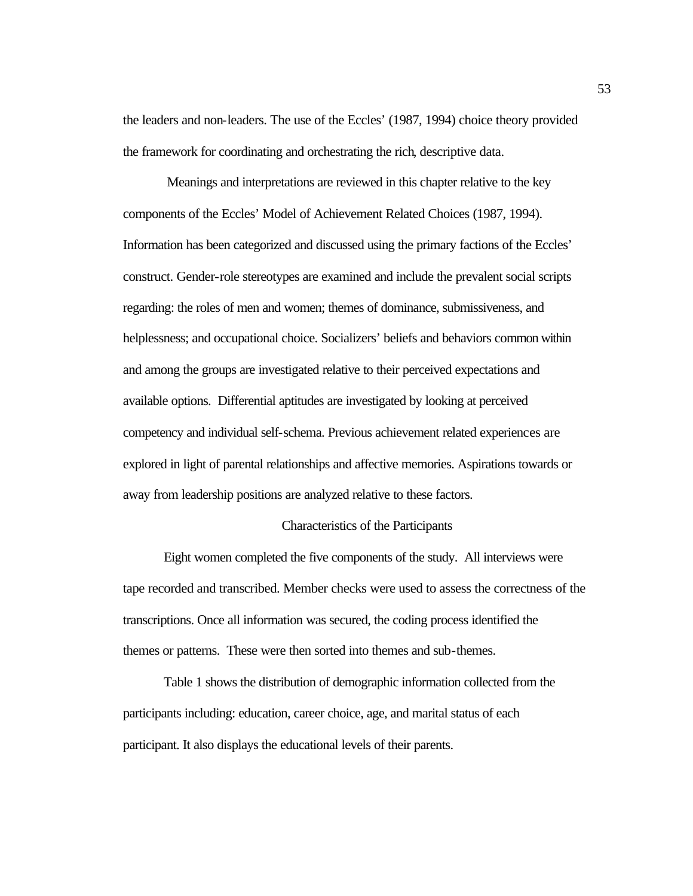the leaders and non-leaders. The use of the Eccles' (1987, 1994) choice theory provided the framework for coordinating and orchestrating the rich, descriptive data.

Meanings and interpretations are reviewed in this chapter relative to the key components of the Eccles' Model of Achievement Related Choices (1987, 1994). Information has been categorized and discussed using the primary factions of the Eccles' construct. Gender-role stereotypes are examined and include the prevalent social scripts regarding: the roles of men and women; themes of dominance, submissiveness, and helplessness; and occupational choice. Socializers' beliefs and behaviors common within and among the groups are investigated relative to their perceived expectations and available options. Differential aptitudes are investigated by looking at perceived competency and individual self-schema. Previous achievement related experiences are explored in light of parental relationships and affective memories. Aspirations towards or away from leadership positions are analyzed relative to these factors.

## Characteristics of the Participants

Eight women completed the five components of the study. All interviews were tape recorded and transcribed. Member checks were used to assess the correctness of the transcriptions. Once all information was secured, the coding process identified the themes or patterns. These were then sorted into themes and sub-themes.

Table 1 shows the distribution of demographic information collected from the participants including: education, career choice, age, and marital status of each participant. It also displays the educational levels of their parents.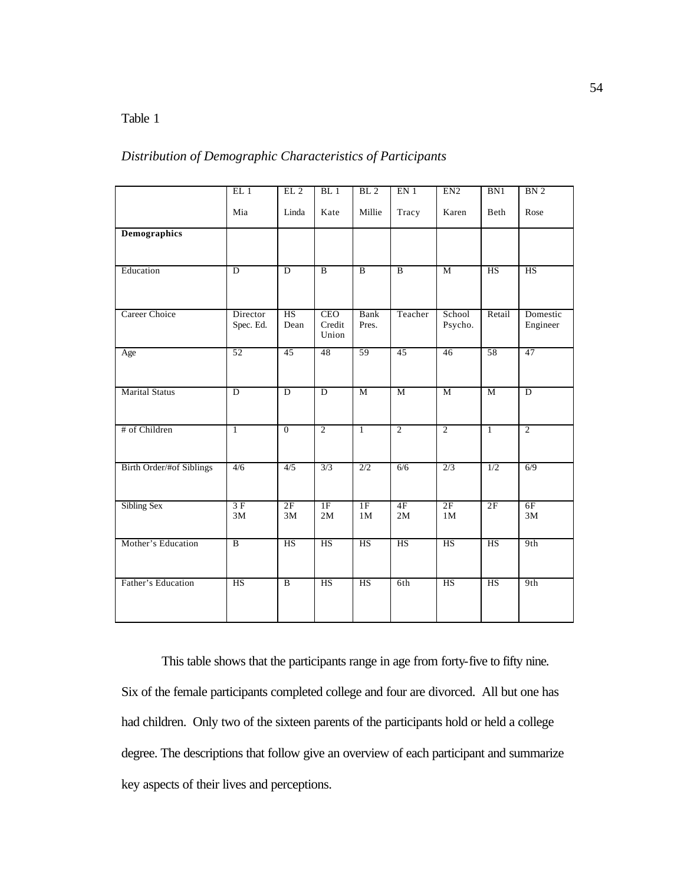Table 1

*Distribution of Demographic Characteristics of Participants*

| | EL 1<br>Mia | EL 2<br>Linda | BL 1<br>Kate | BL 2<br>Millie | EN 1<br>Tracy | EN2<br>Karen | BN1<br>Beth | BN 2<br>Rose |
|---|---|---|---|---|---|---|---|---|
| **Demographics** | | | | | | | | |
| Education | D | D | B | B | B | M | HS | HS |
| Career Choice | Director Spec. Ed. | HS Dean | CEO Credit Union | Bank Pres. | Teacher | School Psycho. | Retail | Domestic Engineer |
| Age | 52 | 45 | 48 | 59 | 45 | 46 | 58 | 47 |
| Marital Status | D | D | D | M | M | M | M | D |
| # of Children | 1 | 0 | 2 | 1 | 2 | 2 | 1 | 2 |
| Birth Order/#of Siblings | 4/6 | 4/5 | 3/3 | 2/2 | 6/6 | 2/3 | 1/2 | 6/9 |
| Sibling Sex | 3 F<br>3M | 2F<br>3M | 1F<br>2M | 1F<br>1M | 4F<br>2M | 2F<br>1M | 2F | 6F<br>3M |
| Mother's Education | B | HS | HS | HS | HS | HS | HS | 9th |
| Father's Education | HS | B | HS | HS | 6th | HS | HS | 9th |

This table shows that the participants range in age from forty-five to fifty nine. Six of the female participants completed college and four are divorced. All but one has had children. Only two of the sixteen parents of the participants hold or held a college degree. The descriptions that follow give an overview of each participant and summarize key aspects of their lives and perceptions.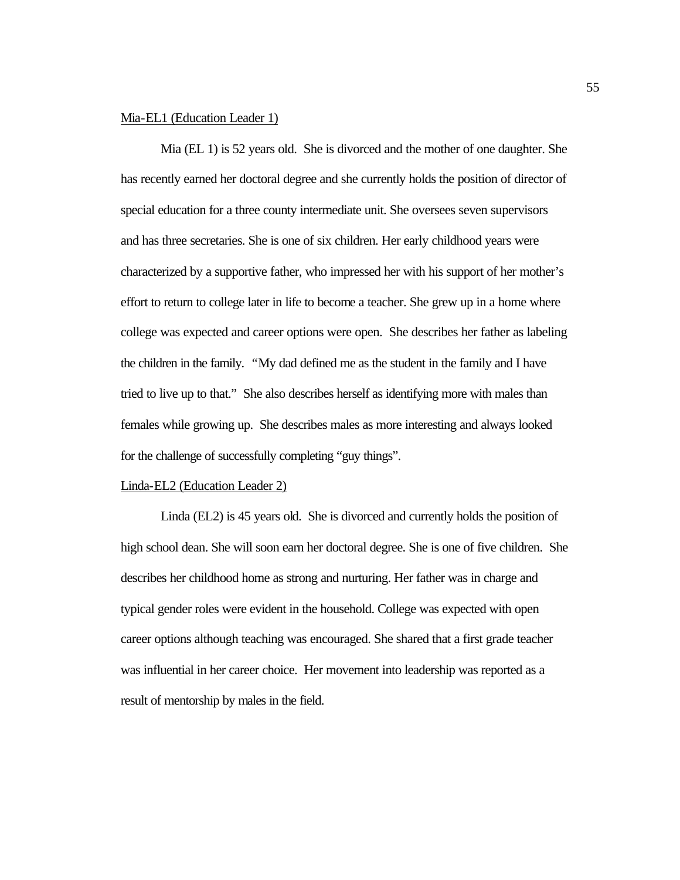Mia-EL1 (Education Leader 1)

Mia (EL 1) is 52 years old. She is divorced and the mother of one daughter. She has recently earned her doctoral degree and she currently holds the position of director of special education for a three county intermediate unit. She oversees seven supervisors and has three secretaries. She is one of six children. Her early childhood years were characterized by a supportive father, who impressed her with his support of her mother's effort to return to college later in life to become a teacher. She grew up in a home where college was expected and career options were open. She describes her father as labeling the children in the family. "My dad defined me as the student in the family and I have tried to live up to that." She also describes herself as identifying more with males than females while growing up. She describes males as more interesting and always looked for the challenge of successfully completing "guy things".

Linda-EL2 (Education Leader 2)

Linda (EL2) is 45 years old. She is divorced and currently holds the position of high school dean. She will soon earn her doctoral degree. She is one of five children. She describes her childhood home as strong and nurturing. Her father was in charge and typical gender roles were evident in the household. College was expected with open career options although teaching was encouraged. She shared that a first grade teacher was influential in her career choice. Her movement into leadership was reported as a result of mentorship by males in the field.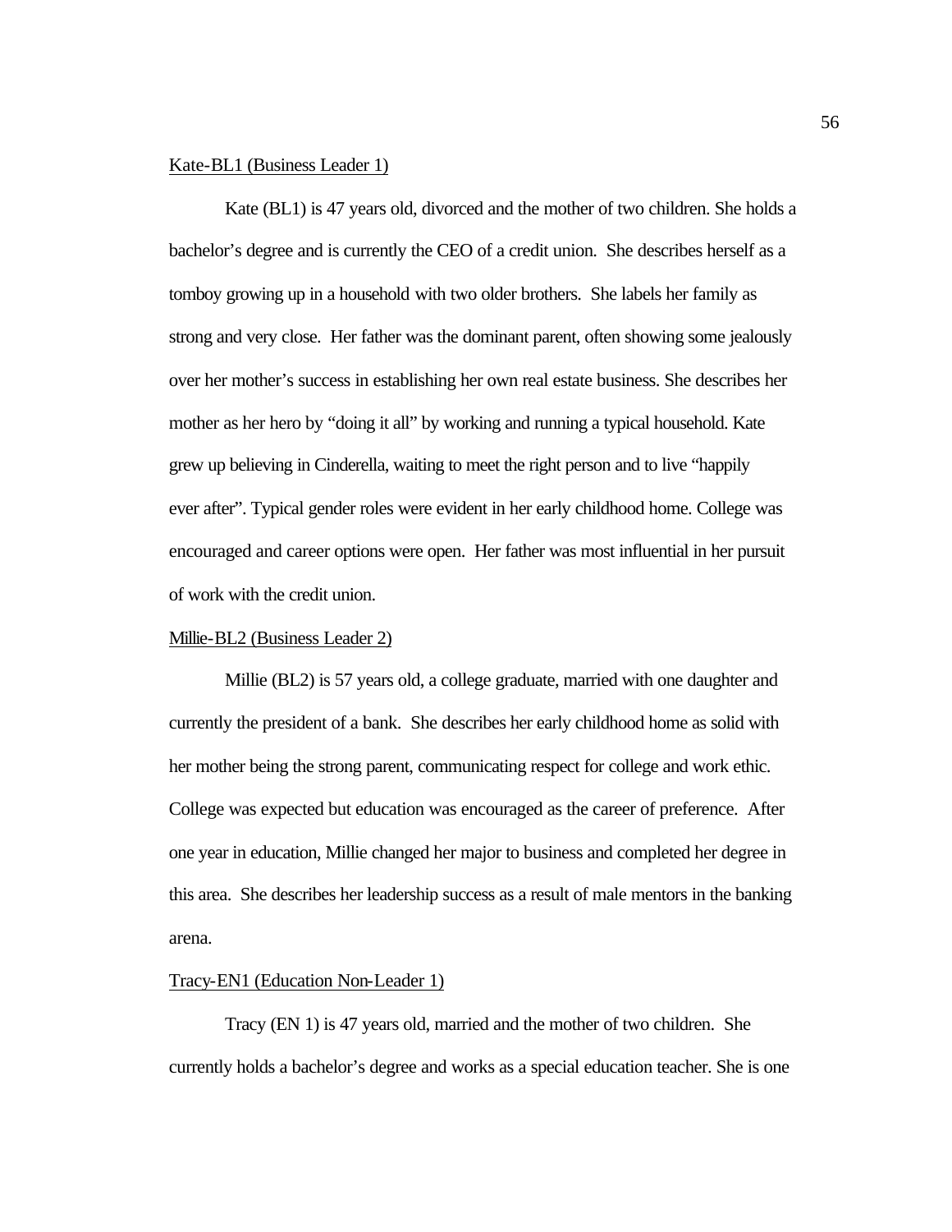Kate-BL1 (Business Leader 1)

Kate (BL1) is 47 years old, divorced and the mother of two children. She holds a bachelor's degree and is currently the CEO of a credit union. She describes herself as a tomboy growing up in a household with two older brothers. She labels her family as strong and very close. Her father was the dominant parent, often showing some jealously over her mother's success in establishing her own real estate business. She describes her mother as her hero by "doing it all" by working and running a typical household. Kate grew up believing in Cinderella, waiting to meet the right person and to live "happily ever after". Typical gender roles were evident in her early childhood home. College was encouraged and career options were open. Her father was most influential in her pursuit of work with the credit union.

Millie-BL2 (Business Leader 2)

Millie (BL2) is 57 years old, a college graduate, married with one daughter and currently the president of a bank. She describes her early childhood home as solid with her mother being the strong parent, communicating respect for college and work ethic. College was expected but education was encouraged as the career of preference. After one year in education, Millie changed her major to business and completed her degree in this area. She describes her leadership success as a result of male mentors in the banking arena.

Tracy-EN1 (Education Non-Leader 1)

Tracy (EN 1) is 47 years old, married and the mother of two children. She currently holds a bachelor's degree and works as a special education teacher. She is one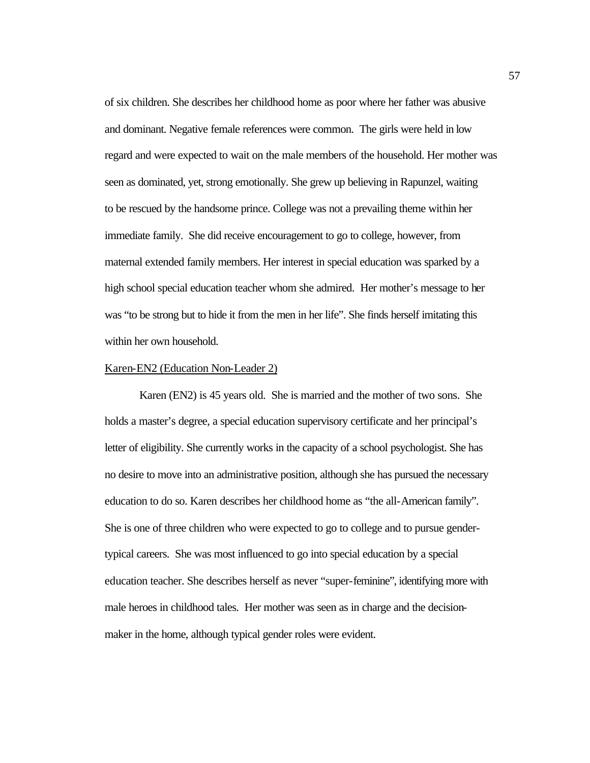of six children. She describes her childhood home as poor where her father was abusive and dominant. Negative female references were common. The girls were held in low regard and were expected to wait on the male members of the household. Her mother was seen as dominated, yet, strong emotionally. She grew up believing in Rapunzel, waiting to be rescued by the handsome prince. College was not a prevailing theme within her immediate family. She did receive encouragement to go to college, however, from maternal extended family members. Her interest in special education was sparked by a high school special education teacher whom she admired. Her mother's message to her was "to be strong but to hide it from the men in her life". She finds herself imitating this within her own household.

<u>Karen-EN2 (Education Non-Leader 2)</u>

Karen (EN2) is 45 years old. She is married and the mother of two sons. She holds a master's degree, a special education supervisory certificate and her principal's letter of eligibility. She currently works in the capacity of a school psychologist. She has no desire to move into an administrative position, although she has pursued the necessary education to do so. Karen describes her childhood home as "the all-American family". She is one of three children who were expected to go to college and to pursue gender-typical careers. She was most influenced to go into special education by a special education teacher. She describes herself as never "super-feminine", identifying more with male heroes in childhood tales. Her mother was seen as in charge and the decision-maker in the home, although typical gender roles were evident.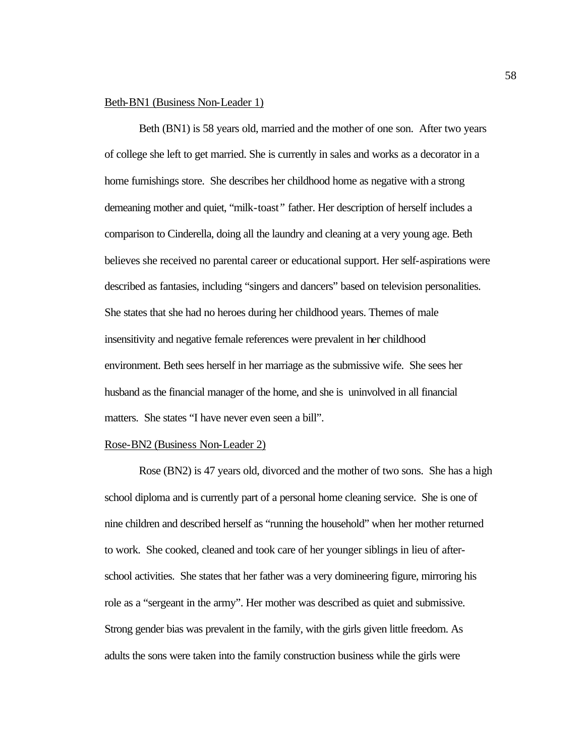Beth-BN1 (Business Non-Leader 1)

Beth (BN1) is 58 years old, married and the mother of one son. After two years of college she left to get married. She is currently in sales and works as a decorator in a home furnishings store. She describes her childhood home as negative with a strong demeaning mother and quiet, "milk-toast" father. Her description of herself includes a comparison to Cinderella, doing all the laundry and cleaning at a very young age. Beth believes she received no parental career or educational support. Her self-aspirations were described as fantasies, including "singers and dancers" based on television personalities. She states that she had no heroes during her childhood years. Themes of male insensitivity and negative female references were prevalent in her childhood environment. Beth sees herself in her marriage as the submissive wife. She sees her husband as the financial manager of the home, and she is uninvolved in all financial matters. She states "I have never even seen a bill".

Rose-BN2 (Business Non-Leader 2)

Rose (BN2) is 47 years old, divorced and the mother of two sons. She has a high school diploma and is currently part of a personal home cleaning service. She is one of nine children and described herself as "running the household" when her mother returned to work. She cooked, cleaned and took care of her younger siblings in lieu of after-school activities. She states that her father was a very domineering figure, mirroring his role as a "sergeant in the army". Her mother was described as quiet and submissive. Strong gender bias was prevalent in the family, with the girls given little freedom. As adults the sons were taken into the family construction business while the girls were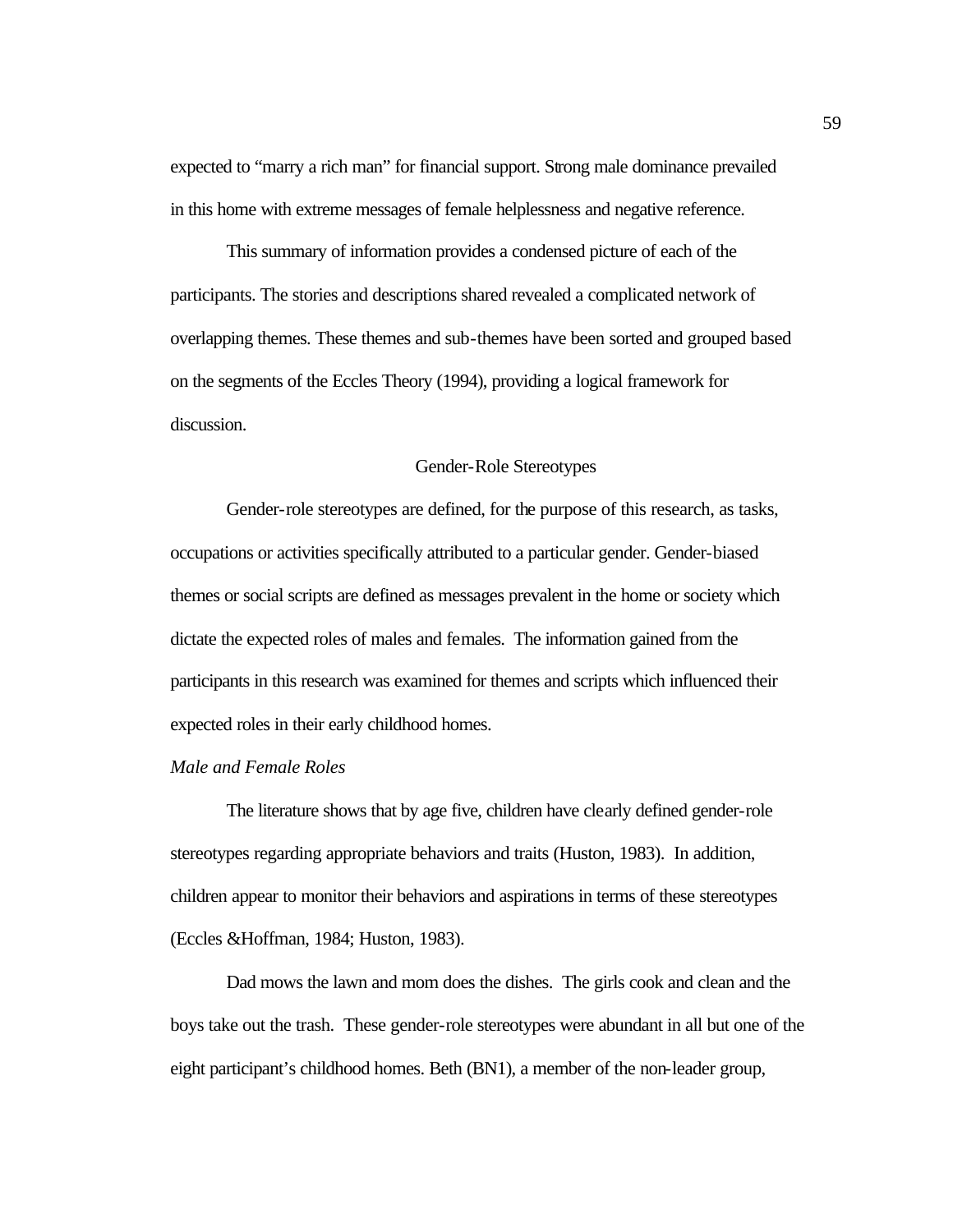expected to "marry a rich man" for financial support. Strong male dominance prevailed in this home with extreme messages of female helplessness and negative reference.

This summary of information provides a condensed picture of each of the participants. The stories and descriptions shared revealed a complicated network of overlapping themes. These themes and sub-themes have been sorted and grouped based on the segments of the Eccles Theory (1994), providing a logical framework for discussion.

## Gender-Role Stereotypes

Gender-role stereotypes are defined, for the purpose of this research, as tasks, occupations or activities specifically attributed to a particular gender. Gender-biased themes or social scripts are defined as messages prevalent in the home or society which dictate the expected roles of males and females. The information gained from the participants in this research was examined for themes and scripts which influenced their expected roles in their early childhood homes.

### *Male and Female Roles*

The literature shows that by age five, children have clearly defined gender-role stereotypes regarding appropriate behaviors and traits (Huston, 1983). In addition, children appear to monitor their behaviors and aspirations in terms of these stereotypes (Eccles &Hoffman, 1984; Huston, 1983).

Dad mows the lawn and mom does the dishes. The girls cook and clean and the boys take out the trash. These gender-role stereotypes were abundant in all but one of the eight participant's childhood homes. Beth (BN1), a member of the non-leader group,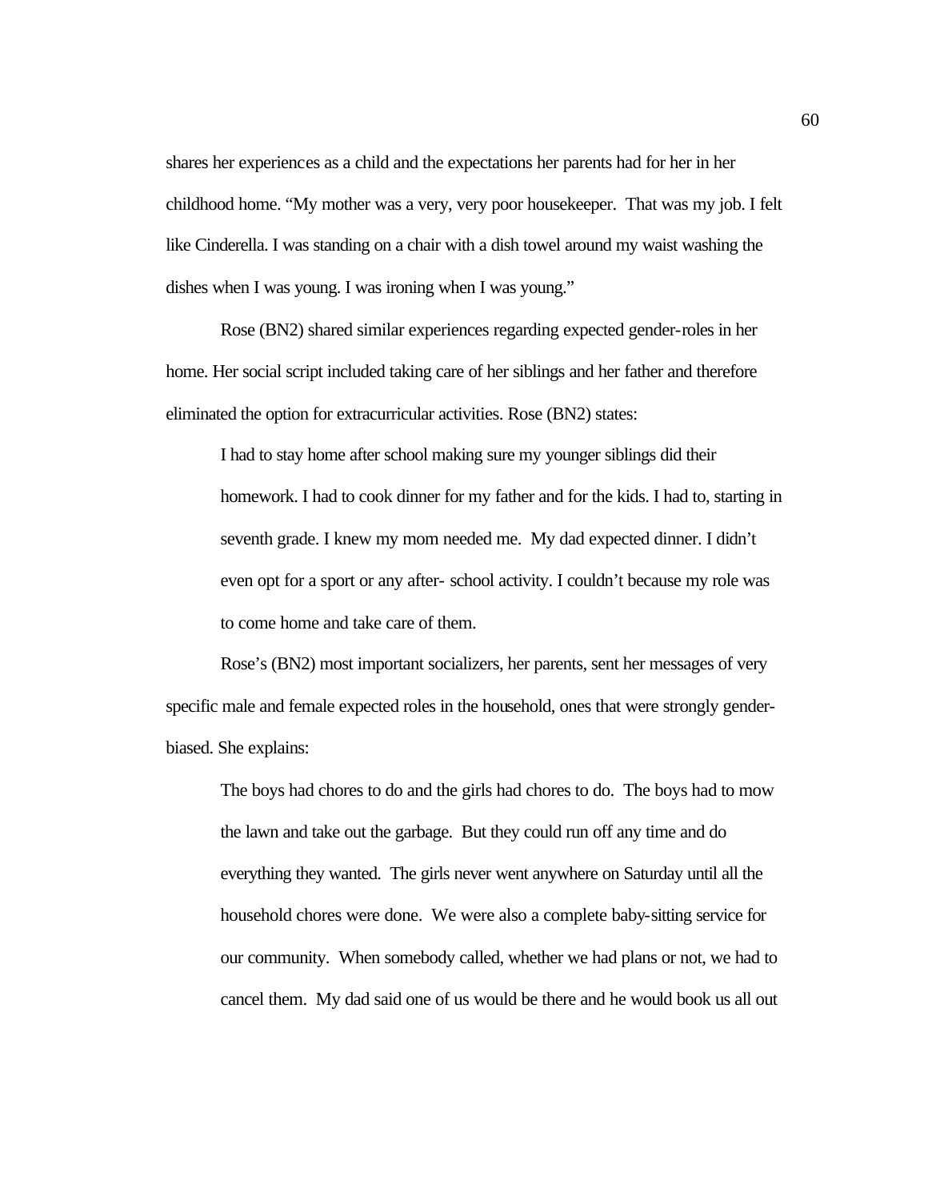shares her experiences as a child and the expectations her parents had for her in her childhood home. "My mother was a very, very poor housekeeper. That was my job. I felt like Cinderella. I was standing on a chair with a dish towel around my waist washing the dishes when I was young. I was ironing when I was young."

Rose (BN2) shared similar experiences regarding expected gender-roles in her home. Her social script included taking care of her siblings and her father and therefore eliminated the option for extracurricular activities. Rose (BN2) states:

> I had to stay home after school making sure my younger siblings did their homework. I had to cook dinner for my father and for the kids. I had to, starting in seventh grade. I knew my mom needed me. My dad expected dinner. I didn't even opt for a sport or any after- school activity. I couldn't because my role was to come home and take care of them.

Rose's (BN2) most important socializers, her parents, sent her messages of very specific male and female expected roles in the household, ones that were strongly gender-biased. She explains:

> The boys had chores to do and the girls had chores to do. The boys had to mow the lawn and take out the garbage. But they could run off any time and do everything they wanted. The girls never went anywhere on Saturday until all the household chores were done. We were also a complete baby-sitting service for our community. When somebody called, whether we had plans or not, we had to cancel them. My dad said one of us would be there and he would book us all out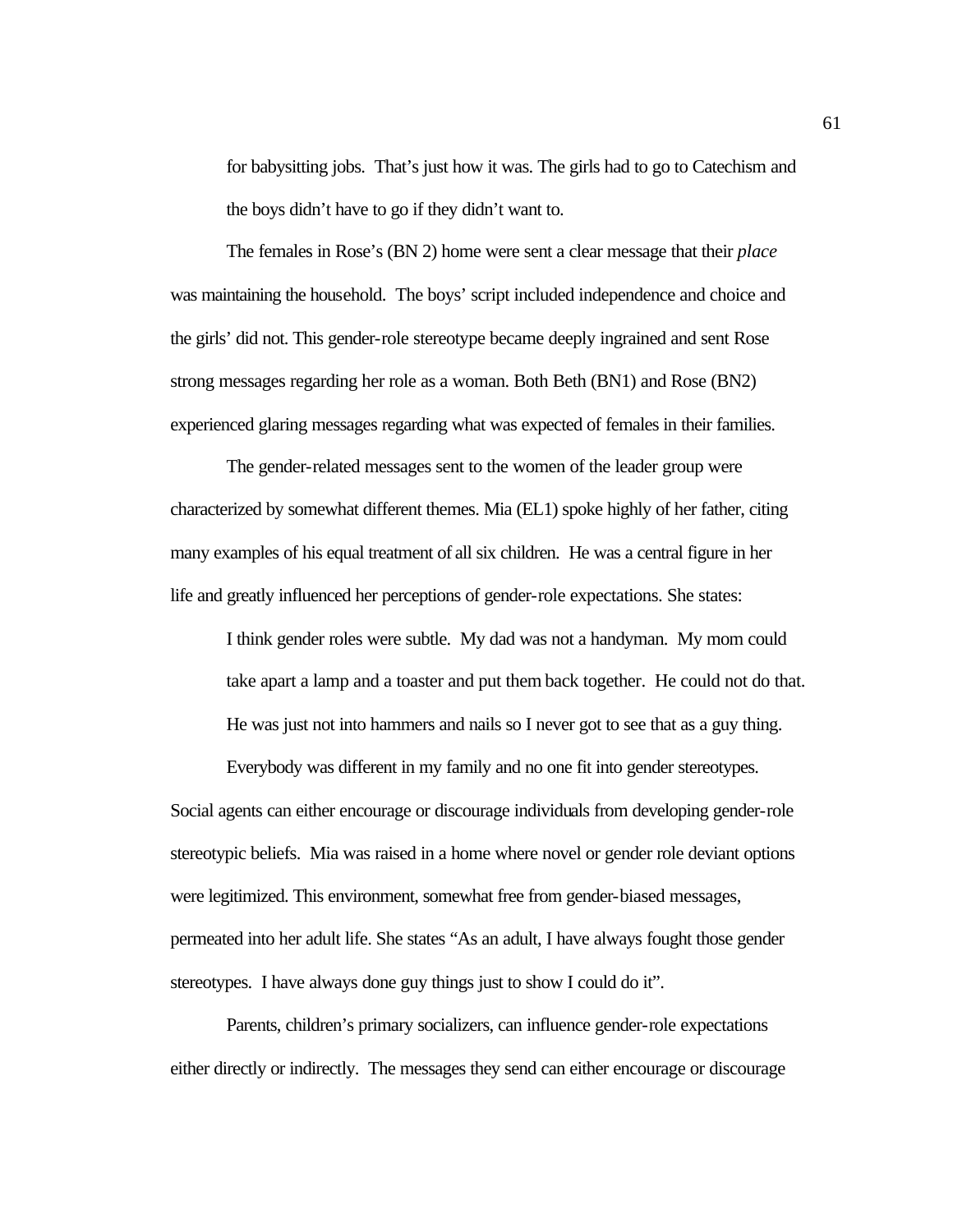> for babysitting jobs. That's just how it was. The girls had to go to Catechism and the boys didn't have to go if they didn't want to.

The females in Rose's (BN 2) home were sent a clear message that their *place* was maintaining the household. The boys' script included independence and choice and the girls' did not. This gender-role stereotype became deeply ingrained and sent Rose strong messages regarding her role as a woman. Both Beth (BN1) and Rose (BN2) experienced glaring messages regarding what was expected of females in their families.

The gender-related messages sent to the women of the leader group were characterized by somewhat different themes. Mia (EL1) spoke highly of her father, citing many examples of his equal treatment of all six children. He was a central figure in her life and greatly influenced her perceptions of gender-role expectations. She states:

> I think gender roles were subtle. My dad was not a handyman. My mom could take apart a lamp and a toaster and put them back together. He could not do that. He was just not into hammers and nails so I never got to see that as a guy thing.
>
> Everybody was different in my family and no one fit into gender stereotypes.

Social agents can either encourage or discourage individuals from developing gender-role stereotypic beliefs. Mia was raised in a home where novel or gender role deviant options were legitimized. This environment, somewhat free from gender-biased messages, permeated into her adult life. She states "As an adult, I have always fought those gender stereotypes. I have always done guy things just to show I could do it".

Parents, children's primary socializers, can influence gender-role expectations either directly or indirectly. The messages they send can either encourage or discourage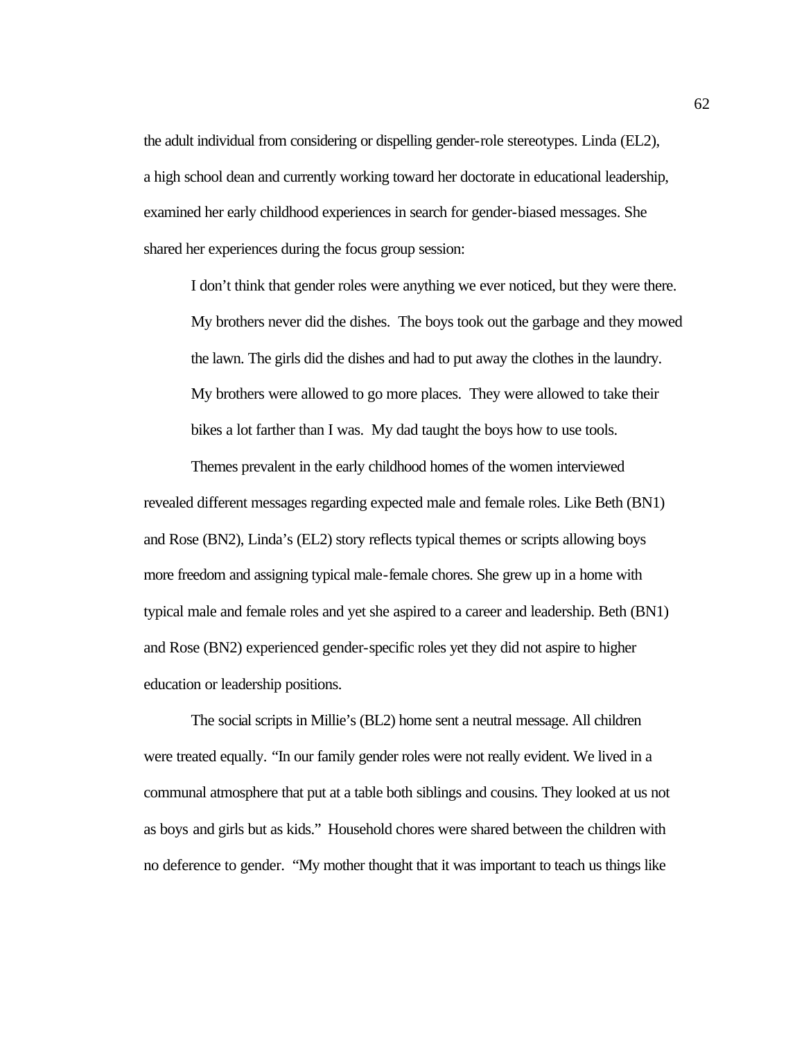the adult individual from considering or dispelling gender-role stereotypes. Linda (EL2), a high school dean and currently working toward her doctorate in educational leadership, examined her early childhood experiences in search for gender-biased messages. She shared her experiences during the focus group session:

> I don't think that gender roles were anything we ever noticed, but they were there. My brothers never did the dishes. The boys took out the garbage and they mowed the lawn. The girls did the dishes and had to put away the clothes in the laundry. My brothers were allowed to go more places. They were allowed to take their bikes a lot farther than I was. My dad taught the boys how to use tools.

Themes prevalent in the early childhood homes of the women interviewed revealed different messages regarding expected male and female roles. Like Beth (BN1) and Rose (BN2), Linda's (EL2) story reflects typical themes or scripts allowing boys more freedom and assigning typical male-female chores. She grew up in a home with typical male and female roles and yet she aspired to a career and leadership. Beth (BN1) and Rose (BN2) experienced gender-specific roles yet they did not aspire to higher education or leadership positions.

The social scripts in Millie's (BL2) home sent a neutral message. All children were treated equally. "In our family gender roles were not really evident. We lived in a communal atmosphere that put at a table both siblings and cousins. They looked at us not as boys and girls but as kids." Household chores were shared between the children with no deference to gender. "My mother thought that it was important to teach us things like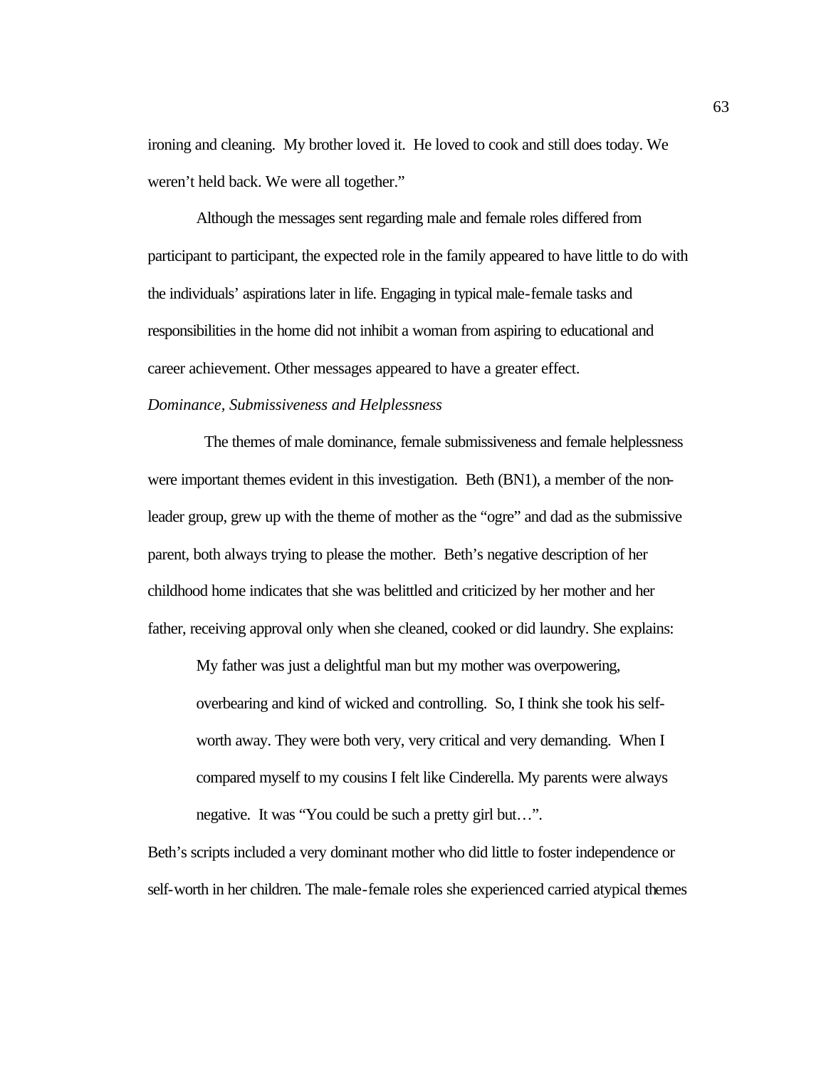ironing and cleaning. My brother loved it. He loved to cook and still does today. We weren't held back. We were all together."

Although the messages sent regarding male and female roles differed from participant to participant, the expected role in the family appeared to have little to do with the individuals' aspirations later in life. Engaging in typical male-female tasks and responsibilities in the home did not inhibit a woman from aspiring to educational and career achievement. Other messages appeared to have a greater effect.

*Dominance, Submissiveness and Helplessness*

The themes of male dominance, female submissiveness and female helplessness were important themes evident in this investigation. Beth (BN1), a member of the non-leader group, grew up with the theme of mother as the "ogre" and dad as the submissive parent, both always trying to please the mother. Beth's negative description of her childhood home indicates that she was belittled and criticized by her mother and her father, receiving approval only when she cleaned, cooked or did laundry. She explains:

> My father was just a delightful man but my mother was overpowering, overbearing and kind of wicked and controlling. So, I think she took his self-worth away. They were both very, very critical and very demanding. When I compared myself to my cousins I felt like Cinderella. My parents were always negative. It was "You could be such a pretty girl but…".

Beth's scripts included a very dominant mother who did little to foster independence or self-worth in her children. The male-female roles she experienced carried atypical themes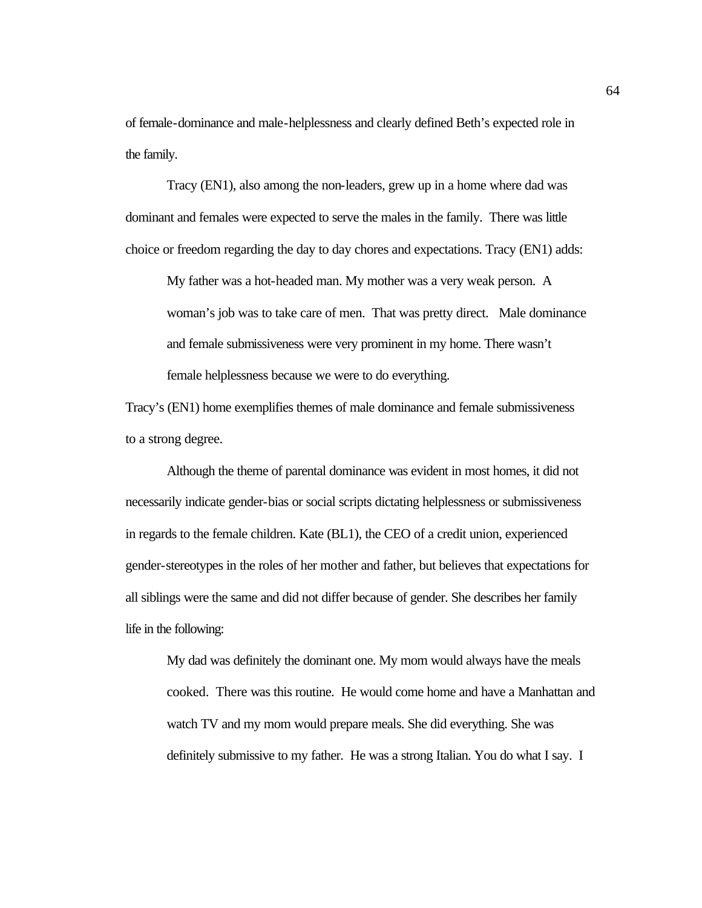of female-dominance and male-helplessness and clearly defined Beth's expected role in the family.

Tracy (EN1), also among the non-leaders, grew up in a home where dad was dominant and females were expected to serve the males in the family. There was little choice or freedom regarding the day to day chores and expectations. Tracy (EN1) adds:

> My father was a hot-headed man. My mother was a very weak person. A woman's job was to take care of men. That was pretty direct. Male dominance and female submissiveness were very prominent in my home. There wasn't female helplessness because we were to do everything.

Tracy's (EN1) home exemplifies themes of male dominance and female submissiveness to a strong degree.

Although the theme of parental dominance was evident in most homes, it did not necessarily indicate gender-bias or social scripts dictating helplessness or submissiveness in regards to the female children. Kate (BL1), the CEO of a credit union, experienced gender-stereotypes in the roles of her mother and father, but believes that expectations for all siblings were the same and did not differ because of gender. She describes her family life in the following:

> My dad was definitely the dominant one. My mom would always have the meals cooked. There was this routine. He would come home and have a Manhattan and watch TV and my mom would prepare meals. She did everything. She was definitely submissive to my father. He was a strong Italian. You do what I say. I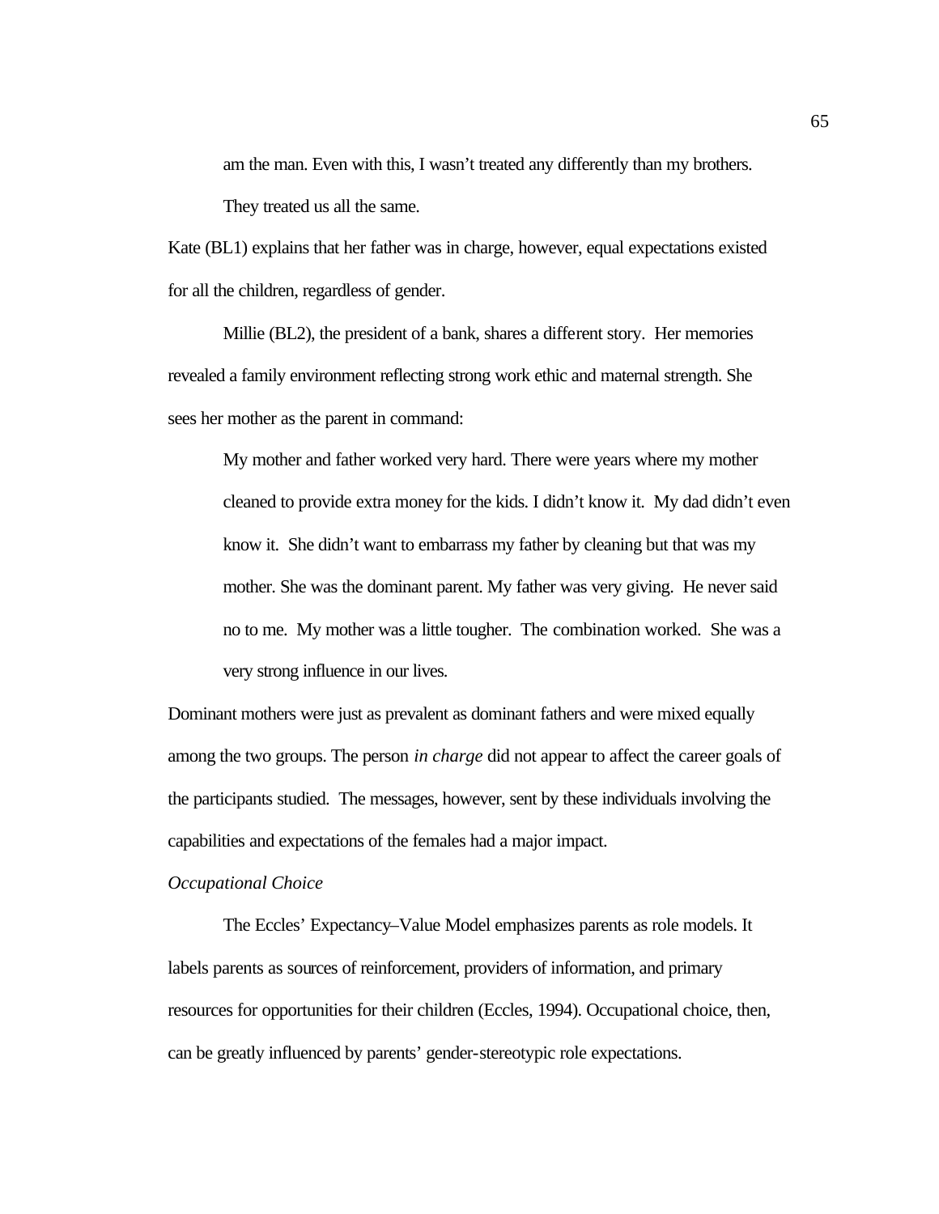> am the man. Even with this, I wasn't treated any differently than my brothers. They treated us all the same.

Kate (BL1) explains that her father was in charge, however, equal expectations existed for all the children, regardless of gender.

Millie (BL2), the president of a bank, shares a different story. Her memories revealed a family environment reflecting strong work ethic and maternal strength. She sees her mother as the parent in command:

> My mother and father worked very hard. There were years where my mother cleaned to provide extra money for the kids. I didn't know it. My dad didn't even know it. She didn't want to embarrass my father by cleaning but that was my mother. She was the dominant parent. My father was very giving. He never said no to me. My mother was a little tougher. The combination worked. She was a very strong influence in our lives.

Dominant mothers were just as prevalent as dominant fathers and were mixed equally among the two groups. The person *in charge* did not appear to affect the career goals of the participants studied. The messages, however, sent by these individuals involving the capabilities and expectations of the females had a major impact.

*Occupational Choice*

The Eccles' Expectancy–Value Model emphasizes parents as role models. It labels parents as sources of reinforcement, providers of information, and primary resources for opportunities for their children (Eccles, 1994). Occupational choice, then, can be greatly influenced by parents' gender-stereotypic role expectations.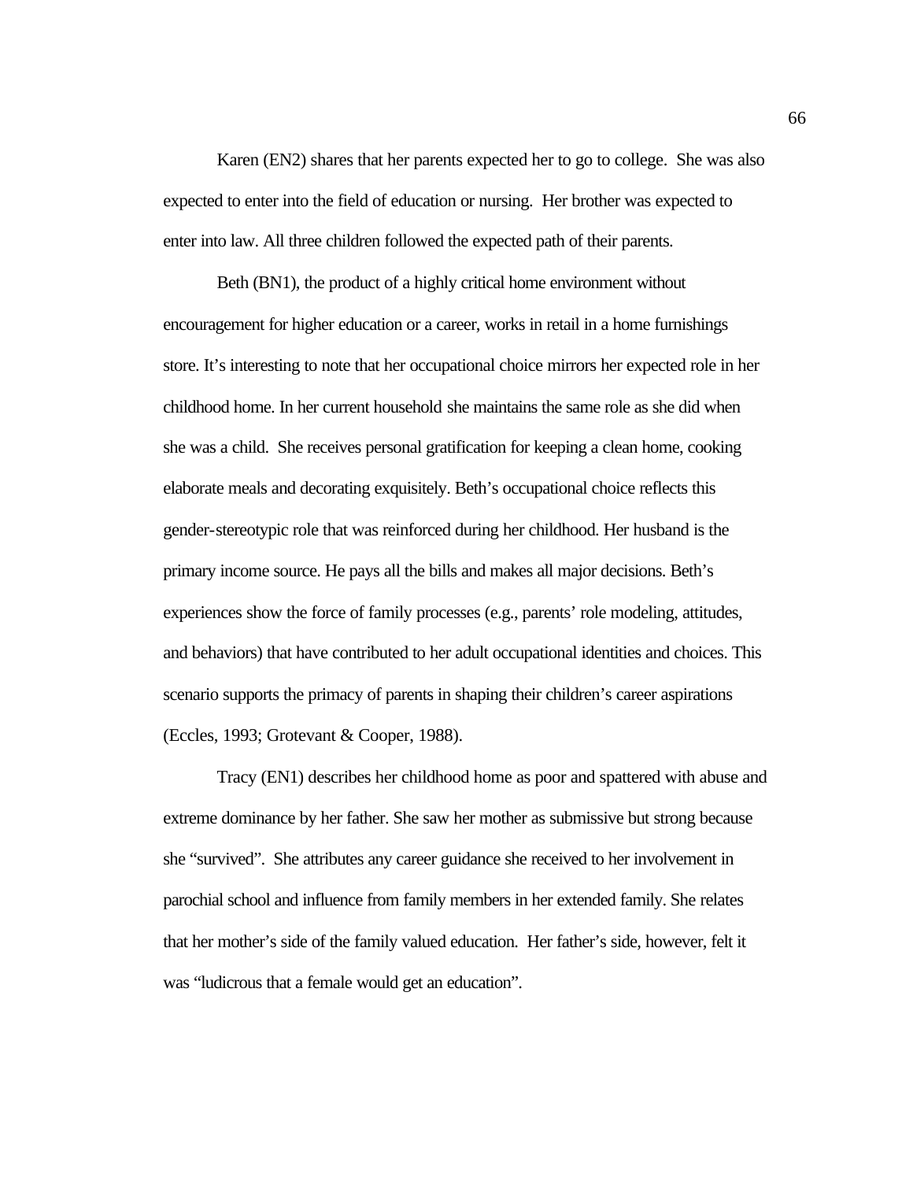Karen (EN2) shares that her parents expected her to go to college. She was also expected to enter into the field of education or nursing. Her brother was expected to enter into law. All three children followed the expected path of their parents.

Beth (BN1), the product of a highly critical home environment without encouragement for higher education or a career, works in retail in a home furnishings store. It's interesting to note that her occupational choice mirrors her expected role in her childhood home. In her current household she maintains the same role as she did when she was a child. She receives personal gratification for keeping a clean home, cooking elaborate meals and decorating exquisitely. Beth's occupational choice reflects this gender-stereotypic role that was reinforced during her childhood. Her husband is the primary income source. He pays all the bills and makes all major decisions. Beth's experiences show the force of family processes (e.g., parents' role modeling, attitudes, and behaviors) that have contributed to her adult occupational identities and choices. This scenario supports the primacy of parents in shaping their children's career aspirations (Eccles, 1993; Grotevant & Cooper, 1988).

Tracy (EN1) describes her childhood home as poor and spattered with abuse and extreme dominance by her father. She saw her mother as submissive but strong because she "survived". She attributes any career guidance she received to her involvement in parochial school and influence from family members in her extended family. She relates that her mother's side of the family valued education. Her father's side, however, felt it was "ludicrous that a female would get an education".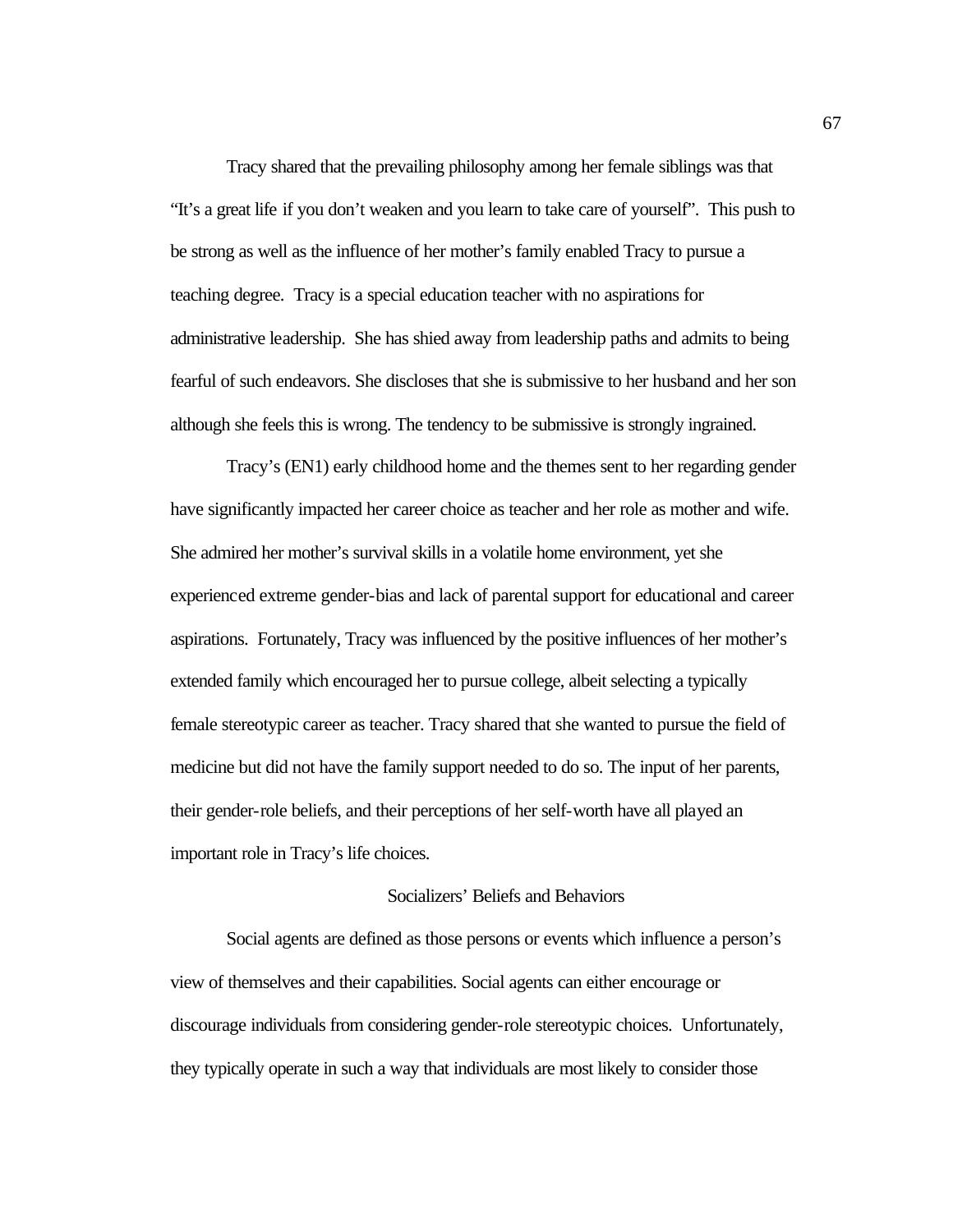Tracy shared that the prevailing philosophy among her female siblings was that "It's a great life if you don't weaken and you learn to take care of yourself". This push to be strong as well as the influence of her mother's family enabled Tracy to pursue a teaching degree. Tracy is a special education teacher with no aspirations for administrative leadership. She has shied away from leadership paths and admits to being fearful of such endeavors. She discloses that she is submissive to her husband and her son although she feels this is wrong. The tendency to be submissive is strongly ingrained.

Tracy's (EN1) early childhood home and the themes sent to her regarding gender have significantly impacted her career choice as teacher and her role as mother and wife. She admired her mother's survival skills in a volatile home environment, yet she experienced extreme gender-bias and lack of parental support for educational and career aspirations. Fortunately, Tracy was influenced by the positive influences of her mother's extended family which encouraged her to pursue college, albeit selecting a typically female stereotypic career as teacher. Tracy shared that she wanted to pursue the field of medicine but did not have the family support needed to do so. The input of her parents, their gender-role beliefs, and their perceptions of her self-worth have all played an important role in Tracy's life choices.

## Socializers' Beliefs and Behaviors

Social agents are defined as those persons or events which influence a person's view of themselves and their capabilities. Social agents can either encourage or discourage individuals from considering gender-role stereotypic choices. Unfortunately, they typically operate in such a way that individuals are most likely to consider those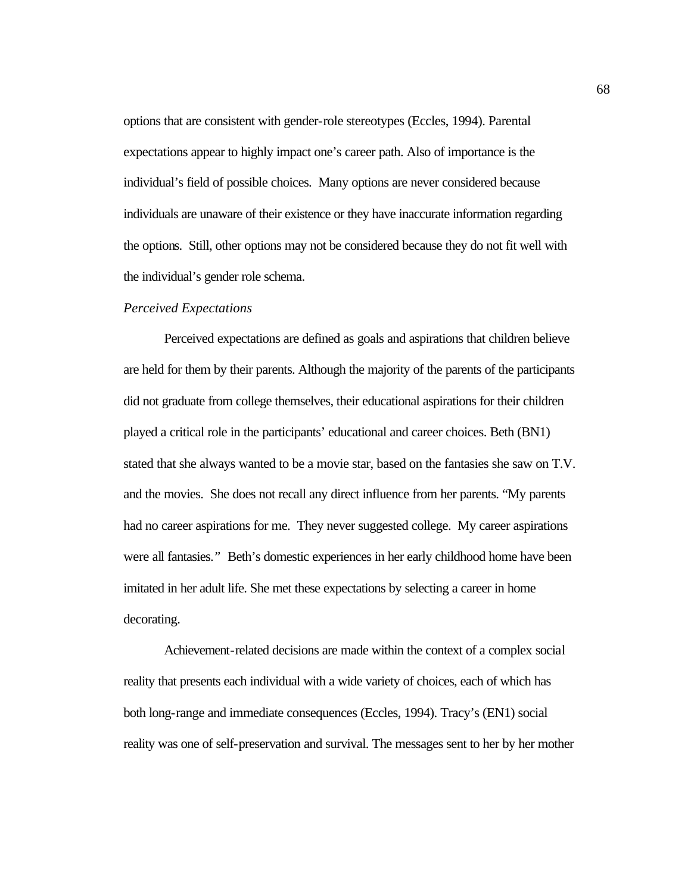options that are consistent with gender-role stereotypes (Eccles, 1994). Parental expectations appear to highly impact one's career path. Also of importance is the individual's field of possible choices. Many options are never considered because individuals are unaware of their existence or they have inaccurate information regarding the options. Still, other options may not be considered because they do not fit well with the individual's gender role schema.

*Perceived Expectations*

Perceived expectations are defined as goals and aspirations that children believe are held for them by their parents. Although the majority of the parents of the participants did not graduate from college themselves, their educational aspirations for their children played a critical role in the participants' educational and career choices. Beth (BN1) stated that she always wanted to be a movie star, based on the fantasies she saw on T.V. and the movies. She does not recall any direct influence from her parents. "My parents had no career aspirations for me. They never suggested college. My career aspirations were all fantasies." Beth's domestic experiences in her early childhood home have been imitated in her adult life. She met these expectations by selecting a career in home decorating.

Achievement-related decisions are made within the context of a complex social reality that presents each individual with a wide variety of choices, each of which has both long-range and immediate consequences (Eccles, 1994). Tracy's (EN1) social reality was one of self-preservation and survival. The messages sent to her by her mother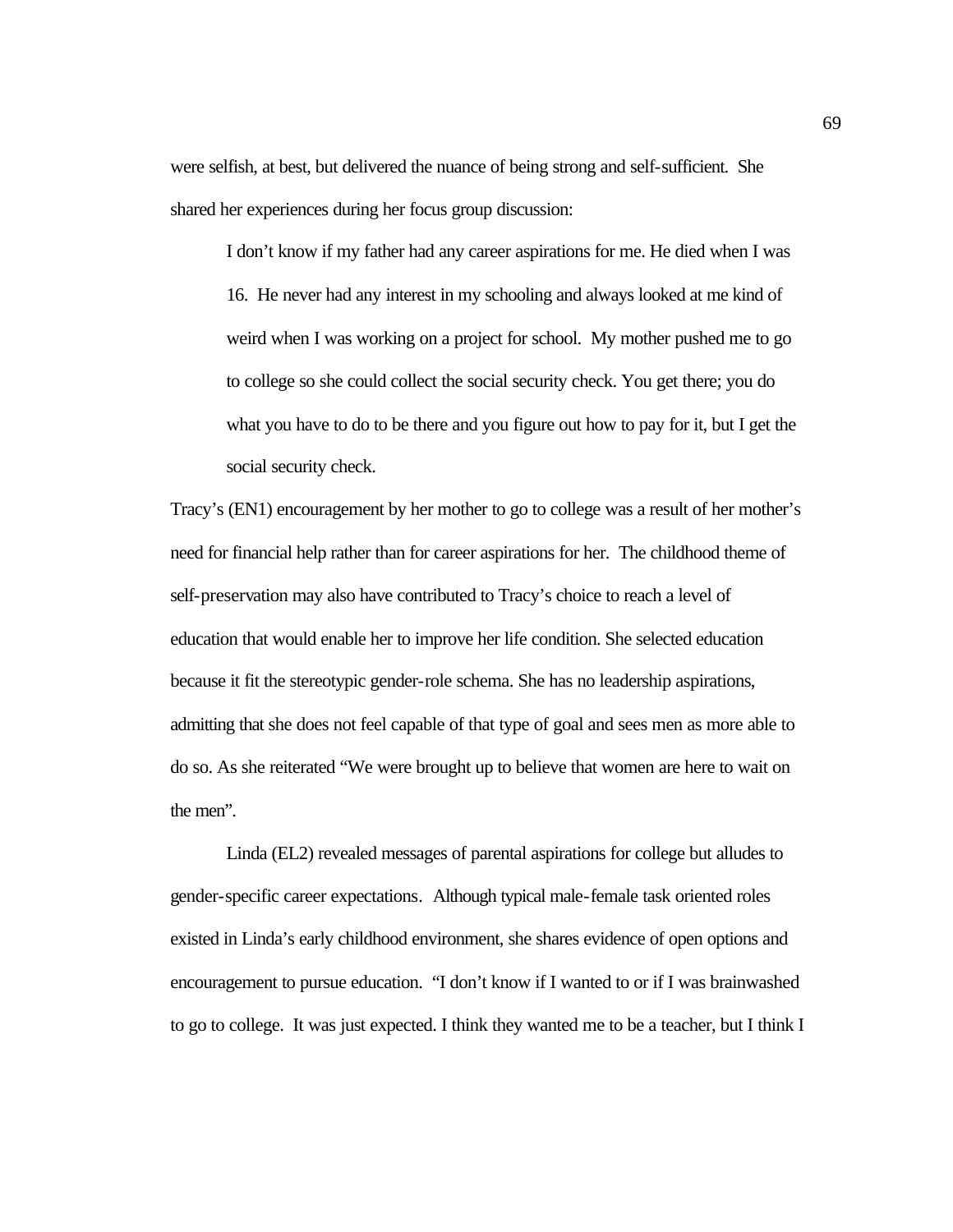were selfish, at best, but delivered the nuance of being strong and self-sufficient. She shared her experiences during her focus group discussion:

> I don't know if my father had any career aspirations for me. He died when I was 16. He never had any interest in my schooling and always looked at me kind of weird when I was working on a project for school. My mother pushed me to go to college so she could collect the social security check. You get there; you do what you have to do to be there and you figure out how to pay for it, but I get the social security check.

Tracy's (EN1) encouragement by her mother to go to college was a result of her mother's need for financial help rather than for career aspirations for her. The childhood theme of self-preservation may also have contributed to Tracy's choice to reach a level of education that would enable her to improve her life condition. She selected education because it fit the stereotypic gender-role schema. She has no leadership aspirations, admitting that she does not feel capable of that type of goal and sees men as more able to do so. As she reiterated "We were brought up to believe that women are here to wait on the men".

Linda (EL2) revealed messages of parental aspirations for college but alludes to gender-specific career expectations. Although typical male-female task oriented roles existed in Linda's early childhood environment, she shares evidence of open options and encouragement to pursue education. "I don't know if I wanted to or if I was brainwashed to go to college. It was just expected. I think they wanted me to be a teacher, but I think I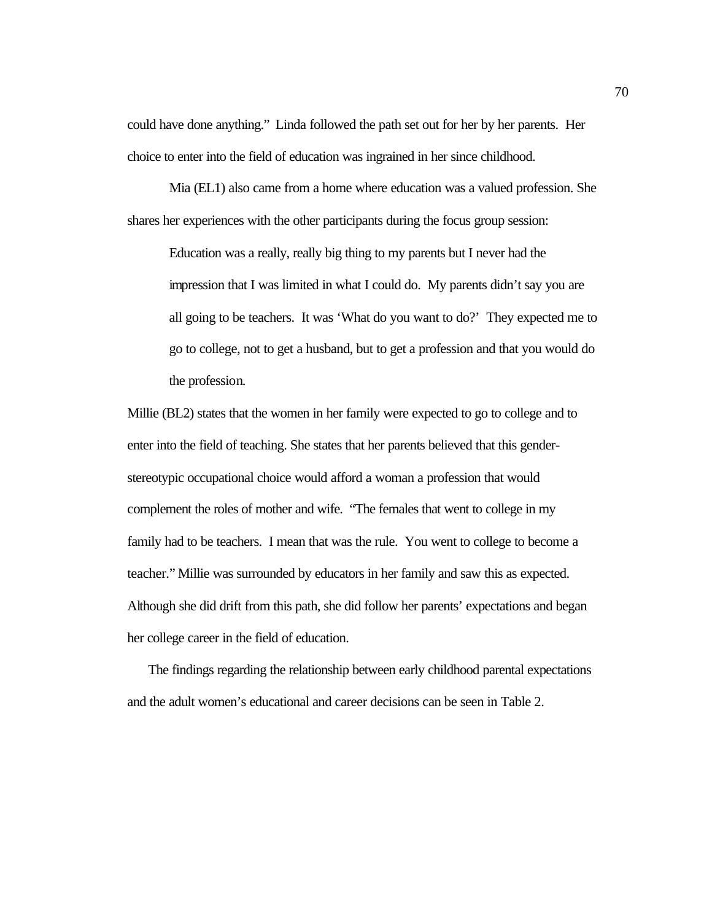could have done anything." Linda followed the path set out for her by her parents. Her choice to enter into the field of education was ingrained in her since childhood.

Mia (EL1) also came from a home where education was a valued profession. She shares her experiences with the other participants during the focus group session:

> Education was a really, really big thing to my parents but I never had the impression that I was limited in what I could do. My parents didn't say you are all going to be teachers. It was 'What do you want to do?' They expected me to go to college, not to get a husband, but to get a profession and that you would do the profession.

Millie (BL2) states that the women in her family were expected to go to college and to enter into the field of teaching. She states that her parents believed that this gender-stereotypic occupational choice would afford a woman a profession that would complement the roles of mother and wife. "The females that went to college in my family had to be teachers. I mean that was the rule. You went to college to become a teacher." Millie was surrounded by educators in her family and saw this as expected. Although she did drift from this path, she did follow her parents' expectations and began her college career in the field of education.

The findings regarding the relationship between early childhood parental expectations and the adult women's educational and career decisions can be seen in Table 2.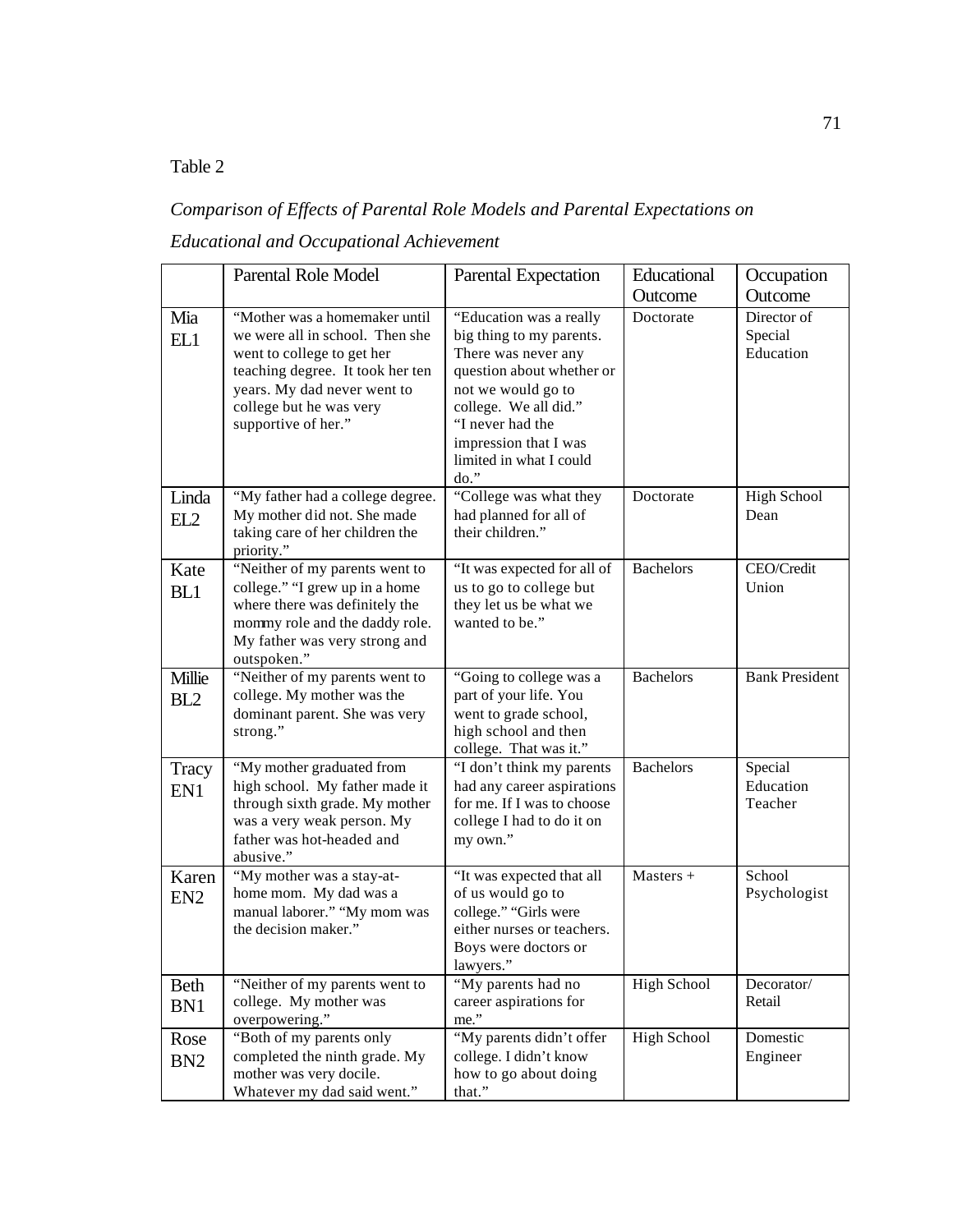Table 2

*Comparison of Effects of Parental Role Models and Parental Expectations on Educational and Occupational Achievement*

| | Parental Role Model | Parental Expectation | Educational Outcome | Occupation Outcome |
|---|---|---|---|---|
| Mia EL1 | "Mother was a homemaker until we were all in school. Then she went to college to get her teaching degree. It took her ten years. My dad never went to college but he was very supportive of her." | "Education was a really big thing to my parents. There was never any question about whether or not we would go to college. We all did." "I never had the impression that I was limited in what I could do." | Doctorate | Director of Special Education |
| Linda EL2 | "My father had a college degree. My mother did not. She made taking care of her children the priority." | "College was what they had planned for all of their children." | Doctorate | High School Dean |
| Kate BL1 | "Neither of my parents went to college." "I grew up in a home where there was definitely the mommy role and the daddy role. My father was very strong and outspoken." | "It was expected for all of us to go to college but they let us be what we wanted to be." | Bachelors | CEO/Credit Union |
| Millie BL2 | "Neither of my parents went to college. My mother was the dominant parent. She was very strong." | "Going to college was a part of your life. You went to grade school, high school and then college. That was it." | Bachelors | Bank President |
| Tracy EN1 | "My mother graduated from high school. My father made it through sixth grade. My mother was a very weak person. My father was hot-headed and abusive." | "I don't think my parents had any career aspirations for me. If I was to choose college I had to do it on my own." | Bachelors | Special Education Teacher |
| Karen EN2 | "My mother was a stay-at-home mom. My dad was a manual laborer." "My mom was the decision maker." | "It was expected that all of us would go to college." "Girls were either nurses or teachers. Boys were doctors or lawyers." | Masters + | School Psychologist |
| Beth BN1 | "Neither of my parents went to college. My mother was overpowering." | "My parents had no career aspirations for me." | High School | Decorator/ Retail |
| Rose BN2 | "Both of my parents only completed the ninth grade. My mother was very docile. Whatever my dad said went." | "My parents didn't offer college. I didn't know how to go about doing that." | High School | Domestic Engineer |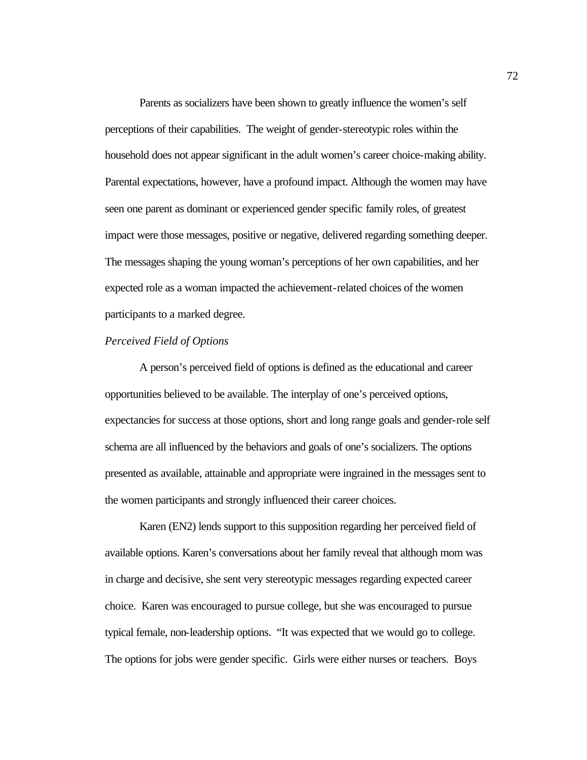Parents as socializers have been shown to greatly influence the women's self perceptions of their capabilities. The weight of gender-stereotypic roles within the household does not appear significant in the adult women's career choice-making ability. Parental expectations, however, have a profound impact. Although the women may have seen one parent as dominant or experienced gender specific family roles, of greatest impact were those messages, positive or negative, delivered regarding something deeper. The messages shaping the young woman's perceptions of her own capabilities, and her expected role as a woman impacted the achievement-related choices of the women participants to a marked degree.

*Perceived Field of Options*

A person's perceived field of options is defined as the educational and career opportunities believed to be available. The interplay of one's perceived options, expectancies for success at those options, short and long range goals and gender-role self schema are all influenced by the behaviors and goals of one's socializers. The options presented as available, attainable and appropriate were ingrained in the messages sent to the women participants and strongly influenced their career choices.

Karen (EN2) lends support to this supposition regarding her perceived field of available options. Karen's conversations about her family reveal that although mom was in charge and decisive, she sent very stereotypic messages regarding expected career choice. Karen was encouraged to pursue college, but she was encouraged to pursue typical female, non-leadership options. "It was expected that we would go to college. The options for jobs were gender specific. Girls were either nurses or teachers. Boys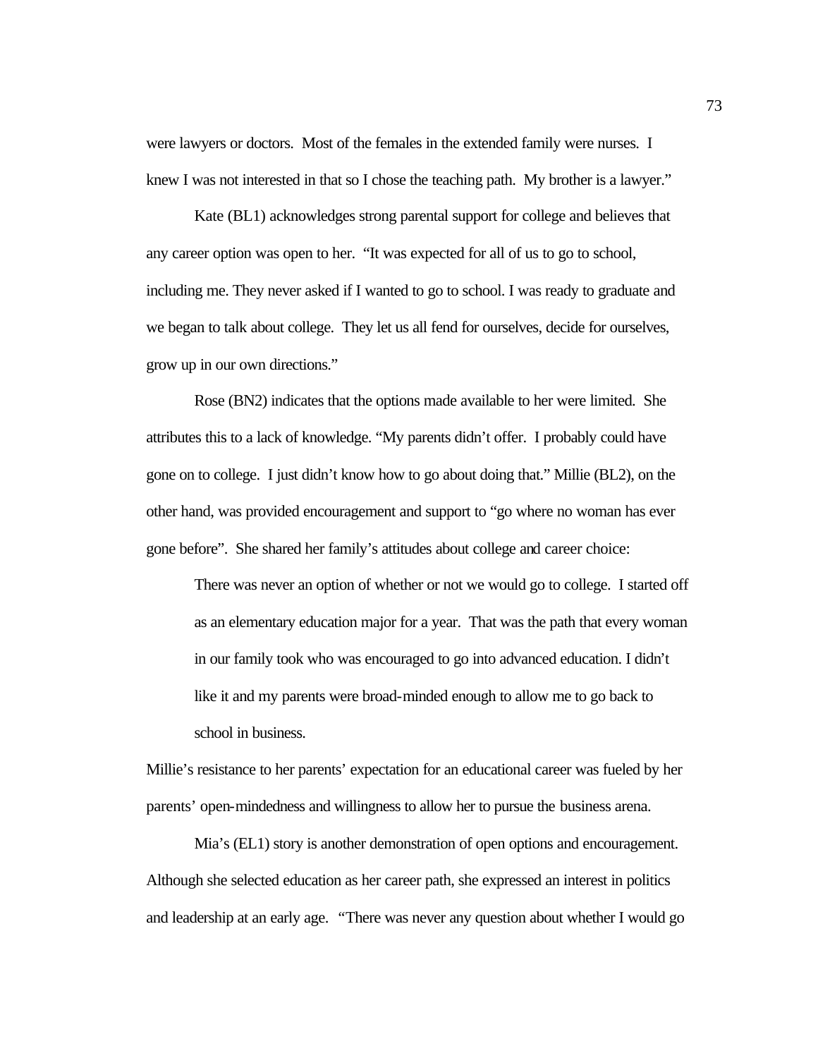were lawyers or doctors. Most of the females in the extended family were nurses. I knew I was not interested in that so I chose the teaching path. My brother is a lawyer."

Kate (BL1) acknowledges strong parental support for college and believes that any career option was open to her. "It was expected for all of us to go to school, including me. They never asked if I wanted to go to school. I was ready to graduate and we began to talk about college. They let us all fend for ourselves, decide for ourselves, grow up in our own directions."

Rose (BN2) indicates that the options made available to her were limited. She attributes this to a lack of knowledge. "My parents didn't offer. I probably could have gone on to college. I just didn't know how to go about doing that." Millie (BL2), on the other hand, was provided encouragement and support to "go where no woman has ever gone before". She shared her family's attitudes about college and career choice:

> There was never an option of whether or not we would go to college. I started off as an elementary education major for a year. That was the path that every woman in our family took who was encouraged to go into advanced education. I didn't like it and my parents were broad-minded enough to allow me to go back to school in business.

Millie's resistance to her parents' expectation for an educational career was fueled by her parents' open-mindedness and willingness to allow her to pursue the business arena.

Mia's (EL1) story is another demonstration of open options and encouragement. Although she selected education as her career path, she expressed an interest in politics and leadership at an early age. "There was never any question about whether I would go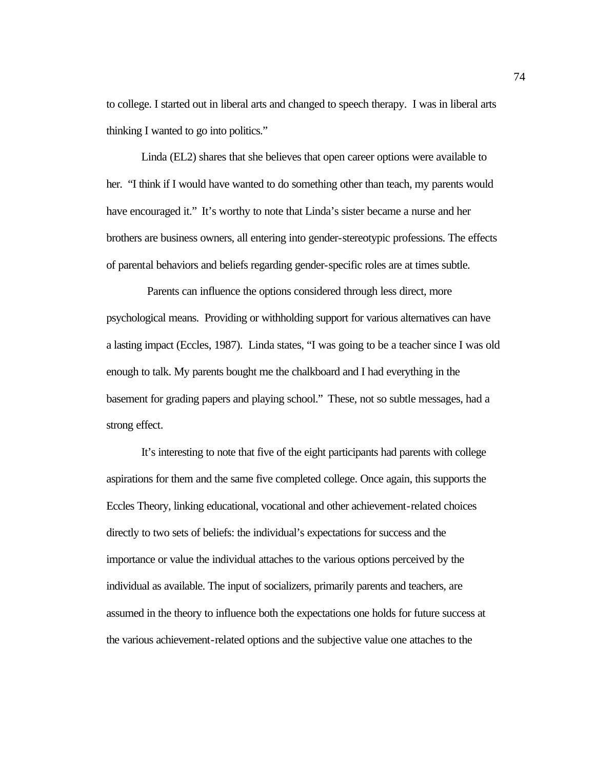to college. I started out in liberal arts and changed to speech therapy. I was in liberal arts thinking I wanted to go into politics."

Linda (EL2) shares that she believes that open career options were available to her. "I think if I would have wanted to do something other than teach, my parents would have encouraged it." It's worthy to note that Linda's sister became a nurse and her brothers are business owners, all entering into gender-stereotypic professions. The effects of parental behaviors and beliefs regarding gender-specific roles are at times subtle.

Parents can influence the options considered through less direct, more psychological means. Providing or withholding support for various alternatives can have a lasting impact (Eccles, 1987). Linda states, "I was going to be a teacher since I was old enough to talk. My parents bought me the chalkboard and I had everything in the basement for grading papers and playing school." These, not so subtle messages, had a strong effect.

It's interesting to note that five of the eight participants had parents with college aspirations for them and the same five completed college. Once again, this supports the Eccles Theory, linking educational, vocational and other achievement-related choices directly to two sets of beliefs: the individual's expectations for success and the importance or value the individual attaches to the various options perceived by the individual as available. The input of socializers, primarily parents and teachers, are assumed in the theory to influence both the expectations one holds for future success at the various achievement-related options and the subjective value one attaches to the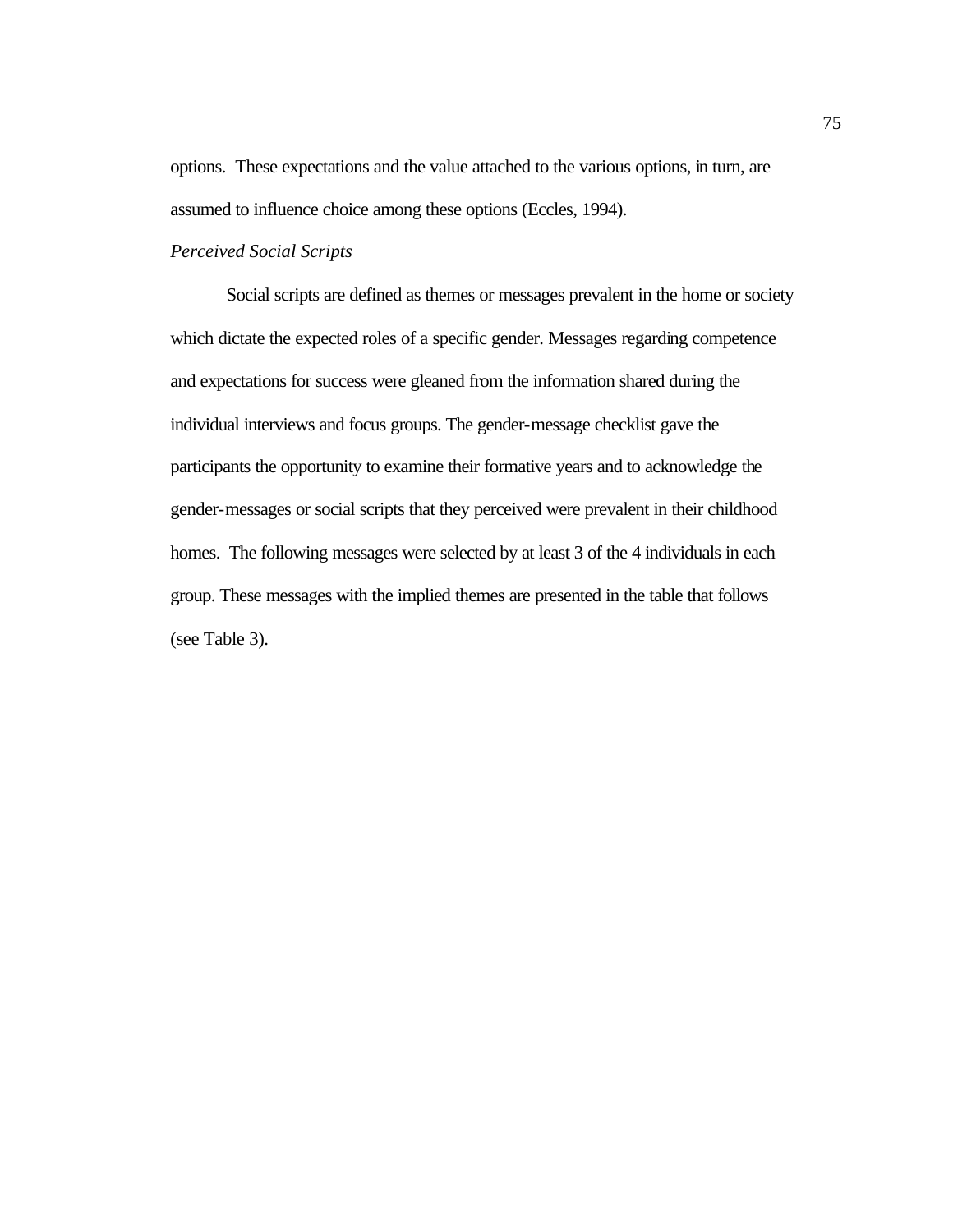options. These expectations and the value attached to the various options, in turn, are assumed to influence choice among these options (Eccles, 1994).

*Perceived Social Scripts*

Social scripts are defined as themes or messages prevalent in the home or society which dictate the expected roles of a specific gender. Messages regarding competence and expectations for success were gleaned from the information shared during the individual interviews and focus groups. The gender-message checklist gave the participants the opportunity to examine their formative years and to acknowledge the gender-messages or social scripts that they perceived were prevalent in their childhood homes. The following messages were selected by at least 3 of the 4 individuals in each group. These messages with the implied themes are presented in the table that follows (see Table 3).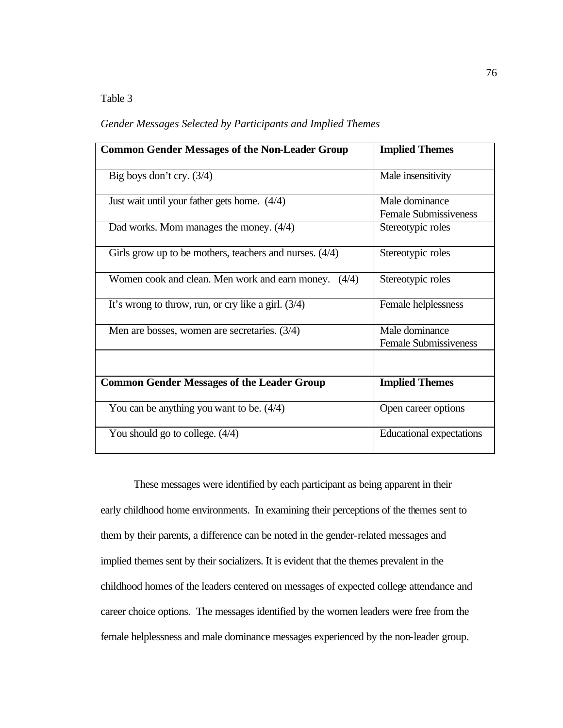Table 3

*Gender Messages Selected by Participants and Implied Themes*

| Common Gender Messages of the Non-Leader Group | Implied Themes |
|---|---|
| Big boys don't cry. (3/4) | Male insensitivity |
| Just wait until your father gets home. (4/4) | Male dominance<br>Female Submissiveness |
| Dad works. Mom manages the money. (4/4) | Stereotypic roles |
| Girls grow up to be mothers, teachers and nurses. (4/4) | Stereotypic roles |
| Women cook and clean. Men work and earn money. (4/4) | Stereotypic roles |
| It's wrong to throw, run, or cry like a girl. (3/4) | Female helplessness |
| Men are bosses, women are secretaries. (3/4) | Male dominance<br>Female Submissiveness |
| | |
| **Common Gender Messages of the Leader Group** | **Implied Themes** |
| You can be anything you want to be. (4/4) | Open career options |
| You should go to college. (4/4) | Educational expectations |

These messages were identified by each participant as being apparent in their early childhood home environments. In examining their perceptions of the themes sent to them by their parents, a difference can be noted in the gender-related messages and implied themes sent by their socializers. It is evident that the themes prevalent in the childhood homes of the leaders centered on messages of expected college attendance and career choice options. The messages identified by the women leaders were free from the female helplessness and male dominance messages experienced by the non-leader group.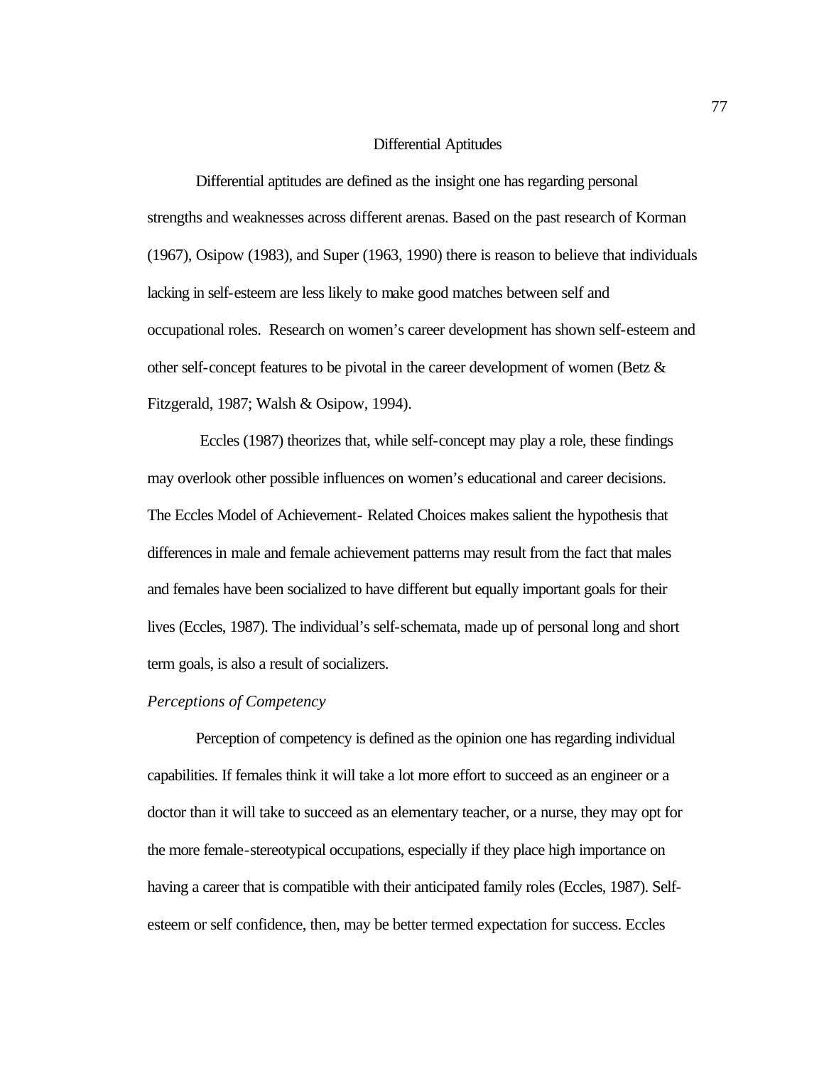## Differential Aptitudes

Differential aptitudes are defined as the insight one has regarding personal strengths and weaknesses across different arenas. Based on the past research of Korman (1967), Osipow (1983), and Super (1963, 1990) there is reason to believe that individuals lacking in self-esteem are less likely to make good matches between self and occupational roles. Research on women's career development has shown self-esteem and other self-concept features to be pivotal in the career development of women (Betz & Fitzgerald, 1987; Walsh & Osipow, 1994).

Eccles (1987) theorizes that, while self-concept may play a role, these findings may overlook other possible influences on women's educational and career decisions. The Eccles Model of Achievement- Related Choices makes salient the hypothesis that differences in male and female achievement patterns may result from the fact that males and females have been socialized to have different but equally important goals for their lives (Eccles, 1987). The individual's self-schemata, made up of personal long and short term goals, is also a result of socializers.

### *Perceptions of Competency*

Perception of competency is defined as the opinion one has regarding individual capabilities. If females think it will take a lot more effort to succeed as an engineer or a doctor than it will take to succeed as an elementary teacher, or a nurse, they may opt for the more female-stereotypical occupations, especially if they place high importance on having a career that is compatible with their anticipated family roles (Eccles, 1987). Self-esteem or self confidence, then, may be better termed expectation for success. Eccles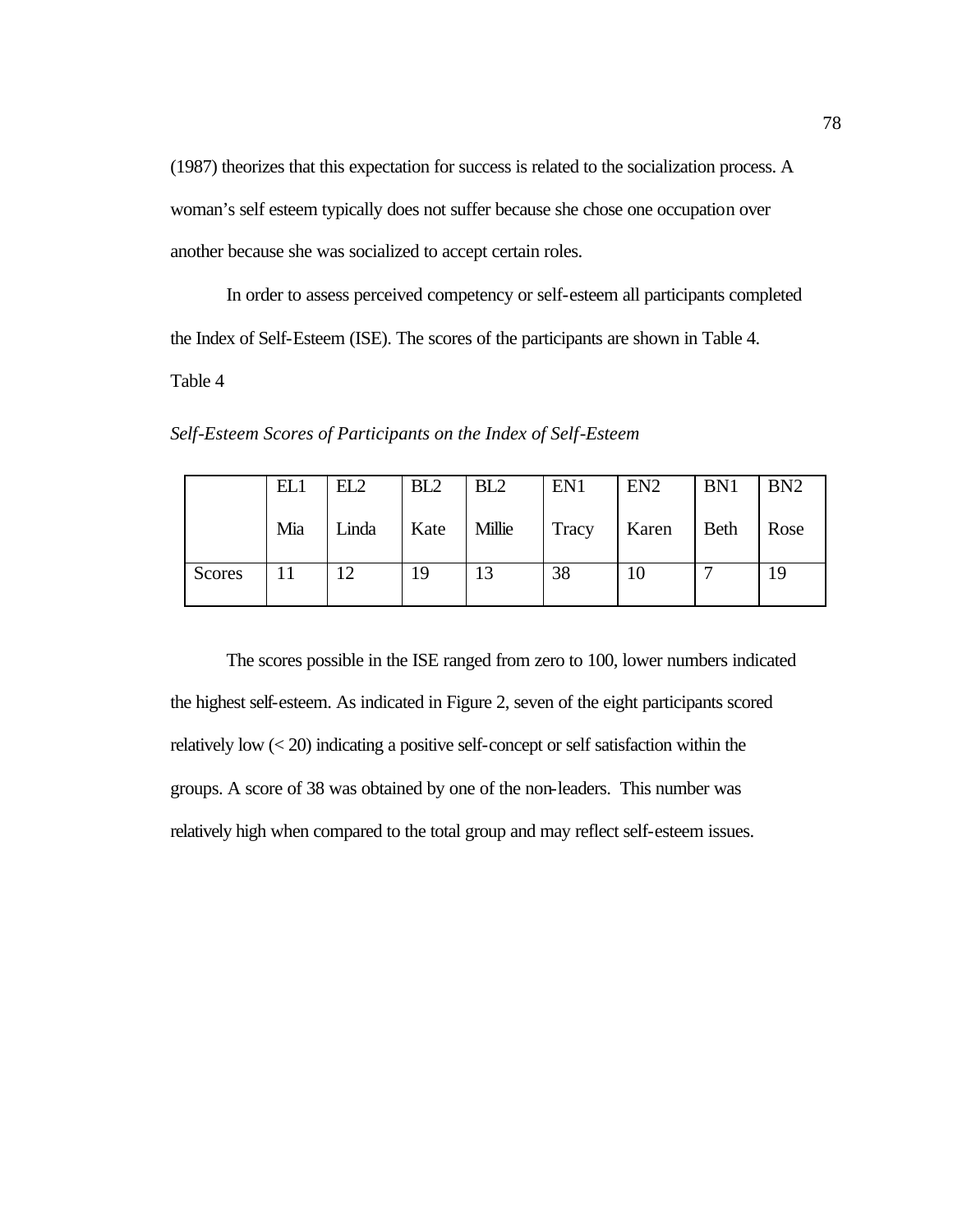(1987) theorizes that this expectation for success is related to the socialization process. A woman's self esteem typically does not suffer because she chose one occupation over another because she was socialized to accept certain roles.

In order to assess perceived competency or self-esteem all participants completed the Index of Self-Esteem (ISE). The scores of the participants are shown in Table 4.

Table 4

*Self-Esteem Scores of Participants on the Index of Self-Esteem*

| | EL1 Mia | EL2 Linda | BL2 Kate | BL2 Millie | EN1 Tracy | EN2 Karen | BN1 Beth | BN2 Rose |
|---|---|---|---|---|---|---|---|---|
| Scores | 11 | 12 | 19 | 13 | 38 | 10 | 7 | 19 |

The scores possible in the ISE ranged from zero to 100, lower numbers indicated the highest self-esteem. As indicated in Figure 2, seven of the eight participants scored relatively low (< 20) indicating a positive self-concept or self satisfaction within the groups. A score of 38 was obtained by one of the non-leaders. This number was relatively high when compared to the total group and may reflect self-esteem issues.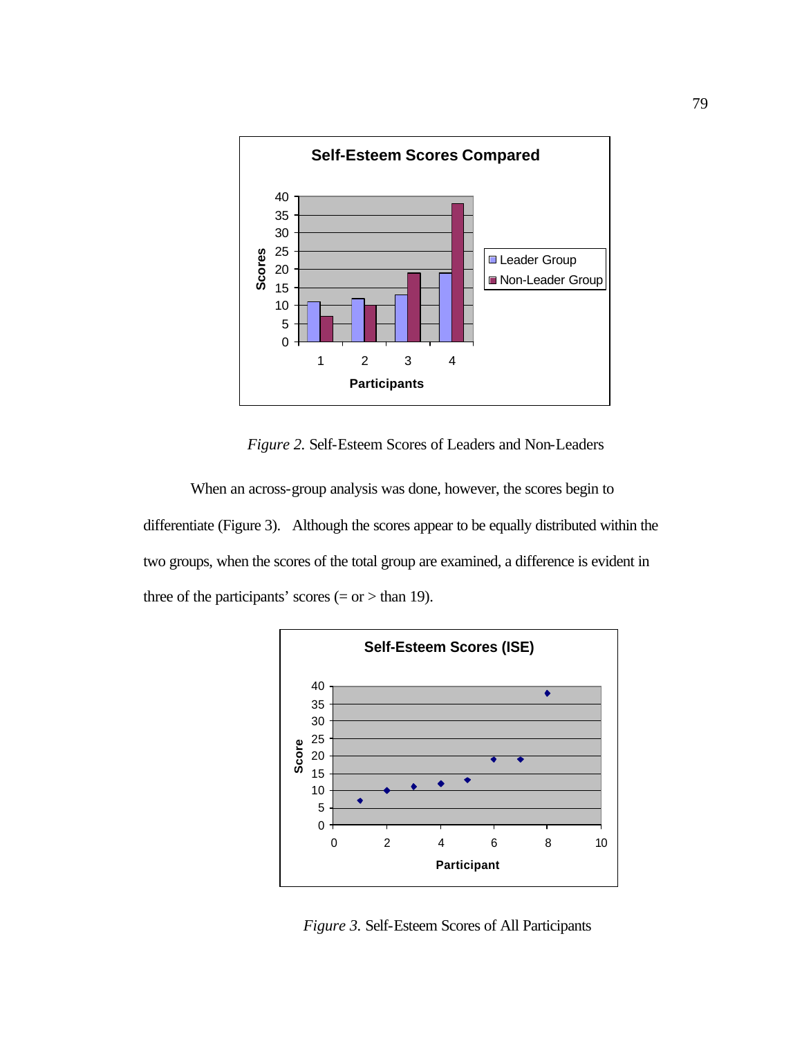*Figure 2.* Self-Esteem Scores of Leaders and Non-Leaders

When an across-group analysis was done, however, the scores begin to differentiate (Figure 3). Although the scores appear to be equally distributed within the two groups, when the scores of the total group are examined, a difference is evident in three of the participants' scores (= or > than 19).

*Figure 3.* Self-Esteem Scores of All Participants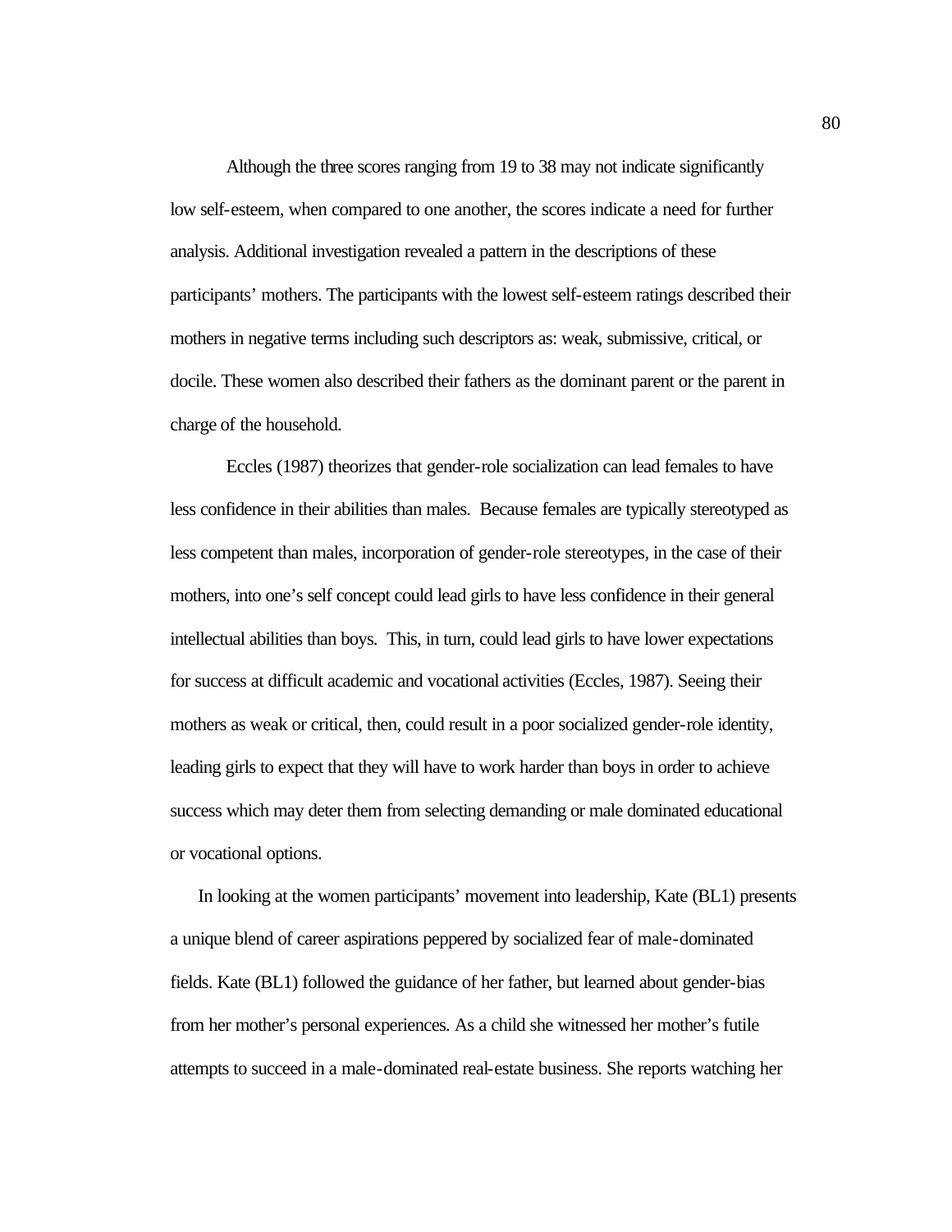Although the three scores ranging from 19 to 38 may not indicate significantly low self-esteem, when compared to one another, the scores indicate a need for further analysis. Additional investigation revealed a pattern in the descriptions of these participants' mothers. The participants with the lowest self-esteem ratings described their mothers in negative terms including such descriptors as: weak, submissive, critical, or docile. These women also described their fathers as the dominant parent or the parent in charge of the household.

Eccles (1987) theorizes that gender-role socialization can lead females to have less confidence in their abilities than males. Because females are typically stereotyped as less competent than males, incorporation of gender-role stereotypes, in the case of their mothers, into one's self concept could lead girls to have less confidence in their general intellectual abilities than boys. This, in turn, could lead girls to have lower expectations for success at difficult academic and vocational activities (Eccles, 1987). Seeing their mothers as weak or critical, then, could result in a poor socialized gender-role identity, leading girls to expect that they will have to work harder than boys in order to achieve success which may deter them from selecting demanding or male dominated educational or vocational options.

In looking at the women participants' movement into leadership, Kate (BL1) presents a unique blend of career aspirations peppered by socialized fear of male-dominated fields. Kate (BL1) followed the guidance of her father, but learned about gender-bias from her mother's personal experiences. As a child she witnessed her mother's futile attempts to succeed in a male-dominated real-estate business. She reports watching her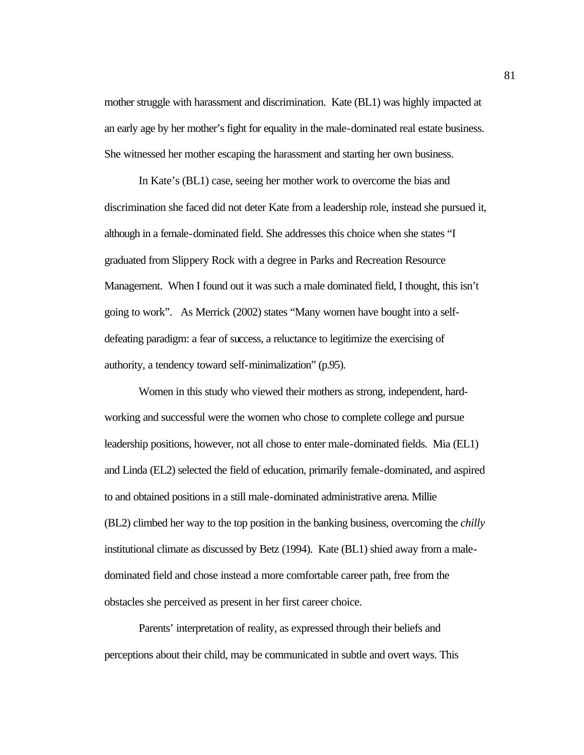mother struggle with harassment and discrimination. Kate (BL1) was highly impacted at an early age by her mother's fight for equality in the male-dominated real estate business. She witnessed her mother escaping the harassment and starting her own business.

In Kate's (BL1) case, seeing her mother work to overcome the bias and discrimination she faced did not deter Kate from a leadership role, instead she pursued it, although in a female-dominated field. She addresses this choice when she states "I graduated from Slippery Rock with a degree in Parks and Recreation Resource Management. When I found out it was such a male dominated field, I thought, this isn't going to work". As Merrick (2002) states "Many women have bought into a self-defeating paradigm: a fear of success, a reluctance to legitimize the exercising of authority, a tendency toward self-minimalization" (p.95).

Women in this study who viewed their mothers as strong, independent, hard-working and successful were the women who chose to complete college and pursue leadership positions, however, not all chose to enter male-dominated fields. Mia (EL1) and Linda (EL2) selected the field of education, primarily female-dominated, and aspired to and obtained positions in a still male-dominated administrative arena. Millie (BL2) climbed her way to the top position in the banking business, overcoming the *chilly* institutional climate as discussed by Betz (1994). Kate (BL1) shied away from a male-dominated field and chose instead a more comfortable career path, free from the obstacles she perceived as present in her first career choice.

Parents' interpretation of reality, as expressed through their beliefs and perceptions about their child, may be communicated in subtle and overt ways. This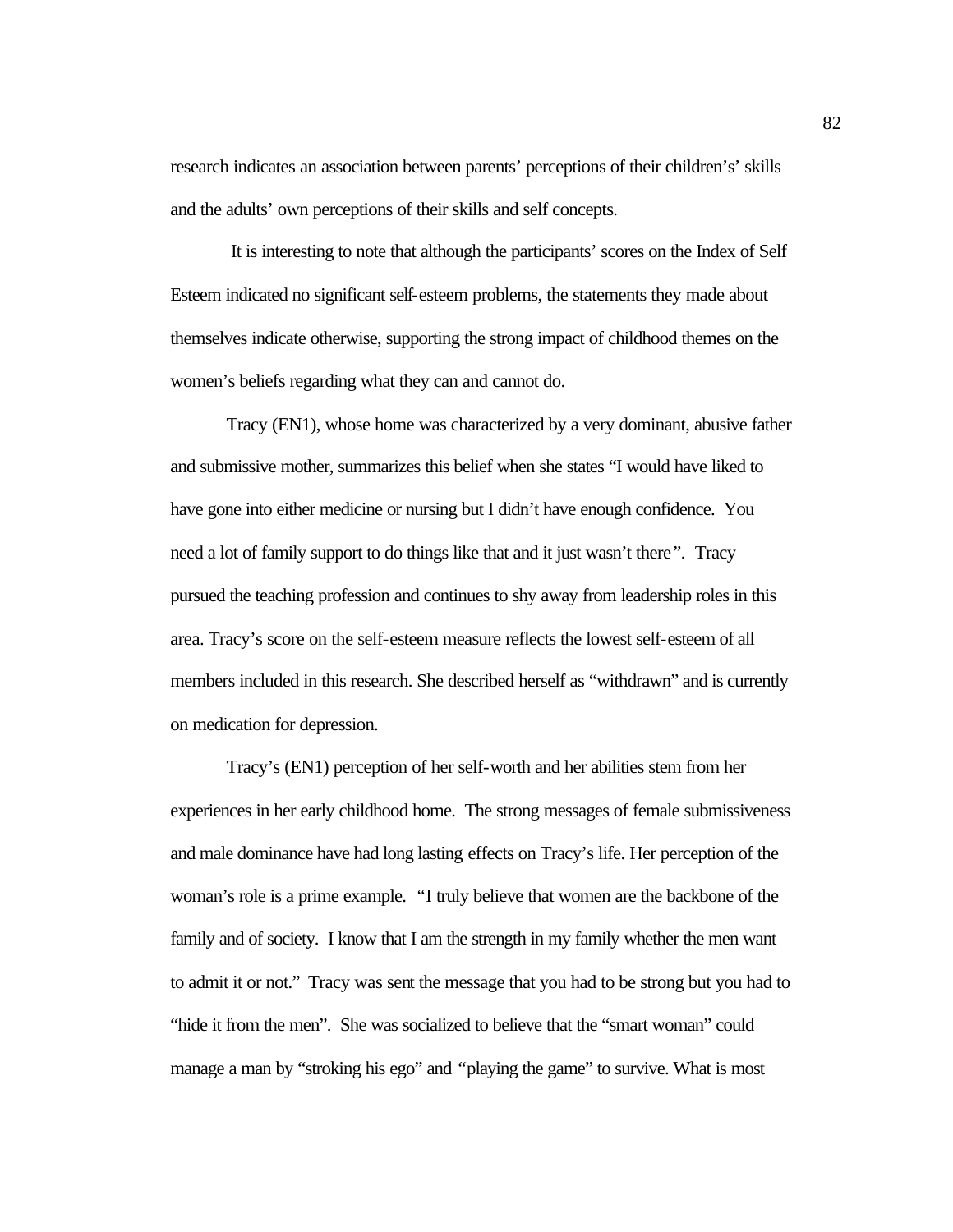research indicates an association between parents' perceptions of their children's' skills and the adults' own perceptions of their skills and self concepts.

It is interesting to note that although the participants' scores on the Index of Self Esteem indicated no significant self-esteem problems, the statements they made about themselves indicate otherwise, supporting the strong impact of childhood themes on the women's beliefs regarding what they can and cannot do.

Tracy (EN1), whose home was characterized by a very dominant, abusive father and submissive mother, summarizes this belief when she states "I would have liked to have gone into either medicine or nursing but I didn't have enough confidence. You need a lot of family support to do things like that and it just wasn't there". Tracy pursued the teaching profession and continues to shy away from leadership roles in this area. Tracy's score on the self-esteem measure reflects the lowest self-esteem of all members included in this research. She described herself as "withdrawn" and is currently on medication for depression.

Tracy's (EN1) perception of her self-worth and her abilities stem from her experiences in her early childhood home. The strong messages of female submissiveness and male dominance have had long lasting effects on Tracy's life. Her perception of the woman's role is a prime example. "I truly believe that women are the backbone of the family and of society. I know that I am the strength in my family whether the men want to admit it or not." Tracy was sent the message that you had to be strong but you had to "hide it from the men". She was socialized to believe that the "smart woman" could manage a man by "stroking his ego" and "playing the game" to survive. What is most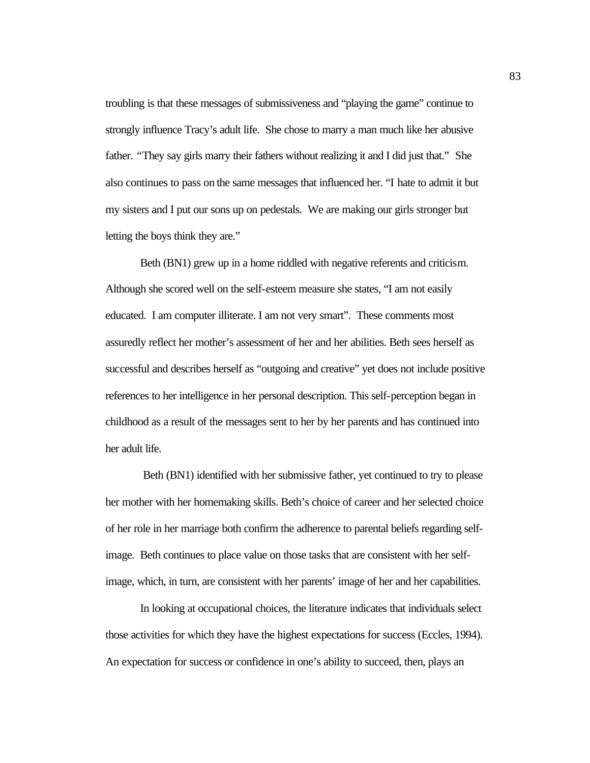troubling is that these messages of submissiveness and "playing the game" continue to strongly influence Tracy's adult life. She chose to marry a man much like her abusive father. "They say girls marry their fathers without realizing it and I did just that." She also continues to pass on the same messages that influenced her. "I hate to admit it but my sisters and I put our sons up on pedestals. We are making our girls stronger but letting the boys think they are."

Beth (BN1) grew up in a home riddled with negative referents and criticism. Although she scored well on the self-esteem measure she states, "I am not easily educated. I am computer illiterate. I am not very smart". These comments most assuredly reflect her mother's assessment of her and her abilities. Beth sees herself as successful and describes herself as "outgoing and creative" yet does not include positive references to her intelligence in her personal description. This self-perception began in childhood as a result of the messages sent to her by her parents and has continued into her adult life.

Beth (BN1) identified with her submissive father, yet continued to try to please her mother with her homemaking skills. Beth's choice of career and her selected choice of her role in her marriage both confirm the adherence to parental beliefs regarding self-image. Beth continues to place value on those tasks that are consistent with her self-image, which, in turn, are consistent with her parents' image of her and her capabilities.

In looking at occupational choices, the literature indicates that individuals select those activities for which they have the highest expectations for success (Eccles, 1994). An expectation for success or confidence in one's ability to succeed, then, plays an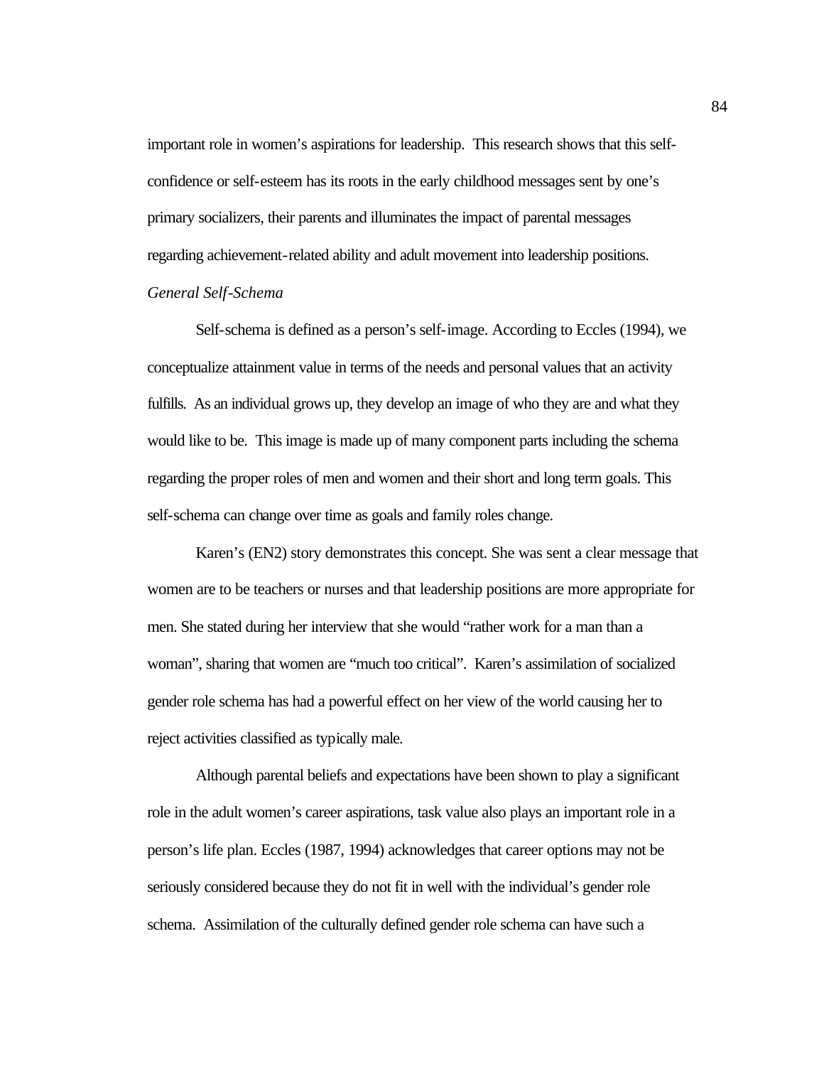important role in women's aspirations for leadership. This research shows that this self-confidence or self-esteem has its roots in the early childhood messages sent by one's primary socializers, their parents and illuminates the impact of parental messages regarding achievement-related ability and adult movement into leadership positions.

*General Self-Schema*

Self-schema is defined as a person's self-image. According to Eccles (1994), we conceptualize attainment value in terms of the needs and personal values that an activity fulfills. As an individual grows up, they develop an image of who they are and what they would like to be. This image is made up of many component parts including the schema regarding the proper roles of men and women and their short and long term goals. This self-schema can change over time as goals and family roles change.

Karen's (EN2) story demonstrates this concept. She was sent a clear message that women are to be teachers or nurses and that leadership positions are more appropriate for men. She stated during her interview that she would "rather work for a man than a woman", sharing that women are "much too critical". Karen's assimilation of socialized gender role schema has had a powerful effect on her view of the world causing her to reject activities classified as typically male.

Although parental beliefs and expectations have been shown to play a significant role in the adult women's career aspirations, task value also plays an important role in a person's life plan. Eccles (1987, 1994) acknowledges that career options may not be seriously considered because they do not fit in well with the individual's gender role schema. Assimilation of the culturally defined gender role schema can have such a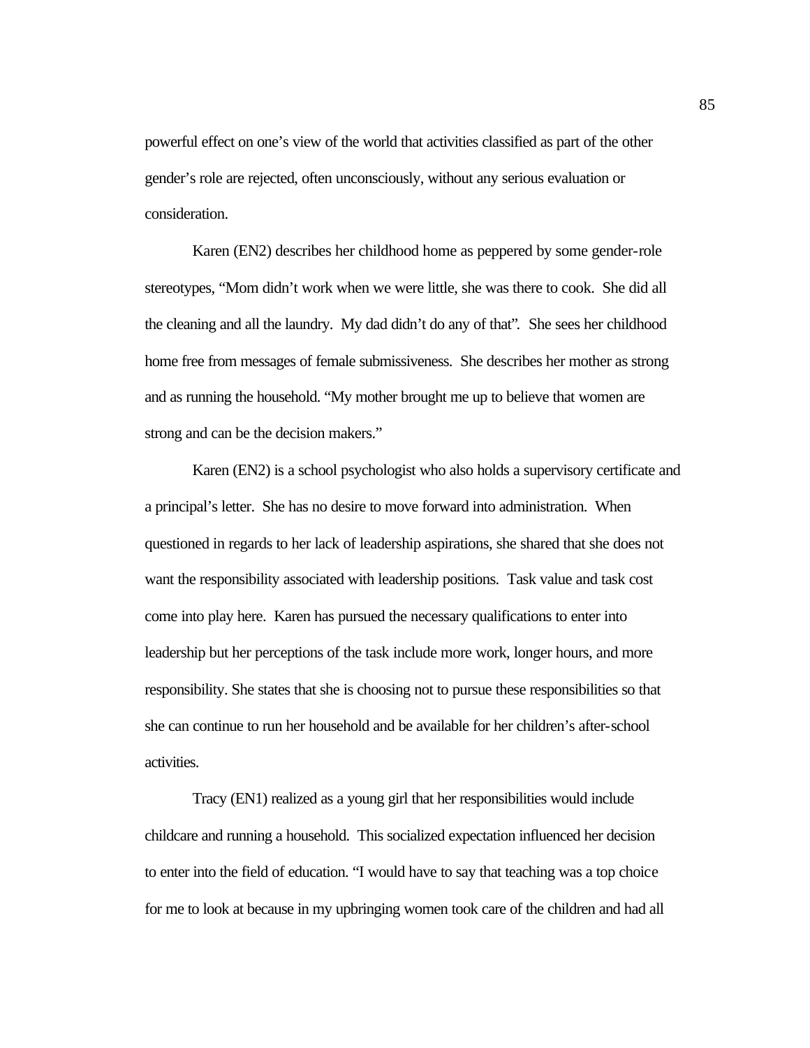powerful effect on one's view of the world that activities classified as part of the other gender's role are rejected, often unconsciously, without any serious evaluation or consideration.

Karen (EN2) describes her childhood home as peppered by some gender-role stereotypes, "Mom didn't work when we were little, she was there to cook. She did all the cleaning and all the laundry. My dad didn't do any of that". She sees her childhood home free from messages of female submissiveness. She describes her mother as strong and as running the household. "My mother brought me up to believe that women are strong and can be the decision makers."

Karen (EN2) is a school psychologist who also holds a supervisory certificate and a principal's letter. She has no desire to move forward into administration. When questioned in regards to her lack of leadership aspirations, she shared that she does not want the responsibility associated with leadership positions. Task value and task cost come into play here. Karen has pursued the necessary qualifications to enter into leadership but her perceptions of the task include more work, longer hours, and more responsibility. She states that she is choosing not to pursue these responsibilities so that she can continue to run her household and be available for her children's after-school activities.

Tracy (EN1) realized as a young girl that her responsibilities would include childcare and running a household. This socialized expectation influenced her decision to enter into the field of education. "I would have to say that teaching was a top choice for me to look at because in my upbringing women took care of the children and had all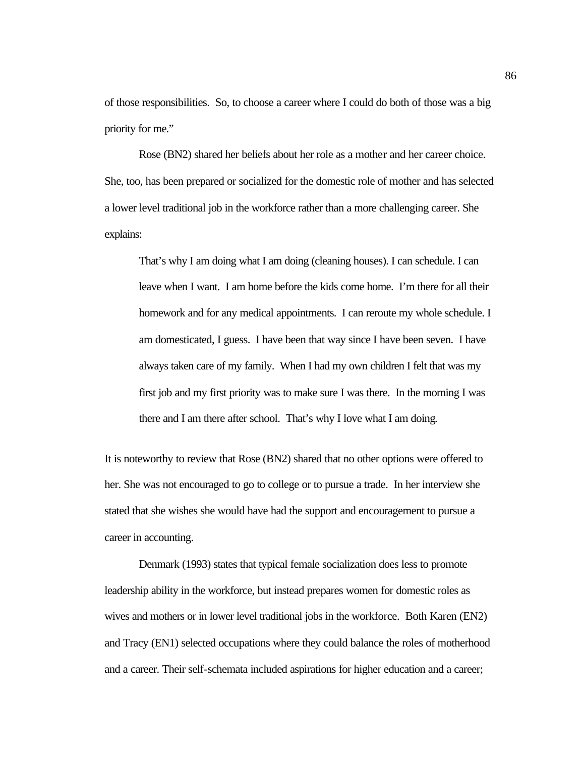of those responsibilities. So, to choose a career where I could do both of those was a big priority for me."

Rose (BN2) shared her beliefs about her role as a mother and her career choice. She, too, has been prepared or socialized for the domestic role of mother and has selected a lower level traditional job in the workforce rather than a more challenging career. She explains:

> That's why I am doing what I am doing (cleaning houses). I can schedule. I can leave when I want. I am home before the kids come home. I'm there for all their homework and for any medical appointments. I can reroute my whole schedule. I am domesticated, I guess. I have been that way since I have been seven. I have always taken care of my family. When I had my own children I felt that was my first job and my first priority was to make sure I was there. In the morning I was there and I am there after school. That's why I love what I am doing.

It is noteworthy to review that Rose (BN2) shared that no other options were offered to her. She was not encouraged to go to college or to pursue a trade. In her interview she stated that she wishes she would have had the support and encouragement to pursue a career in accounting.

Denmark (1993) states that typical female socialization does less to promote leadership ability in the workforce, but instead prepares women for domestic roles as wives and mothers or in lower level traditional jobs in the workforce. Both Karen (EN2) and Tracy (EN1) selected occupations where they could balance the roles of motherhood and a career. Their self-schemata included aspirations for higher education and a career;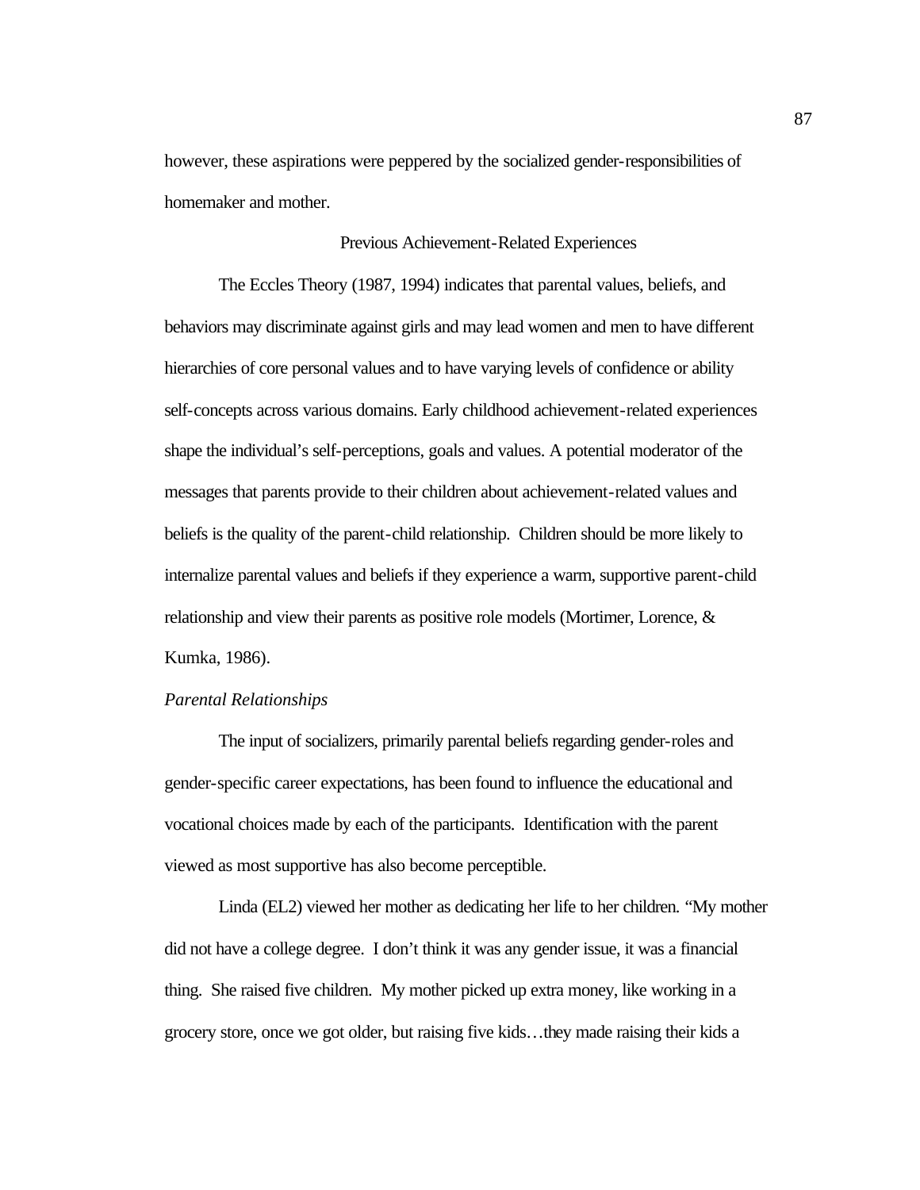however, these aspirations were peppered by the socialized gender-responsibilities of homemaker and mother.

## Previous Achievement-Related Experiences

The Eccles Theory (1987, 1994) indicates that parental values, beliefs, and behaviors may discriminate against girls and may lead women and men to have different hierarchies of core personal values and to have varying levels of confidence or ability self-concepts across various domains. Early childhood achievement-related experiences shape the individual's self-perceptions, goals and values. A potential moderator of the messages that parents provide to their children about achievement-related values and beliefs is the quality of the parent-child relationship. Children should be more likely to internalize parental values and beliefs if they experience a warm, supportive parent-child relationship and view their parents as positive role models (Mortimer, Lorence, & Kumka, 1986).

### *Parental Relationships*

The input of socializers, primarily parental beliefs regarding gender-roles and gender-specific career expectations, has been found to influence the educational and vocational choices made by each of the participants. Identification with the parent viewed as most supportive has also become perceptible.

Linda (EL2) viewed her mother as dedicating her life to her children. "My mother did not have a college degree. I don't think it was any gender issue, it was a financial thing. She raised five children. My mother picked up extra money, like working in a grocery store, once we got older, but raising five kids…they made raising their kids a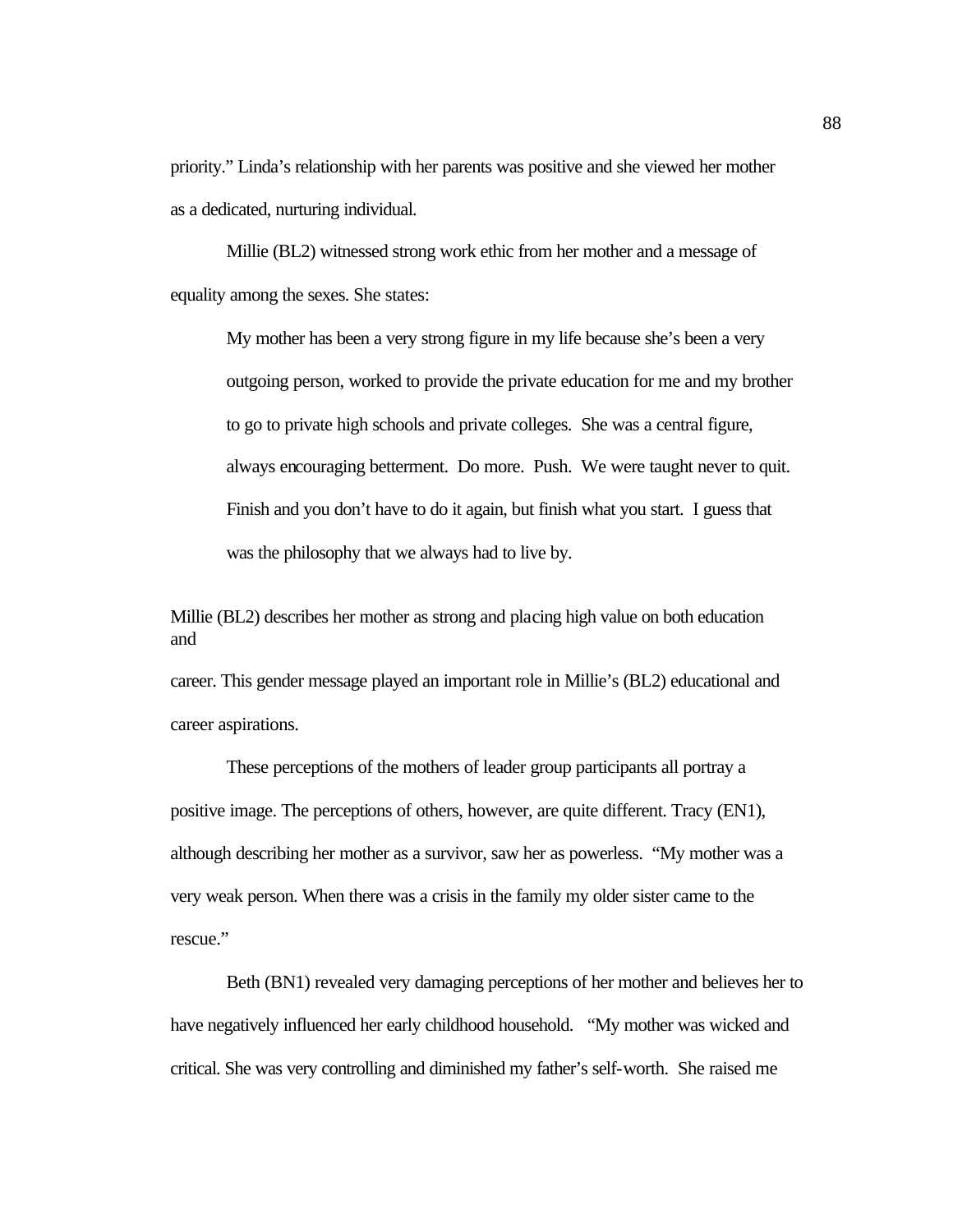priority." Linda's relationship with her parents was positive and she viewed her mother as a dedicated, nurturing individual.

Millie (BL2) witnessed strong work ethic from her mother and a message of equality among the sexes. She states:

> My mother has been a very strong figure in my life because she's been a very outgoing person, worked to provide the private education for me and my brother to go to private high schools and private colleges. She was a central figure, always encouraging betterment. Do more. Push. We were taught never to quit. Finish and you don't have to do it again, but finish what you start. I guess that was the philosophy that we always had to live by.

Millie (BL2) describes her mother as strong and placing high value on both education and career. This gender message played an important role in Millie's (BL2) educational and career aspirations.

These perceptions of the mothers of leader group participants all portray a positive image. The perceptions of others, however, are quite different. Tracy (EN1), although describing her mother as a survivor, saw her as powerless. "My mother was a very weak person. When there was a crisis in the family my older sister came to the rescue."

Beth (BN1) revealed very damaging perceptions of her mother and believes her to have negatively influenced her early childhood household. "My mother was wicked and critical. She was very controlling and diminished my father's self-worth. She raised me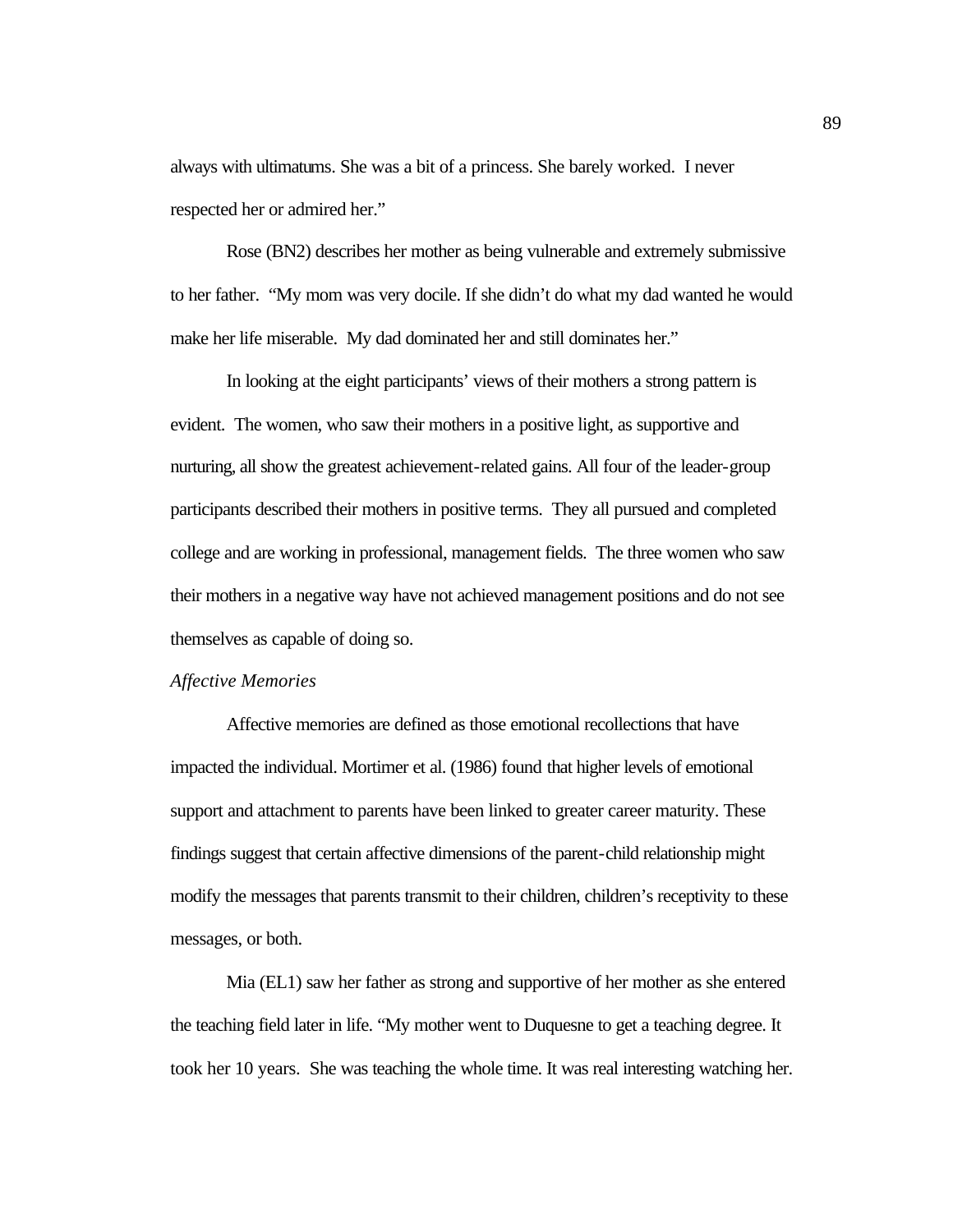always with ultimatums. She was a bit of a princess. She barely worked. I never respected her or admired her."

Rose (BN2) describes her mother as being vulnerable and extremely submissive to her father. "My mom was very docile. If she didn't do what my dad wanted he would make her life miserable. My dad dominated her and still dominates her."

In looking at the eight participants' views of their mothers a strong pattern is evident. The women, who saw their mothers in a positive light, as supportive and nurturing, all show the greatest achievement-related gains. All four of the leader-group participants described their mothers in positive terms. They all pursued and completed college and are working in professional, management fields. The three women who saw their mothers in a negative way have not achieved management positions and do not see themselves as capable of doing so.

*Affective Memories*

Affective memories are defined as those emotional recollections that have impacted the individual. Mortimer et al. (1986) found that higher levels of emotional support and attachment to parents have been linked to greater career maturity. These findings suggest that certain affective dimensions of the parent-child relationship might modify the messages that parents transmit to their children, children's receptivity to these messages, or both.

Mia (EL1) saw her father as strong and supportive of her mother as she entered the teaching field later in life. "My mother went to Duquesne to get a teaching degree. It took her 10 years. She was teaching the whole time. It was real interesting watching her.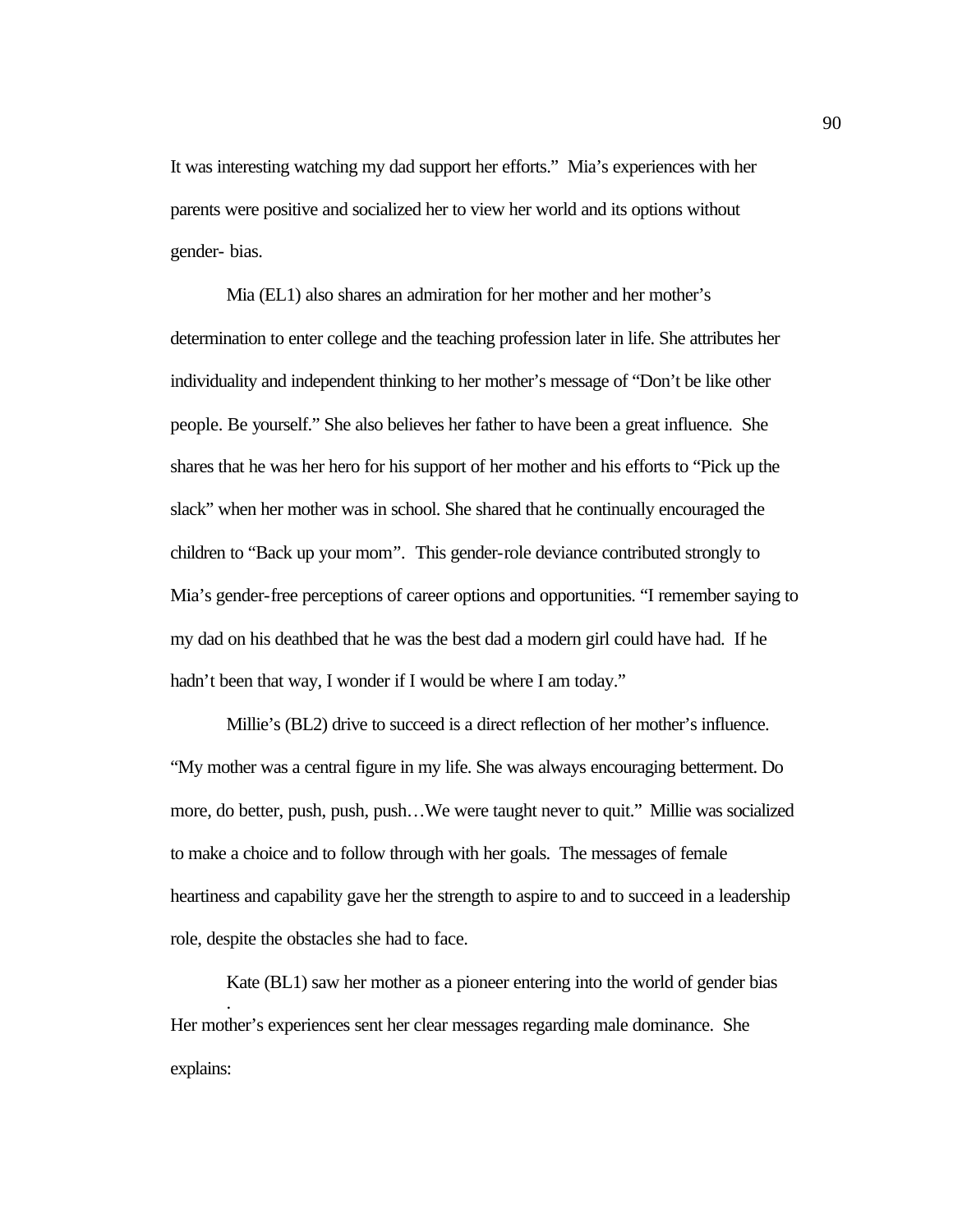It was interesting watching my dad support her efforts." Mia's experiences with her parents were positive and socialized her to view her world and its options without gender- bias.

Mia (EL1) also shares an admiration for her mother and her mother's determination to enter college and the teaching profession later in life. She attributes her individuality and independent thinking to her mother's message of "Don't be like other people. Be yourself." She also believes her father to have been a great influence. She shares that he was her hero for his support of her mother and his efforts to "Pick up the slack" when her mother was in school. She shared that he continually encouraged the children to "Back up your mom". This gender-role deviance contributed strongly to Mia's gender-free perceptions of career options and opportunities. "I remember saying to my dad on his deathbed that he was the best dad a modern girl could have had. If he hadn't been that way, I wonder if I would be where I am today."

Millie's (BL2) drive to succeed is a direct reflection of her mother's influence. "My mother was a central figure in my life. She was always encouraging betterment. Do more, do better, push, push, push…We were taught never to quit." Millie was socialized to make a choice and to follow through with her goals. The messages of female heartiness and capability gave her the strength to aspire to and to succeed in a leadership role, despite the obstacles she had to face.

Kate (BL1) saw her mother as a pioneer entering into the world of gender bias. Her mother's experiences sent her clear messages regarding male dominance. She explains: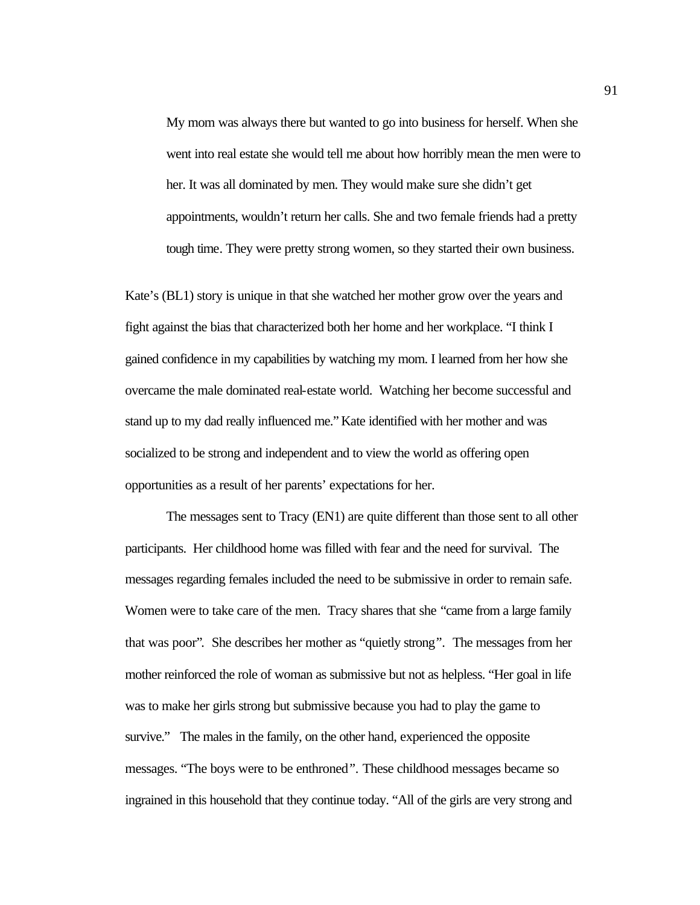> My mom was always there but wanted to go into business for herself. When she went into real estate she would tell me about how horribly mean the men were to her. It was all dominated by men. They would make sure she didn't get appointments, wouldn't return her calls. She and two female friends had a pretty tough time. They were pretty strong women, so they started their own business.

Kate's (BL1) story is unique in that she watched her mother grow over the years and fight against the bias that characterized both her home and her workplace. "I think I gained confidence in my capabilities by watching my mom. I learned from her how she overcame the male dominated real-estate world. Watching her become successful and stand up to my dad really influenced me." Kate identified with her mother and was socialized to be strong and independent and to view the world as offering open opportunities as a result of her parents' expectations for her.

The messages sent to Tracy (EN1) are quite different than those sent to all other participants. Her childhood home was filled with fear and the need for survival. The messages regarding females included the need to be submissive in order to remain safe. Women were to take care of the men. Tracy shares that she "came from a large family that was poor". She describes her mother as "quietly strong". The messages from her mother reinforced the role of woman as submissive but not as helpless. "Her goal in life was to make her girls strong but submissive because you had to play the game to survive." The males in the family, on the other hand, experienced the opposite messages. "The boys were to be enthroned". These childhood messages became so ingrained in this household that they continue today. "All of the girls are very strong and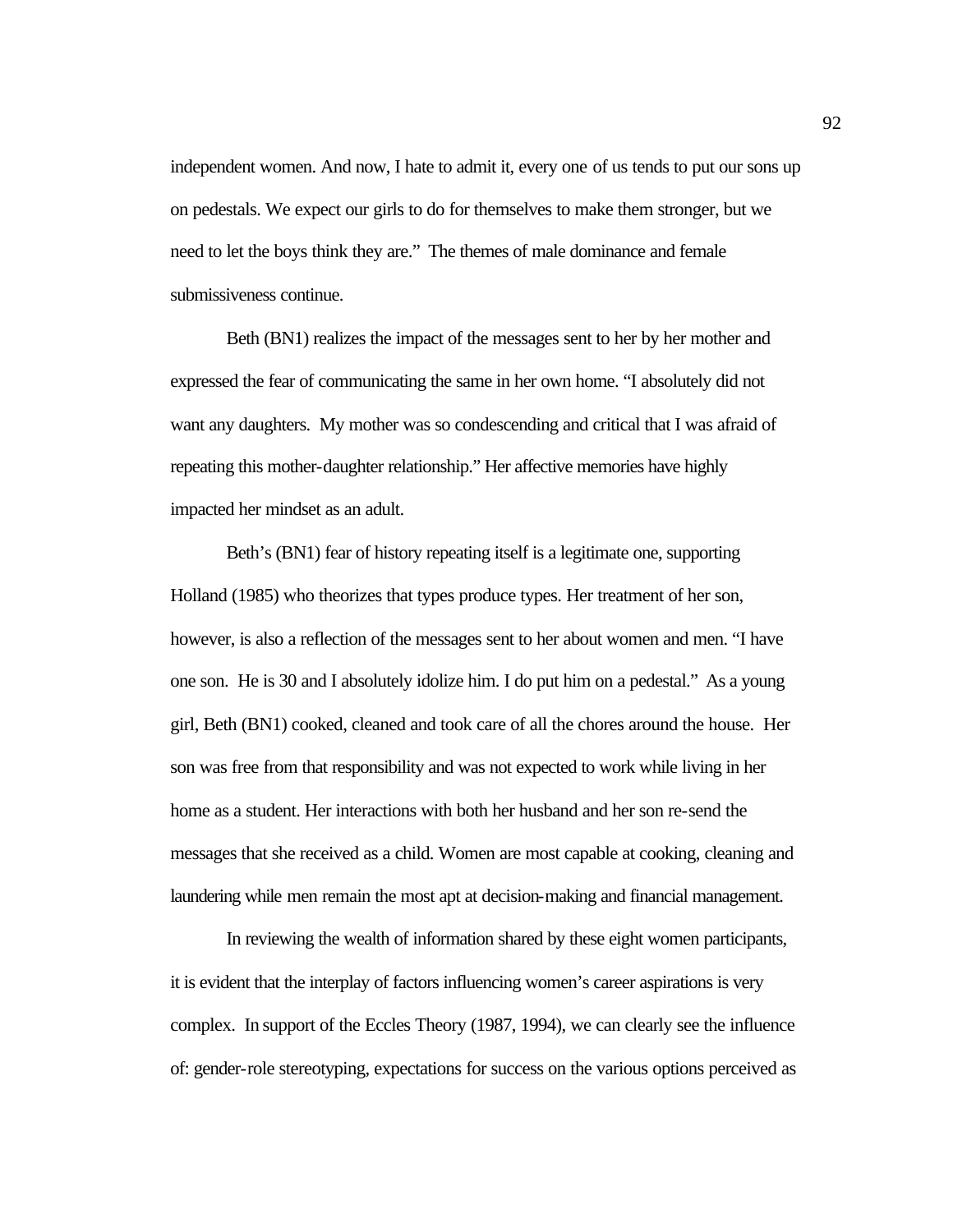independent women. And now, I hate to admit it, every one of us tends to put our sons up on pedestals. We expect our girls to do for themselves to make them stronger, but we need to let the boys think they are." The themes of male dominance and female submissiveness continue.

Beth (BN1) realizes the impact of the messages sent to her by her mother and expressed the fear of communicating the same in her own home. "I absolutely did not want any daughters. My mother was so condescending and critical that I was afraid of repeating this mother-daughter relationship." Her affective memories have highly impacted her mindset as an adult.

Beth's (BN1) fear of history repeating itself is a legitimate one, supporting Holland (1985) who theorizes that types produce types. Her treatment of her son, however, is also a reflection of the messages sent to her about women and men. "I have one son. He is 30 and I absolutely idolize him. I do put him on a pedestal." As a young girl, Beth (BN1) cooked, cleaned and took care of all the chores around the house. Her son was free from that responsibility and was not expected to work while living in her home as a student. Her interactions with both her husband and her son re-send the messages that she received as a child. Women are most capable at cooking, cleaning and laundering while men remain the most apt at decision-making and financial management.

In reviewing the wealth of information shared by these eight women participants, it is evident that the interplay of factors influencing women's career aspirations is very complex. In support of the Eccles Theory (1987, 1994), we can clearly see the influence of: gender-role stereotyping, expectations for success on the various options perceived as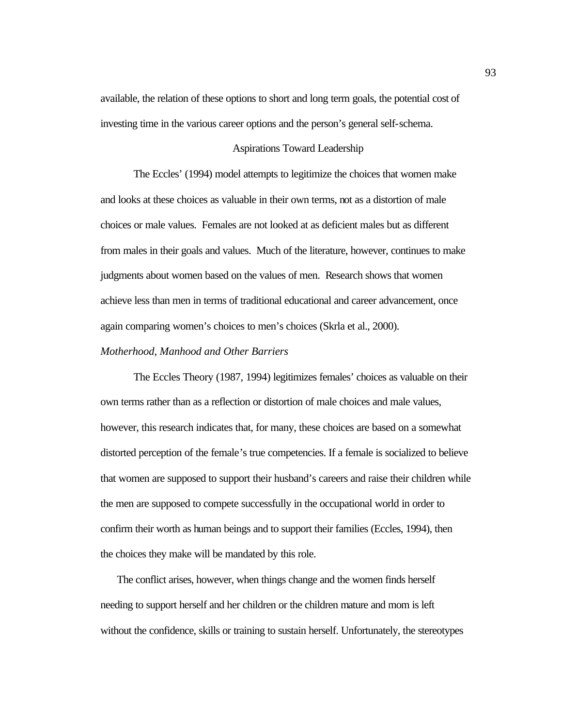available, the relation of these options to short and long term goals, the potential cost of investing time in the various career options and the person's general self-schema.

## Aspirations Toward Leadership

The Eccles' (1994) model attempts to legitimize the choices that women make and looks at these choices as valuable in their own terms, not as a distortion of male choices or male values. Females are not looked at as deficient males but as different from males in their goals and values. Much of the literature, however, continues to make judgments about women based on the values of men. Research shows that women achieve less than men in terms of traditional educational and career advancement, once again comparing women's choices to men's choices (Skrla et al., 2000).

### *Motherhood, Manhood and Other Barriers*

The Eccles Theory (1987, 1994) legitimizes females' choices as valuable on their own terms rather than as a reflection or distortion of male choices and male values, however, this research indicates that, for many, these choices are based on a somewhat distorted perception of the female's true competencies. If a female is socialized to believe that women are supposed to support their husband's careers and raise their children while the men are supposed to compete successfully in the occupational world in order to confirm their worth as human beings and to support their families (Eccles, 1994), then the choices they make will be mandated by this role.

The conflict arises, however, when things change and the women finds herself needing to support herself and her children or the children mature and mom is left without the confidence, skills or training to sustain herself. Unfortunately, the stereotypes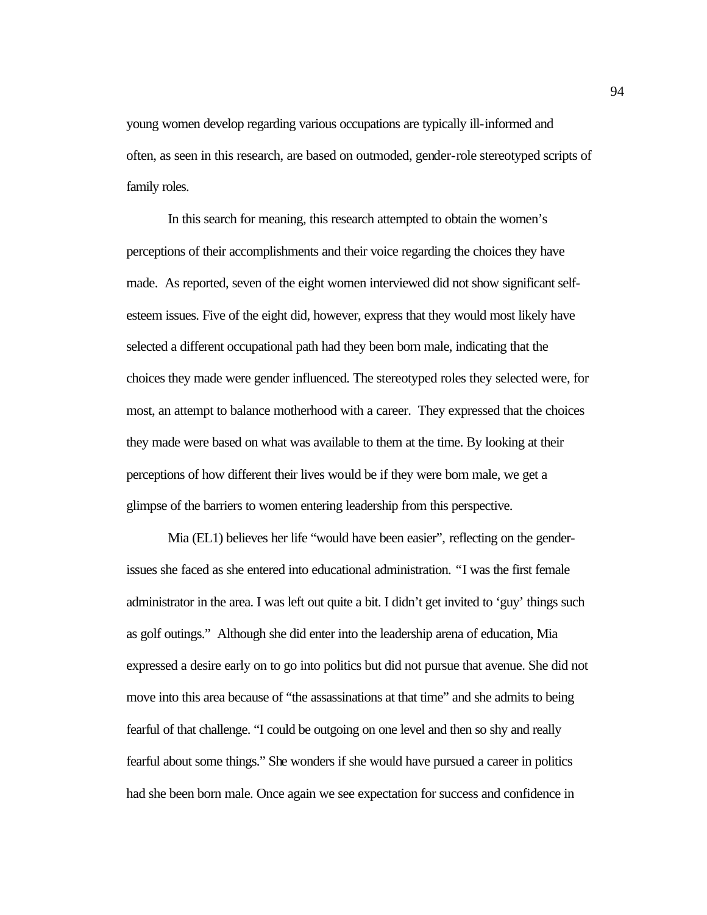young women develop regarding various occupations are typically ill-informed and often, as seen in this research, are based on outmoded, gender-role stereotyped scripts of family roles.

In this search for meaning, this research attempted to obtain the women's perceptions of their accomplishments and their voice regarding the choices they have made. As reported, seven of the eight women interviewed did not show significant self-esteem issues. Five of the eight did, however, express that they would most likely have selected a different occupational path had they been born male, indicating that the choices they made were gender influenced. The stereotyped roles they selected were, for most, an attempt to balance motherhood with a career. They expressed that the choices they made were based on what was available to them at the time. By looking at their perceptions of how different their lives would be if they were born male, we get a glimpse of the barriers to women entering leadership from this perspective.

Mia (EL1) believes her life "would have been easier", reflecting on the gender-issues she faced as she entered into educational administration. "I was the first female administrator in the area. I was left out quite a bit. I didn't get invited to 'guy' things such as golf outings." Although she did enter into the leadership arena of education, Mia expressed a desire early on to go into politics but did not pursue that avenue. She did not move into this area because of "the assassinations at that time" and she admits to being fearful of that challenge. "I could be outgoing on one level and then so shy and really fearful about some things." She wonders if she would have pursued a career in politics had she been born male. Once again we see expectation for success and confidence in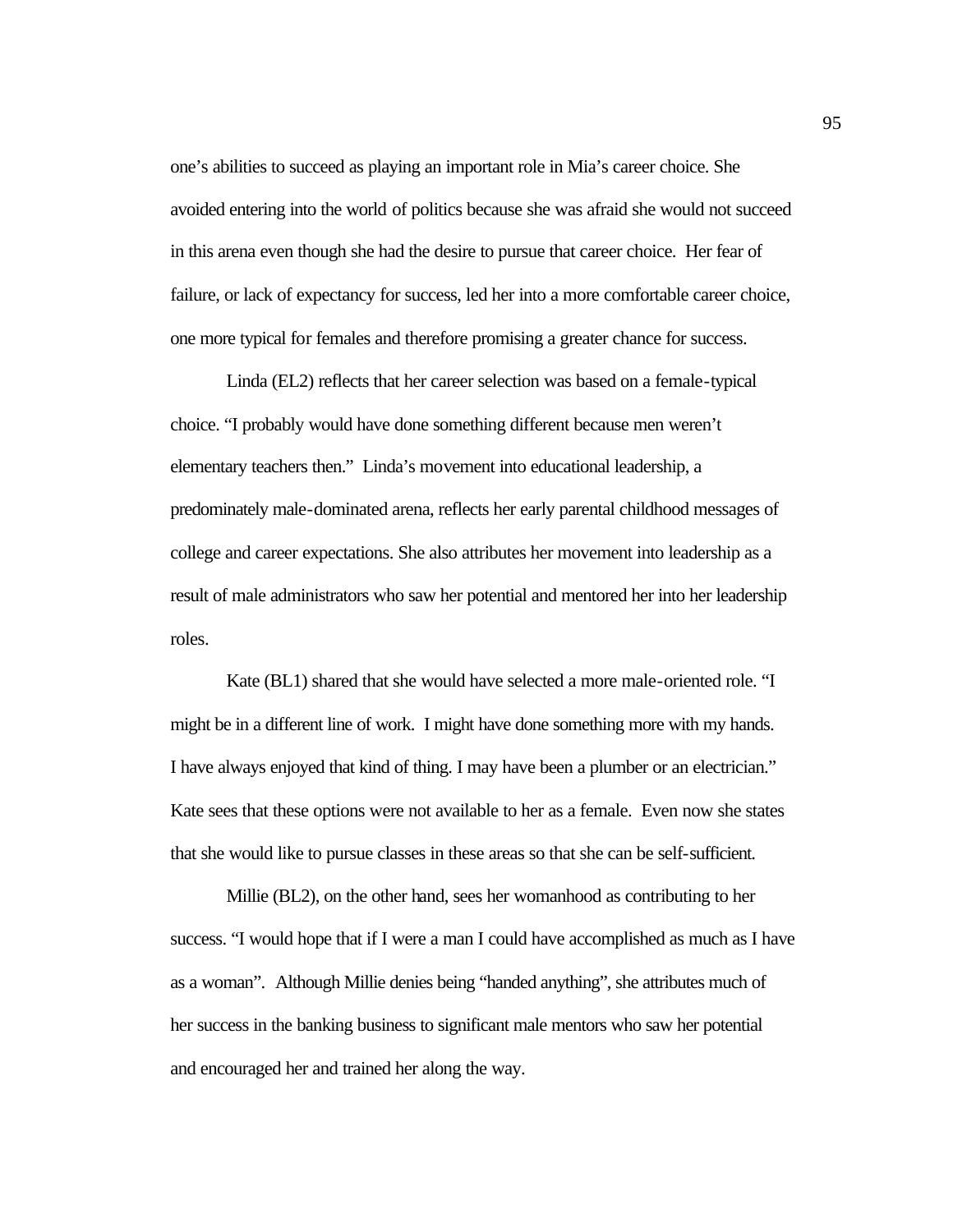one's abilities to succeed as playing an important role in Mia's career choice. She avoided entering into the world of politics because she was afraid she would not succeed in this arena even though she had the desire to pursue that career choice. Her fear of failure, or lack of expectancy for success, led her into a more comfortable career choice, one more typical for females and therefore promising a greater chance for success.

Linda (EL2) reflects that her career selection was based on a female-typical choice. "I probably would have done something different because men weren't elementary teachers then." Linda's movement into educational leadership, a predominately male-dominated arena, reflects her early parental childhood messages of college and career expectations. She also attributes her movement into leadership as a result of male administrators who saw her potential and mentored her into her leadership roles.

Kate (BL1) shared that she would have selected a more male-oriented role. "I might be in a different line of work. I might have done something more with my hands. I have always enjoyed that kind of thing. I may have been a plumber or an electrician." Kate sees that these options were not available to her as a female. Even now she states that she would like to pursue classes in these areas so that she can be self-sufficient.

Millie (BL2), on the other hand, sees her womanhood as contributing to her success. "I would hope that if I were a man I could have accomplished as much as I have as a woman". Although Millie denies being "handed anything", she attributes much of her success in the banking business to significant male mentors who saw her potential and encouraged her and trained her along the way.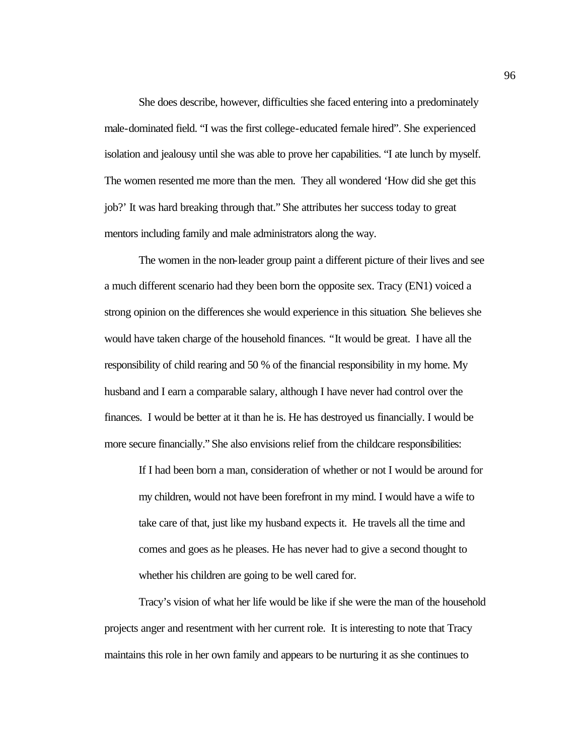She does describe, however, difficulties she faced entering into a predominately male-dominated field. "I was the first college-educated female hired". She experienced isolation and jealousy until she was able to prove her capabilities. "I ate lunch by myself. The women resented me more than the men. They all wondered 'How did she get this job?' It was hard breaking through that." She attributes her success today to great mentors including family and male administrators along the way.

The women in the non-leader group paint a different picture of their lives and see a much different scenario had they been born the opposite sex. Tracy (EN1) voiced a strong opinion on the differences she would experience in this situation. She believes she would have taken charge of the household finances. "It would be great. I have all the responsibility of child rearing and 50 % of the financial responsibility in my home. My husband and I earn a comparable salary, although I have never had control over the finances. I would be better at it than he is. He has destroyed us financially. I would be more secure financially." She also envisions relief from the childcare responsibilities:

> If I had been born a man, consideration of whether or not I would be around for my children, would not have been forefront in my mind. I would have a wife to take care of that, just like my husband expects it. He travels all the time and comes and goes as he pleases. He has never had to give a second thought to whether his children are going to be well cared for.

Tracy's vision of what her life would be like if she were the man of the household projects anger and resentment with her current role. It is interesting to note that Tracy maintains this role in her own family and appears to be nurturing it as she continues to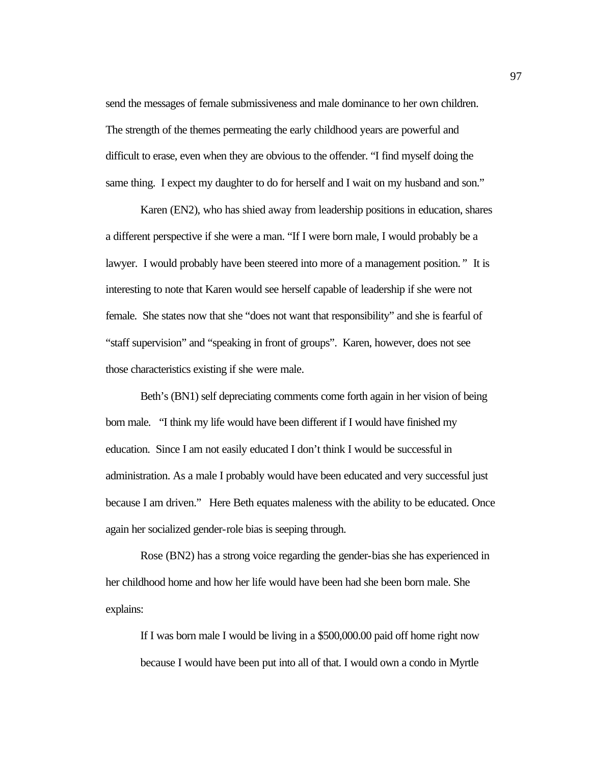send the messages of female submissiveness and male dominance to her own children. The strength of the themes permeating the early childhood years are powerful and difficult to erase, even when they are obvious to the offender. "I find myself doing the same thing. I expect my daughter to do for herself and I wait on my husband and son."

Karen (EN2), who has shied away from leadership positions in education, shares a different perspective if she were a man. "If I were born male, I would probably be a lawyer. I would probably have been steered into more of a management position." It is interesting to note that Karen would see herself capable of leadership if she were not female. She states now that she "does not want that responsibility" and she is fearful of "staff supervision" and "speaking in front of groups". Karen, however, does not see those characteristics existing if she were male.

Beth's (BN1) self depreciating comments come forth again in her vision of being born male. "I think my life would have been different if I would have finished my education. Since I am not easily educated I don't think I would be successful in administration. As a male I probably would have been educated and very successful just because I am driven." Here Beth equates maleness with the ability to be educated. Once again her socialized gender-role bias is seeping through.

Rose (BN2) has a strong voice regarding the gender-bias she has experienced in her childhood home and how her life would have been had she been born male. She explains:

> If I was born male I would be living in a $500,000.00 paid off home right now because I would have been put into all of that. I would own a condo in Myrtle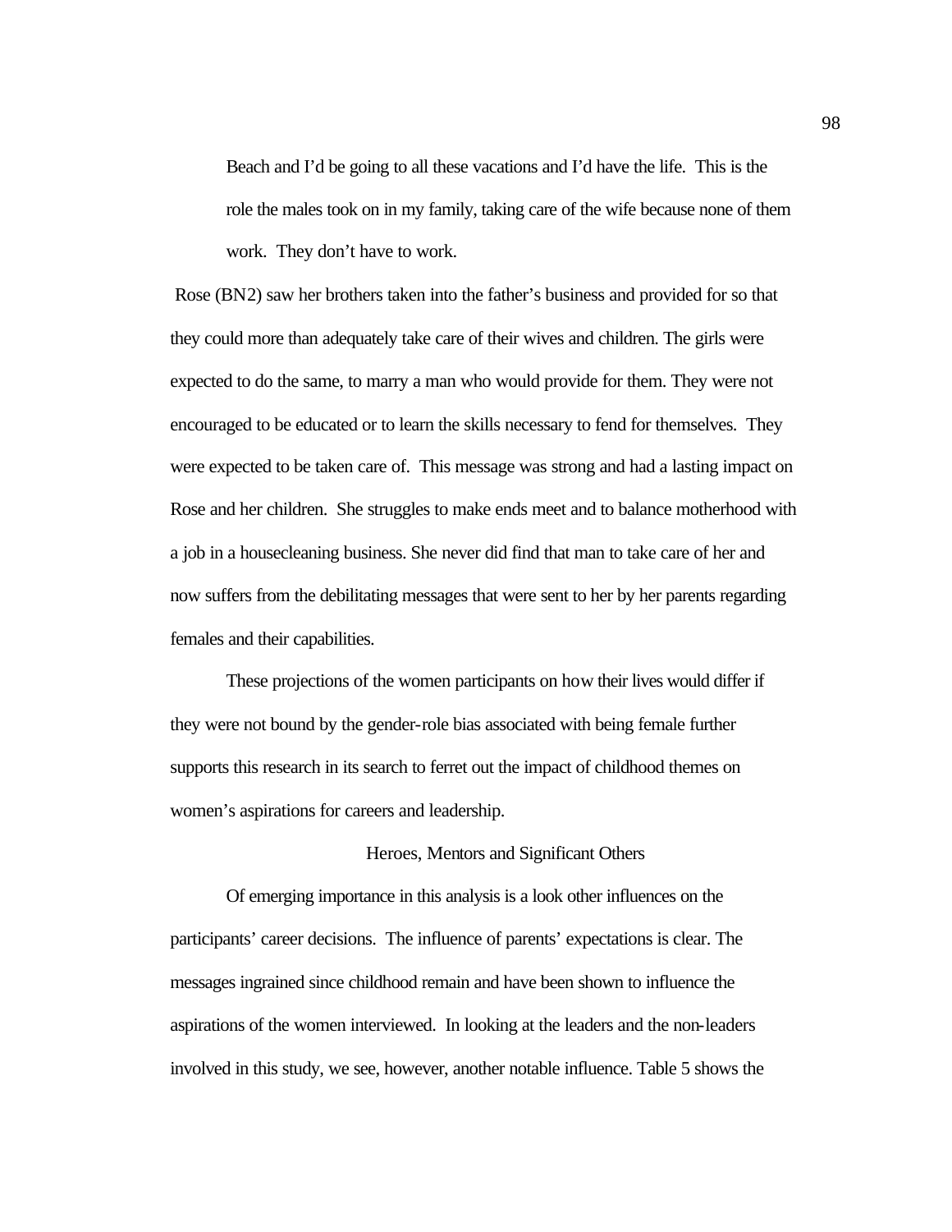> Beach and I'd be going to all these vacations and I'd have the life. This is the role the males took on in my family, taking care of the wife because none of them work. They don't have to work.

Rose (BN2) saw her brothers taken into the father's business and provided for so that they could more than adequately take care of their wives and children. The girls were expected to do the same, to marry a man who would provide for them. They were not encouraged to be educated or to learn the skills necessary to fend for themselves. They were expected to be taken care of. This message was strong and had a lasting impact on Rose and her children. She struggles to make ends meet and to balance motherhood with a job in a housecleaning business. She never did find that man to take care of her and now suffers from the debilitating messages that were sent to her by her parents regarding females and their capabilities.

These projections of the women participants on how their lives would differ if they were not bound by the gender-role bias associated with being female further supports this research in its search to ferret out the impact of childhood themes on women's aspirations for careers and leadership.

## Heroes, Mentors and Significant Others

Of emerging importance in this analysis is a look other influences on the participants' career decisions. The influence of parents' expectations is clear. The messages ingrained since childhood remain and have been shown to influence the aspirations of the women interviewed. In looking at the leaders and the non-leaders involved in this study, we see, however, another notable influence. Table 5 shows the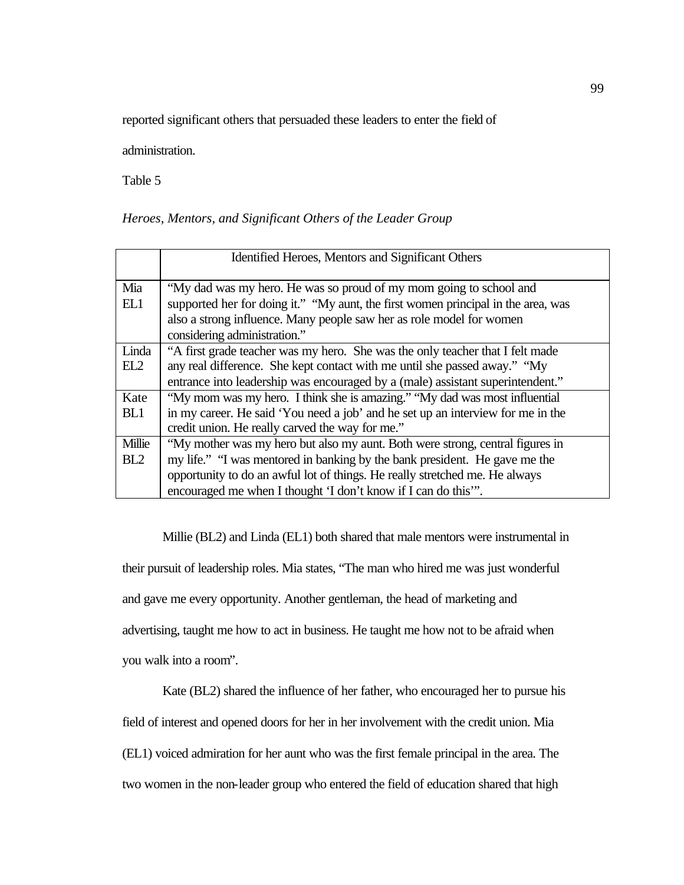reported significant others that persuaded these leaders to enter the field of administration.

Table 5

*Heroes, Mentors, and Significant Others of the Leader Group*

| | Identified Heroes, Mentors and Significant Others |
|---|---|
| Mia EL1 | "My dad was my hero. He was so proud of my mom going to school and supported her for doing it." "My aunt, the first women principal in the area, was also a strong influence. Many people saw her as role model for women considering administration." |
| Linda EL2 | "A first grade teacher was my hero. She was the only teacher that I felt made any real difference. She kept contact with me until she passed away." "My entrance into leadership was encouraged by a (male) assistant superintendent." |
| Kate BL1 | "My mom was my hero. I think she is amazing." "My dad was most influential in my career. He said 'You need a job' and he set up an interview for me in the credit union. He really carved the way for me." |
| Millie BL2 | "My mother was my hero but also my aunt. Both were strong, central figures in my life." "I was mentored in banking by the bank president. He gave me the opportunity to do an awful lot of things. He really stretched me. He always encouraged me when I thought 'I don't know if I can do this'". |

Millie (BL2) and Linda (EL1) both shared that male mentors were instrumental in their pursuit of leadership roles. Mia states, "The man who hired me was just wonderful and gave me every opportunity. Another gentleman, the head of marketing and advertising, taught me how to act in business. He taught me how not to be afraid when you walk into a room".

Kate (BL2) shared the influence of her father, who encouraged her to pursue his field of interest and opened doors for her in her involvement with the credit union. Mia (EL1) voiced admiration for her aunt who was the first female principal in the area. The two women in the non-leader group who entered the field of education shared that high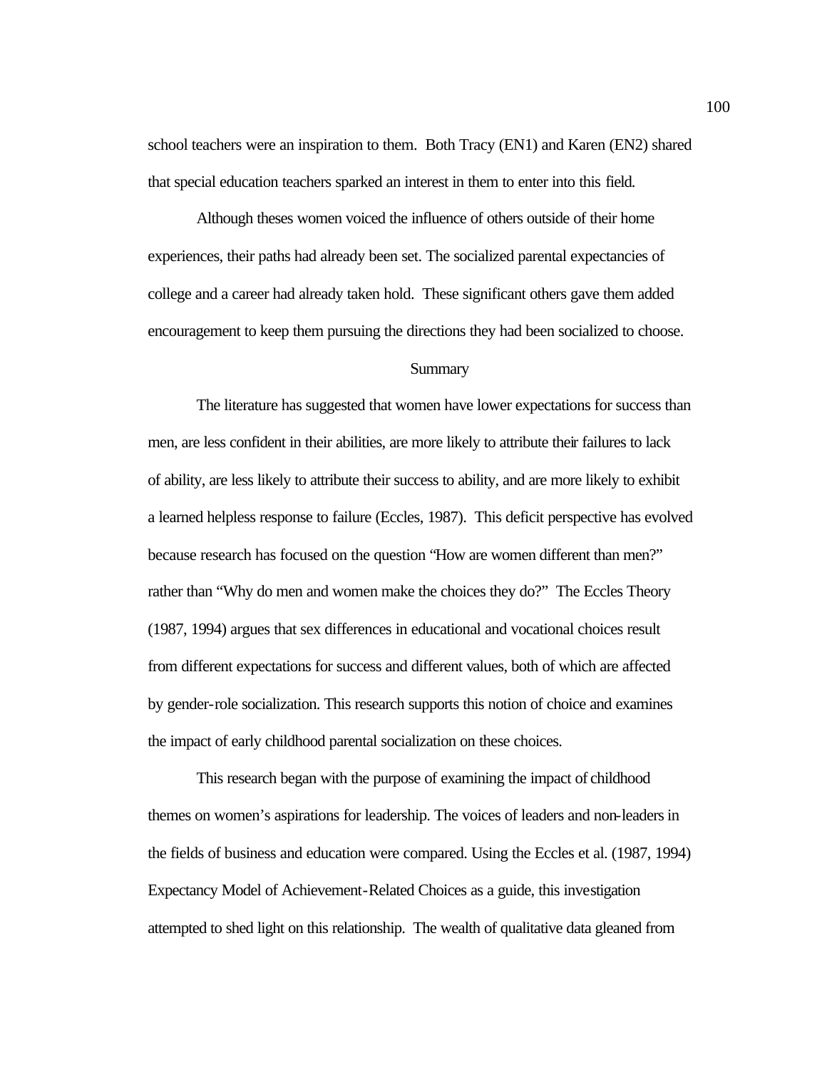school teachers were an inspiration to them. Both Tracy (EN1) and Karen (EN2) shared that special education teachers sparked an interest in them to enter into this field.

Although theses women voiced the influence of others outside of their home experiences, their paths had already been set. The socialized parental expectancies of college and a career had already taken hold. These significant others gave them added encouragement to keep them pursuing the directions they had been socialized to choose.

## Summary

The literature has suggested that women have lower expectations for success than men, are less confident in their abilities, are more likely to attribute their failures to lack of ability, are less likely to attribute their success to ability, and are more likely to exhibit a learned helpless response to failure (Eccles, 1987). This deficit perspective has evolved because research has focused on the question "How are women different than men?" rather than "Why do men and women make the choices they do?" The Eccles Theory (1987, 1994) argues that sex differences in educational and vocational choices result from different expectations for success and different values, both of which are affected by gender-role socialization. This research supports this notion of choice and examines the impact of early childhood parental socialization on these choices.

This research began with the purpose of examining the impact of childhood themes on women's aspirations for leadership. The voices of leaders and non-leaders in the fields of business and education were compared. Using the Eccles et al. (1987, 1994) Expectancy Model of Achievement-Related Choices as a guide, this investigation attempted to shed light on this relationship. The wealth of qualitative data gleaned from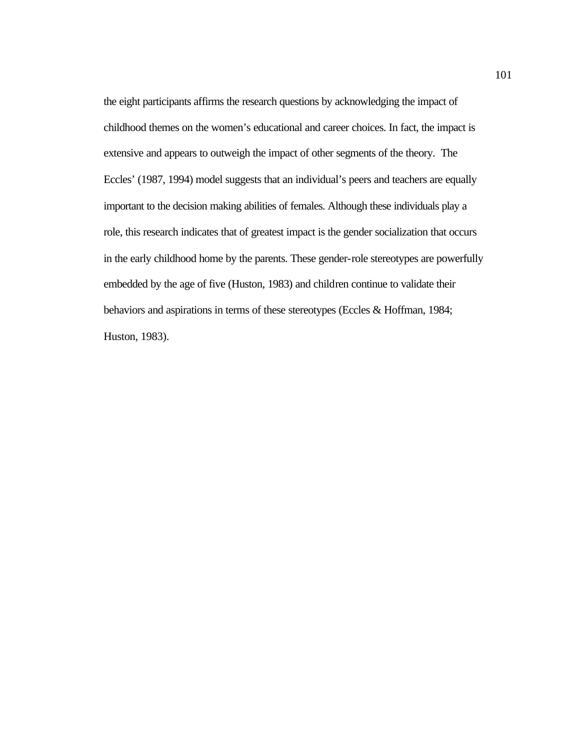the eight participants affirms the research questions by acknowledging the impact of childhood themes on the women's educational and career choices. In fact, the impact is extensive and appears to outweigh the impact of other segments of the theory.  The Eccles' (1987, 1994) model suggests that an individual's peers and teachers are equally important to the decision making abilities of females. Although these individuals play a role, this research indicates that of greatest impact is the gender socialization that occurs in the early childhood home by the parents. These gender-role stereotypes are powerfully embedded by the age of five (Huston, 1983) and children continue to validate their behaviors and aspirations in terms of these stereotypes (Eccles & Hoffman, 1984; Huston, 1983).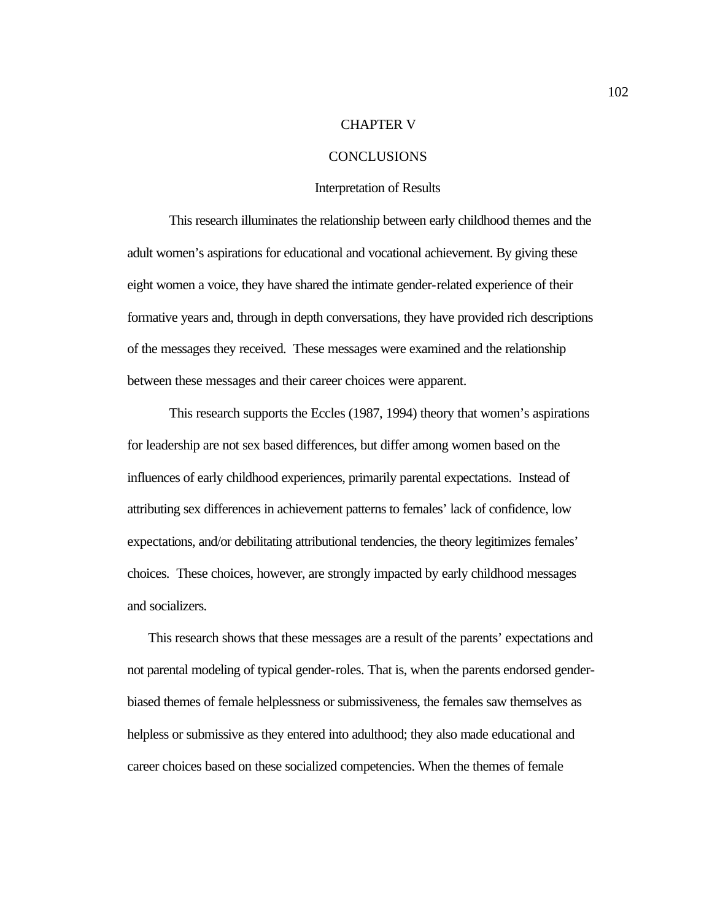# CHAPTER V

# CONCLUSIONS

## Interpretation of Results

This research illuminates the relationship between early childhood themes and the adult women's aspirations for educational and vocational achievement. By giving these eight women a voice, they have shared the intimate gender-related experience of their formative years and, through in depth conversations, they have provided rich descriptions of the messages they received. These messages were examined and the relationship between these messages and their career choices were apparent.

This research supports the Eccles (1987, 1994) theory that women's aspirations for leadership are not sex based differences, but differ among women based on the influences of early childhood experiences, primarily parental expectations. Instead of attributing sex differences in achievement patterns to females' lack of confidence, low expectations, and/or debilitating attributional tendencies, the theory legitimizes females' choices. These choices, however, are strongly impacted by early childhood messages and socializers.

This research shows that these messages are a result of the parents' expectations and not parental modeling of typical gender-roles. That is, when the parents endorsed gender-biased themes of female helplessness or submissiveness, the females saw themselves as helpless or submissive as they entered into adulthood; they also made educational and career choices based on these socialized competencies. When the themes of female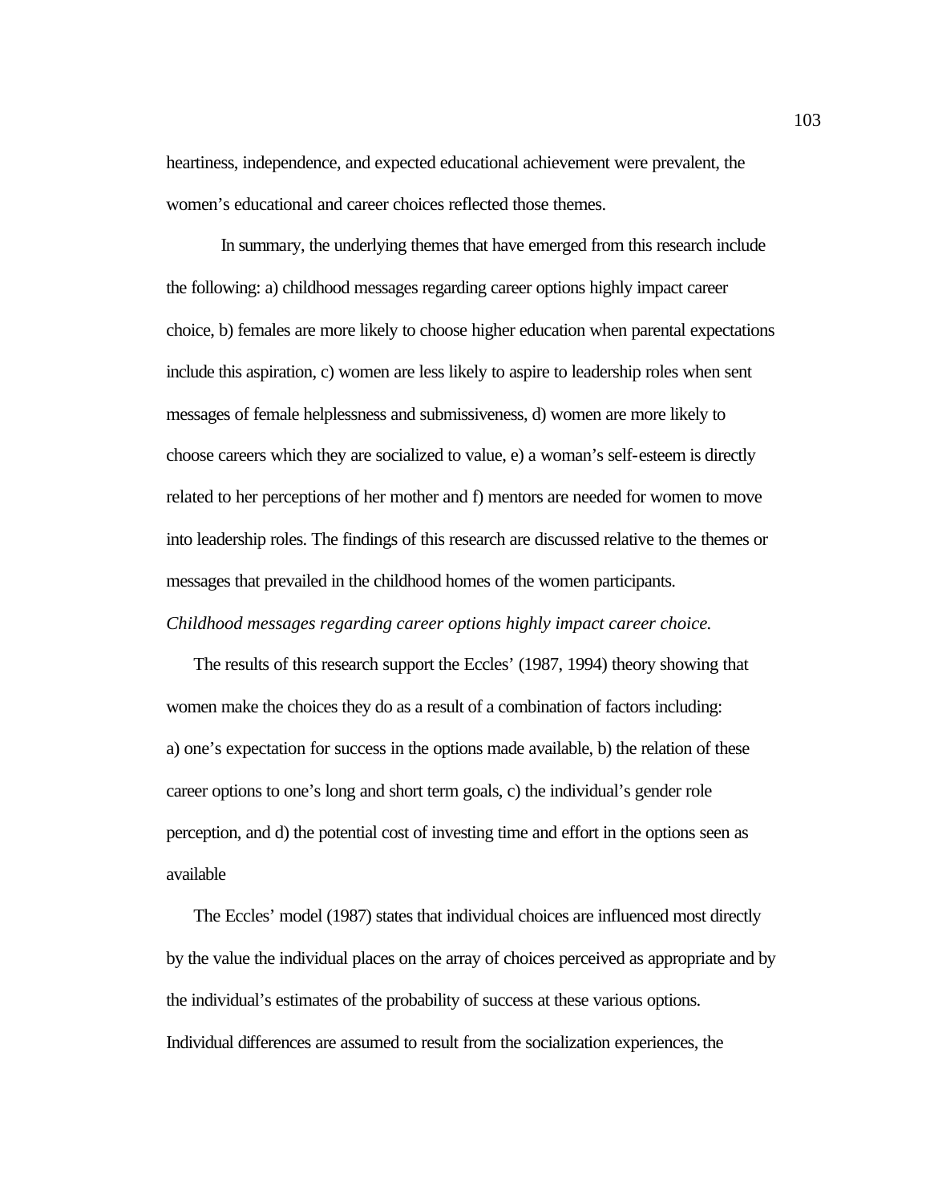heartiness, independence, and expected educational achievement were prevalent, the women's educational and career choices reflected those themes.

In summary, the underlying themes that have emerged from this research include the following: a) childhood messages regarding career options highly impact career choice, b) females are more likely to choose higher education when parental expectations include this aspiration, c) women are less likely to aspire to leadership roles when sent messages of female helplessness and submissiveness, d) women are more likely to choose careers which they are socialized to value, e) a woman's self-esteem is directly related to her perceptions of her mother and f) mentors are needed for women to move into leadership roles. The findings of this research are discussed relative to the themes or messages that prevailed in the childhood homes of the women participants.

*Childhood messages regarding career options highly impact career choice.*

The results of this research support the Eccles' (1987, 1994) theory showing that women make the choices they do as a result of a combination of factors including: a) one's expectation for success in the options made available, b) the relation of these career options to one's long and short term goals, c) the individual's gender role perception, and d) the potential cost of investing time and effort in the options seen as available

The Eccles' model (1987) states that individual choices are influenced most directly by the value the individual places on the array of choices perceived as appropriate and by the individual's estimates of the probability of success at these various options. Individual differences are assumed to result from the socialization experiences, the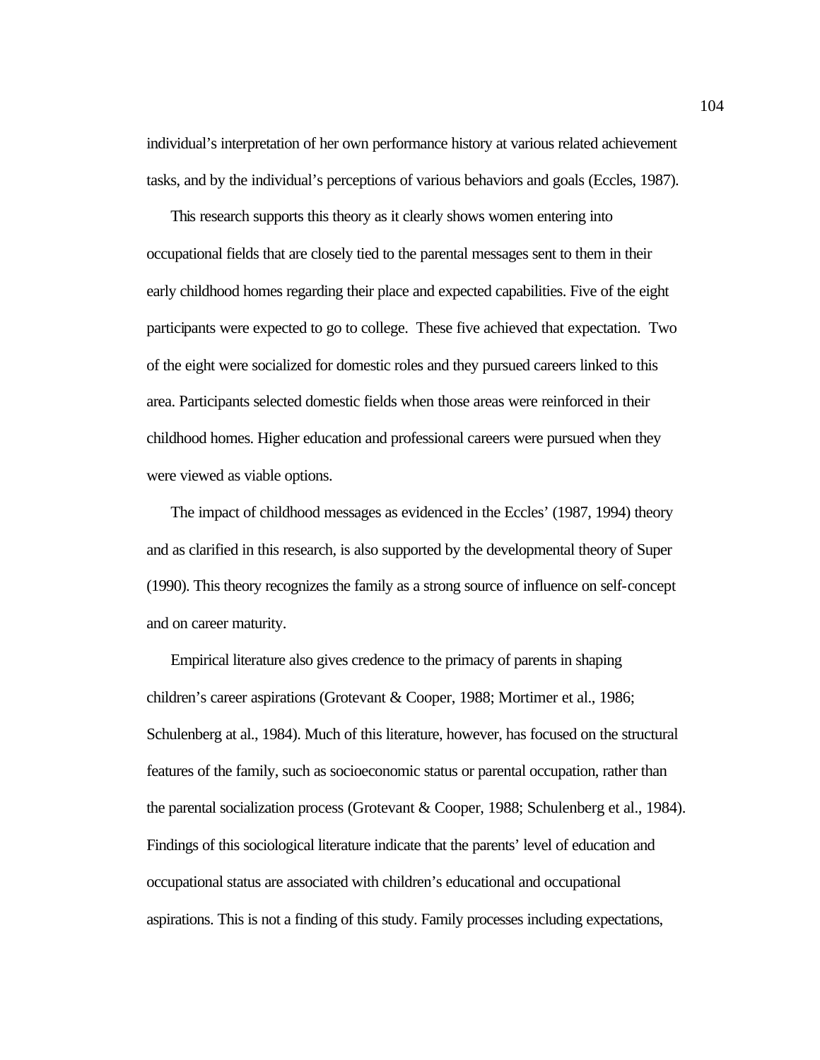individual's interpretation of her own performance history at various related achievement tasks, and by the individual's perceptions of various behaviors and goals (Eccles, 1987).

This research supports this theory as it clearly shows women entering into occupational fields that are closely tied to the parental messages sent to them in their early childhood homes regarding their place and expected capabilities. Five of the eight participants were expected to go to college. These five achieved that expectation. Two of the eight were socialized for domestic roles and they pursued careers linked to this area. Participants selected domestic fields when those areas were reinforced in their childhood homes. Higher education and professional careers were pursued when they were viewed as viable options.

The impact of childhood messages as evidenced in the Eccles' (1987, 1994) theory and as clarified in this research, is also supported by the developmental theory of Super (1990). This theory recognizes the family as a strong source of influence on self-concept and on career maturity.

Empirical literature also gives credence to the primacy of parents in shaping children's career aspirations (Grotevant & Cooper, 1988; Mortimer et al., 1986; Schulenberg at al., 1984). Much of this literature, however, has focused on the structural features of the family, such as socioeconomic status or parental occupation, rather than the parental socialization process (Grotevant & Cooper, 1988; Schulenberg et al., 1984). Findings of this sociological literature indicate that the parents' level of education and occupational status are associated with children's educational and occupational aspirations. This is not a finding of this study. Family processes including expectations,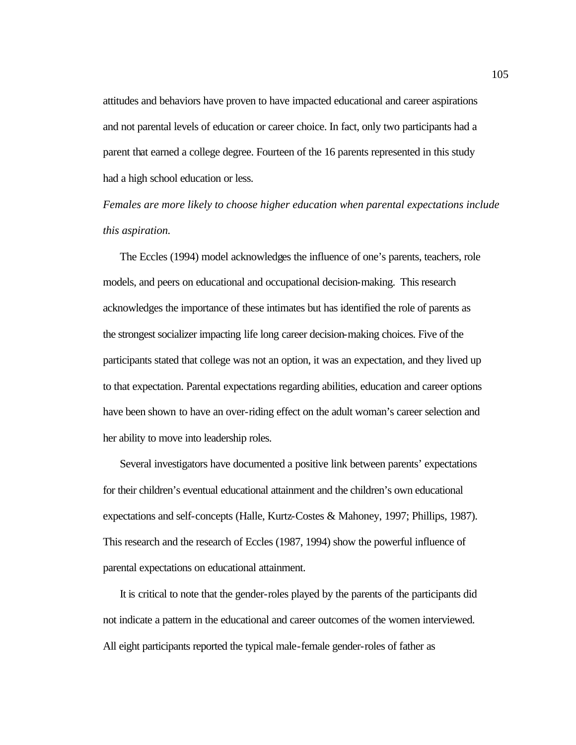attitudes and behaviors have proven to have impacted educational and career aspirations and not parental levels of education or career choice. In fact, only two participants had a parent that earned a college degree. Fourteen of the 16 parents represented in this study had a high school education or less.

*Females are more likely to choose higher education when parental expectations include this aspiration.*

The Eccles (1994) model acknowledges the influence of one's parents, teachers, role models, and peers on educational and occupational decision-making. This research acknowledges the importance of these intimates but has identified the role of parents as the strongest socializer impacting life long career decision-making choices. Five of the participants stated that college was not an option, it was an expectation, and they lived up to that expectation. Parental expectations regarding abilities, education and career options have been shown to have an over-riding effect on the adult woman's career selection and her ability to move into leadership roles.

Several investigators have documented a positive link between parents' expectations for their children's eventual educational attainment and the children's own educational expectations and self-concepts (Halle, Kurtz-Costes & Mahoney, 1997; Phillips, 1987). This research and the research of Eccles (1987, 1994) show the powerful influence of parental expectations on educational attainment.

It is critical to note that the gender-roles played by the parents of the participants did not indicate a pattern in the educational and career outcomes of the women interviewed. All eight participants reported the typical male-female gender-roles of father as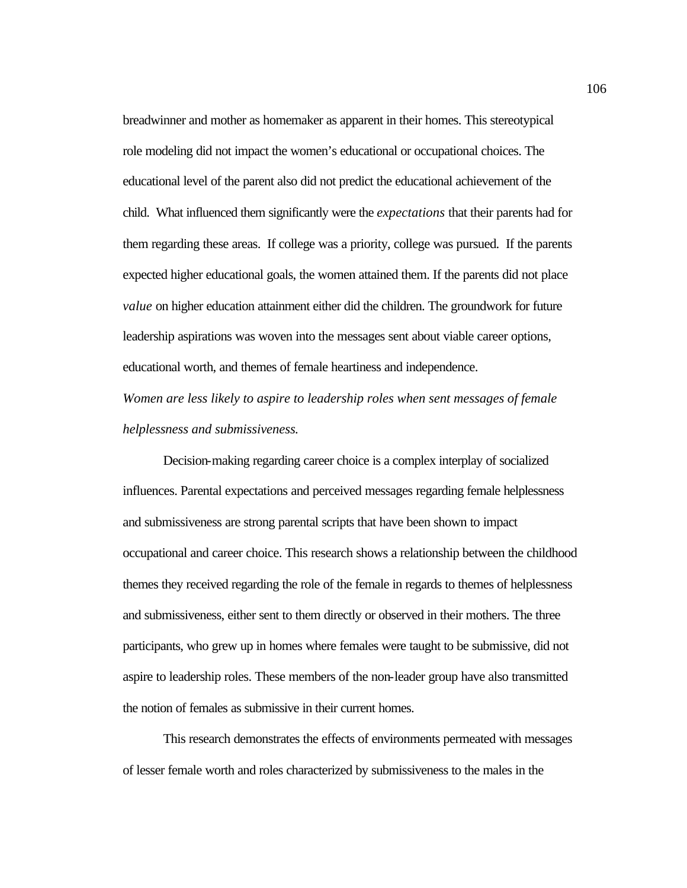breadwinner and mother as homemaker as apparent in their homes. This stereotypical role modeling did not impact the women's educational or occupational choices. The educational level of the parent also did not predict the educational achievement of the child. What influenced them significantly were the *expectations* that their parents had for them regarding these areas. If college was a priority, college was pursued. If the parents expected higher educational goals, the women attained them. If the parents did not place *value* on higher education attainment either did the children. The groundwork for future leadership aspirations was woven into the messages sent about viable career options, educational worth, and themes of female heartiness and independence.

*Women are less likely to aspire to leadership roles when sent messages of female helplessness and submissiveness.*

Decision-making regarding career choice is a complex interplay of socialized influences. Parental expectations and perceived messages regarding female helplessness and submissiveness are strong parental scripts that have been shown to impact occupational and career choice. This research shows a relationship between the childhood themes they received regarding the role of the female in regards to themes of helplessness and submissiveness, either sent to them directly or observed in their mothers. The three participants, who grew up in homes where females were taught to be submissive, did not aspire to leadership roles. These members of the non-leader group have also transmitted the notion of females as submissive in their current homes.

This research demonstrates the effects of environments permeated with messages of lesser female worth and roles characterized by submissiveness to the males in the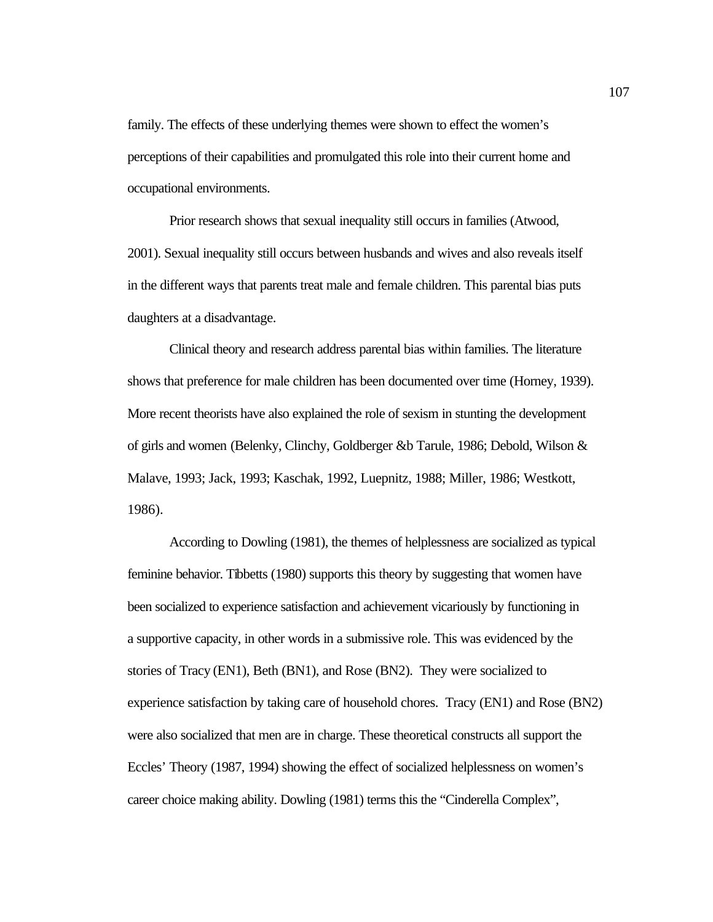family. The effects of these underlying themes were shown to effect the women's perceptions of their capabilities and promulgated this role into their current home and occupational environments.

Prior research shows that sexual inequality still occurs in families (Atwood, 2001). Sexual inequality still occurs between husbands and wives and also reveals itself in the different ways that parents treat male and female children. This parental bias puts daughters at a disadvantage.

Clinical theory and research address parental bias within families. The literature shows that preference for male children has been documented over time (Horney, 1939). More recent theorists have also explained the role of sexism in stunting the development of girls and women (Belenky, Clinchy, Goldberger &b Tarule, 1986; Debold, Wilson & Malave, 1993; Jack, 1993; Kaschak, 1992, Luepnitz, 1988; Miller, 1986; Westkott, 1986).

According to Dowling (1981), the themes of helplessness are socialized as typical feminine behavior. Tibbetts (1980) supports this theory by suggesting that women have been socialized to experience satisfaction and achievement vicariously by functioning in a supportive capacity, in other words in a submissive role. This was evidenced by the stories of Tracy (EN1), Beth (BN1), and Rose (BN2). They were socialized to experience satisfaction by taking care of household chores. Tracy (EN1) and Rose (BN2) were also socialized that men are in charge. These theoretical constructs all support the Eccles' Theory (1987, 1994) showing the effect of socialized helplessness on women's career choice making ability. Dowling (1981) terms this the "Cinderella Complex",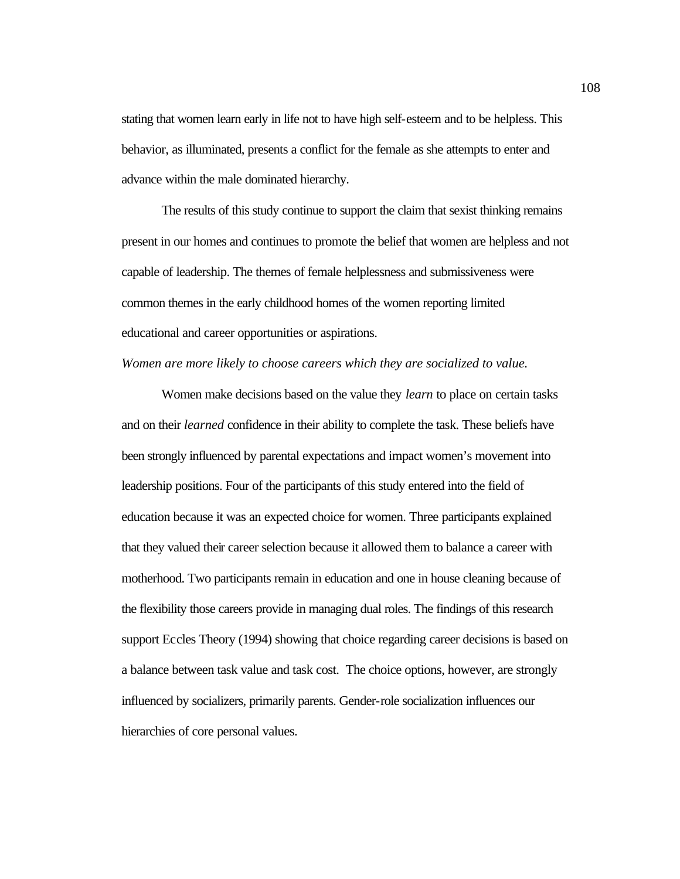stating that women learn early in life not to have high self-esteem and to be helpless. This behavior, as illuminated, presents a conflict for the female as she attempts to enter and advance within the male dominated hierarchy.

The results of this study continue to support the claim that sexist thinking remains present in our homes and continues to promote the belief that women are helpless and not capable of leadership. The themes of female helplessness and submissiveness were common themes in the early childhood homes of the women reporting limited educational and career opportunities or aspirations.

*Women are more likely to choose careers which they are socialized to value.*

Women make decisions based on the value they *learn* to place on certain tasks and on their *learned* confidence in their ability to complete the task. These beliefs have been strongly influenced by parental expectations and impact women's movement into leadership positions. Four of the participants of this study entered into the field of education because it was an expected choice for women. Three participants explained that they valued their career selection because it allowed them to balance a career with motherhood. Two participants remain in education and one in house cleaning because of the flexibility those careers provide in managing dual roles. The findings of this research support Eccles Theory (1994) showing that choice regarding career decisions is based on a balance between task value and task cost. The choice options, however, are strongly influenced by socializers, primarily parents. Gender-role socialization influences our hierarchies of core personal values.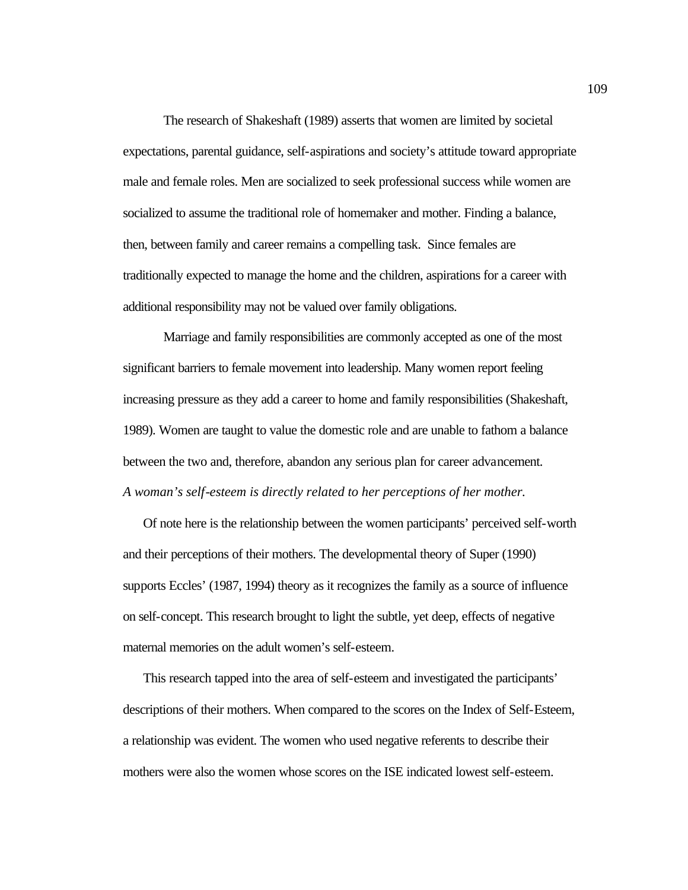The research of Shakeshaft (1989) asserts that women are limited by societal expectations, parental guidance, self-aspirations and society's attitude toward appropriate male and female roles. Men are socialized to seek professional success while women are socialized to assume the traditional role of homemaker and mother. Finding a balance, then, between family and career remains a compelling task. Since females are traditionally expected to manage the home and the children, aspirations for a career with additional responsibility may not be valued over family obligations.

Marriage and family responsibilities are commonly accepted as one of the most significant barriers to female movement into leadership. Many women report feeling increasing pressure as they add a career to home and family responsibilities (Shakeshaft, 1989). Women are taught to value the domestic role and are unable to fathom a balance between the two and, therefore, abandon any serious plan for career advancement.

*A woman's self-esteem is directly related to her perceptions of her mother.*

Of note here is the relationship between the women participants' perceived self-worth and their perceptions of their mothers. The developmental theory of Super (1990) supports Eccles' (1987, 1994) theory as it recognizes the family as a source of influence on self-concept. This research brought to light the subtle, yet deep, effects of negative maternal memories on the adult women's self-esteem.

This research tapped into the area of self-esteem and investigated the participants' descriptions of their mothers. When compared to the scores on the Index of Self-Esteem, a relationship was evident. The women who used negative referents to describe their mothers were also the women whose scores on the ISE indicated lowest self-esteem.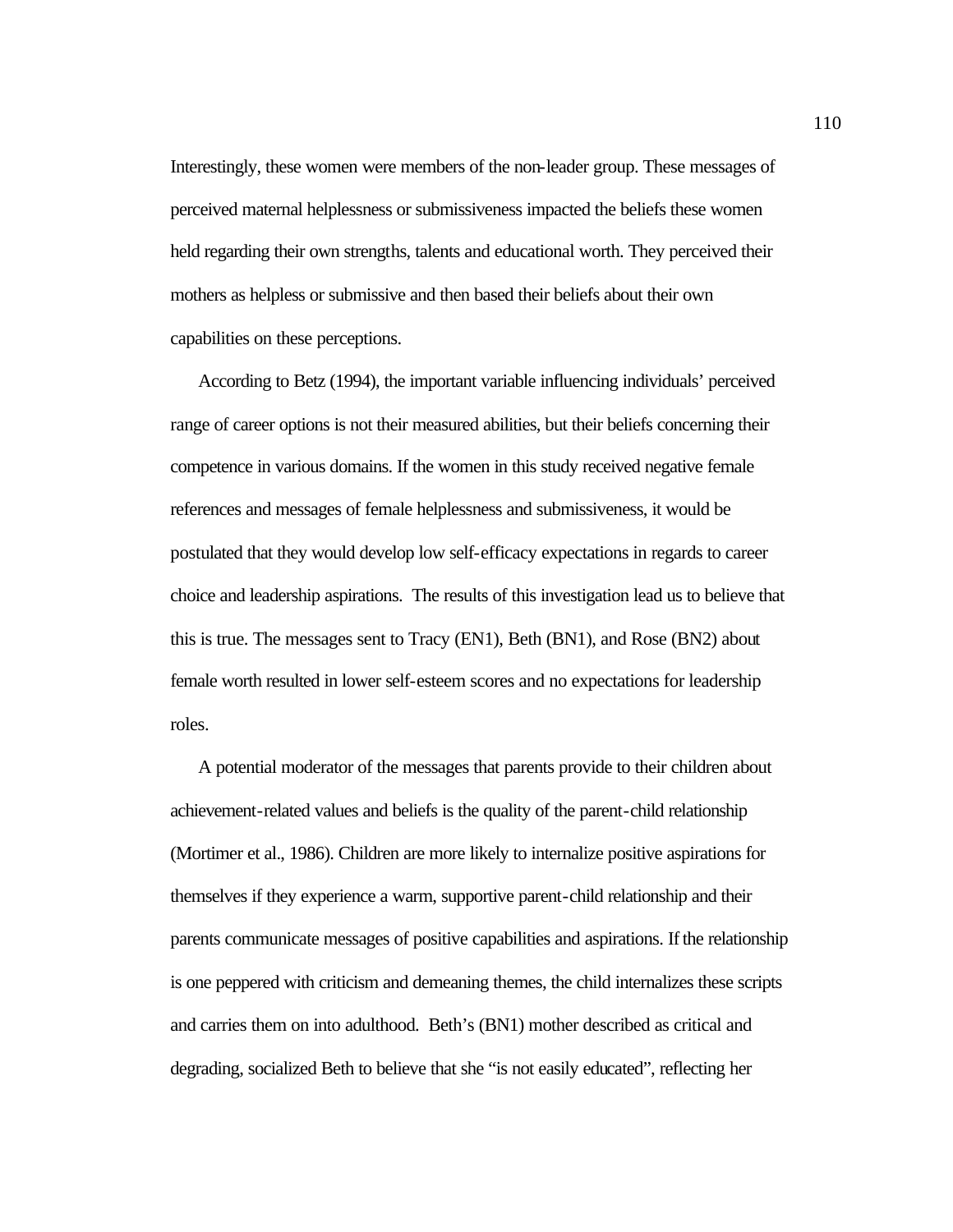Interestingly, these women were members of the non-leader group. These messages of perceived maternal helplessness or submissiveness impacted the beliefs these women held regarding their own strengths, talents and educational worth. They perceived their mothers as helpless or submissive and then based their beliefs about their own capabilities on these perceptions.

According to Betz (1994), the important variable influencing individuals' perceived range of career options is not their measured abilities, but their beliefs concerning their competence in various domains. If the women in this study received negative female references and messages of female helplessness and submissiveness, it would be postulated that they would develop low self-efficacy expectations in regards to career choice and leadership aspirations. The results of this investigation lead us to believe that this is true. The messages sent to Tracy (EN1), Beth (BN1), and Rose (BN2) about female worth resulted in lower self-esteem scores and no expectations for leadership roles.

A potential moderator of the messages that parents provide to their children about achievement-related values and beliefs is the quality of the parent-child relationship (Mortimer et al., 1986). Children are more likely to internalize positive aspirations for themselves if they experience a warm, supportive parent-child relationship and their parents communicate messages of positive capabilities and aspirations. If the relationship is one peppered with criticism and demeaning themes, the child internalizes these scripts and carries them on into adulthood. Beth's (BN1) mother described as critical and degrading, socialized Beth to believe that she "is not easily educated", reflecting her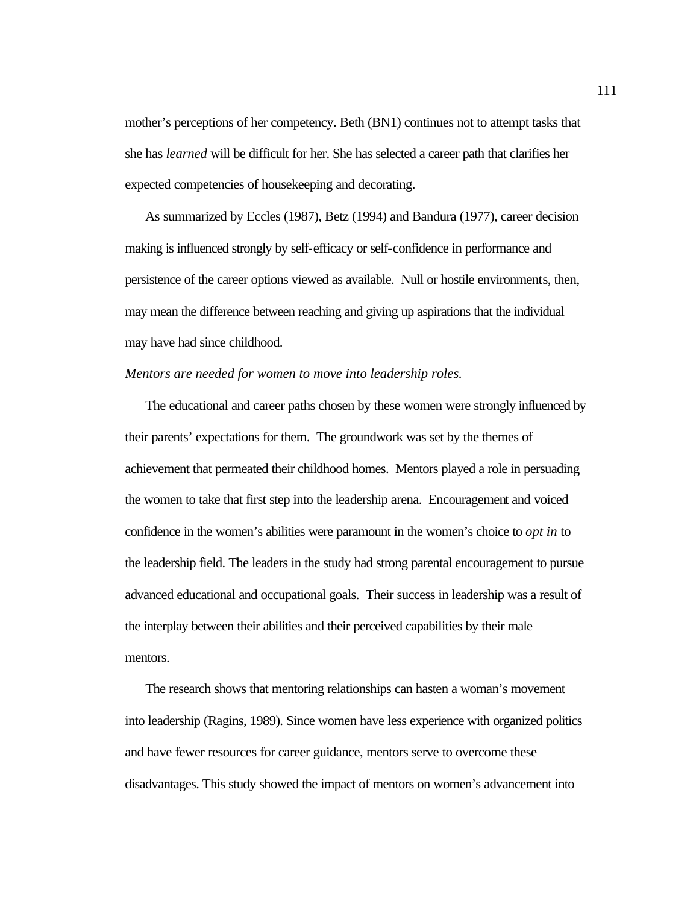mother's perceptions of her competency. Beth (BN1) continues not to attempt tasks that she has *learned* will be difficult for her. She has selected a career path that clarifies her expected competencies of housekeeping and decorating.

As summarized by Eccles (1987), Betz (1994) and Bandura (1977), career decision making is influenced strongly by self-efficacy or self-confidence in performance and persistence of the career options viewed as available. Null or hostile environments, then, may mean the difference between reaching and giving up aspirations that the individual may have had since childhood.

*Mentors are needed for women to move into leadership roles.*

The educational and career paths chosen by these women were strongly influenced by their parents' expectations for them. The groundwork was set by the themes of achievement that permeated their childhood homes. Mentors played a role in persuading the women to take that first step into the leadership arena. Encouragement and voiced confidence in the women's abilities were paramount in the women's choice to *opt in* to the leadership field. The leaders in the study had strong parental encouragement to pursue advanced educational and occupational goals. Their success in leadership was a result of the interplay between their abilities and their perceived capabilities by their male mentors.

The research shows that mentoring relationships can hasten a woman's movement into leadership (Ragins, 1989). Since women have less experience with organized politics and have fewer resources for career guidance, mentors serve to overcome these disadvantages. This study showed the impact of mentors on women's advancement into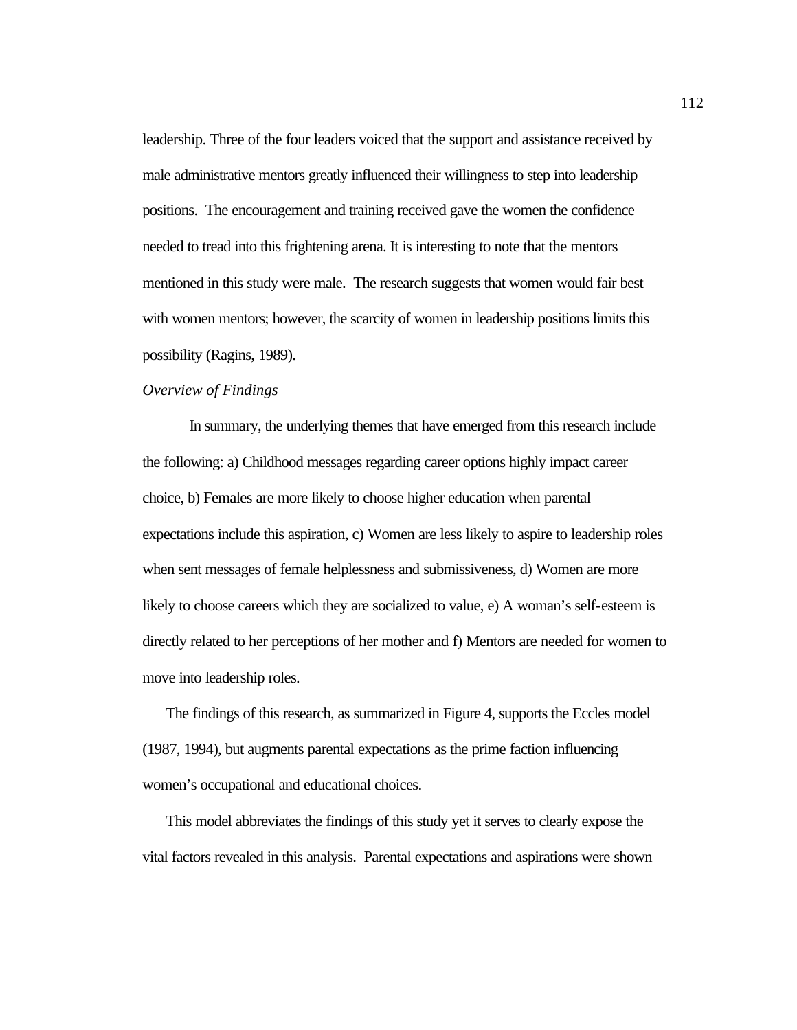leadership. Three of the four leaders voiced that the support and assistance received by male administrative mentors greatly influenced their willingness to step into leadership positions. The encouragement and training received gave the women the confidence needed to tread into this frightening arena. It is interesting to note that the mentors mentioned in this study were male. The research suggests that women would fair best with women mentors; however, the scarcity of women in leadership positions limits this possibility (Ragins, 1989).

*Overview of Findings*

In summary, the underlying themes that have emerged from this research include the following: a) Childhood messages regarding career options highly impact career choice, b) Females are more likely to choose higher education when parental expectations include this aspiration, c) Women are less likely to aspire to leadership roles when sent messages of female helplessness and submissiveness, d) Women are more likely to choose careers which they are socialized to value, e) A woman's self-esteem is directly related to her perceptions of her mother and f) Mentors are needed for women to move into leadership roles.

The findings of this research, as summarized in Figure 4, supports the Eccles model (1987, 1994), but augments parental expectations as the prime faction influencing women's occupational and educational choices.

This model abbreviates the findings of this study yet it serves to clearly expose the vital factors revealed in this analysis. Parental expectations and aspirations were shown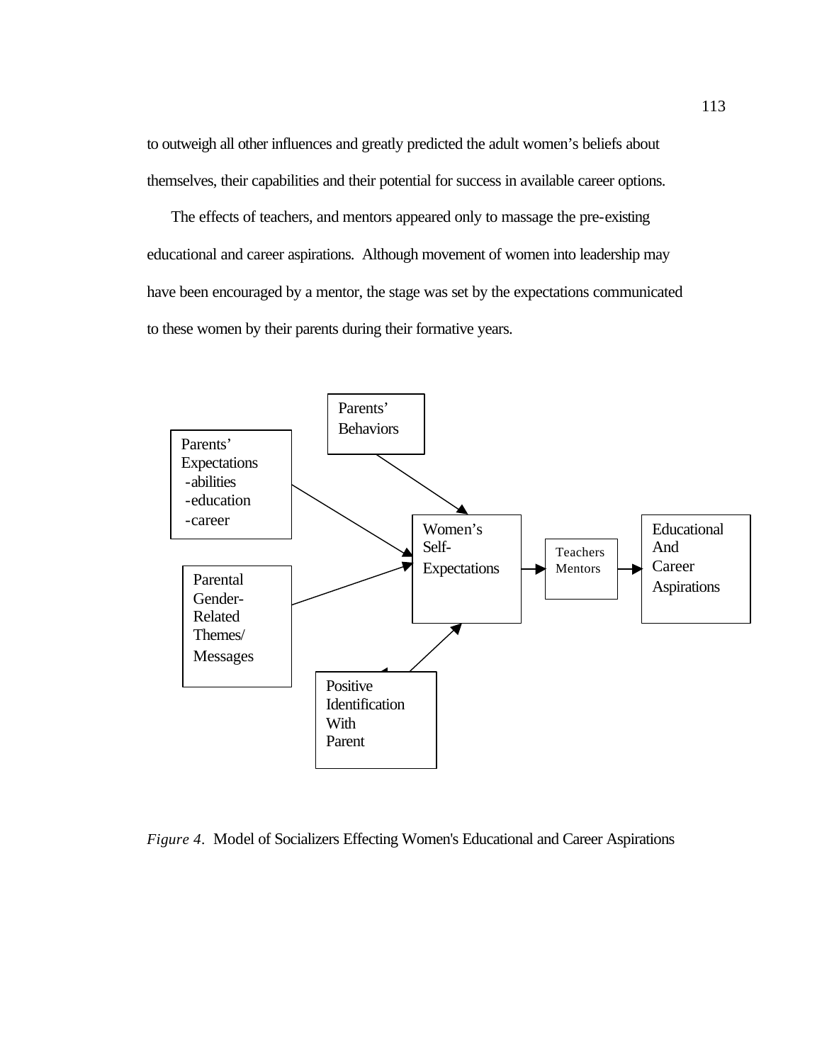to outweigh all other influences and greatly predicted the adult women's beliefs about themselves, their capabilities and their potential for success in available career options.

The effects of teachers, and mentors appeared only to massage the pre-existing educational and career aspirations. Although movement of women into leadership may have been encouraged by a mentor, the stage was set by the expectations communicated to these women by their parents during their formative years.

Parents' Behaviors

Parents' Expectations
-abilities
-education
-career

Women's Self-Expectations

Teachers Mentors

Educational And Career Aspirations

Parental Gender-Related Themes/ Messages

Positive Identification With Parent

*Figure 4*. Model of Socializers Effecting Women's Educational and Career Aspirations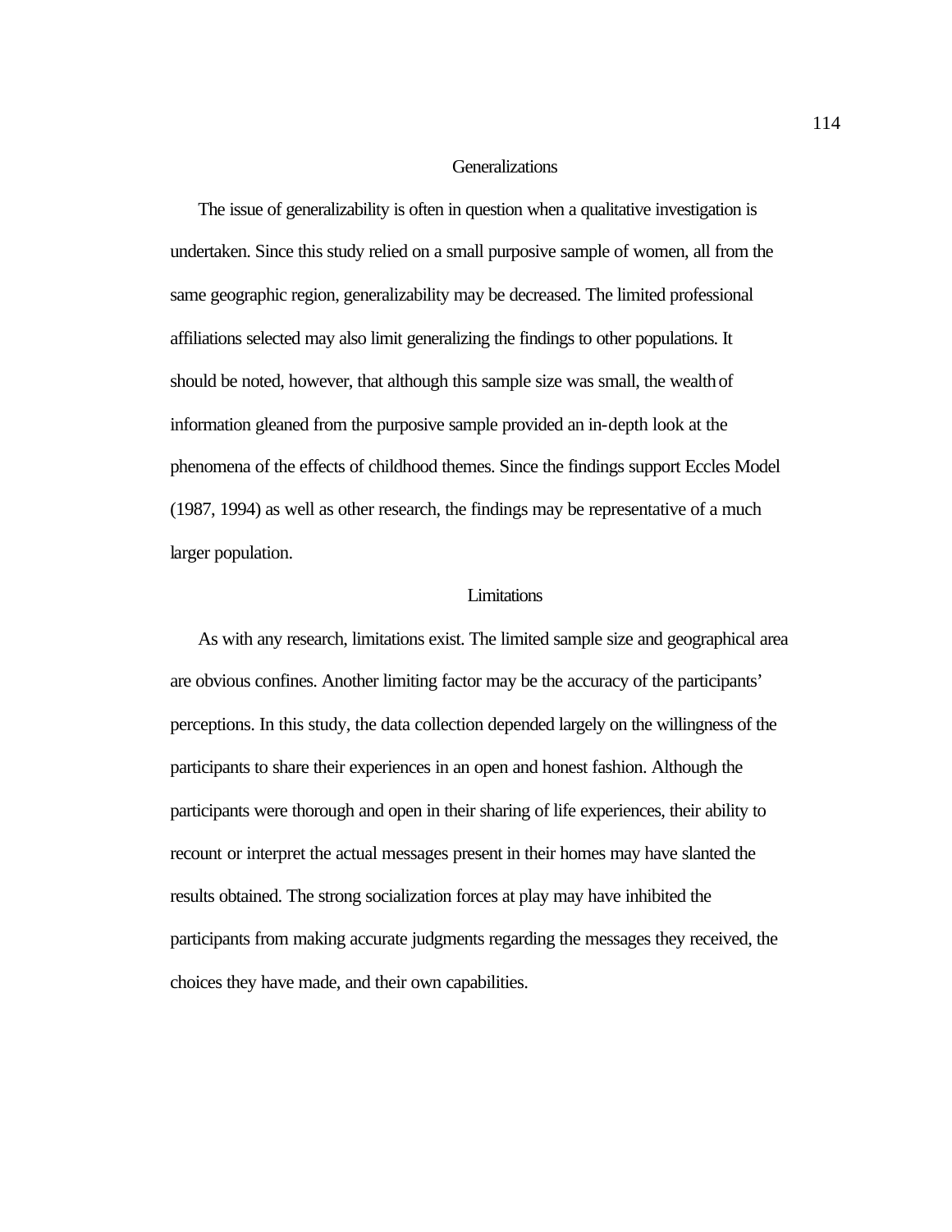## Generalizations

The issue of generalizability is often in question when a qualitative investigation is undertaken. Since this study relied on a small purposive sample of women, all from the same geographic region, generalizability may be decreased. The limited professional affiliations selected may also limit generalizing the findings to other populations. It should be noted, however, that although this sample size was small, the wealth of information gleaned from the purposive sample provided an in-depth look at the phenomena of the effects of childhood themes. Since the findings support Eccles Model (1987, 1994) as well as other research, the findings may be representative of a much larger population.

## Limitations

As with any research, limitations exist. The limited sample size and geographical area are obvious confines. Another limiting factor may be the accuracy of the participants' perceptions. In this study, the data collection depended largely on the willingness of the participants to share their experiences in an open and honest fashion. Although the participants were thorough and open in their sharing of life experiences, their ability to recount or interpret the actual messages present in their homes may have slanted the results obtained. The strong socialization forces at play may have inhibited the participants from making accurate judgments regarding the messages they received, the choices they have made, and their own capabilities.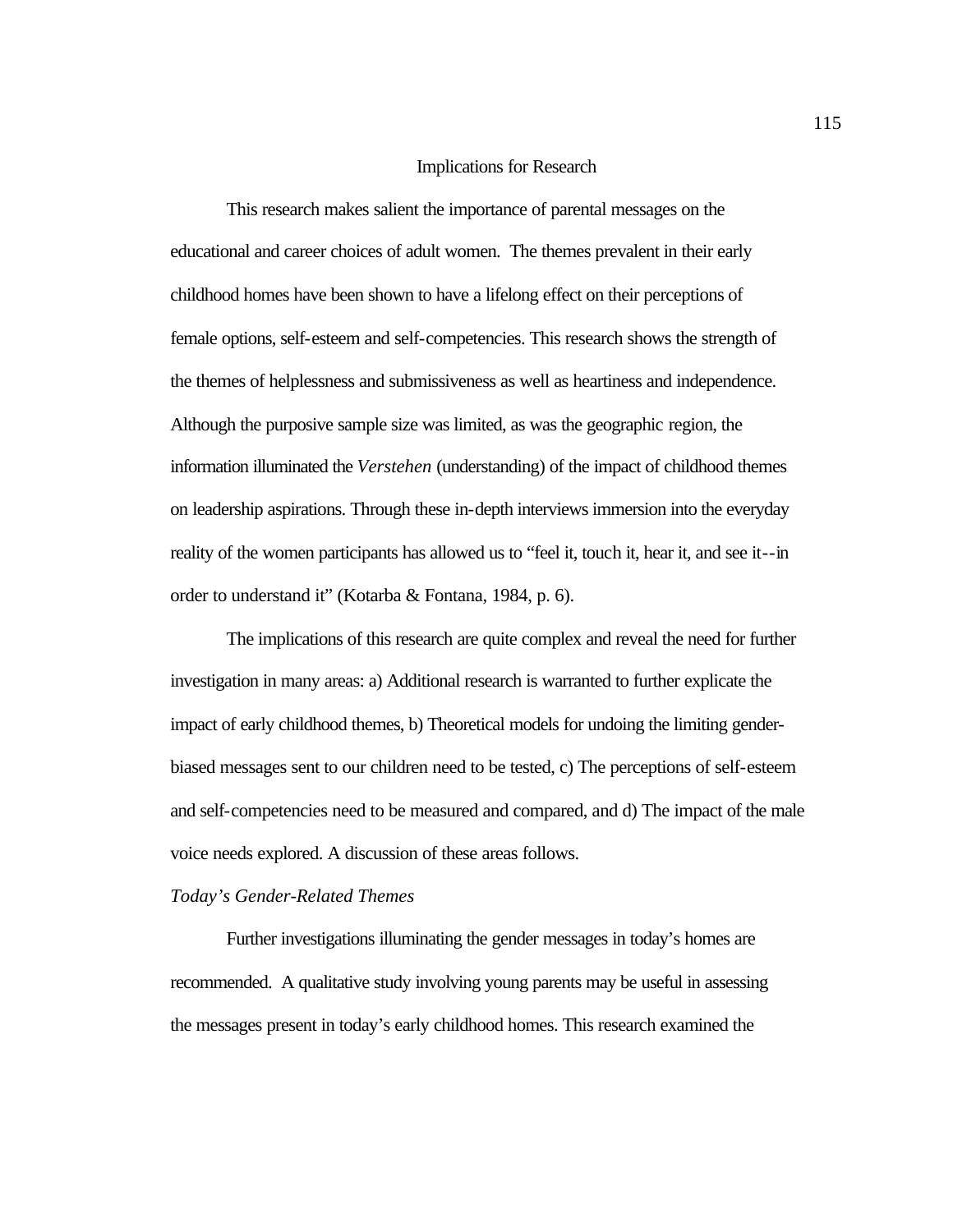## Implications for Research

This research makes salient the importance of parental messages on the educational and career choices of adult women. The themes prevalent in their early childhood homes have been shown to have a lifelong effect on their perceptions of female options, self-esteem and self-competencies. This research shows the strength of the themes of helplessness and submissiveness as well as heartiness and independence. Although the purposive sample size was limited, as was the geographic region, the information illuminated the *Verstehen* (understanding) of the impact of childhood themes on leadership aspirations. Through these in-depth interviews immersion into the everyday reality of the women participants has allowed us to "feel it, touch it, hear it, and see it--in order to understand it" (Kotarba & Fontana, 1984, p. 6).

The implications of this research are quite complex and reveal the need for further investigation in many areas: a) Additional research is warranted to further explicate the impact of early childhood themes, b) Theoretical models for undoing the limiting gender-biased messages sent to our children need to be tested, c) The perceptions of self-esteem and self-competencies need to be measured and compared, and d) The impact of the male voice needs explored. A discussion of these areas follows.

### *Today's Gender-Related Themes*

Further investigations illuminating the gender messages in today's homes are recommended. A qualitative study involving young parents may be useful in assessing the messages present in today's early childhood homes. This research examined the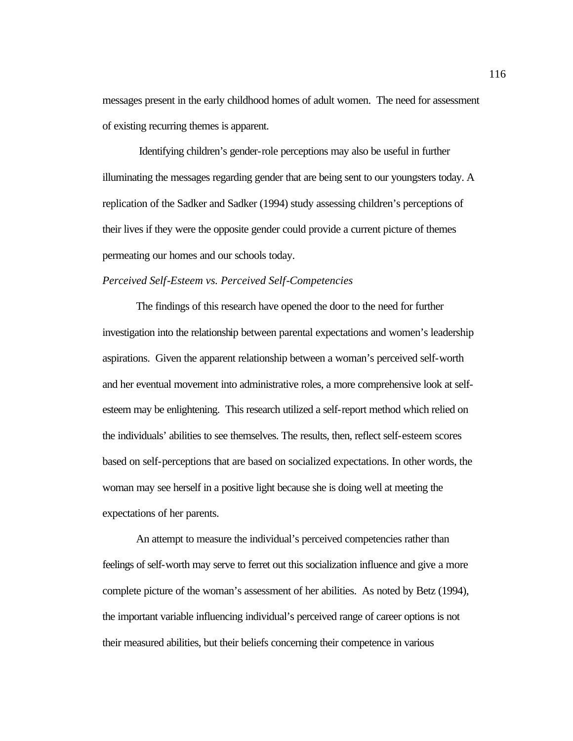messages present in the early childhood homes of adult women. The need for assessment of existing recurring themes is apparent.

Identifying children's gender-role perceptions may also be useful in further illuminating the messages regarding gender that are being sent to our youngsters today. A replication of the Sadker and Sadker (1994) study assessing children's perceptions of their lives if they were the opposite gender could provide a current picture of themes permeating our homes and our schools today.

*Perceived Self-Esteem vs. Perceived Self-Competencies*

The findings of this research have opened the door to the need for further investigation into the relationship between parental expectations and women's leadership aspirations. Given the apparent relationship between a woman's perceived self-worth and her eventual movement into administrative roles, a more comprehensive look at self-esteem may be enlightening. This research utilized a self-report method which relied on the individuals' abilities to see themselves. The results, then, reflect self-esteem scores based on self-perceptions that are based on socialized expectations. In other words, the woman may see herself in a positive light because she is doing well at meeting the expectations of her parents.

An attempt to measure the individual's perceived competencies rather than feelings of self-worth may serve to ferret out this socialization influence and give a more complete picture of the woman's assessment of her abilities. As noted by Betz (1994), the important variable influencing individual's perceived range of career options is not their measured abilities, but their beliefs concerning their competence in various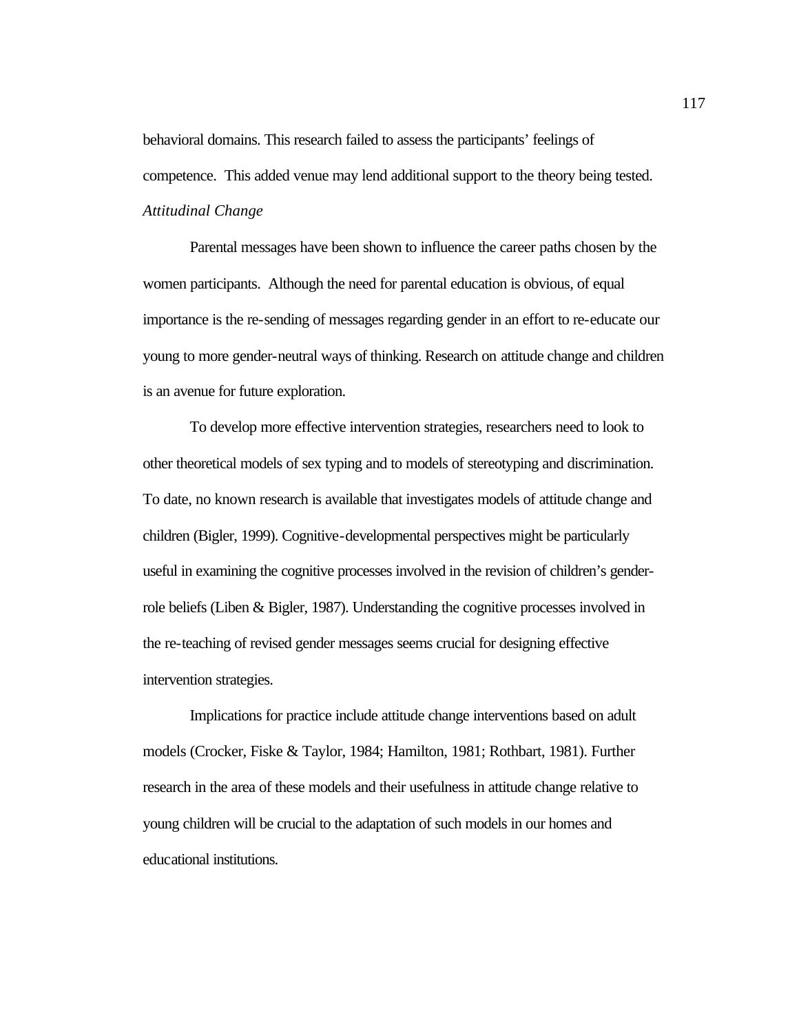behavioral domains. This research failed to assess the participants' feelings of competence. This added venue may lend additional support to the theory being tested.

*Attitudinal Change*

Parental messages have been shown to influence the career paths chosen by the women participants. Although the need for parental education is obvious, of equal importance is the re-sending of messages regarding gender in an effort to re-educate our young to more gender-neutral ways of thinking. Research on attitude change and children is an avenue for future exploration.

To develop more effective intervention strategies, researchers need to look to other theoretical models of sex typing and to models of stereotyping and discrimination. To date, no known research is available that investigates models of attitude change and children (Bigler, 1999). Cognitive-developmental perspectives might be particularly useful in examining the cognitive processes involved in the revision of children's gender-role beliefs (Liben & Bigler, 1987). Understanding the cognitive processes involved in the re-teaching of revised gender messages seems crucial for designing effective intervention strategies.

Implications for practice include attitude change interventions based on adult models (Crocker, Fiske & Taylor, 1984; Hamilton, 1981; Rothbart, 1981). Further research in the area of these models and their usefulness in attitude change relative to young children will be crucial to the adaptation of such models in our homes and educational institutions.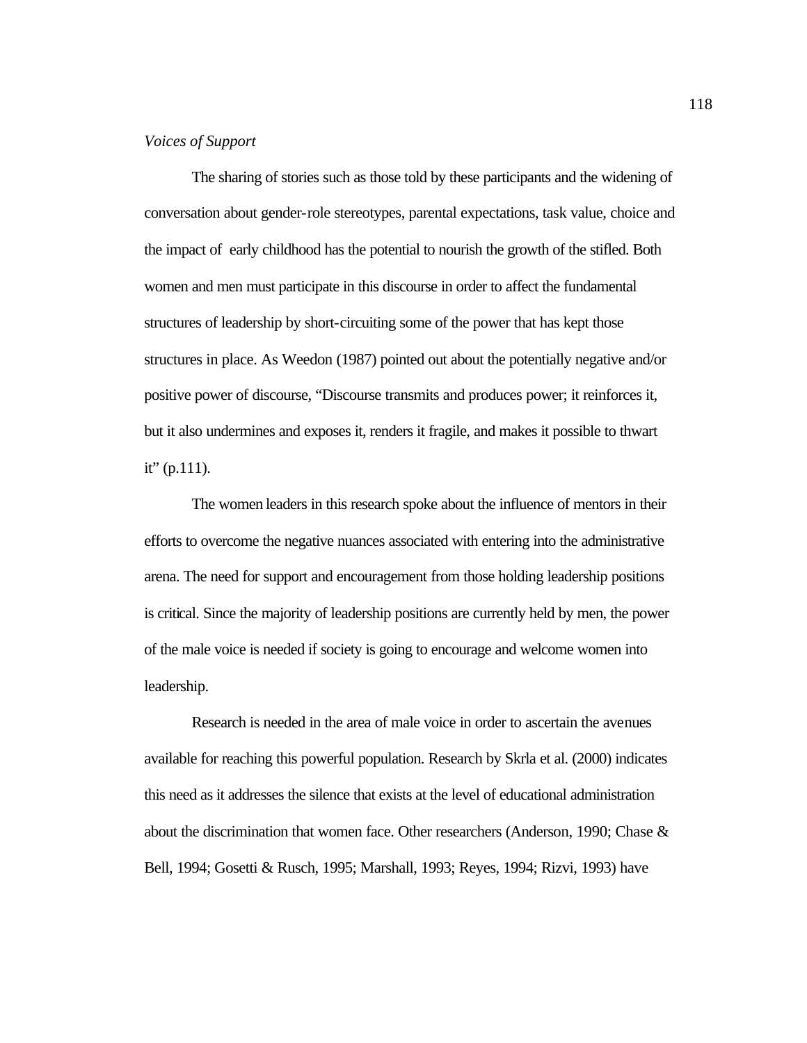*Voices of Support*

The sharing of stories such as those told by these participants and the widening of conversation about gender-role stereotypes, parental expectations, task value, choice and the impact of early childhood has the potential to nourish the growth of the stifled. Both women and men must participate in this discourse in order to affect the fundamental structures of leadership by short-circuiting some of the power that has kept those structures in place. As Weedon (1987) pointed out about the potentially negative and/or positive power of discourse, "Discourse transmits and produces power; it reinforces it, but it also undermines and exposes it, renders it fragile, and makes it possible to thwart it" (p.111).

The women leaders in this research spoke about the influence of mentors in their efforts to overcome the negative nuances associated with entering into the administrative arena. The need for support and encouragement from those holding leadership positions is critical. Since the majority of leadership positions are currently held by men, the power of the male voice is needed if society is going to encourage and welcome women into leadership.

Research is needed in the area of male voice in order to ascertain the avenues available for reaching this powerful population. Research by Skrla et al. (2000) indicates this need as it addresses the silence that exists at the level of educational administration about the discrimination that women face. Other researchers (Anderson, 1990; Chase & Bell, 1994; Gosetti & Rusch, 1995; Marshall, 1993; Reyes, 1994; Rizvi, 1993) have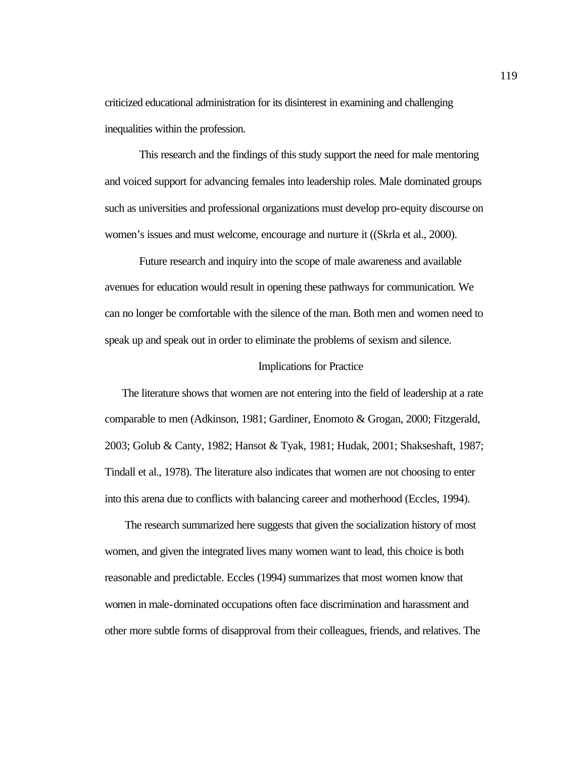criticized educational administration for its disinterest in examining and challenging inequalities within the profession.

This research and the findings of this study support the need for male mentoring and voiced support for advancing females into leadership roles. Male dominated groups such as universities and professional organizations must develop pro-equity discourse on women's issues and must welcome, encourage and nurture it ((Skrla et al., 2000).

Future research and inquiry into the scope of male awareness and available avenues for education would result in opening these pathways for communication. We can no longer be comfortable with the silence of the man. Both men and women need to speak up and speak out in order to eliminate the problems of sexism and silence.

## Implications for Practice

The literature shows that women are not entering into the field of leadership at a rate comparable to men (Adkinson, 1981; Gardiner, Enomoto & Grogan, 2000; Fitzgerald, 2003; Golub & Canty, 1982; Hansot & Tyak, 1981; Hudak, 2001; Shakseshaft, 1987; Tindall et al., 1978). The literature also indicates that women are not choosing to enter into this arena due to conflicts with balancing career and motherhood (Eccles, 1994).

The research summarized here suggests that given the socialization history of most women, and given the integrated lives many women want to lead, this choice is both reasonable and predictable. Eccles (1994) summarizes that most women know that women in male-dominated occupations often face discrimination and harassment and other more subtle forms of disapproval from their colleagues, friends, and relatives. The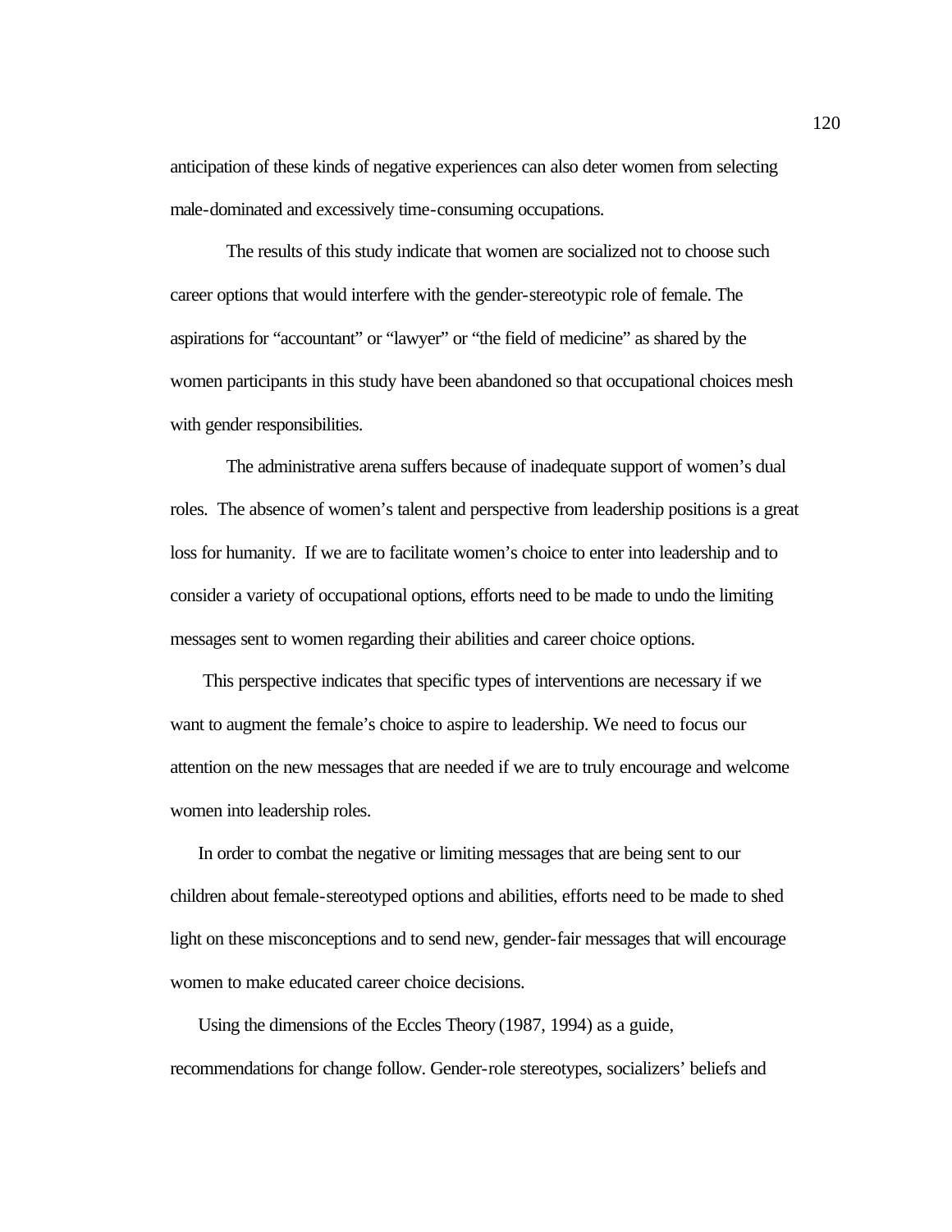anticipation of these kinds of negative experiences can also deter women from selecting male-dominated and excessively time-consuming occupations.

The results of this study indicate that women are socialized not to choose such career options that would interfere with the gender-stereotypic role of female. The aspirations for "accountant" or "lawyer" or "the field of medicine" as shared by the women participants in this study have been abandoned so that occupational choices mesh with gender responsibilities.

The administrative arena suffers because of inadequate support of women's dual roles. The absence of women's talent and perspective from leadership positions is a great loss for humanity. If we are to facilitate women's choice to enter into leadership and to consider a variety of occupational options, efforts need to be made to undo the limiting messages sent to women regarding their abilities and career choice options.

This perspective indicates that specific types of interventions are necessary if we want to augment the female's choice to aspire to leadership. We need to focus our attention on the new messages that are needed if we are to truly encourage and welcome women into leadership roles.

In order to combat the negative or limiting messages that are being sent to our children about female-stereotyped options and abilities, efforts need to be made to shed light on these misconceptions and to send new, gender-fair messages that will encourage women to make educated career choice decisions.

Using the dimensions of the Eccles Theory (1987, 1994) as a guide, recommendations for change follow. Gender-role stereotypes, socializers' beliefs and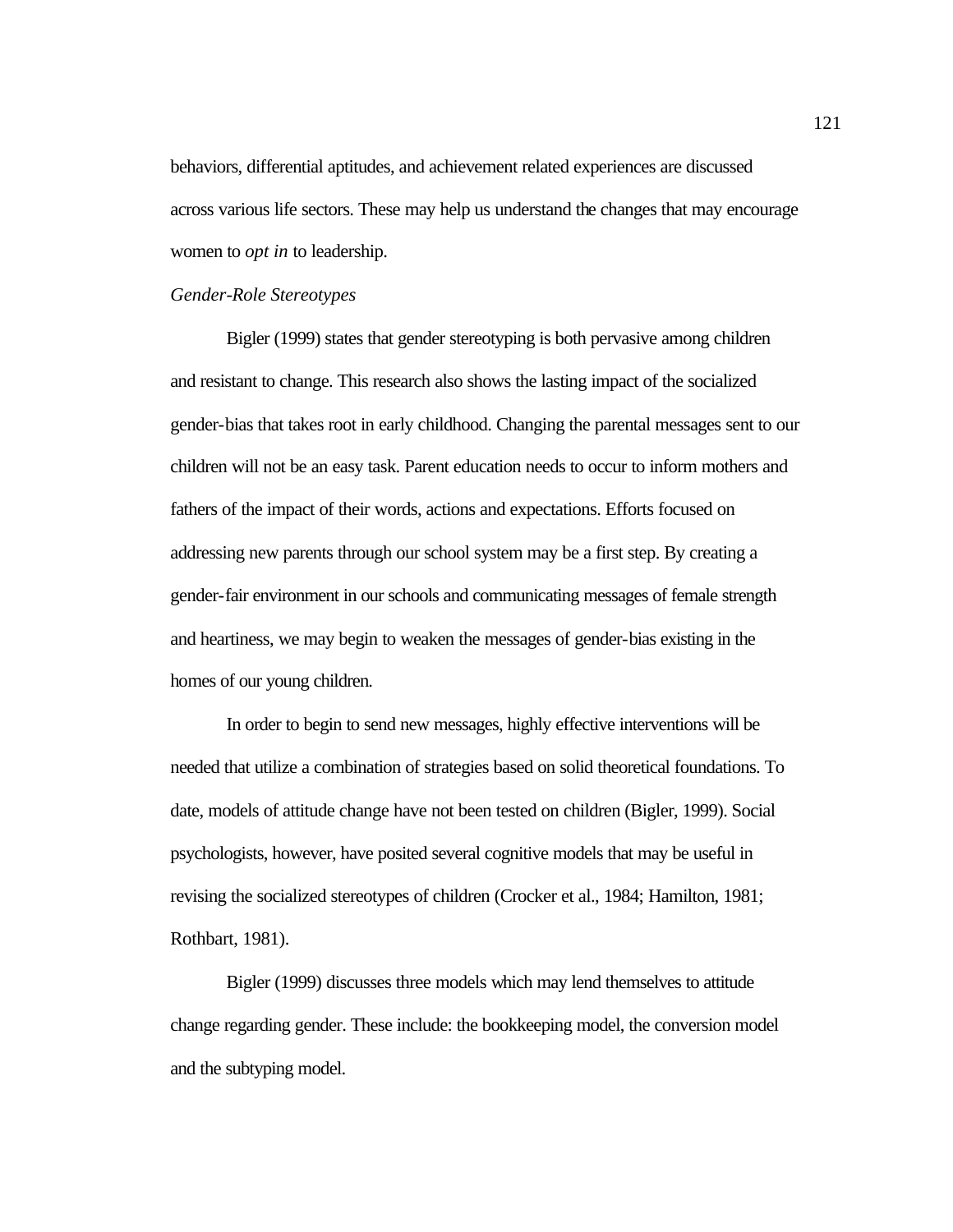behaviors, differential aptitudes, and achievement related experiences are discussed across various life sectors. These may help us understand the changes that may encourage women to *opt in* to leadership.

*Gender-Role Stereotypes*

Bigler (1999) states that gender stereotyping is both pervasive among children and resistant to change. This research also shows the lasting impact of the socialized gender-bias that takes root in early childhood. Changing the parental messages sent to our children will not be an easy task. Parent education needs to occur to inform mothers and fathers of the impact of their words, actions and expectations. Efforts focused on addressing new parents through our school system may be a first step. By creating a gender-fair environment in our schools and communicating messages of female strength and heartiness, we may begin to weaken the messages of gender-bias existing in the homes of our young children.

In order to begin to send new messages, highly effective interventions will be needed that utilize a combination of strategies based on solid theoretical foundations. To date, models of attitude change have not been tested on children (Bigler, 1999). Social psychologists, however, have posited several cognitive models that may be useful in revising the socialized stereotypes of children (Crocker et al., 1984; Hamilton, 1981; Rothbart, 1981).

Bigler (1999) discusses three models which may lend themselves to attitude change regarding gender. These include: the bookkeeping model, the conversion model and the subtyping model.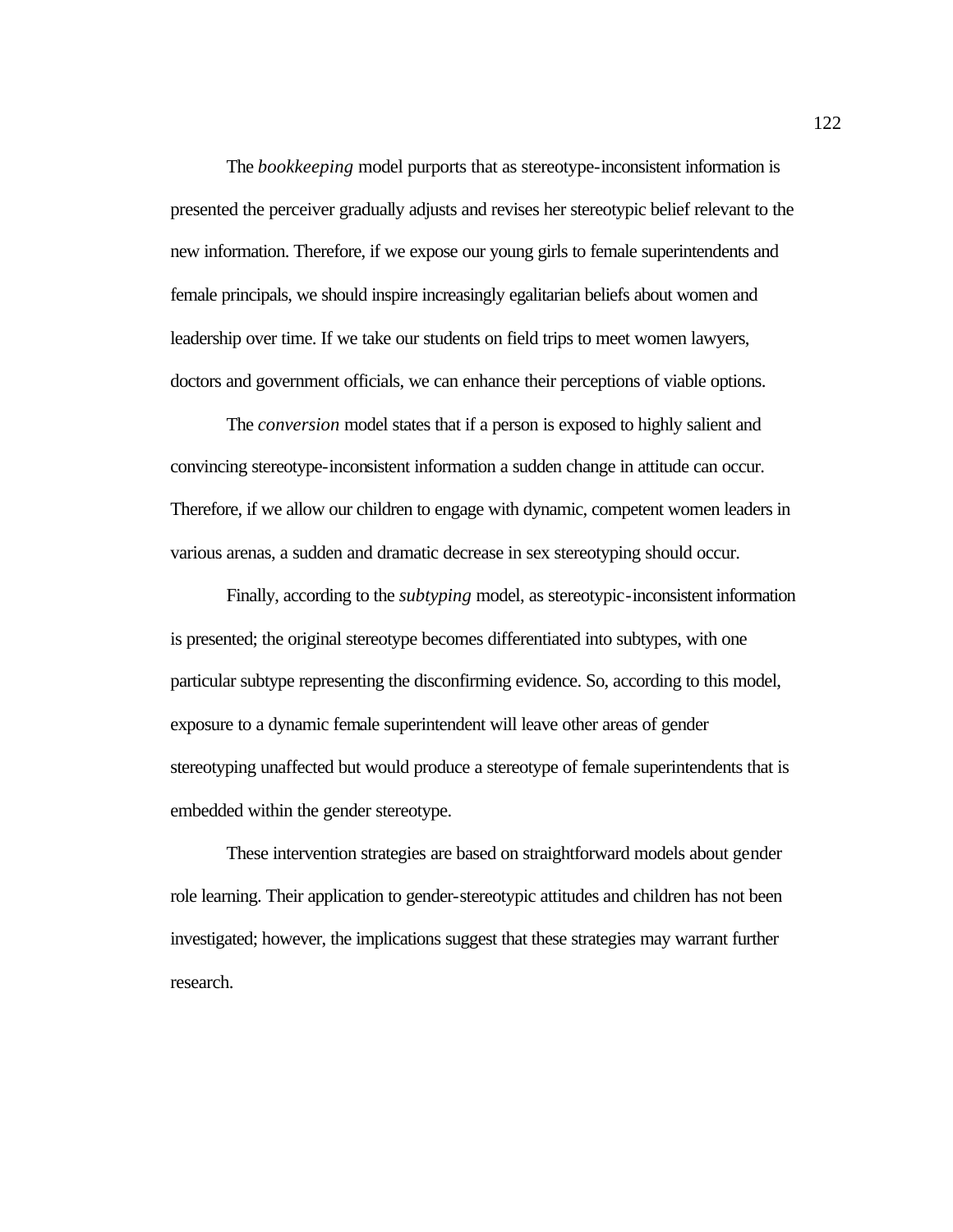The *bookkeeping* model purports that as stereotype-inconsistent information is presented the perceiver gradually adjusts and revises her stereotypic belief relevant to the new information. Therefore, if we expose our young girls to female superintendents and female principals, we should inspire increasingly egalitarian beliefs about women and leadership over time. If we take our students on field trips to meet women lawyers, doctors and government officials, we can enhance their perceptions of viable options.

The *conversion* model states that if a person is exposed to highly salient and convincing stereotype-inconsistent information a sudden change in attitude can occur. Therefore, if we allow our children to engage with dynamic, competent women leaders in various arenas, a sudden and dramatic decrease in sex stereotyping should occur.

Finally, according to the *subtyping* model, as stereotypic-inconsistent information is presented; the original stereotype becomes differentiated into subtypes, with one particular subtype representing the disconfirming evidence. So, according to this model, exposure to a dynamic female superintendent will leave other areas of gender stereotyping unaffected but would produce a stereotype of female superintendents that is embedded within the gender stereotype.

These intervention strategies are based on straightforward models about gender role learning. Their application to gender-stereotypic attitudes and children has not been investigated; however, the implications suggest that these strategies may warrant further research.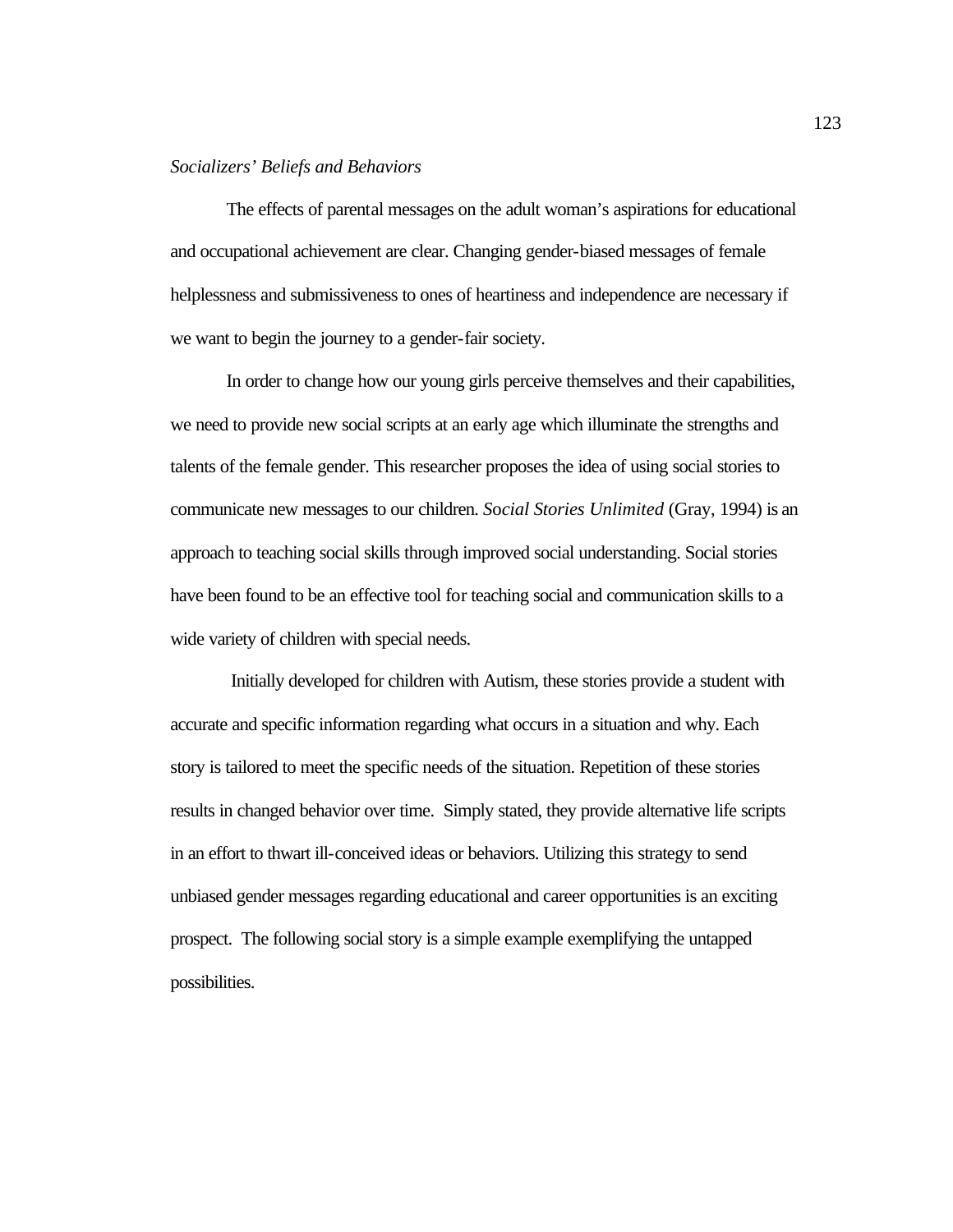*Socializers' Beliefs and Behaviors*

The effects of parental messages on the adult woman's aspirations for educational and occupational achievement are clear. Changing gender-biased messages of female helplessness and submissiveness to ones of heartiness and independence are necessary if we want to begin the journey to a gender-fair society.

In order to change how our young girls perceive themselves and their capabilities, we need to provide new social scripts at an early age which illuminate the strengths and talents of the female gender. This researcher proposes the idea of using social stories to communicate new messages to our children. *Social Stories Unlimited* (Gray, 1994) is an approach to teaching social skills through improved social understanding. Social stories have been found to be an effective tool for teaching social and communication skills to a wide variety of children with special needs.

Initially developed for children with Autism, these stories provide a student with accurate and specific information regarding what occurs in a situation and why. Each story is tailored to meet the specific needs of the situation. Repetition of these stories results in changed behavior over time. Simply stated, they provide alternative life scripts in an effort to thwart ill-conceived ideas or behaviors. Utilizing this strategy to send unbiased gender messages regarding educational and career opportunities is an exciting prospect. The following social story is a simple example exemplifying the untapped possibilities.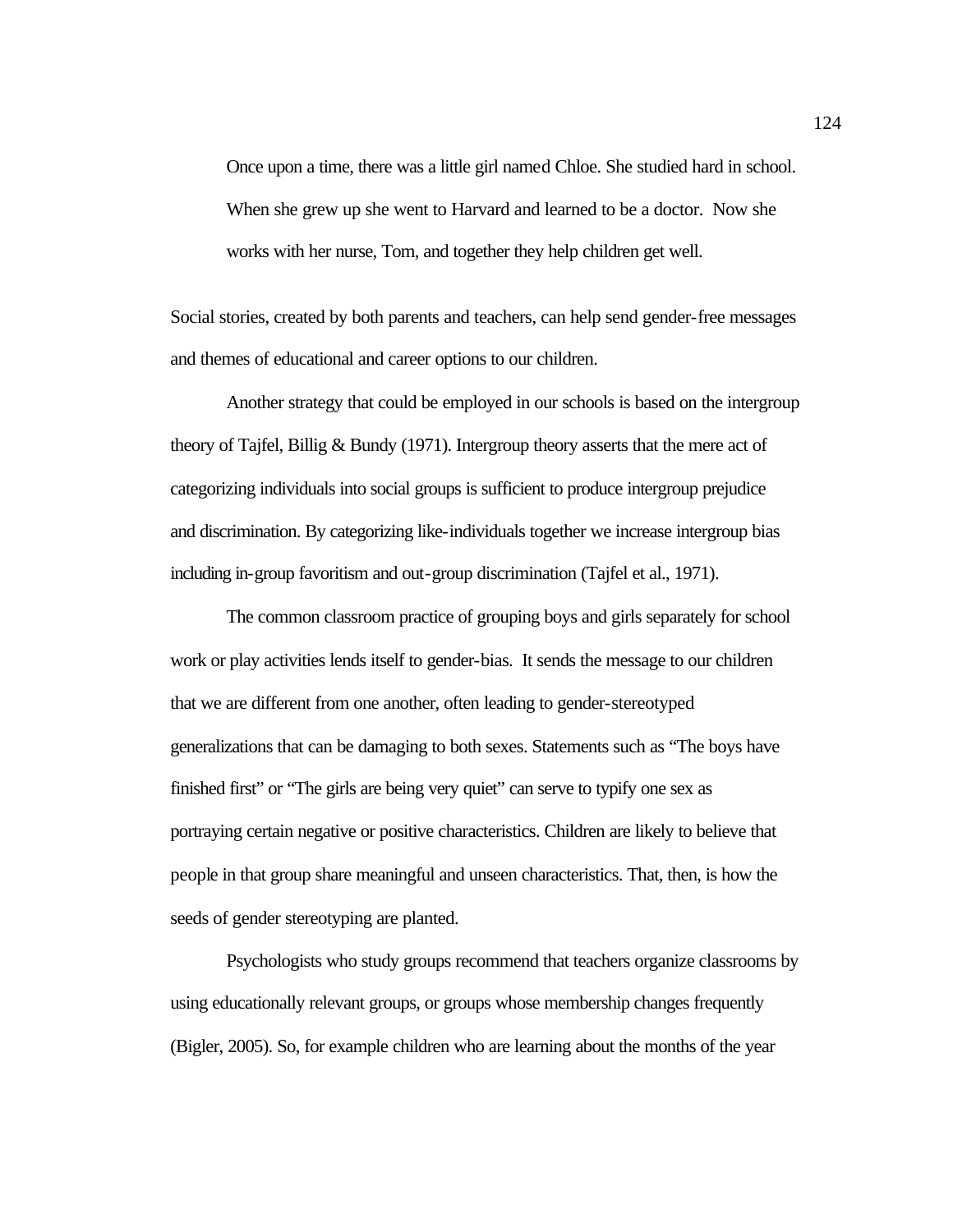> Once upon a time, there was a little girl named Chloe. She studied hard in school. When she grew up she went to Harvard and learned to be a doctor. Now she works with her nurse, Tom, and together they help children get well.

Social stories, created by both parents and teachers, can help send gender-free messages and themes of educational and career options to our children.

Another strategy that could be employed in our schools is based on the intergroup theory of Tajfel, Billig & Bundy (1971). Intergroup theory asserts that the mere act of categorizing individuals into social groups is sufficient to produce intergroup prejudice and discrimination. By categorizing like-individuals together we increase intergroup bias including in-group favoritism and out-group discrimination (Tajfel et al., 1971).

The common classroom practice of grouping boys and girls separately for school work or play activities lends itself to gender-bias. It sends the message to our children that we are different from one another, often leading to gender-stereotyped generalizations that can be damaging to both sexes. Statements such as "The boys have finished first" or "The girls are being very quiet" can serve to typify one sex as portraying certain negative or positive characteristics. Children are likely to believe that people in that group share meaningful and unseen characteristics. That, then, is how the seeds of gender stereotyping are planted.

Psychologists who study groups recommend that teachers organize classrooms by using educationally relevant groups, or groups whose membership changes frequently (Bigler, 2005). So, for example children who are learning about the months of the year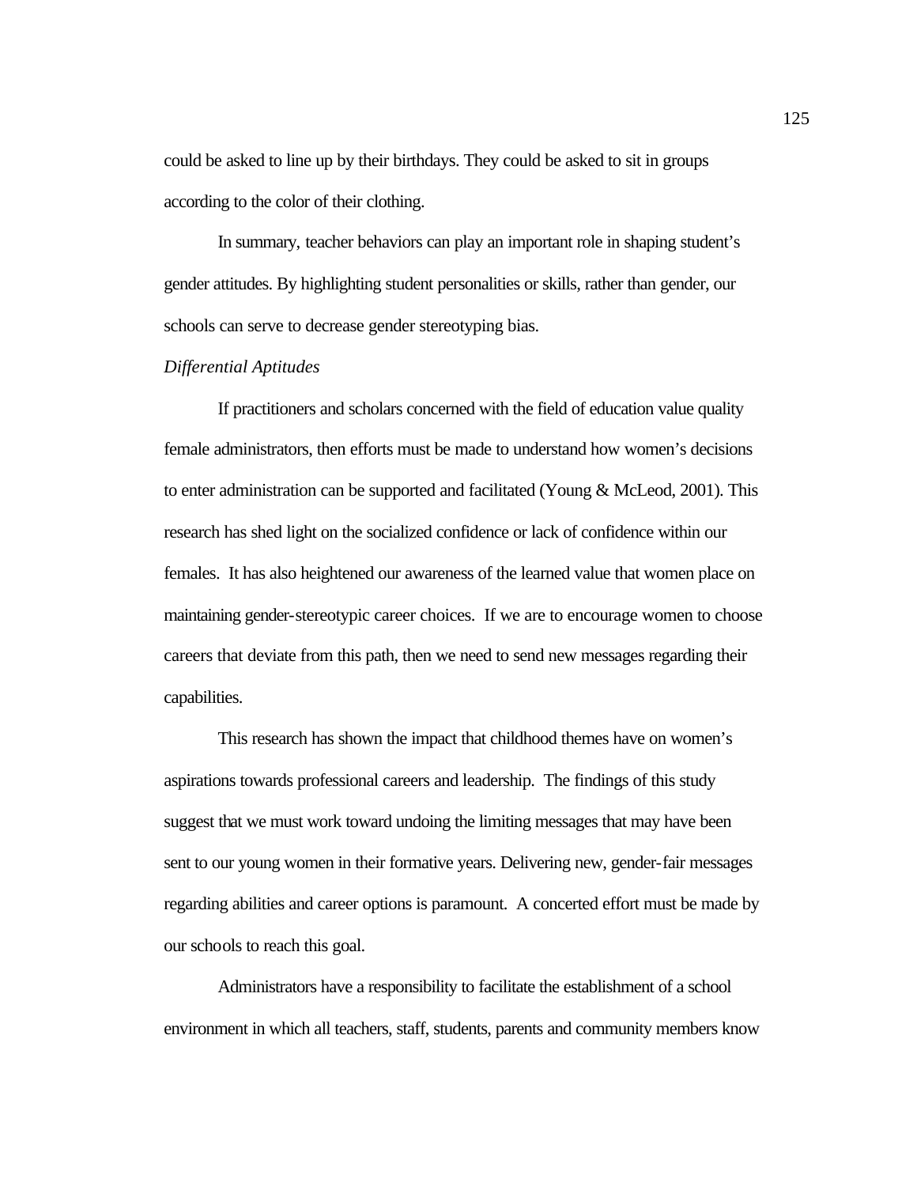could be asked to line up by their birthdays. They could be asked to sit in groups according to the color of their clothing.

In summary, teacher behaviors can play an important role in shaping student's gender attitudes. By highlighting student personalities or skills, rather than gender, our schools can serve to decrease gender stereotyping bias.

*Differential Aptitudes*

If practitioners and scholars concerned with the field of education value quality female administrators, then efforts must be made to understand how women's decisions to enter administration can be supported and facilitated (Young & McLeod, 2001). This research has shed light on the socialized confidence or lack of confidence within our females. It has also heightened our awareness of the learned value that women place on maintaining gender-stereotypic career choices. If we are to encourage women to choose careers that deviate from this path, then we need to send new messages regarding their capabilities.

This research has shown the impact that childhood themes have on women's aspirations towards professional careers and leadership. The findings of this study suggest that we must work toward undoing the limiting messages that may have been sent to our young women in their formative years. Delivering new, gender-fair messages regarding abilities and career options is paramount. A concerted effort must be made by our schools to reach this goal.

Administrators have a responsibility to facilitate the establishment of a school environment in which all teachers, staff, students, parents and community members know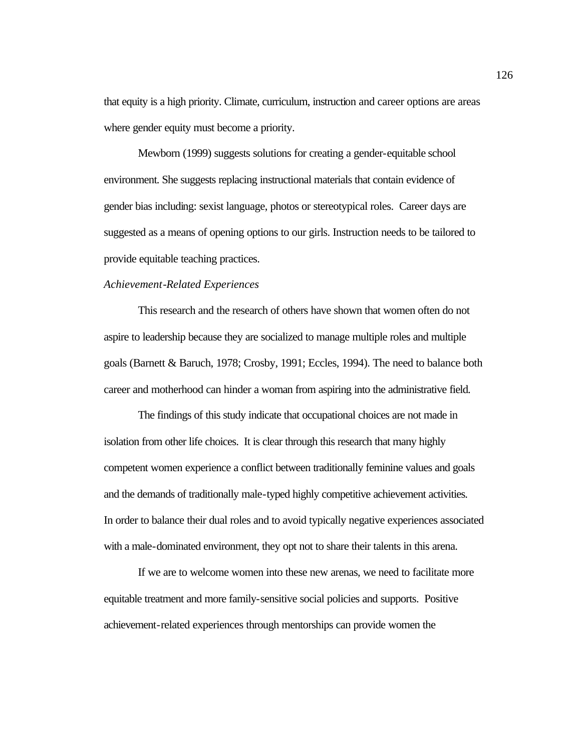that equity is a high priority. Climate, curriculum, instruction and career options are areas where gender equity must become a priority.

Mewborn (1999) suggests solutions for creating a gender-equitable school environment. She suggests replacing instructional materials that contain evidence of gender bias including: sexist language, photos or stereotypical roles. Career days are suggested as a means of opening options to our girls. Instruction needs to be tailored to provide equitable teaching practices.

*Achievement-Related Experiences*

This research and the research of others have shown that women often do not aspire to leadership because they are socialized to manage multiple roles and multiple goals (Barnett & Baruch, 1978; Crosby, 1991; Eccles, 1994). The need to balance both career and motherhood can hinder a woman from aspiring into the administrative field.

The findings of this study indicate that occupational choices are not made in isolation from other life choices. It is clear through this research that many highly competent women experience a conflict between traditionally feminine values and goals and the demands of traditionally male-typed highly competitive achievement activities. In order to balance their dual roles and to avoid typically negative experiences associated with a male-dominated environment, they opt not to share their talents in this arena.

If we are to welcome women into these new arenas, we need to facilitate more equitable treatment and more family-sensitive social policies and supports. Positive achievement-related experiences through mentorships can provide women the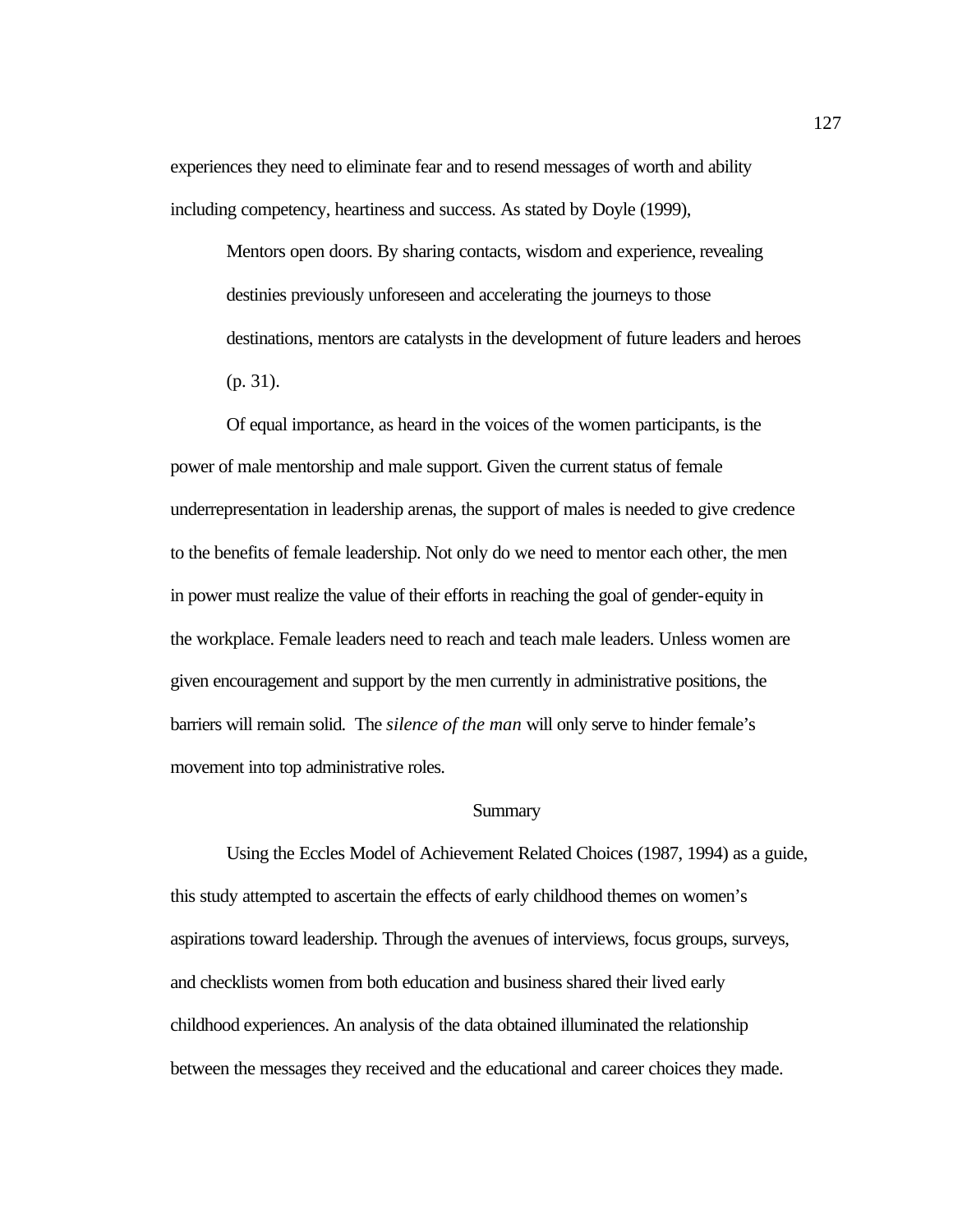experiences they need to eliminate fear and to resend messages of worth and ability including competency, heartiness and success. As stated by Doyle (1999),

> Mentors open doors. By sharing contacts, wisdom and experience, revealing destinies previously unforeseen and accelerating the journeys to those destinations, mentors are catalysts in the development of future leaders and heroes (p. 31).

Of equal importance, as heard in the voices of the women participants, is the power of male mentorship and male support. Given the current status of female underrepresentation in leadership arenas, the support of males is needed to give credence to the benefits of female leadership. Not only do we need to mentor each other, the men in power must realize the value of their efforts in reaching the goal of gender-equity in the workplace. Female leaders need to reach and teach male leaders. Unless women are given encouragement and support by the men currently in administrative positions, the barriers will remain solid. The *silence of the man* will only serve to hinder female's movement into top administrative roles.

## Summary

Using the Eccles Model of Achievement Related Choices (1987, 1994) as a guide, this study attempted to ascertain the effects of early childhood themes on women's aspirations toward leadership. Through the avenues of interviews, focus groups, surveys, and checklists women from both education and business shared their lived early childhood experiences. An analysis of the data obtained illuminated the relationship between the messages they received and the educational and career choices they made.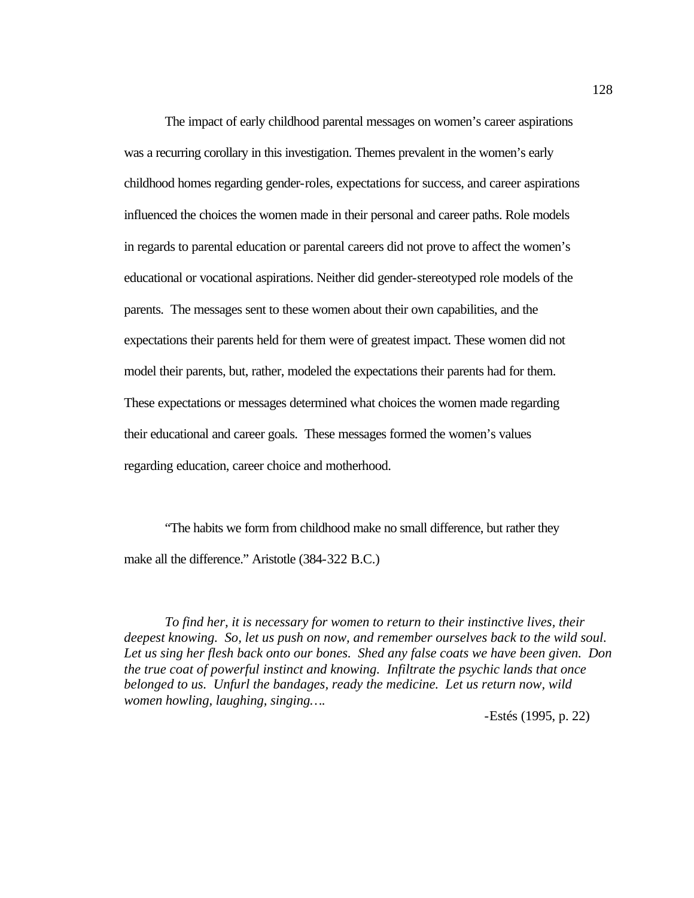The impact of early childhood parental messages on women's career aspirations was a recurring corollary in this investigation. Themes prevalent in the women's early childhood homes regarding gender-roles, expectations for success, and career aspirations influenced the choices the women made in their personal and career paths. Role models in regards to parental education or parental careers did not prove to affect the women's educational or vocational aspirations. Neither did gender-stereotyped role models of the parents. The messages sent to these women about their own capabilities, and the expectations their parents held for them were of greatest impact. These women did not model their parents, but, rather, modeled the expectations their parents had for them. These expectations or messages determined what choices the women made regarding their educational and career goals. These messages formed the women's values regarding education, career choice and motherhood.

"The habits we form from childhood make no small difference, but rather they make all the difference." Aristotle (384-322 B.C.)

*To find her, it is necessary for women to return to their instinctive lives, their deepest knowing. So, let us push on now, and remember ourselves back to the wild soul. Let us sing her flesh back onto our bones. Shed any false coats we have been given. Don the true coat of powerful instinct and knowing. Infiltrate the psychic lands that once belonged to us. Unfurl the bandages, ready the medicine. Let us return now, wild women howling, laughing, singing….*

-Estés (1995, p. 22)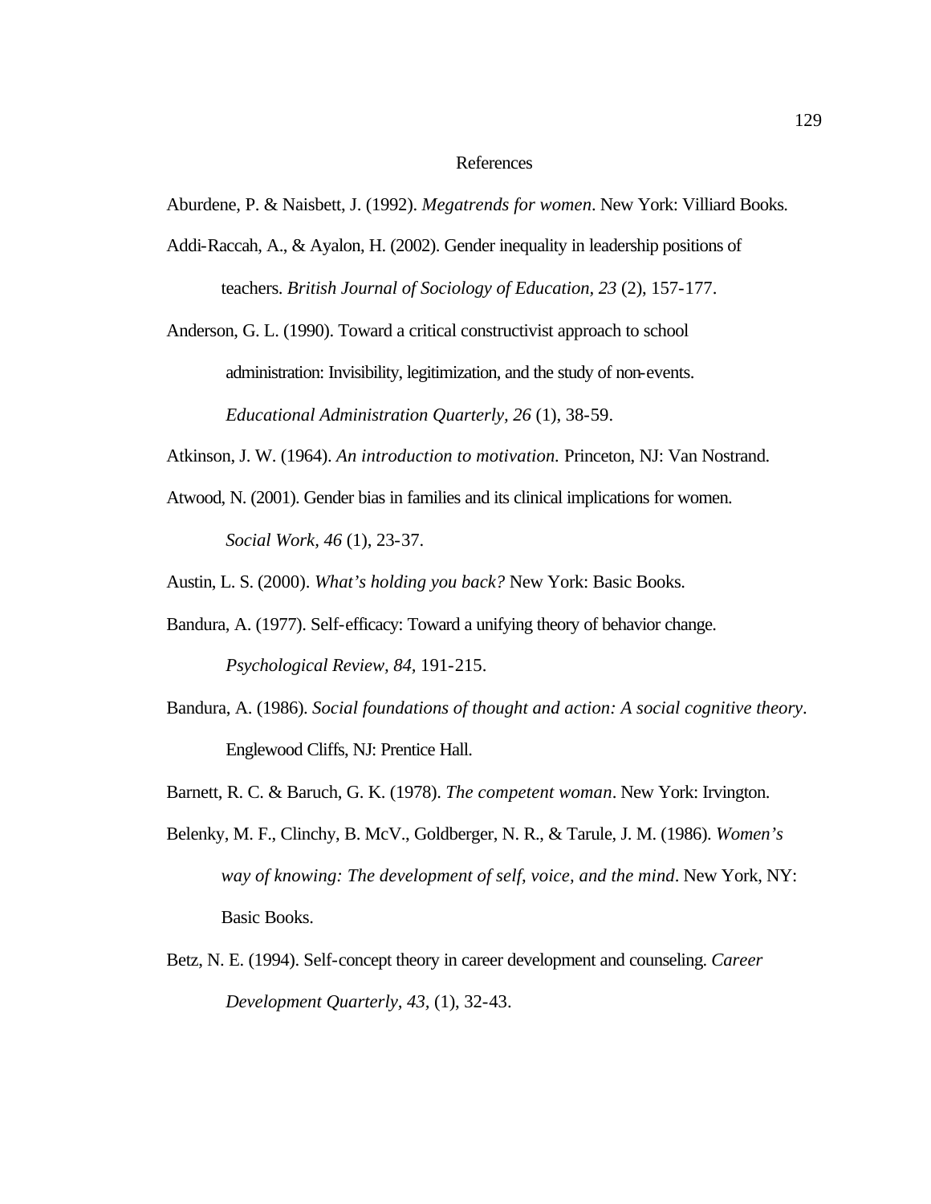# References

Aburdene, P. & Naisbett, J. (1992). *Megatrends for women*. New York: Villiard Books.

Addi-Raccah, A., & Ayalon, H. (2002). Gender inequality in leadership positions of teachers. *British Journal of Sociology of Education, 23* (2), 157-177.

Anderson, G. L. (1990). Toward a critical constructivist approach to school administration: Invisibility, legitimization, and the study of non-events. *Educational Administration Quarterly, 26* (1), 38-59.

Atkinson, J. W. (1964). *An introduction to motivation.* Princeton, NJ: Van Nostrand.

Atwood, N. (2001). Gender bias in families and its clinical implications for women. *Social Work, 46* (1), 23-37.

Austin, L. S. (2000). *What's holding you back?* New York: Basic Books.

Bandura, A. (1977). Self-efficacy: Toward a unifying theory of behavior change. *Psychological Review, 84,* 191-215.

Bandura, A. (1986). *Social foundations of thought and action: A social cognitive theory*. Englewood Cliffs, NJ: Prentice Hall.

Barnett, R. C. & Baruch, G. K. (1978). *The competent woman*. New York: Irvington.

Belenky, M. F., Clinchy, B. McV., Goldberger, N. R., & Tarule, J. M. (1986). *Women's way of knowing: The development of self, voice, and the mind*. New York, NY: Basic Books.

Betz, N. E. (1994). Self-concept theory in career development and counseling. *Career Development Quarterly, 43,* (1), 32-43.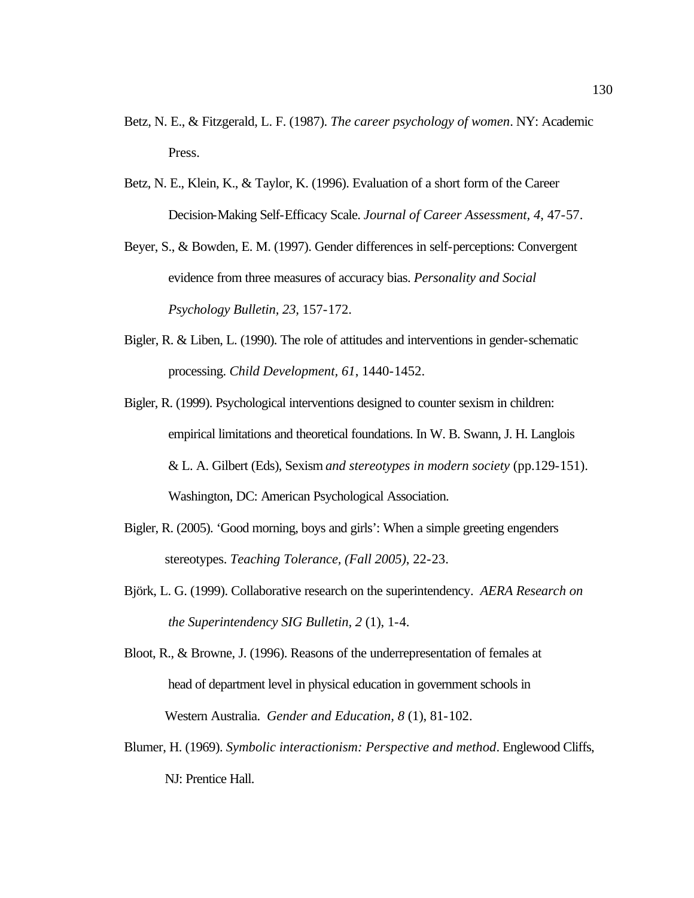Betz, N. E., & Fitzgerald, L. F. (1987). *The career psychology of women*. NY: Academic Press.

Betz, N. E., Klein, K., & Taylor, K. (1996). Evaluation of a short form of the Career Decision-Making Self-Efficacy Scale. *Journal of Career Assessment*, *4*, 47-57.

Beyer, S., & Bowden, E. M. (1997). Gender differences in self-perceptions: Convergent evidence from three measures of accuracy bias. *Personality and Social Psychology Bulletin, 23,* 157-172.

Bigler, R. & Liben, L. (1990). The role of attitudes and interventions in gender-schematic processing. *Child Development*, *61*, 1440-1452.

Bigler, R. (1999). Psychological interventions designed to counter sexism in children: empirical limitations and theoretical foundations. In W. B. Swann, J. H. Langlois & L. A. Gilbert (Eds), Sexism *and stereotypes in modern society* (pp.129-151). Washington, DC: American Psychological Association.

Bigler, R. (2005). 'Good morning, boys and girls': When a simple greeting engenders stereotypes. *Teaching Tolerance, (Fall 2005)*, 22-23.

Björk, L. G. (1999). Collaborative research on the superintendency. *AERA Research on the Superintendency SIG Bulletin*, *2* (1), 1-4.

Bloot, R., & Browne, J. (1996). Reasons of the underrepresentation of females at head of department level in physical education in government schools in Western Australia. *Gender and Education*, *8* (1), 81-102.

Blumer, H. (1969). *Symbolic interactionism: Perspective and method*. Englewood Cliffs, NJ: Prentice Hall.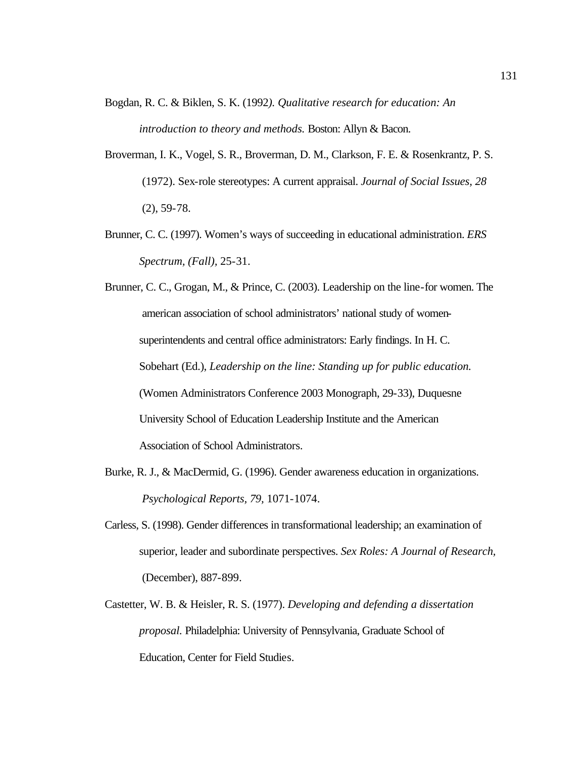Bogdan, R. C. & Biklen, S. K. (1992*). Qualitative research for education: An introduction to theory and methods.* Boston: Allyn & Bacon.

Broverman, I. K., Vogel, S. R., Broverman, D. M., Clarkson, F. E. & Rosenkrantz, P. S. (1972). Sex-role stereotypes: A current appraisal. *Journal of Social Issues, 28* (2), 59-78.

Brunner, C. C. (1997). Women's ways of succeeding in educational administration. *ERS Spectrum, (Fall),* 25-31.

Brunner, C. C., Grogan, M., & Prince, C. (2003). Leadership on the line-for women. The american association of school administrators' national study of women-superintendents and central office administrators: Early findings. In H. C. Sobehart (Ed.), *Leadership on the line: Standing up for public education.* (Women Administrators Conference 2003 Monograph, 29-33), Duquesne University School of Education Leadership Institute and the American Association of School Administrators.

Burke, R. J., & MacDermid, G. (1996). Gender awareness education in organizations. *Psychological Reports, 79,* 1071-1074.

Carless, S. (1998). Gender differences in transformational leadership; an examination of superior, leader and subordinate perspectives. *Sex Roles: A Journal of Research,* (December), 887-899.

Castetter, W. B. & Heisler, R. S. (1977). *Developing and defending a dissertation proposal.* Philadelphia: University of Pennsylvania, Graduate School of Education, Center for Field Studies.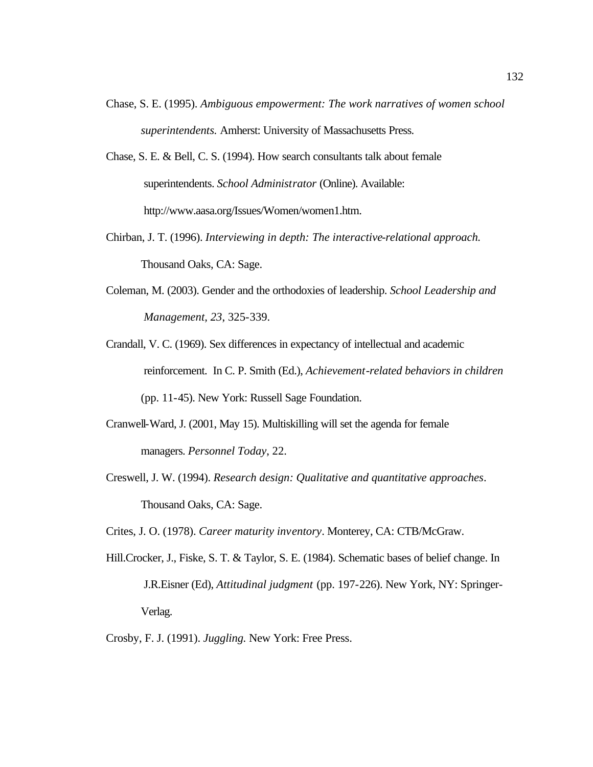Chase, S. E. (1995). *Ambiguous empowerment: The work narratives of women school superintendents.* Amherst: University of Massachusetts Press.

Chase, S. E. & Bell, C. S. (1994). How search consultants talk about female superintendents. *School Administrator* (Online). Available: http://www.aasa.org/Issues/Women/women1.htm.

Chirban, J. T. (1996). *Interviewing in depth: The interactive-relational approach.* Thousand Oaks, CA: Sage.

Coleman, M. (2003). Gender and the orthodoxies of leadership. *School Leadership and Management, 23*, 325-339.

Crandall, V. C. (1969). Sex differences in expectancy of intellectual and academic reinforcement. In C. P. Smith (Ed.), *Achievement-related behaviors in children* (pp. 11-45). New York: Russell Sage Foundation.

Cranwell-Ward, J. (2001, May 15). Multiskilling will set the agenda for female managers. *Personnel Today*, 22.

Creswell, J. W. (1994). *Research design: Qualitative and quantitative approaches*. Thousand Oaks, CA: Sage.

Crites, J. O. (1978). *Career maturity inventory*. Monterey, CA: CTB/McGraw.

Hill.Crocker, J., Fiske, S. T. & Taylor, S. E. (1984). Schematic bases of belief change. In J.R.Eisner (Ed), *Attitudinal judgment* (pp. 197-226). New York, NY: Springer-Verlag.

Crosby, F. J. (1991). *Juggling.* New York: Free Press.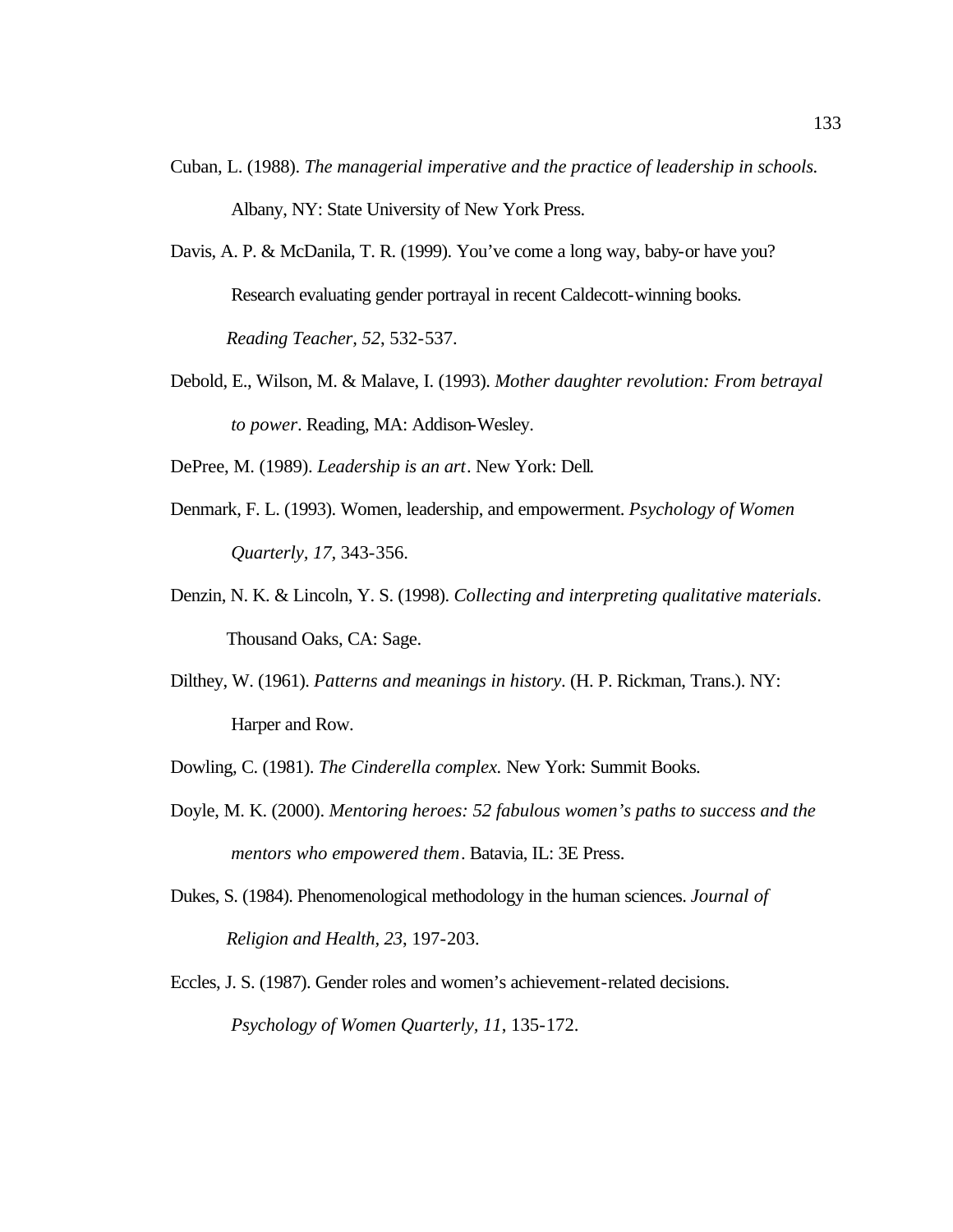Cuban, L. (1988). *The managerial imperative and the practice of leadership in schools.* Albany, NY: State University of New York Press.

Davis, A. P. & McDanila, T. R. (1999). You've come a long way, baby-or have you? Research evaluating gender portrayal in recent Caldecott-winning books. *Reading Teacher, 52*, 532-537.

Debold, E., Wilson, M. & Malave, I. (1993). *Mother daughter revolution: From betrayal to power*. Reading, MA: Addison-Wesley.

DePree, M. (1989). *Leadership is an art*. New York: Dell.

Denmark, F. L. (1993). Women, leadership, and empowerment. *Psychology of Women Quarterly*, *17*, 343-356.

Denzin, N. K. & Lincoln, Y. S. (1998). *Collecting and interpreting qualitative materials*. Thousand Oaks, CA: Sage.

Dilthey, W. (1961). *Patterns and meanings in history*. (H. P. Rickman, Trans.). NY: Harper and Row.

Dowling, C. (1981). *The Cinderella complex.* New York: Summit Books.

Doyle, M. K. (2000). *Mentoring heroes: 52 fabulous women's paths to success and the mentors who empowered them*. Batavia, IL: 3E Press.

Dukes, S. (1984). Phenomenological methodology in the human sciences. *Journal of Religion and Health*, *23*, 197-203.

Eccles, J. S. (1987). Gender roles and women's achievement-related decisions. *Psychology of Women Quarterly*, *11*, 135-172.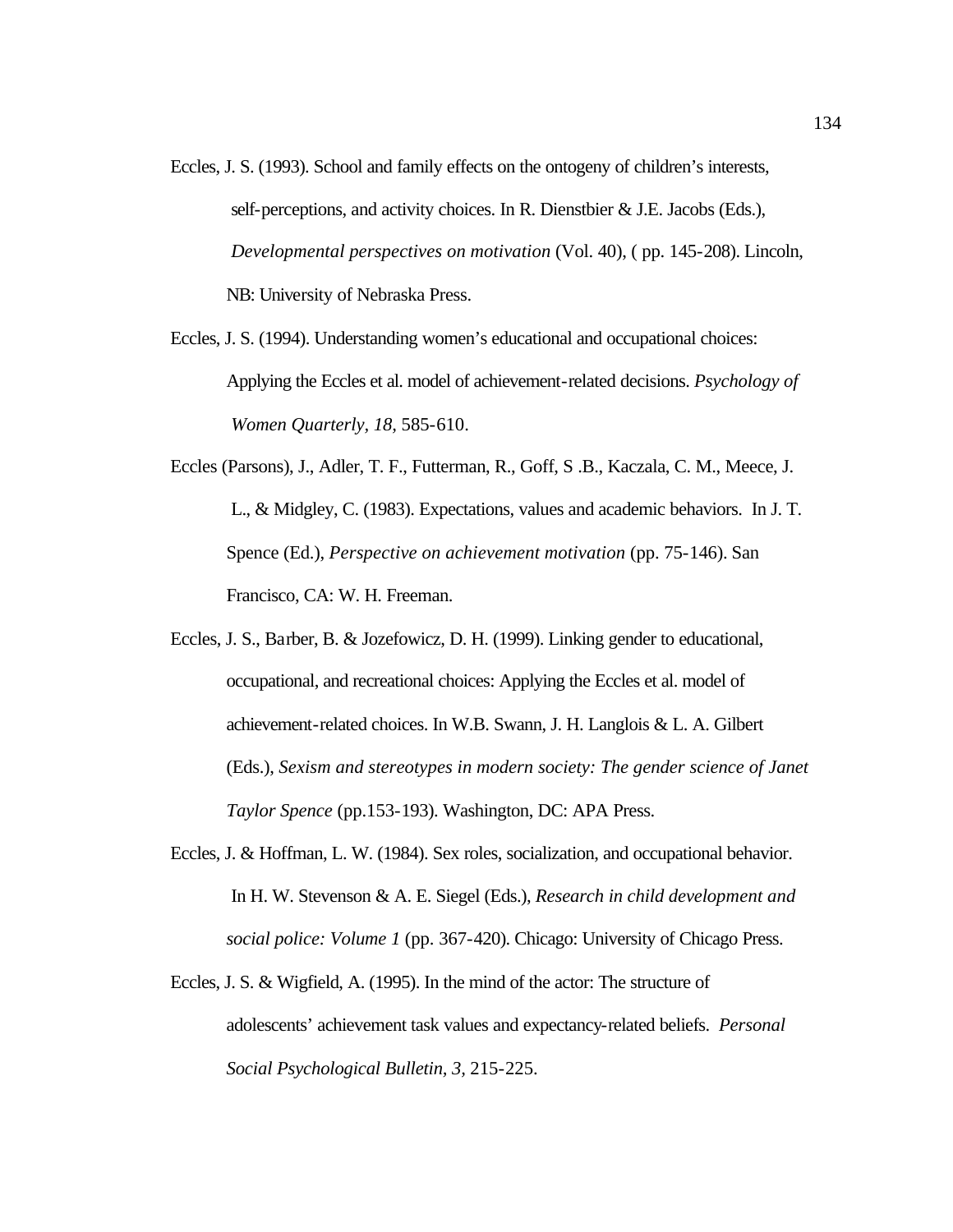Eccles, J. S. (1993). School and family effects on the ontogeny of children's interests, self-perceptions, and activity choices. In R. Dienstbier & J.E. Jacobs (Eds.), *Developmental perspectives on motivation* (Vol. 40), ( pp. 145-208). Lincoln, NB: University of Nebraska Press.

Eccles, J. S. (1994). Understanding women's educational and occupational choices: Applying the Eccles et al. model of achievement-related decisions. *Psychology of Women Quarterly, 18,* 585-610.

Eccles (Parsons), J., Adler, T. F., Futterman, R., Goff, S .B., Kaczala, C. M., Meece, J. L., & Midgley, C. (1983). Expectations, values and academic behaviors. In J. T. Spence (Ed.), *Perspective on achievement motivation* (pp. 75-146). San Francisco, CA: W. H. Freeman.

Eccles, J. S., Barber, B. & Jozefowicz, D. H. (1999). Linking gender to educational, occupational, and recreational choices: Applying the Eccles et al. model of achievement-related choices. In W.B. Swann, J. H. Langlois & L. A. Gilbert (Eds.), *Sexism and stereotypes in modern society: The gender science of Janet Taylor Spence* (pp.153-193). Washington, DC: APA Press.

Eccles, J. & Hoffman, L. W. (1984). Sex roles, socialization, and occupational behavior. In H. W. Stevenson & A. E. Siegel (Eds.), *Research in child development and social police: Volume 1* (pp. 367-420). Chicago: University of Chicago Press.

Eccles, J. S. & Wigfield, A. (1995). In the mind of the actor: The structure of adolescents' achievement task values and expectancy-related beliefs. *Personal Social Psychological Bulletin, 3,* 215-225.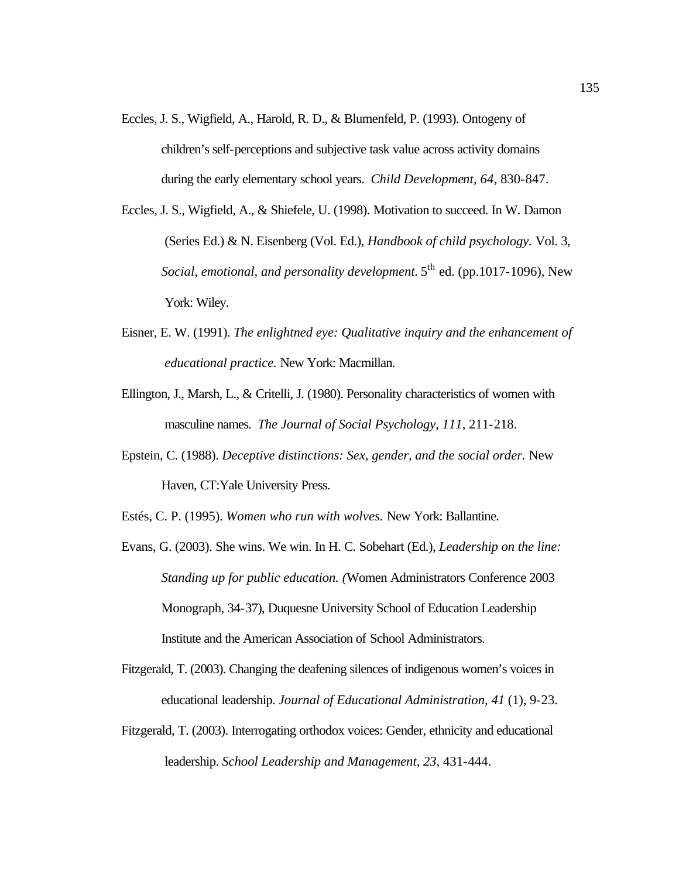Eccles, J. S., Wigfield, A., Harold, R. D., & Blumenfeld, P. (1993). Ontogeny of children's self-perceptions and subjective task value across activity domains during the early elementary school years. *Child Development, 64*, 830-847.

Eccles, J. S., Wigfield, A., & Shiefele, U. (1998). Motivation to succeed. In W. Damon (Series Ed.) & N. Eisenberg (Vol. Ed.), *Handbook of child psychology.* Vol. 3, *Social, emotional, and personality development.* 5th ed. (pp.1017-1096), New York: Wiley.

Eisner, E. W. (1991). *The enlightned eye: Qualitative inquiry and the enhancement of educational practice.* New York: Macmillan.

Ellington, J., Marsh, L., & Critelli, J. (1980). Personality characteristics of women with masculine names. *The Journal of Social Psychology*, *111*, 211-218.

Epstein, C. (1988). *Deceptive distinctions: Sex, gender, and the social order.* New Haven, CT:Yale University Press.

Estés, C. P. (1995). *Women who run with wolves.* New York: Ballantine.

Evans, G. (2003). She wins. We win. In H. C. Sobehart (Ed.), *Leadership on the line: Standing up for public education. (*Women Administrators Conference 2003 Monograph, 34-37), Duquesne University School of Education Leadership Institute and the American Association of School Administrators.

Fitzgerald, T. (2003). Changing the deafening silences of indigenous women's voices in educational leadership. *Journal of Educational Administration, 41* (1), 9-23.

Fitzgerald, T. (2003). Interrogating orthodox voices: Gender, ethnicity and educational leadership. *School Leadership and Management, 23*, 431-444.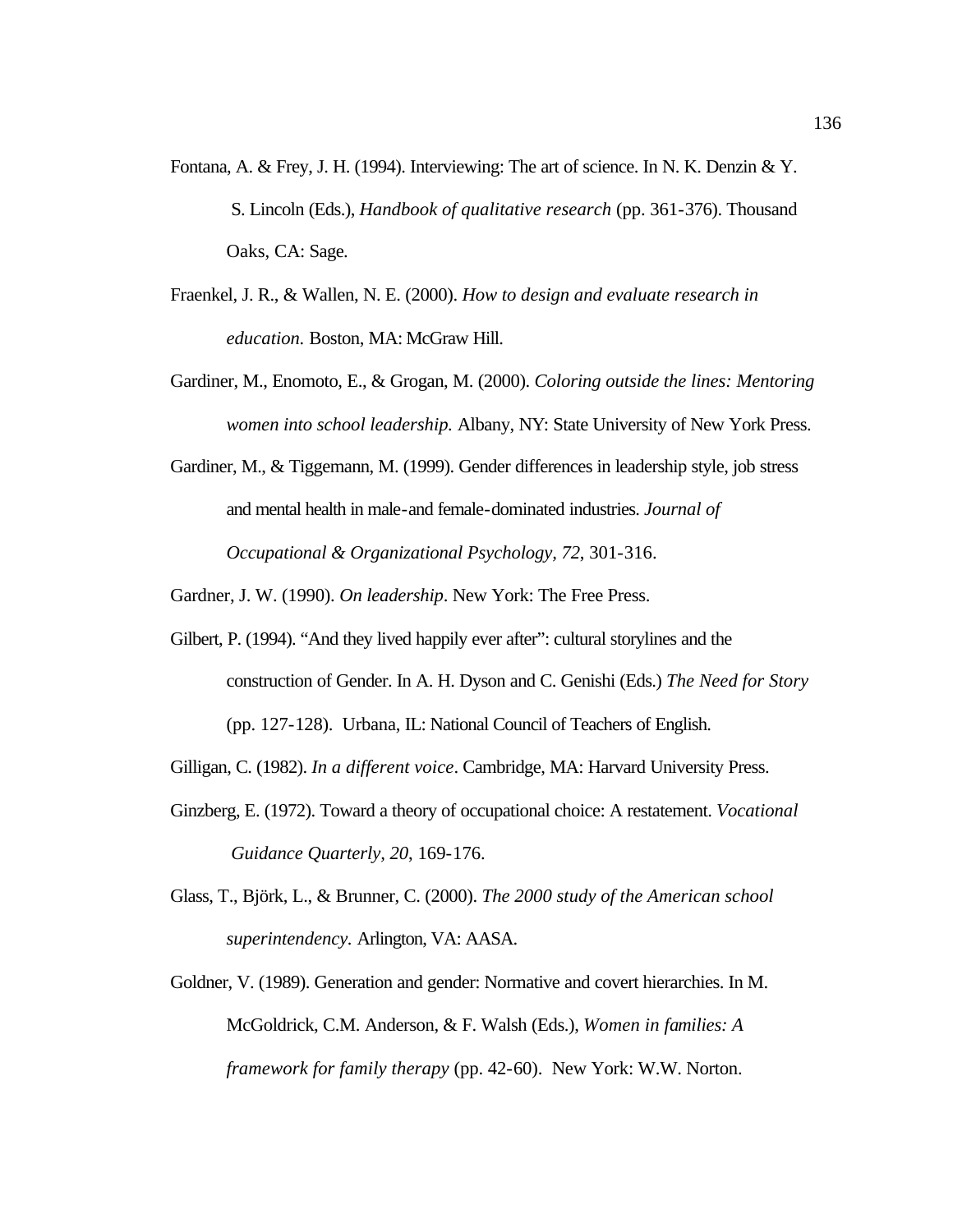Fontana, A. & Frey, J. H. (1994). Interviewing: The art of science. In N. K. Denzin & Y. S. Lincoln (Eds.), *Handbook of qualitative research* (pp. 361-376). Thousand Oaks, CA: Sage.

Fraenkel, J. R., & Wallen, N. E. (2000). *How to design and evaluate research in education.* Boston, MA: McGraw Hill.

Gardiner, M., Enomoto, E., & Grogan, M. (2000). *Coloring outside the lines: Mentoring women into school leadership.* Albany, NY: State University of New York Press.

Gardiner, M., & Tiggemann, M. (1999). Gender differences in leadership style, job stress and mental health in male-and female-dominated industries. *Journal of Occupational & Organizational Psychology, 72*, 301-316.

Gardner, J. W. (1990). *On leadership*. New York: The Free Press.

Gilbert, P. (1994). "And they lived happily ever after": cultural storylines and the construction of Gender. In A. H. Dyson and C. Genishi (Eds.) *The Need for Story* (pp. 127-128). Urbana, IL: National Council of Teachers of English.

Gilligan, C. (1982). *In a different voice*. Cambridge, MA: Harvard University Press.

Ginzberg, E. (1972). Toward a theory of occupational choice: A restatement. *Vocational Guidance Quarterly, 20*, 169-176.

Glass, T., Björk, L., & Brunner, C. (2000). *The 2000 study of the American school superintendency.* Arlington, VA: AASA.

Goldner, V. (1989). Generation and gender: Normative and covert hierarchies. In M. McGoldrick, C.M. Anderson, & F. Walsh (Eds.), *Women in families: A framework for family therapy* (pp. 42-60). New York: W.W. Norton.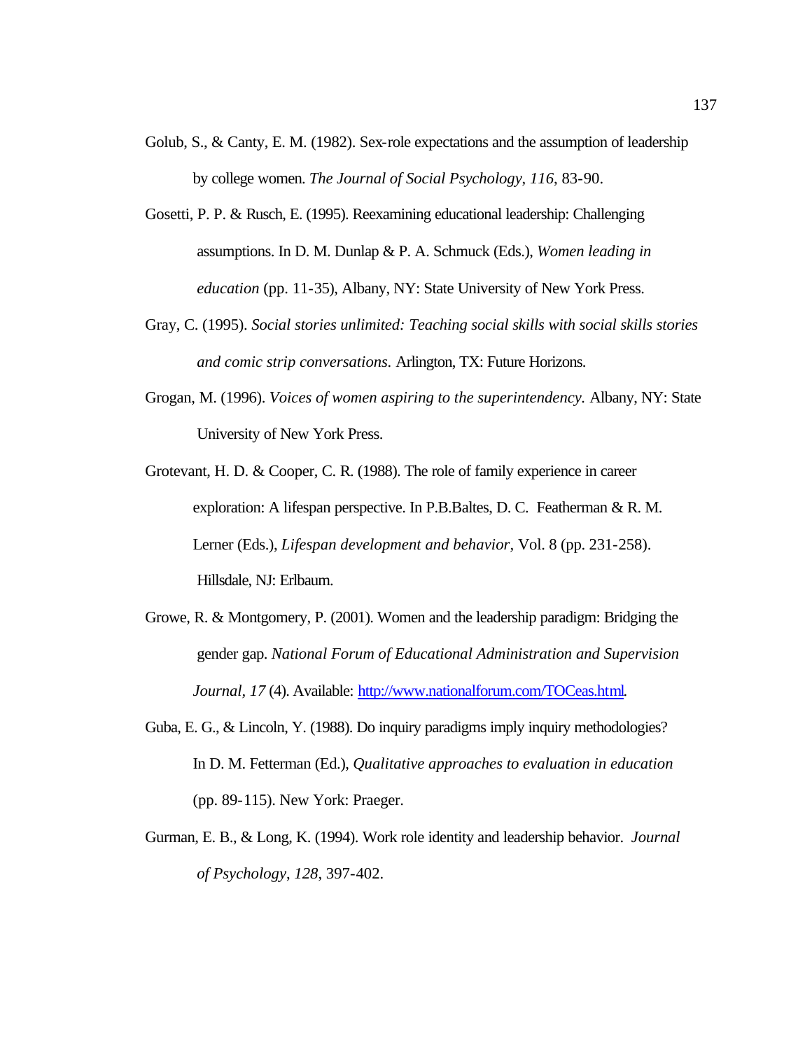Golub, S., & Canty, E. M. (1982). Sex-role expectations and the assumption of leadership by college women. *The Journal of Social Psychology*, *116*, 83-90.

Gosetti, P. P. & Rusch, E. (1995). Reexamining educational leadership: Challenging assumptions. In D. M. Dunlap & P. A. Schmuck (Eds.), *Women leading in education* (pp. 11-35), Albany, NY: State University of New York Press.

Gray, C. (1995). *Social stories unlimited: Teaching social skills with social skills stories and comic strip conversations*. Arlington, TX: Future Horizons.

Grogan, M. (1996). *Voices of women aspiring to the superintendency.* Albany, NY: State University of New York Press.

Grotevant, H. D. & Cooper, C. R. (1988). The role of family experience in career exploration: A lifespan perspective. In P.B.Baltes, D. C. Featherman & R. M. Lerner (Eds.), *Lifespan development and behavior*, Vol. 8 (pp. 231-258). Hillsdale, NJ: Erlbaum.

Growe, R. & Montgomery, P. (2001). Women and the leadership paradigm: Bridging the gender gap. *National Forum of Educational Administration and Supervision Journal*, *17* (4). Available: http://www.nationalforum.com/TOCeas.html.

Guba, E. G., & Lincoln, Y. (1988). Do inquiry paradigms imply inquiry methodologies? In D. M. Fetterman (Ed.), *Qualitative approaches to evaluation in education* (pp. 89-115). New York: Praeger.

Gurman, E. B., & Long, K. (1994). Work role identity and leadership behavior. *Journal of Psychology*, *128*, 397-402.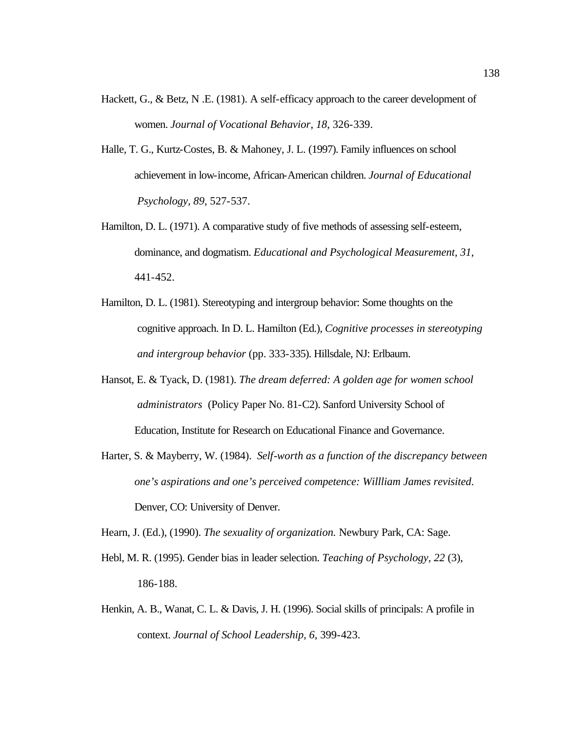Hackett, G., & Betz, N .E. (1981). A self-efficacy approach to the career development of women. *Journal of Vocational Behavior, 18*, 326-339.

Halle, T. G., Kurtz-Costes, B. & Mahoney, J. L. (1997). Family influences on school achievement in low-income, African-American children. *Journal of Educational Psychology, 89*, 527-537.

Hamilton, D. L. (1971). A comparative study of five methods of assessing self-esteem, dominance, and dogmatism. *Educational and Psychological Measurement, 31*, 441-452.

Hamilton, D. L. (1981). Stereotyping and intergroup behavior: Some thoughts on the cognitive approach. In D. L. Hamilton (Ed.), *Cognitive processes in stereotyping and intergroup behavior* (pp. 333-335). Hillsdale, NJ: Erlbaum.

Hansot, E. & Tyack, D. (1981). *The dream deferred: A golden age for women school administrators* (Policy Paper No. 81-C2). Sanford University School of Education, Institute for Research on Educational Finance and Governance.

Harter, S. & Mayberry, W. (1984). *Self-worth as a function of the discrepancy between one's aspirations and one's perceived competence: Willliam James revisited*. Denver, CO: University of Denver.

Hearn, J. (Ed.), (1990). *The sexuality of organization.* Newbury Park, CA: Sage.

Hebl, M. R. (1995). Gender bias in leader selection. *Teaching of Psychology, 22* (3), 186-188.

Henkin, A. B., Wanat, C. L. & Davis, J. H. (1996). Social skills of principals: A profile in context. *Journal of School Leadership, 6*, 399-423.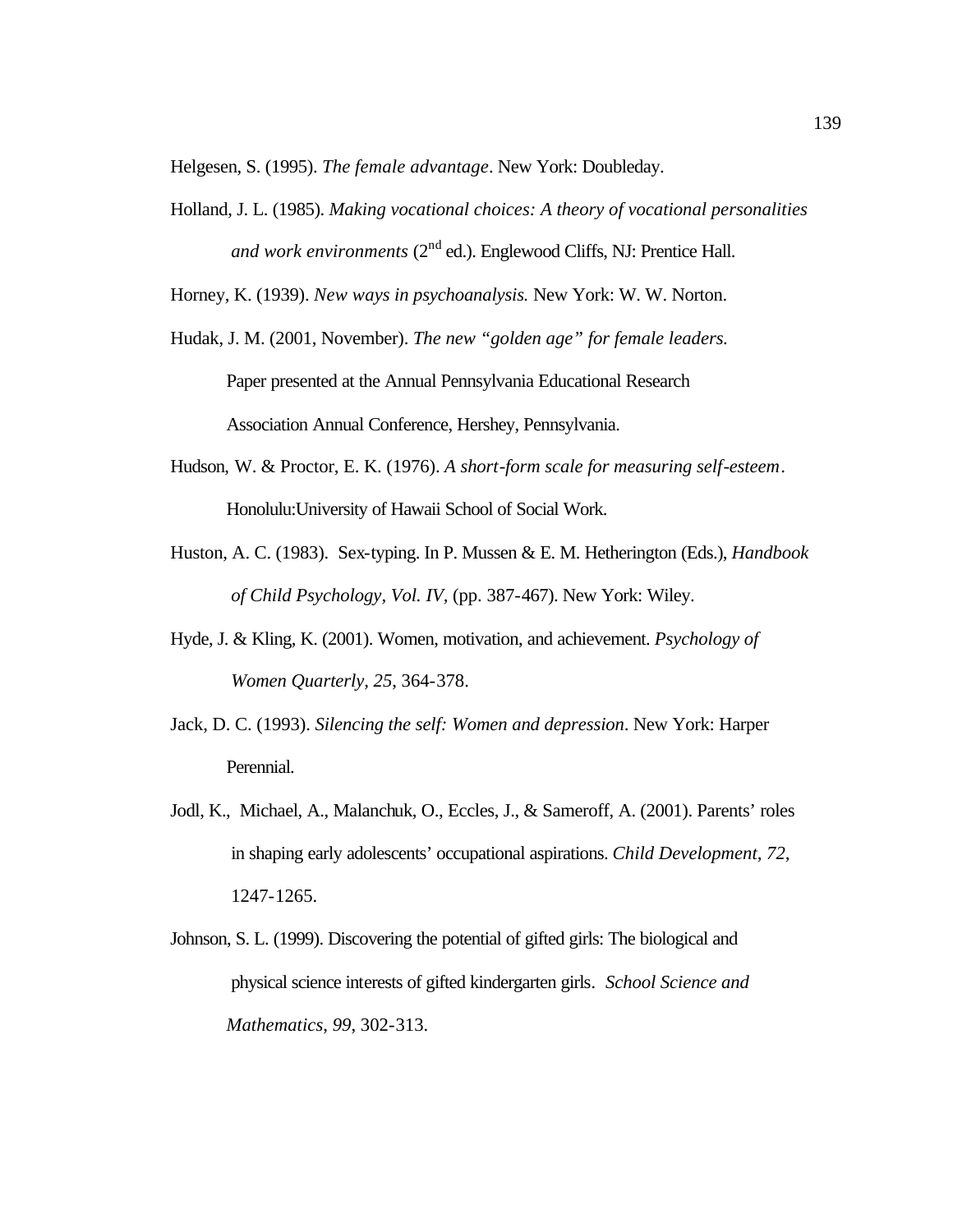Helgesen, S. (1995). *The female advantage*. New York: Doubleday.

Holland, J. L. (1985). *Making vocational choices: A theory of vocational personalities and work environments* (2nd ed.). Englewood Cliffs, NJ: Prentice Hall.

Horney, K. (1939). *New ways in psychoanalysis.* New York: W. W. Norton.

Hudak, J. M. (2001, November). *The new "golden age" for female leaders.* Paper presented at the Annual Pennsylvania Educational Research Association Annual Conference, Hershey, Pennsylvania.

Hudson, W. & Proctor, E. K. (1976). *A short-form scale for measuring self-esteem*. Honolulu:University of Hawaii School of Social Work.

Huston, A. C. (1983). Sex-typing. In P. Mussen & E. M. Hetherington (Eds.), *Handbook of Child Psychology, Vol. IV,* (pp. 387-467). New York: Wiley.

Hyde, J. & Kling, K. (2001). Women, motivation, and achievement. *Psychology of Women Quarterly, 25*, 364-378.

Jack, D. C. (1993). *Silencing the self: Women and depression*. New York: Harper Perennial.

Jodl, K., Michael, A., Malanchuk, O., Eccles, J., & Sameroff, A. (2001). Parents' roles in shaping early adolescents' occupational aspirations. *Child Development, 72,* 1247-1265.

Johnson, S. L. (1999). Discovering the potential of gifted girls: The biological and physical science interests of gifted kindergarten girls. *School Science and Mathematics*, *99*, 302-313.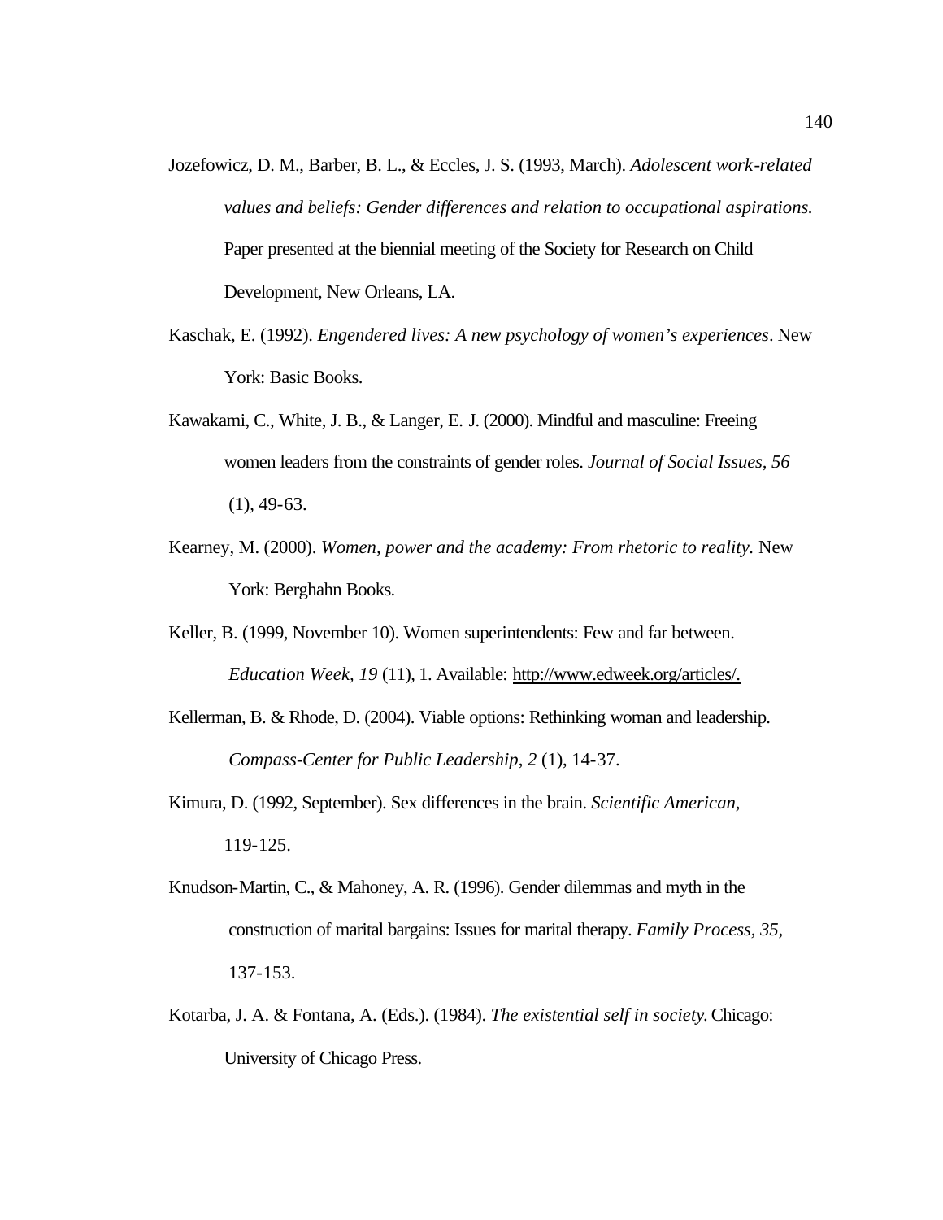Jozefowicz, D. M., Barber, B. L., & Eccles, J. S. (1993, March). *Adolescent work-related values and beliefs: Gender differences and relation to occupational aspirations.* Paper presented at the biennial meeting of the Society for Research on Child Development, New Orleans, LA.

Kaschak, E. (1992). *Engendered lives: A new psychology of women's experiences*. New York: Basic Books.

Kawakami, C., White, J. B., & Langer, E. J. (2000). Mindful and masculine: Freeing women leaders from the constraints of gender roles. *Journal of Social Issues, 56* (1), 49-63.

Kearney, M. (2000). *Women, power and the academy: From rhetoric to reality.* New York: Berghahn Books.

Keller, B. (1999, November 10). Women superintendents: Few and far between. *Education Week, 19* (11), 1. Available: http://www.edweek.org/articles/.

Kellerman, B. & Rhode, D. (2004). Viable options: Rethinking woman and leadership. *Compass-Center for Public Leadership, 2* (1), 14-37.

Kimura, D. (1992, September). Sex differences in the brain. *Scientific American,* 119-125.

Knudson-Martin, C., & Mahoney, A. R. (1996). Gender dilemmas and myth in the construction of marital bargains: Issues for marital therapy. *Family Process, 35,* 137-153.

Kotarba, J. A. & Fontana, A. (Eds.). (1984). *The existential self in society.* Chicago: University of Chicago Press.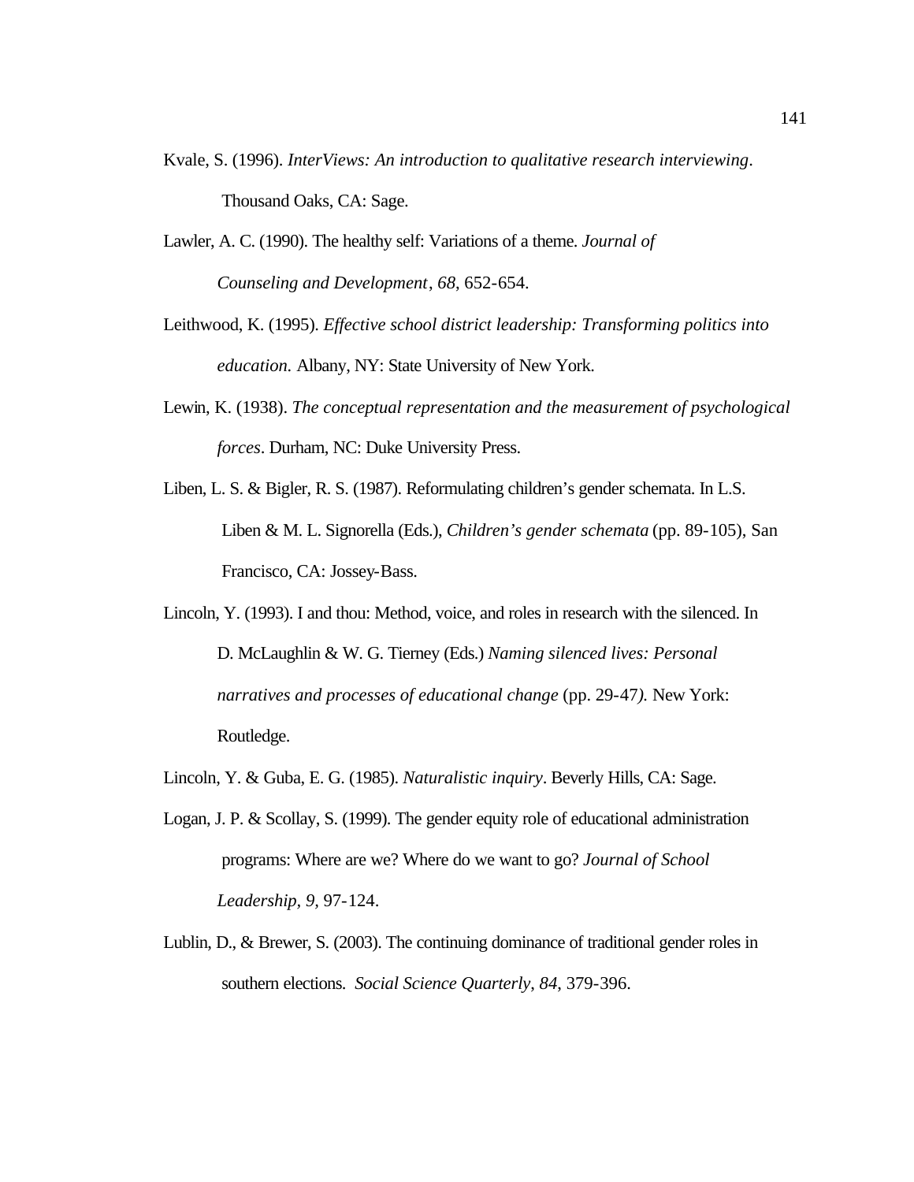Kvale, S. (1996). *InterViews: An introduction to qualitative research interviewing*. Thousand Oaks, CA: Sage.

Lawler, A. C. (1990). The healthy self: Variations of a theme. *Journal of Counseling and Development*, *68*, 652-654.

Leithwood, K. (1995). *Effective school district leadership: Transforming politics into education.* Albany, NY: State University of New York.

Lewin, K. (1938). *The conceptual representation and the measurement of psychological forces*. Durham, NC: Duke University Press.

Liben, L. S. & Bigler, R. S. (1987). Reformulating children's gender schemata. In L.S. Liben & M. L. Signorella (Eds.), *Children's gender schemata* (pp. 89-105), San Francisco, CA: Jossey-Bass.

Lincoln, Y. (1993). I and thou: Method, voice, and roles in research with the silenced. In D. McLaughlin & W. G. Tierney (Eds.) *Naming silenced lives: Personal narratives and processes of educational change* (pp. 29-47*).* New York: Routledge.

Lincoln, Y. & Guba, E. G. (1985). *Naturalistic inquiry*. Beverly Hills, CA: Sage.

Logan, J. P. & Scollay, S. (1999). The gender equity role of educational administration programs: Where are we? Where do we want to go? *Journal of School Leadership, 9*, 97-124.

Lublin, D., & Brewer, S. (2003). The continuing dominance of traditional gender roles in southern elections. *Social Science Quarterly*, *84*, 379-396.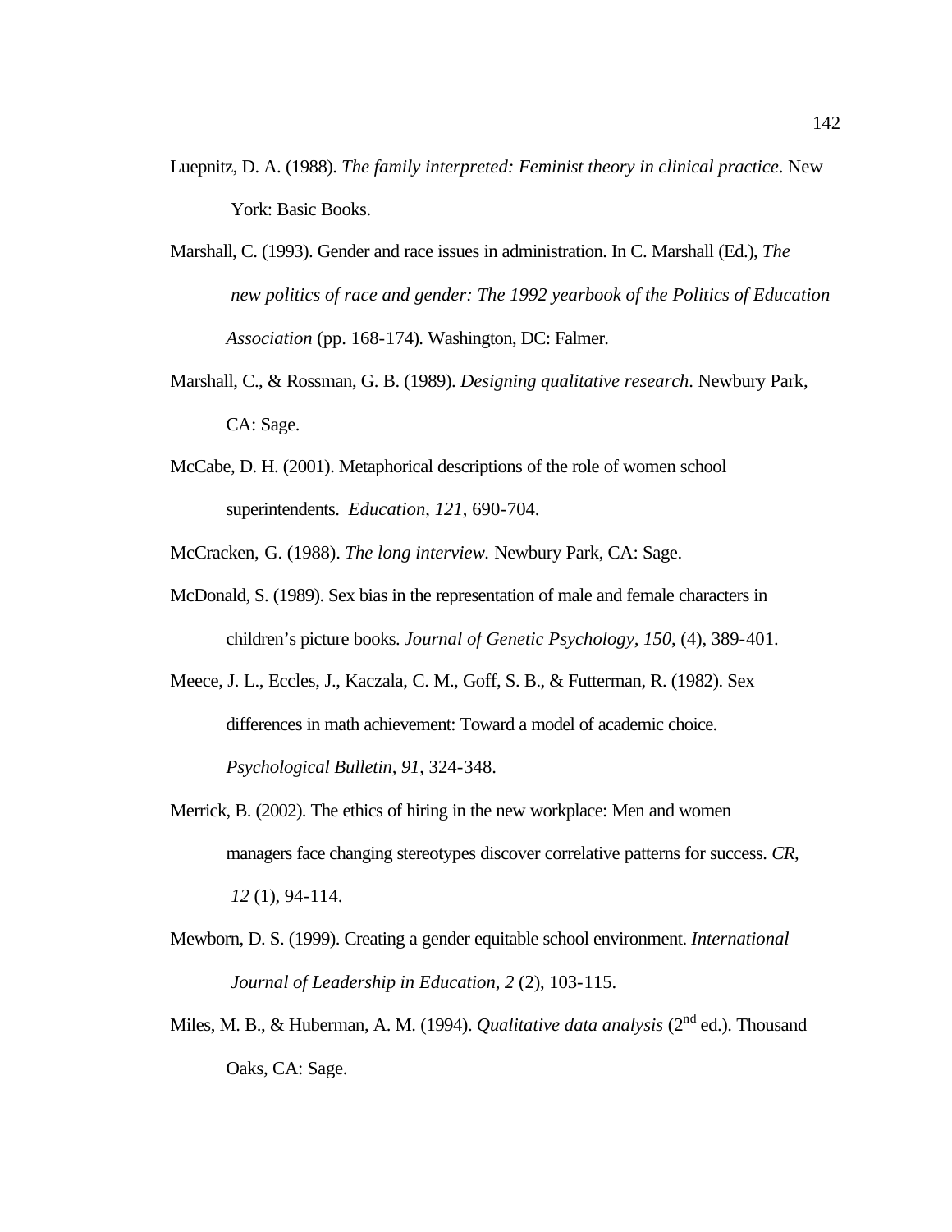Luepnitz, D. A. (1988). *The family interpreted: Feminist theory in clinical practice*. New York: Basic Books.

Marshall, C. (1993). Gender and race issues in administration. In C. Marshall (Ed.), *The new politics of race and gender: The 1992 yearbook of the Politics of Education Association* (pp. 168-174). Washington, DC: Falmer.

Marshall, C., & Rossman, G. B. (1989). *Designing qualitative research*. Newbury Park, CA: Sage.

McCabe, D. H. (2001). Metaphorical descriptions of the role of women school superintendents. *Education*, *121*, 690-704.

McCracken, G. (1988). *The long interview.* Newbury Park, CA: Sage.

McDonald, S. (1989). Sex bias in the representation of male and female characters in children's picture books. *Journal of Genetic Psychology, 150,* (4), 389-401.

Meece, J. L., Eccles, J., Kaczala, C. M., Goff, S. B., & Futterman, R. (1982). Sex differences in math achievement: Toward a model of academic choice. *Psychological Bulletin*, *91*, 324-348.

Merrick, B. (2002). The ethics of hiring in the new workplace: Men and women managers face changing stereotypes discover correlative patterns for success. *CR, 12* (1), 94-114.

Mewborn, D. S. (1999). Creating a gender equitable school environment. *International Journal of Leadership in Education*, *2* (2), 103-115.

Miles, M. B., & Huberman, A. M. (1994). *Qualitative data analysis* (2nd ed.). Thousand Oaks, CA: Sage.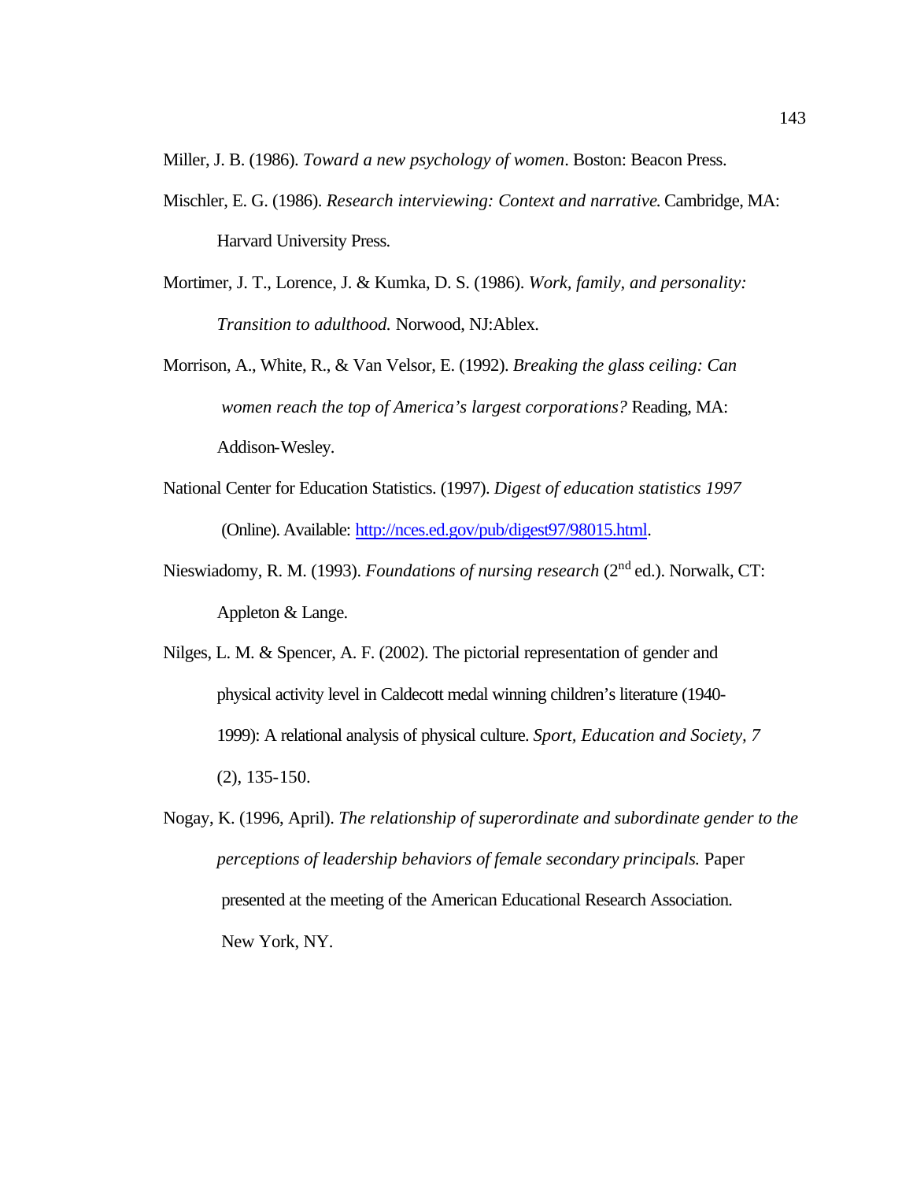Miller, J. B. (1986). *Toward a new psychology of women*. Boston: Beacon Press.

Mischler, E. G. (1986). *Research interviewing: Context and narrative.* Cambridge, MA: Harvard University Press.

Mortimer, J. T., Lorence, J. & Kumka, D. S. (1986). *Work, family, and personality: Transition to adulthood.* Norwood, NJ:Ablex.

Morrison, A., White, R., & Van Velsor, E. (1992). *Breaking the glass ceiling: Can women reach the top of America's largest corporations?* Reading, MA: Addison-Wesley.

National Center for Education Statistics. (1997). *Digest of education statistics 1997* (Online). Available: http://nces.ed.gov/pub/digest97/98015.html.

Nieswiadomy, R. M. (1993). *Foundations of nursing research* (2nd ed.). Norwalk, CT: Appleton & Lange.

Nilges, L. M. & Spencer, A. F. (2002). The pictorial representation of gender and physical activity level in Caldecott medal winning children's literature (1940-1999): A relational analysis of physical culture. *Sport, Education and Society, 7* (2), 135-150.

Nogay, K. (1996, April). *The relationship of superordinate and subordinate gender to the perceptions of leadership behaviors of female secondary principals.* Paper presented at the meeting of the American Educational Research Association. New York, NY.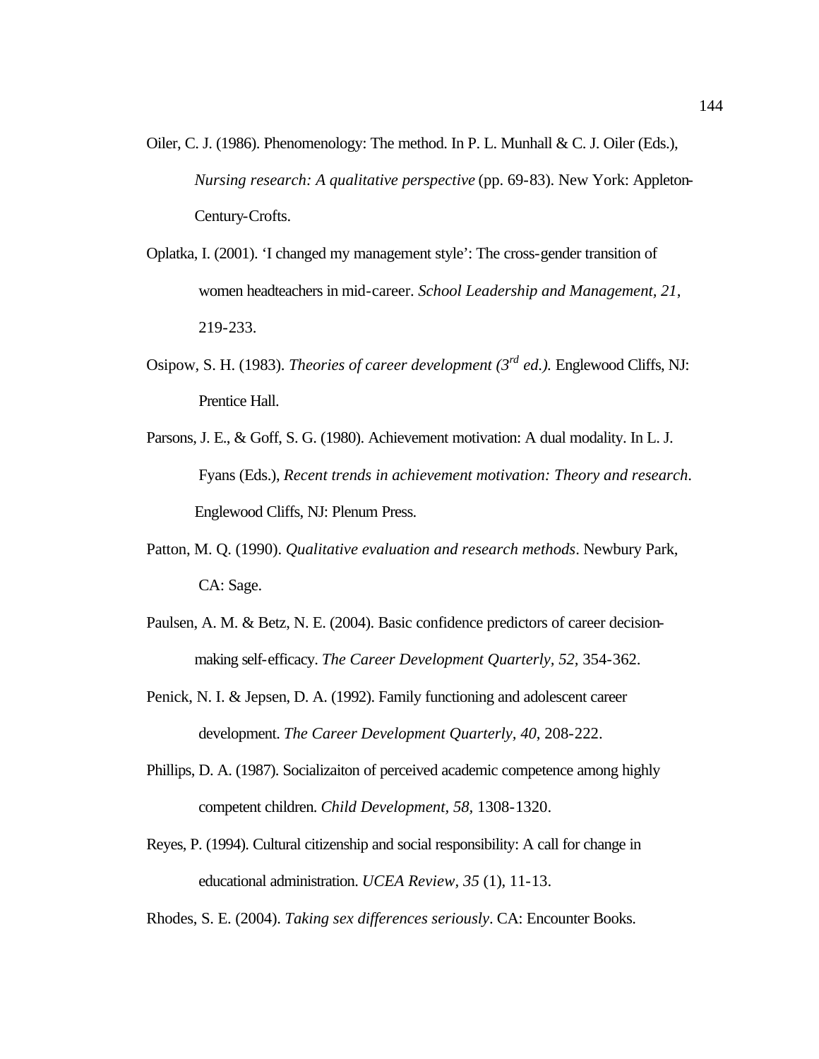Oiler, C. J. (1986). Phenomenology: The method. In P. L. Munhall & C. J. Oiler (Eds.), *Nursing research: A qualitative perspective* (pp. 69-83). New York: Appleton-Century-Crofts.

Oplatka, I. (2001). 'I changed my management style': The cross-gender transition of women headteachers in mid-career. *School Leadership and Management, 21*, 219-233.

Osipow, S. H. (1983). *Theories of career development (3rd ed.).* Englewood Cliffs, NJ: Prentice Hall.

Parsons, J. E., & Goff, S. G. (1980). Achievement motivation: A dual modality. In L. J. Fyans (Eds.), *Recent trends in achievement motivation: Theory and research*. Englewood Cliffs, NJ: Plenum Press.

Patton, M. Q. (1990). *Qualitative evaluation and research methods*. Newbury Park, CA: Sage.

Paulsen, A. M. & Betz, N. E. (2004). Basic confidence predictors of career decision-making self-efficacy. *The Career Development Quarterly, 52,* 354-362.

Penick, N. I. & Jepsen, D. A. (1992). Family functioning and adolescent career development. *The Career Development Quarterly, 40*, 208-222.

Phillips, D. A. (1987). Socializaiton of perceived academic competence among highly competent children. *Child Development, 58,* 1308-1320.

Reyes, P. (1994). Cultural citizenship and social responsibility: A call for change in educational administration. *UCEA Review, 35* (1), 11-13.

Rhodes, S. E. (2004). *Taking sex differences seriously*. CA: Encounter Books.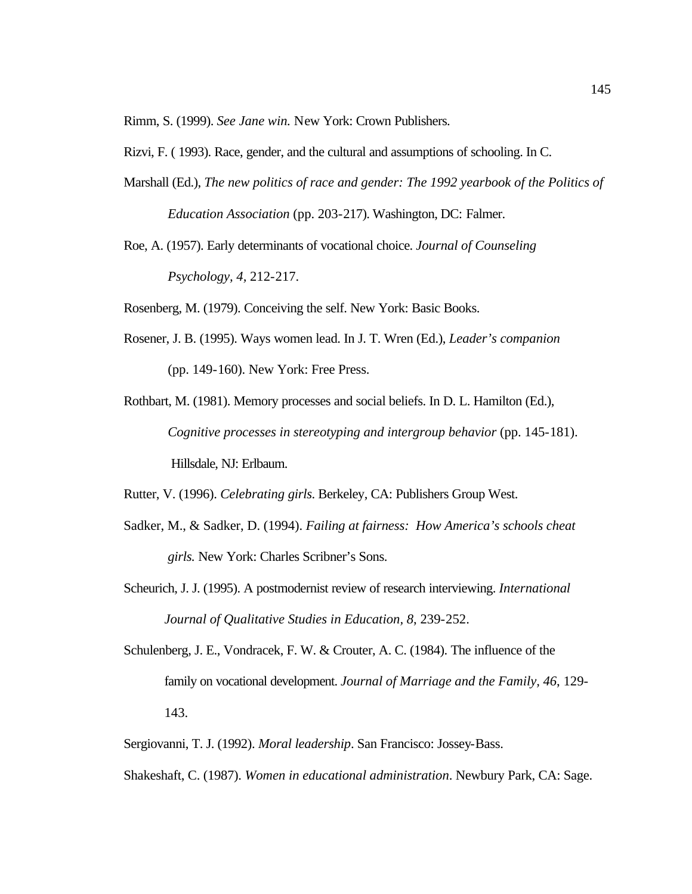Rimm, S. (1999). *See Jane win.* New York: Crown Publishers.

Rizvi, F. ( 1993). Race, gender, and the cultural and assumptions of schooling. In C. Marshall (Ed.), *The new politics of race and gender: The 1992 yearbook of the Politics of Education Association* (pp. 203-217). Washington, DC: Falmer.

Roe, A. (1957). Early determinants of vocational choice. *Journal of Counseling Psychology, 4,* 212-217.

Rosenberg, M. (1979). Conceiving the self. New York: Basic Books.

Rosener, J. B. (1995). Ways women lead. In J. T. Wren (Ed.), *Leader's companion* (pp. 149-160). New York: Free Press.

Rothbart, M. (1981). Memory processes and social beliefs. In D. L. Hamilton (Ed.), *Cognitive processes in stereotyping and intergroup behavior* (pp. 145-181). Hillsdale, NJ: Erlbaum.

Rutter, V. (1996). *Celebrating girls.* Berkeley, CA: Publishers Group West.

Sadker, M., & Sadker, D. (1994). *Failing at fairness: How America's schools cheat girls.* New York: Charles Scribner's Sons.

Scheurich, J. J. (1995). A postmodernist review of research interviewing. *International Journal of Qualitative Studies in Education, 8*, 239-252.

Schulenberg, J. E., Vondracek, F. W. & Crouter, A. C. (1984). The influence of the family on vocational development. *Journal of Marriage and the Family, 46*, 129-143.

Sergiovanni, T. J. (1992). *Moral leadership*. San Francisco: Jossey-Bass.

Shakeshaft, C. (1987). *Women in educational administration*. Newbury Park, CA: Sage.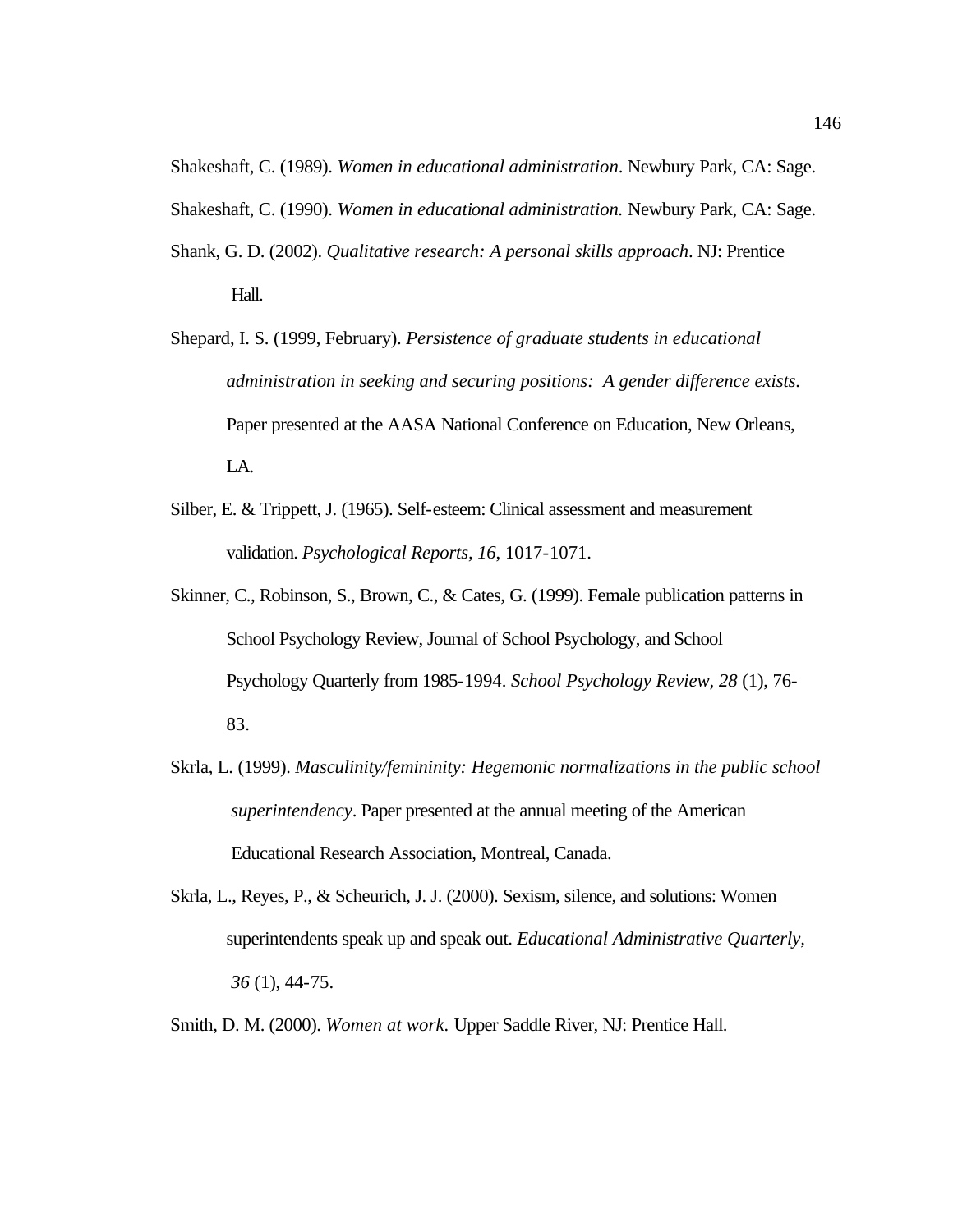Shakeshaft, C. (1989). *Women in educational administration*. Newbury Park, CA: Sage.

Shakeshaft, C. (1990). *Women in educational administration.* Newbury Park, CA: Sage.

Shank, G. D. (2002). *Qualitative research: A personal skills approach*. NJ: Prentice Hall.

Shepard, I. S. (1999, February). *Persistence of graduate students in educational administration in seeking and securing positions: A gender difference exists.* Paper presented at the AASA National Conference on Education, New Orleans, LA.

Silber, E. & Trippett, J. (1965). Self-esteem: Clinical assessment and measurement validation. *Psychological Reports, 16*, 1017-1071.

Skinner, C., Robinson, S., Brown, C., & Cates, G. (1999). Female publication patterns in School Psychology Review, Journal of School Psychology, and School Psychology Quarterly from 1985-1994. *School Psychology Review, 28* (1), 76-83.

Skrla, L. (1999). *Masculinity/femininity: Hegemonic normalizations in the public school superintendency*. Paper presented at the annual meeting of the American Educational Research Association, Montreal, Canada.

Skrla, L., Reyes, P., & Scheurich, J. J. (2000). Sexism, silence, and solutions: Women superintendents speak up and speak out. *Educational Administrative Quarterly*, *36* (1), 44-75.

Smith, D. M. (2000). *Women at work.* Upper Saddle River, NJ: Prentice Hall.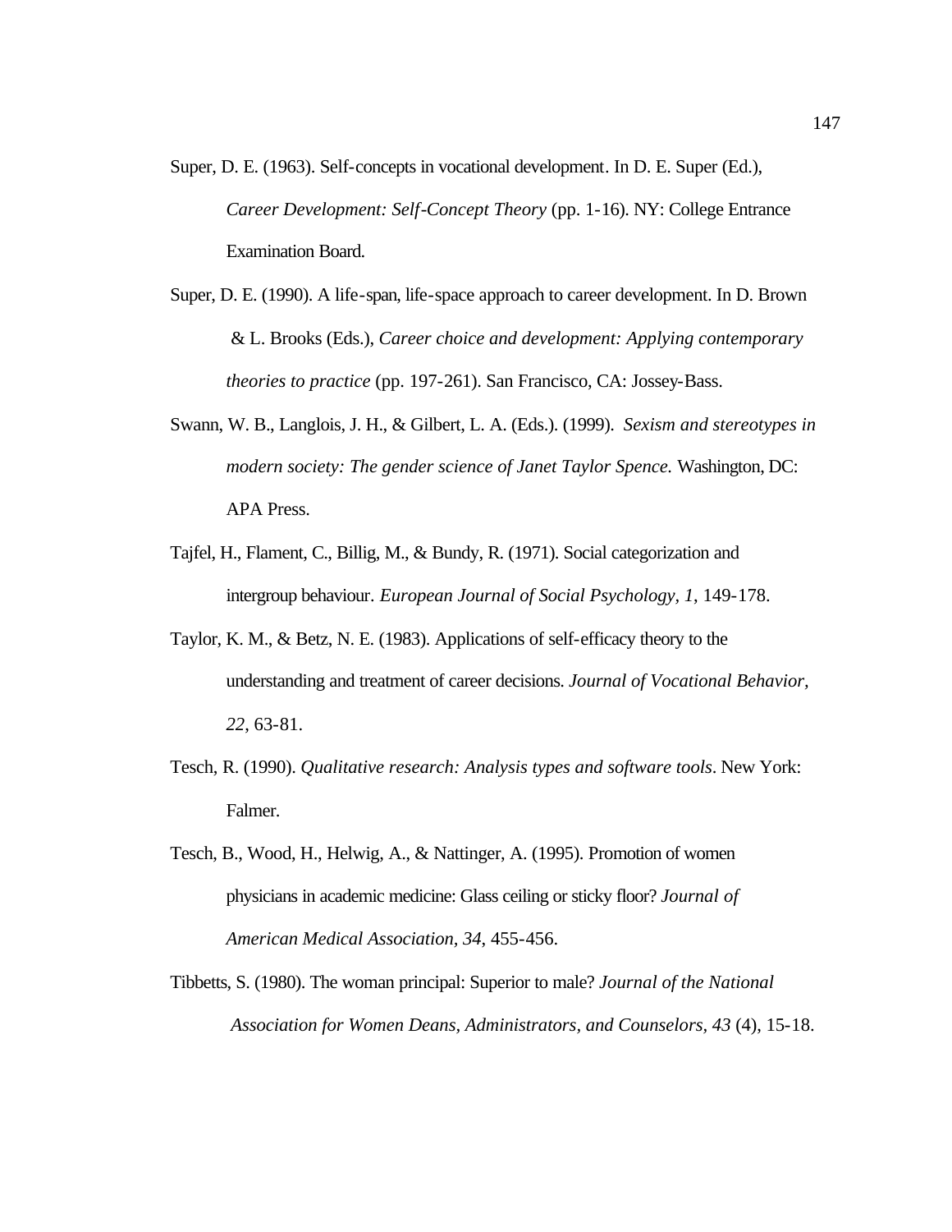Super, D. E. (1963). Self-concepts in vocational development. In D. E. Super (Ed.), *Career Development: Self-Concept Theory* (pp. 1-16). NY: College Entrance Examination Board.

Super, D. E. (1990). A life-span, life-space approach to career development. In D. Brown & L. Brooks (Eds.), *Career choice and development: Applying contemporary theories to practice* (pp. 197-261). San Francisco, CA: Jossey-Bass.

Swann, W. B., Langlois, J. H., & Gilbert, L. A. (Eds.). (1999). *Sexism and stereotypes in modern society: The gender science of Janet Taylor Spence.* Washington, DC: APA Press.

Tajfel, H., Flament, C., Billig, M., & Bundy, R. (1971). Social categorization and intergroup behaviour. *European Journal of Social Psychology, 1*, 149-178.

Taylor, K. M., & Betz, N. E. (1983). Applications of self-efficacy theory to the understanding and treatment of career decisions. *Journal of Vocational Behavior, 22*, 63-81.

Tesch, R. (1990). *Qualitative research: Analysis types and software tools*. New York: Falmer.

Tesch, B., Wood, H., Helwig, A., & Nattinger, A. (1995). Promotion of women physicians in academic medicine: Glass ceiling or sticky floor? *Journal of American Medical Association, 34*, 455-456.

Tibbetts, S. (1980). The woman principal: Superior to male? *Journal of the National Association for Women Deans, Administrators, and Counselors, 43* (4), 15-18.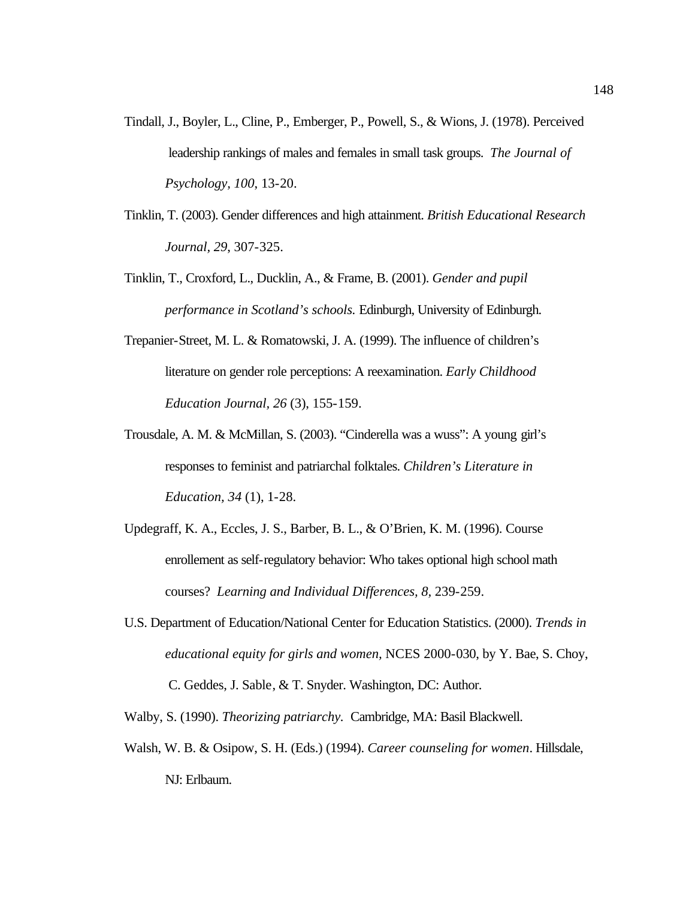Tindall, J., Boyler, L., Cline, P., Emberger, P., Powell, S., & Wions, J. (1978). Perceived leadership rankings of males and females in small task groups. *The Journal of Psychology, 100*, 13-20.

Tinklin, T. (2003). Gender differences and high attainment. *British Educational Research Journal, 29*, 307-325.

Tinklin, T., Croxford, L., Ducklin, A., & Frame, B. (2001). *Gender and pupil performance in Scotland's schools.* Edinburgh, University of Edinburgh.

Trepanier-Street, M. L. & Romatowski, J. A. (1999). The influence of children's literature on gender role perceptions: A reexamination. *Early Childhood Education Journal, 26* (3), 155-159.

Trousdale, A. M. & McMillan, S. (2003). "Cinderella was a wuss": A young girl's responses to feminist and patriarchal folktales. *Children's Literature in Education, 34* (1), 1-28.

Updegraff, K. A., Eccles, J. S., Barber, B. L., & O'Brien, K. M. (1996). Course enrollement as self-regulatory behavior: Who takes optional high school math courses? *Learning and Individual Differences, 8*, 239-259.

U.S. Department of Education/National Center for Education Statistics. (2000). *Trends in educational equity for girls and women,* NCES 2000-030, by Y. Bae, S. Choy, C. Geddes, J. Sable, & T. Snyder. Washington, DC: Author.

Walby, S. (1990). *Theorizing patriarchy*. Cambridge, MA: Basil Blackwell.

Walsh, W. B. & Osipow, S. H. (Eds.) (1994). *Career counseling for women*. Hillsdale, NJ: Erlbaum.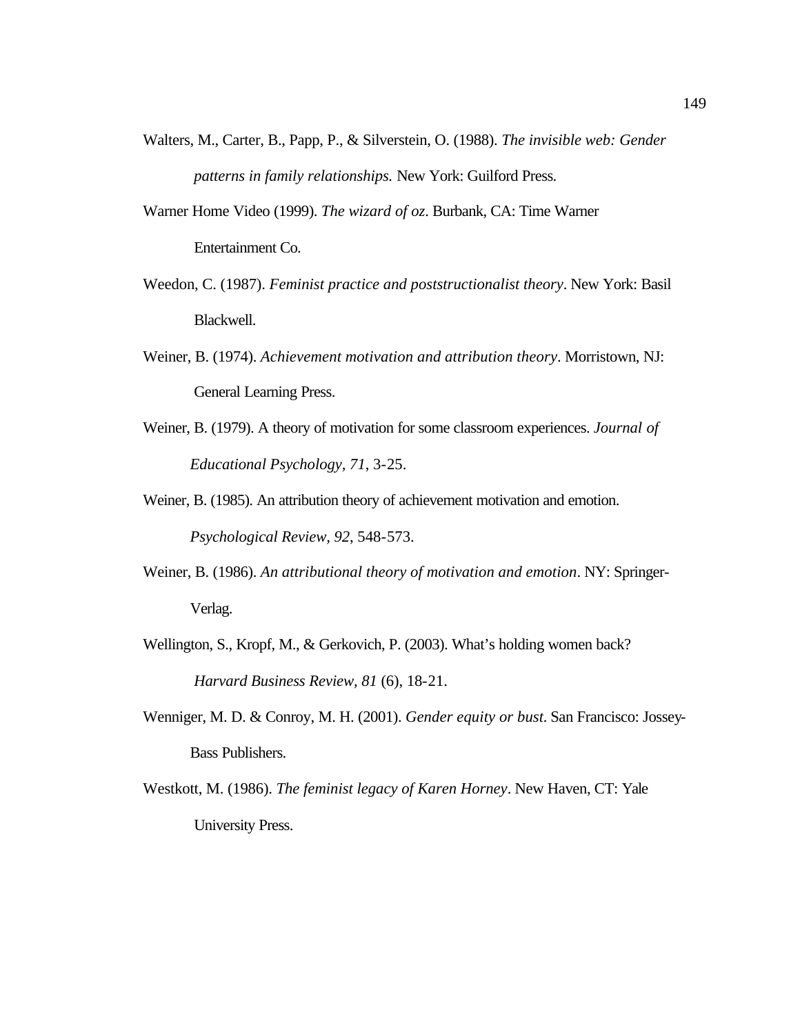Walters, M., Carter, B., Papp, P., & Silverstein, O. (1988). *The invisible web: Gender patterns in family relationships.* New York: Guilford Press.

Warner Home Video (1999). *The wizard of oz*. Burbank, CA: Time Warner Entertainment Co.

Weedon, C. (1987). *Feminist practice and poststructionalist theory*. New York: Basil Blackwell.

Weiner, B. (1974). *Achievement motivation and attribution theory*. Morristown, NJ: General Learning Press.

Weiner, B. (1979). A theory of motivation for some classroom experiences. *Journal of Educational Psychology, 71*, 3-25.

Weiner, B. (1985). An attribution theory of achievement motivation and emotion. *Psychological Review, 92*, 548-573.

Weiner, B. (1986). *An attributional theory of motivation and emotion*. NY: Springer-Verlag.

Wellington, S., Kropf, M., & Gerkovich, P. (2003). What's holding women back? *Harvard Business Review, 81* (6), 18-21.

Wenniger, M. D. & Conroy, M. H. (2001). *Gender equity or bust*. San Francisco: Jossey-Bass Publishers.

Westkott, M. (1986). *The feminist legacy of Karen Horney*. New Haven, CT: Yale University Press.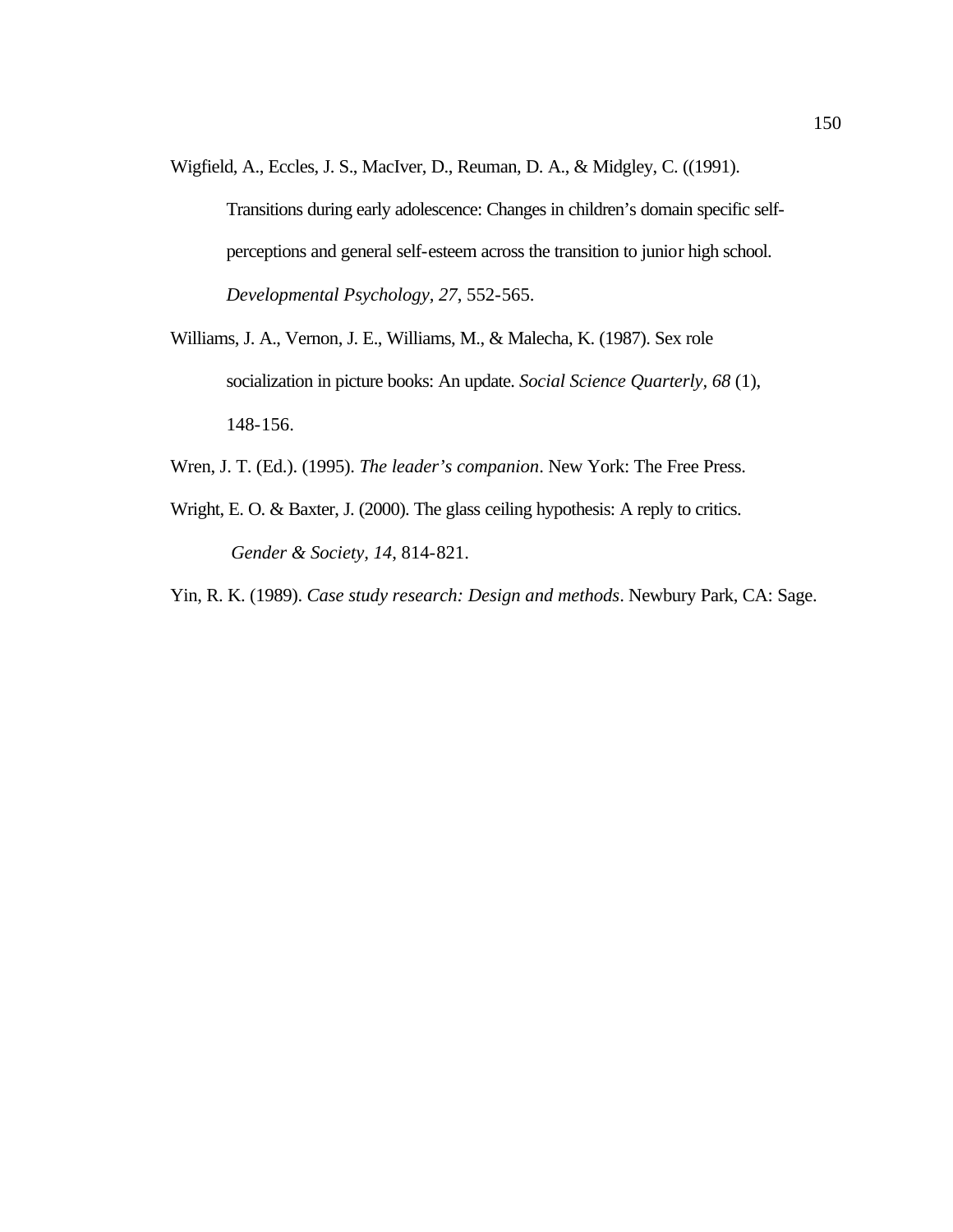Wigfield, A., Eccles, J. S., MacIver, D., Reuman, D. A., & Midgley, C. ((1991). Transitions during early adolescence: Changes in children's domain specific self-perceptions and general self-esteem across the transition to junior high school. *Developmental Psychology, 27*, 552-565.

Williams, J. A., Vernon, J. E., Williams, M., & Malecha, K. (1987). Sex role socialization in picture books: An update. *Social Science Quarterly*, *68* (1), 148-156.

Wren, J. T. (Ed.). (1995). *The leader's companion*. New York: The Free Press.

Wright, E. O. & Baxter, J. (2000). The glass ceiling hypothesis: A reply to critics. *Gender & Society, 14*, 814-821.

Yin, R. K. (1989). *Case study research: Design and methods*. Newbury Park, CA: Sage.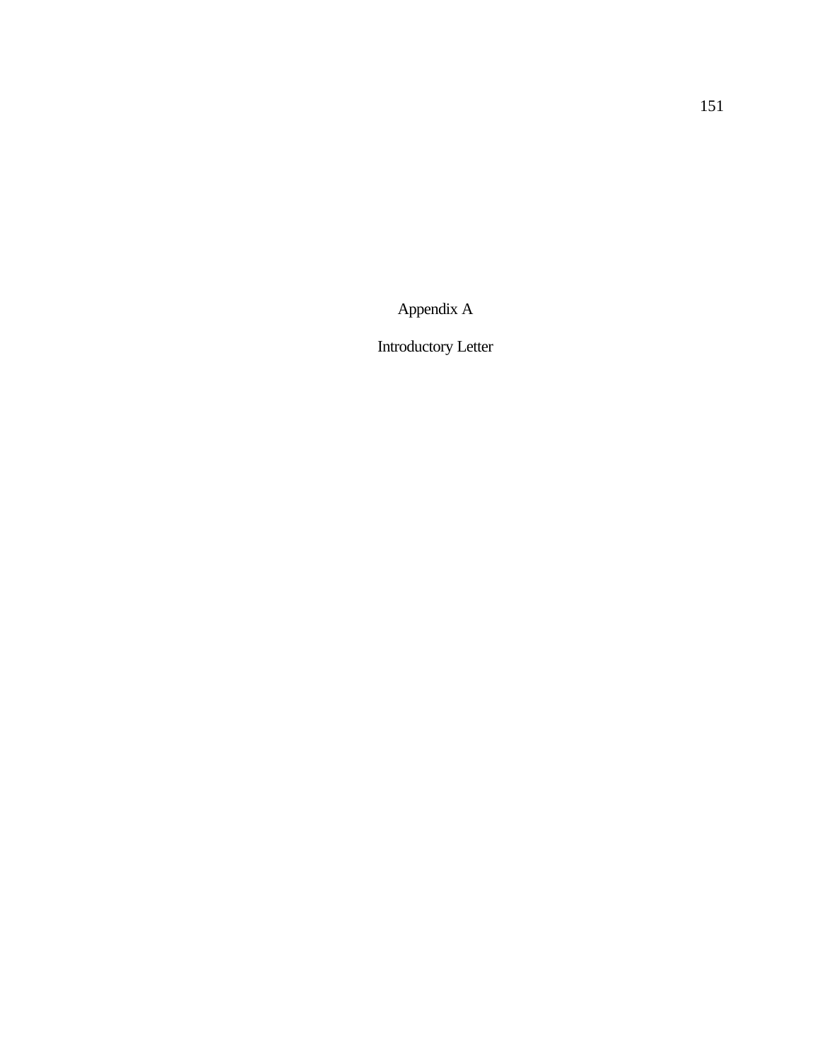# Appendix A

## Introductory Letter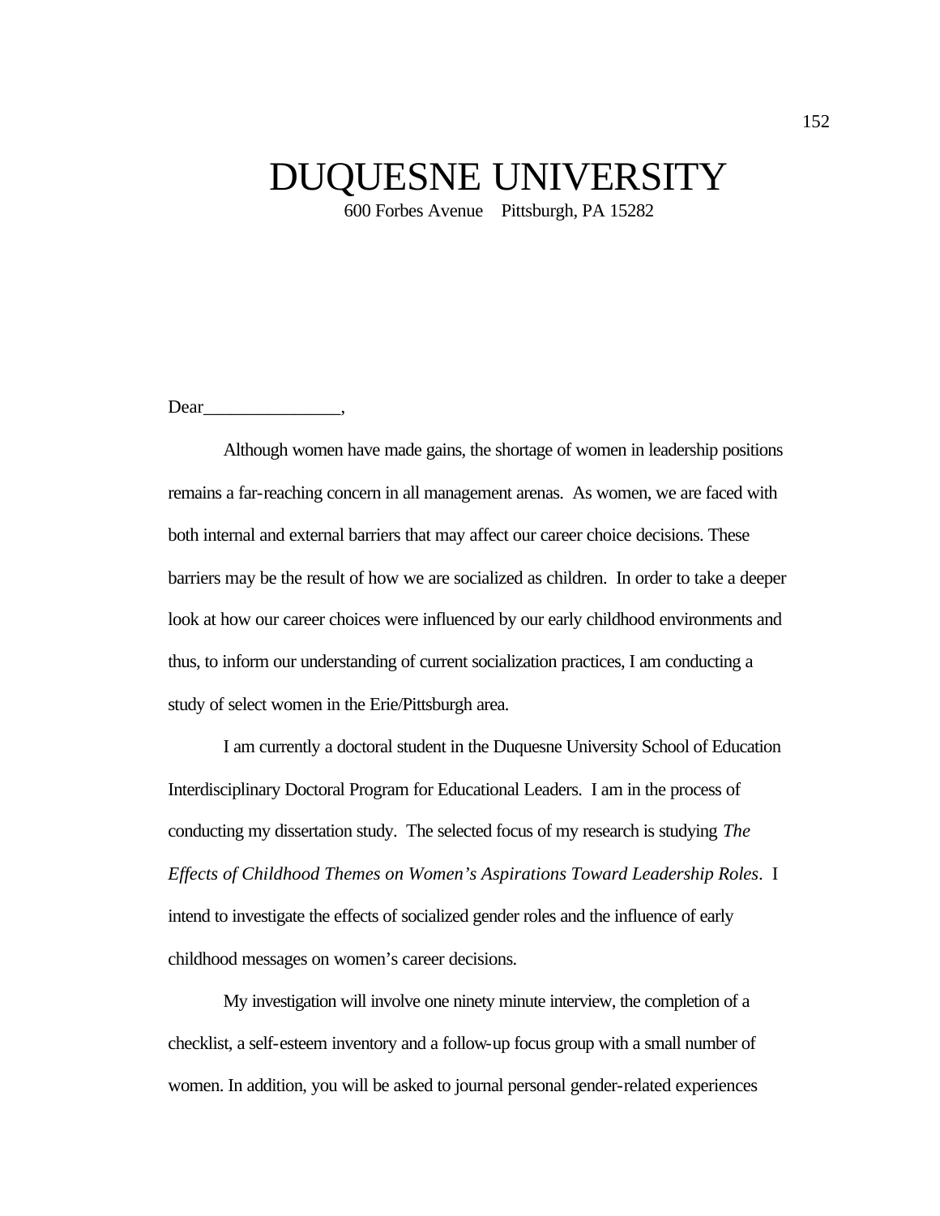# DUQUESNE UNIVERSITY

600 Forbes Avenue    Pittsburgh, PA 15282

Dear_______________,

Although women have made gains, the shortage of women in leadership positions remains a far-reaching concern in all management arenas. As women, we are faced with both internal and external barriers that may affect our career choice decisions. These barriers may be the result of how we are socialized as children. In order to take a deeper look at how our career choices were influenced by our early childhood environments and thus, to inform our understanding of current socialization practices, I am conducting a study of select women in the Erie/Pittsburgh area.

I am currently a doctoral student in the Duquesne University School of Education Interdisciplinary Doctoral Program for Educational Leaders. I am in the process of conducting my dissertation study. The selected focus of my research is studying *The Effects of Childhood Themes on Women's Aspirations Toward Leadership Roles*. I intend to investigate the effects of socialized gender roles and the influence of early childhood messages on women's career decisions.

My investigation will involve one ninety minute interview, the completion of a checklist, a self-esteem inventory and a follow-up focus group with a small number of women. In addition, you will be asked to journal personal gender-related experiences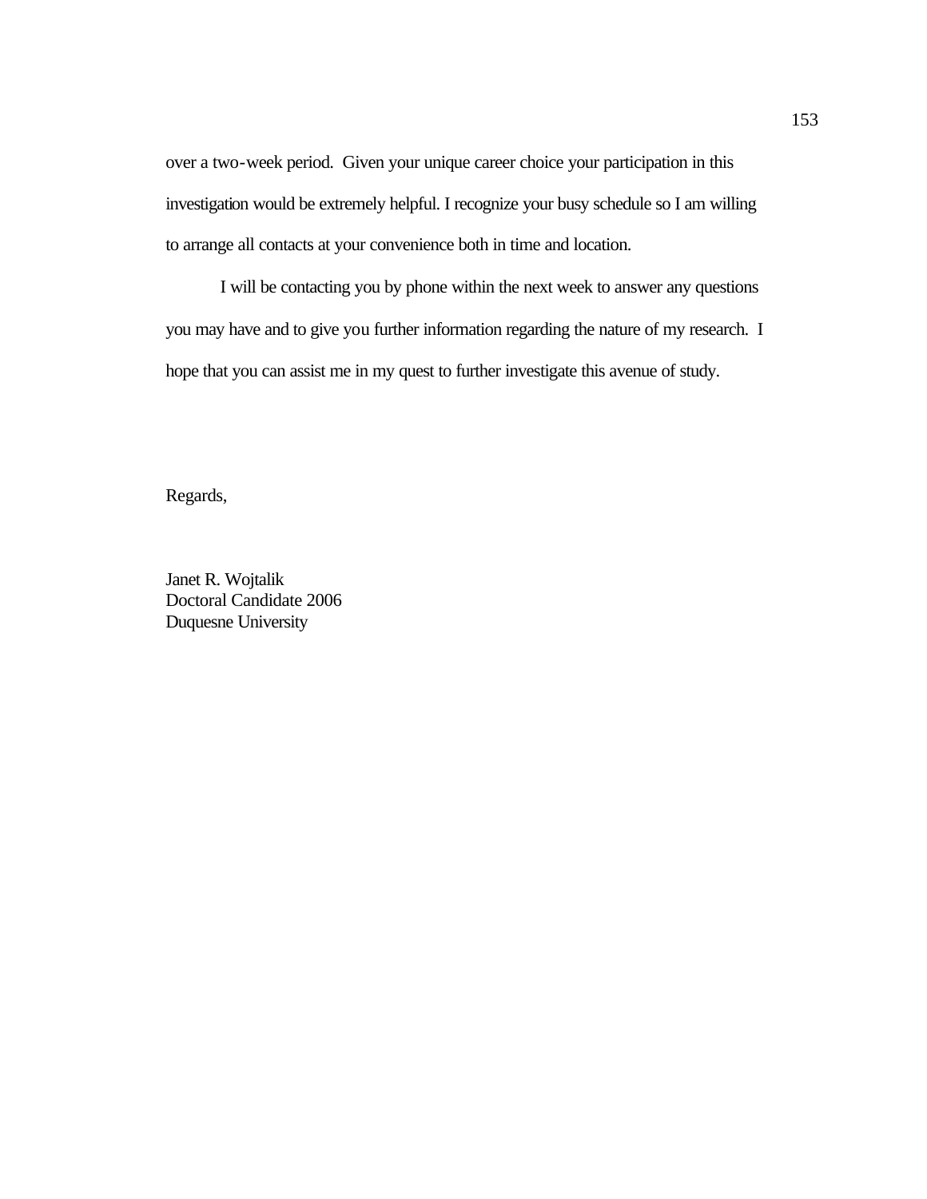over a two-week period. Given your unique career choice your participation in this investigation would be extremely helpful. I recognize your busy schedule so I am willing to arrange all contacts at your convenience both in time and location.

I will be contacting you by phone within the next week to answer any questions you may have and to give you further information regarding the nature of my research. I hope that you can assist me in my quest to further investigate this avenue of study.

Regards,

Janet R. Wojtalik  
Doctoral Candidate 2006  
Duquesne University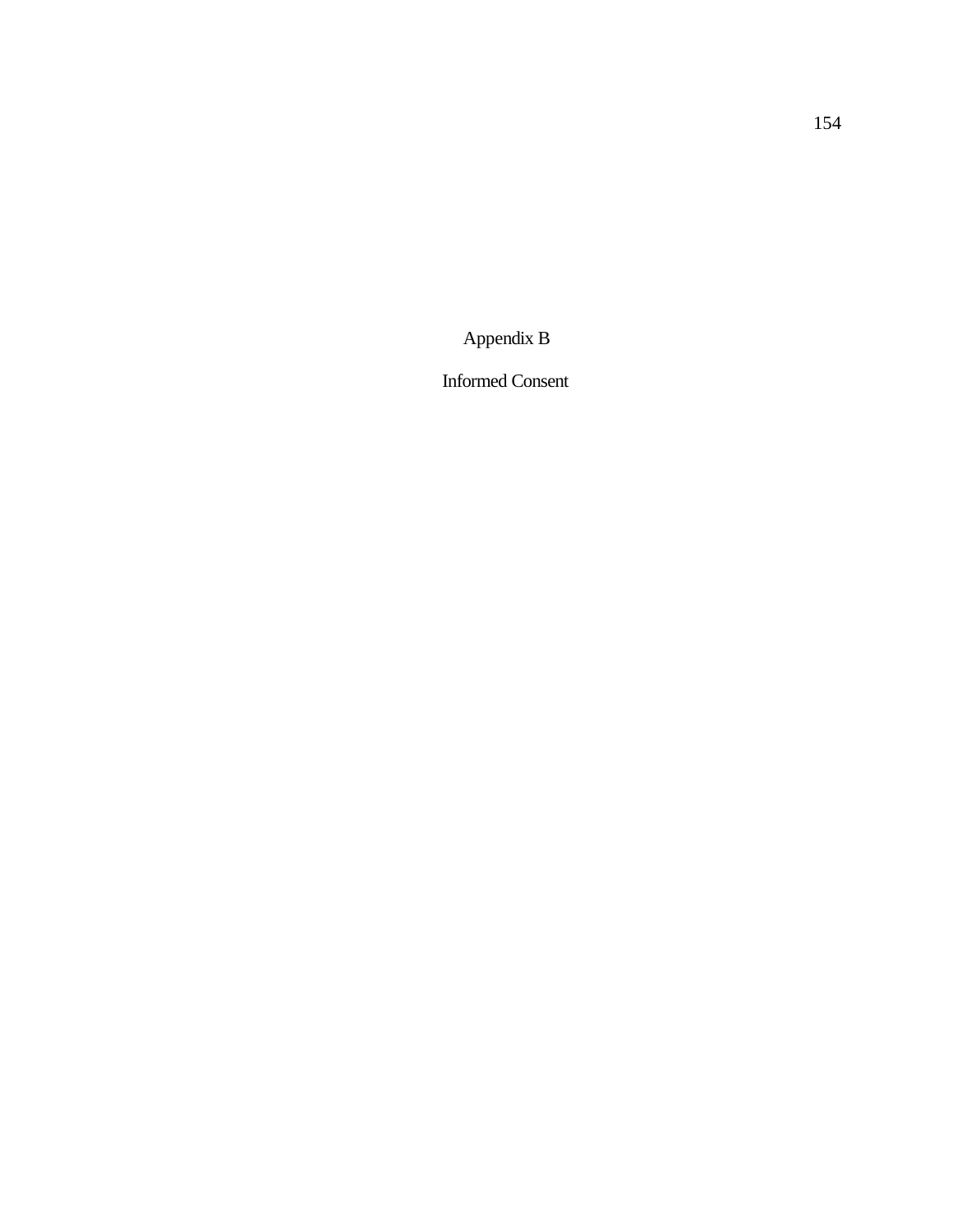# Appendix B

## Informed Consent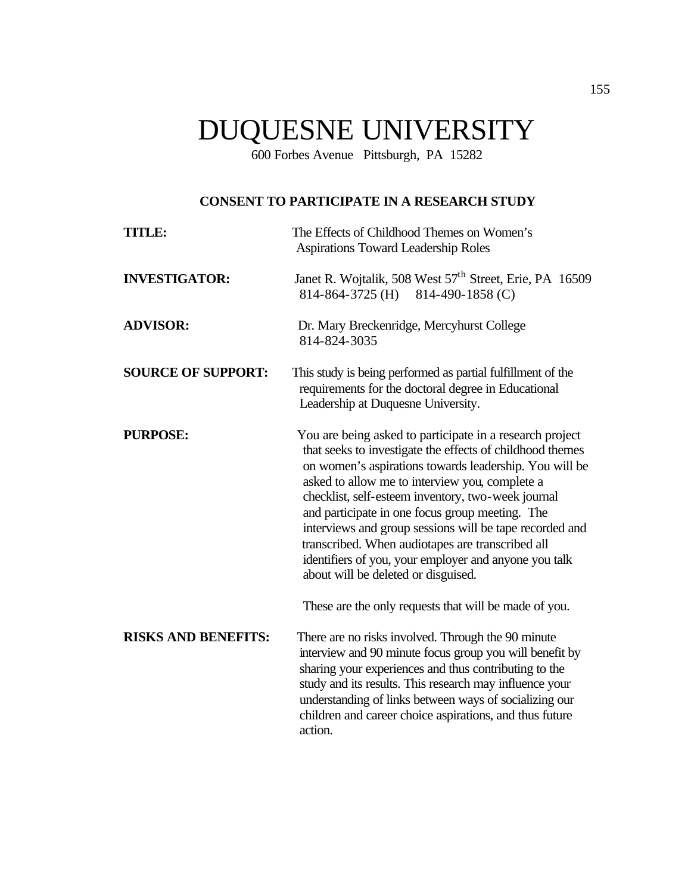# DUQUESNE UNIVERSITY

600 Forbes Avenue Pittsburgh, PA 15282

**CONSENT TO PARTICIPATE IN A RESEARCH STUDY**

**TITLE:** The Effects of Childhood Themes on Women's Aspirations Toward Leadership Roles

**INVESTIGATOR:** Janet R. Wojtalik, 508 West 57th Street, Erie, PA 16509
814-864-3725 (H) 814-490-1858 (C)

**ADVISOR:** Dr. Mary Breckenridge, Mercyhurst College
814-824-3035

**SOURCE OF SUPPORT:** This study is being performed as partial fulfillment of the requirements for the doctoral degree in Educational Leadership at Duquesne University.

**PURPOSE:** You are being asked to participate in a research project that seeks to investigate the effects of childhood themes on women's aspirations towards leadership. You will be asked to allow me to interview you, complete a checklist, self-esteem inventory, two-week journal and participate in one focus group meeting. The interviews and group sessions will be tape recorded and transcribed. When audiotapes are transcribed all identifiers of you, your employer and anyone you talk about will be deleted or disguised.

These are the only requests that will be made of you.

**RISKS AND BENEFITS:** There are no risks involved. Through the 90 minute interview and 90 minute focus group you will benefit by sharing your experiences and thus contributing to the study and its results. This research may influence your understanding of links between ways of socializing our children and career choice aspirations, and thus future action.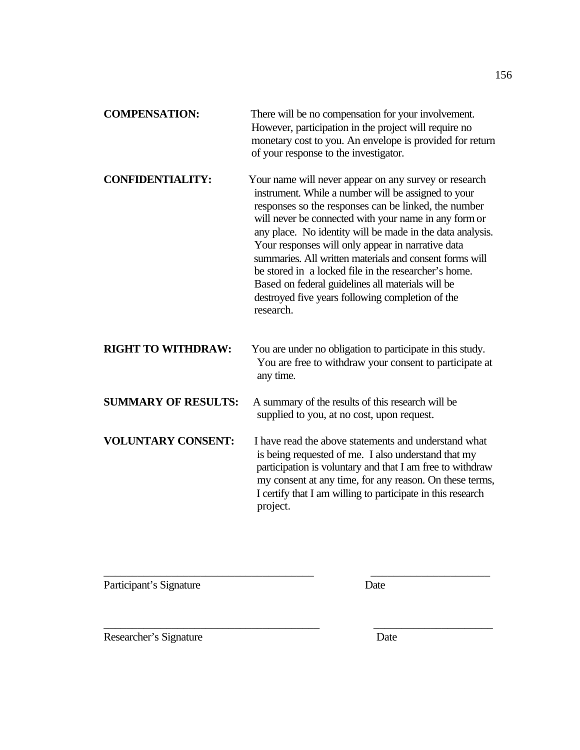**COMPENSATION:** There will be no compensation for your involvement. However, participation in the project will require no monetary cost to you. An envelope is provided for return of your response to the investigator.

**CONFIDENTIALITY:** Your name will never appear on any survey or research instrument. While a number will be assigned to your responses so the responses can be linked, the number will never be connected with your name in any form or any place. No identity will be made in the data analysis. Your responses will only appear in narrative data summaries. All written materials and consent forms will be stored in a locked file in the researcher's home. Based on federal guidelines all materials will be destroyed five years following completion of the research.

**RIGHT TO WITHDRAW:** You are under no obligation to participate in this study. You are free to withdraw your consent to participate at any time.

**SUMMARY OF RESULTS:** A summary of the results of this research will be supplied to you, at no cost, upon request.

**VOLUNTARY CONSENT:** I have read the above statements and understand what is being requested of me. I also understand that my participation is voluntary and that I am free to withdraw my consent at any time, for any reason. On these terms, I certify that I am willing to participate in this research project.

______________________________________ ______________________

Participant's Signature Date

_______________________________________ ______________________

Researcher's Signature Date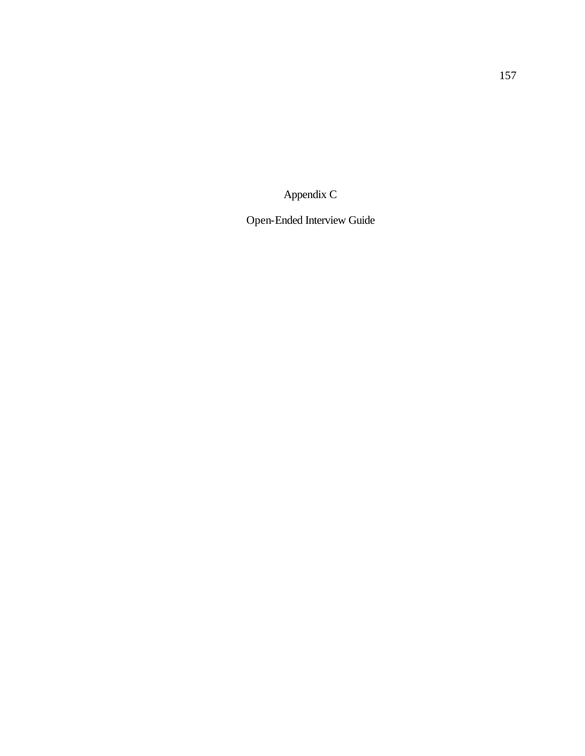# Appendix C

## Open-Ended Interview Guide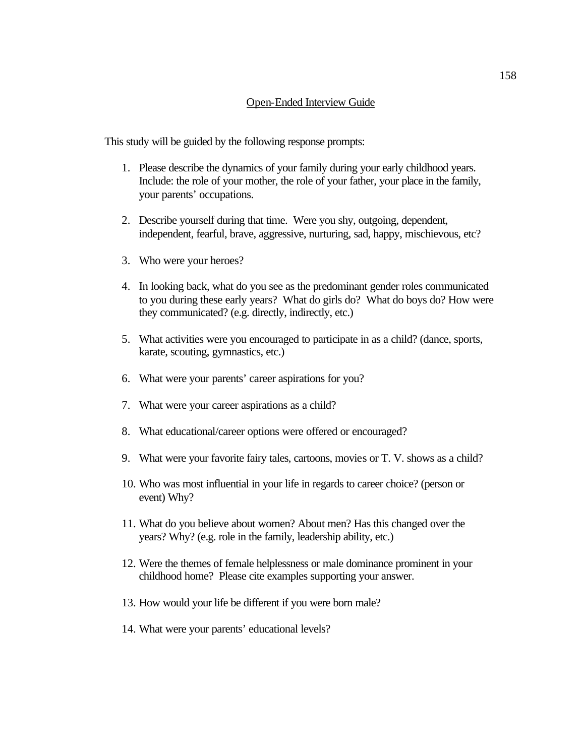## Open-Ended Interview Guide

This study will be guided by the following response prompts:

1. Please describe the dynamics of your family during your early childhood years. Include: the role of your mother, the role of your father, your place in the family, your parents' occupations.
2. Describe yourself during that time. Were you shy, outgoing, dependent, independent, fearful, brave, aggressive, nurturing, sad, happy, mischievous, etc?
3. Who were your heroes?
4. In looking back, what do you see as the predominant gender roles communicated to you during these early years? What do girls do? What do boys do? How were they communicated? (e.g. directly, indirectly, etc.)
5. What activities were you encouraged to participate in as a child? (dance, sports, karate, scouting, gymnastics, etc.)
6. What were your parents' career aspirations for you?
7. What were your career aspirations as a child?
8. What educational/career options were offered or encouraged?
9. What were your favorite fairy tales, cartoons, movies or T. V. shows as a child?
10. Who was most influential in your life in regards to career choice? (person or event) Why?
11. What do you believe about women? About men? Has this changed over the years? Why? (e.g. role in the family, leadership ability, etc.)
12. Were the themes of female helplessness or male dominance prominent in your childhood home? Please cite examples supporting your answer.
13. How would your life be different if you were born male?
14. What were your parents' educational levels?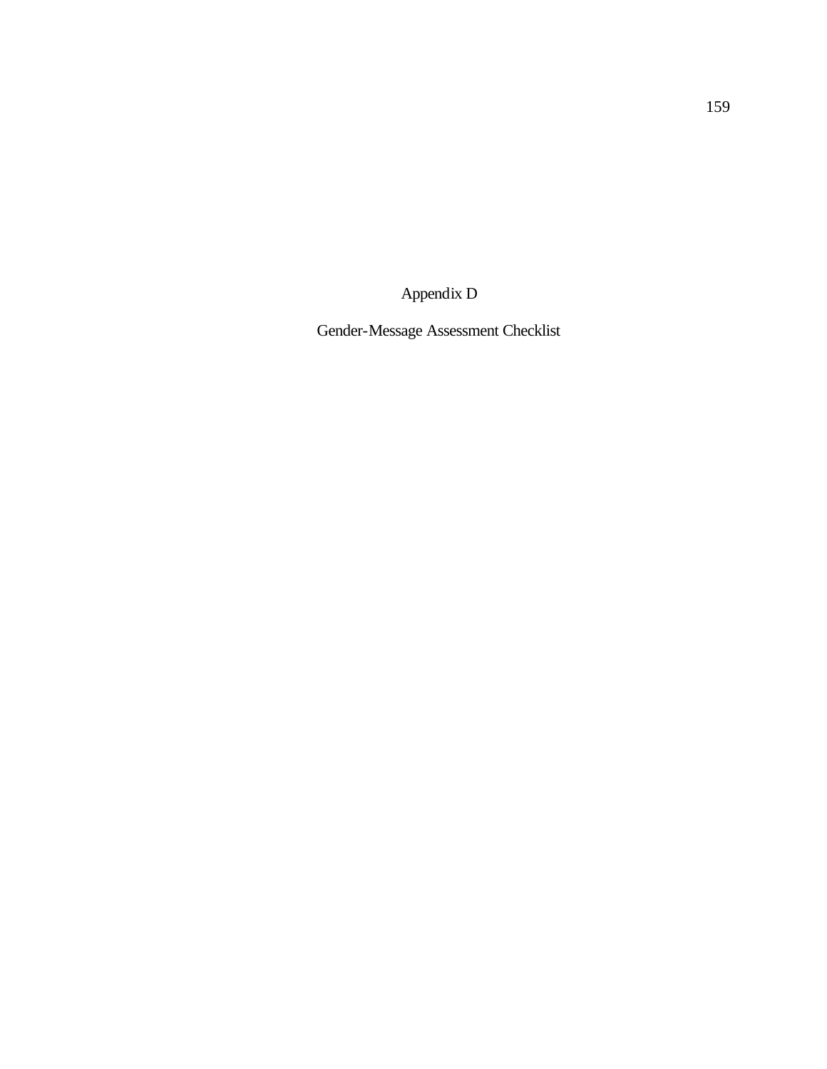# Appendix D

## Gender-Message Assessment Checklist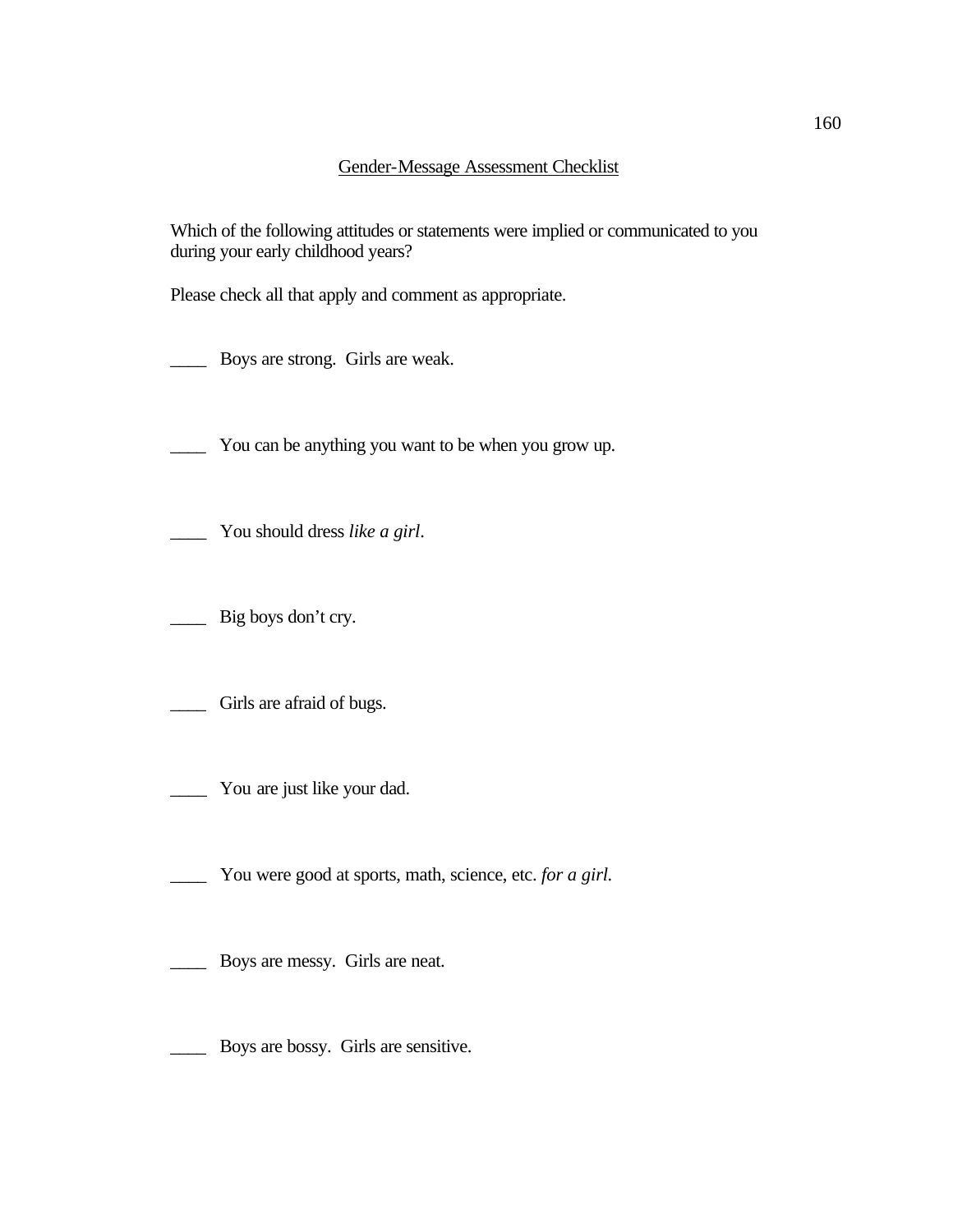Gender-Message Assessment Checklist

Which of the following attitudes or statements were implied or communicated to you during your early childhood years?

Please check all that apply and comment as appropriate.

____ Boys are strong. Girls are weak.

____ You can be anything you want to be when you grow up.

____ You should dress *like a girl*.

____ Big boys don't cry.

____ Girls are afraid of bugs.

____ You are just like your dad.

____ You were good at sports, math, science, etc. *for a girl.*

____ Boys are messy. Girls are neat.

____ Boys are bossy. Girls are sensitive.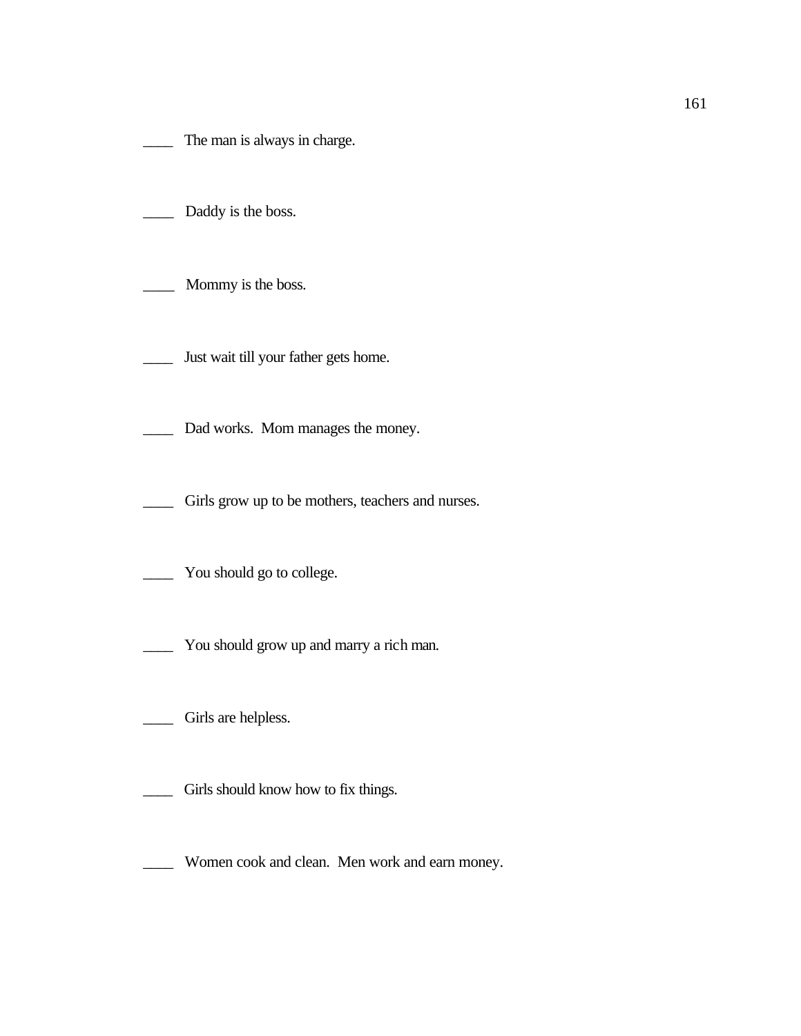____ The man is always in charge.

____ Daddy is the boss.

____ Mommy is the boss.

____ Just wait till your father gets home.

____ Dad works. Mom manages the money.

____ Girls grow up to be mothers, teachers and nurses.

____ You should go to college.

____ You should grow up and marry a rich man.

____ Girls are helpless.

____ Girls should know how to fix things.

____ Women cook and clean. Men work and earn money.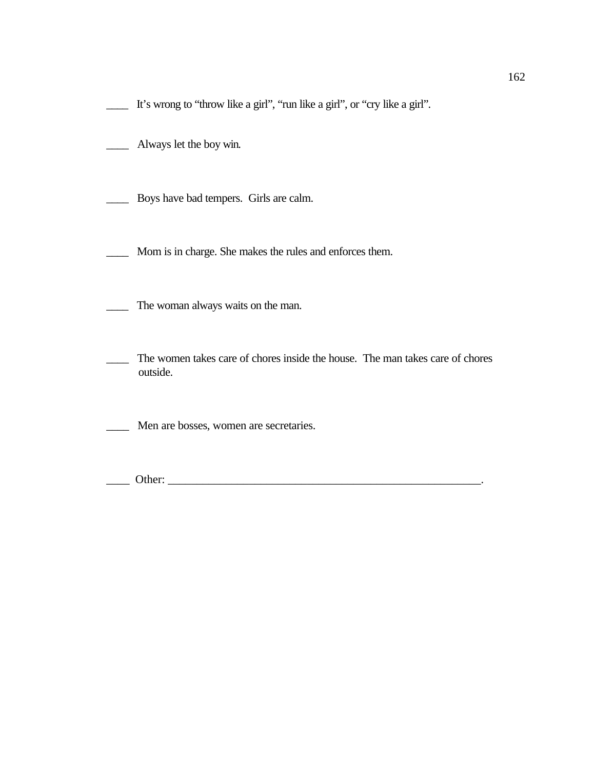____ It’s wrong to “throw like a girl”, “run like a girl”, or “cry like a girl”.

____ Always let the boy win.

____ Boys have bad tempers. Girls are calm.

____ Mom is in charge. She makes the rules and enforces them.

____ The woman always waits on the man.

____ The women takes care of chores inside the house. The man takes care of chores outside.

____ Men are bosses, women are secretaries.

____ Other: _______________________________________________________.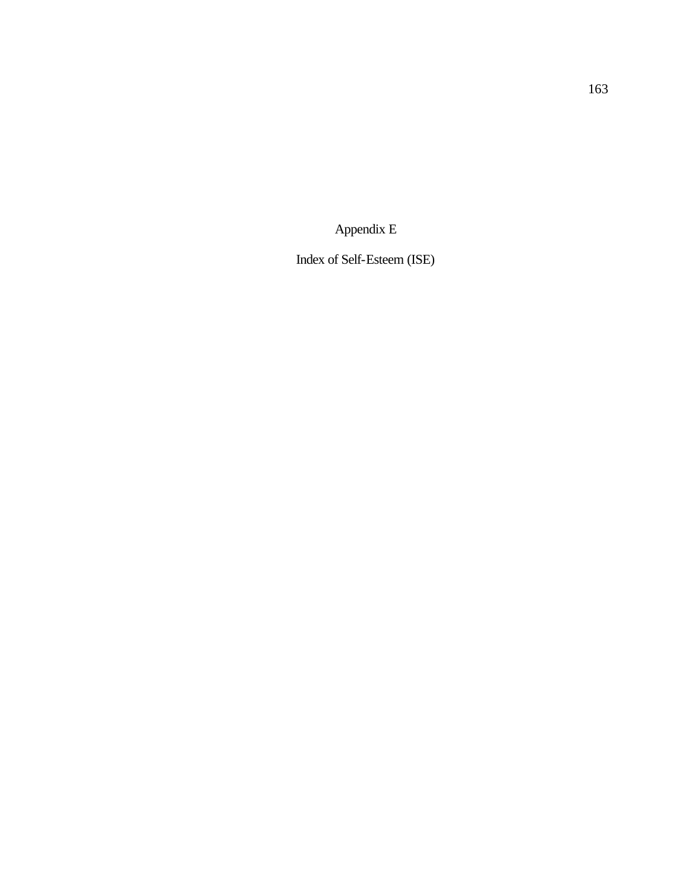# Appendix E

## Index of Self-Esteem (ISE)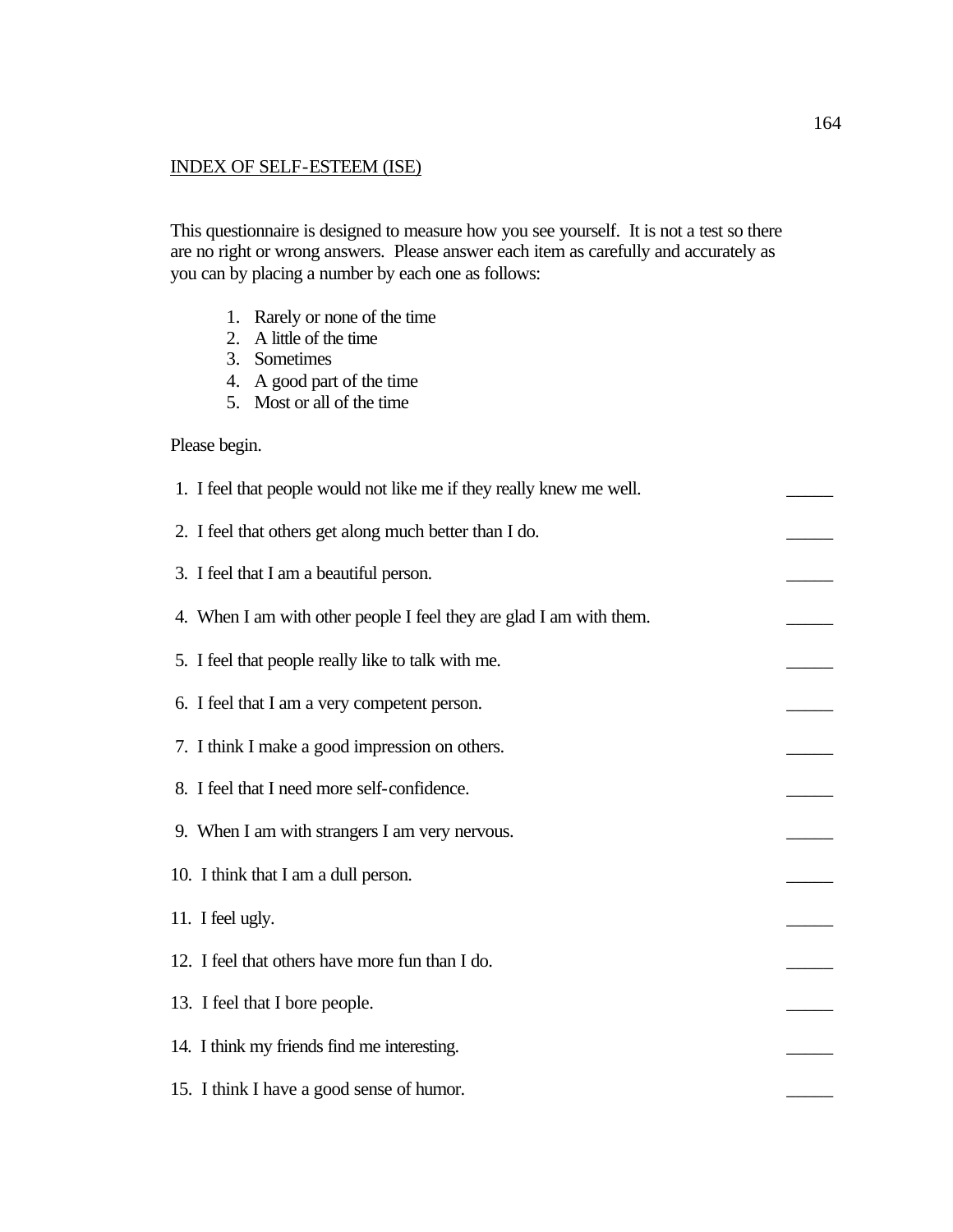INDEX OF SELF-ESTEEM (ISE)

This questionnaire is designed to measure how you see yourself. It is not a test so there are no right or wrong answers. Please answer each item as carefully and accurately as you can by placing a number by each one as follows:

1. Rarely or none of the time
2. A little of the time
3. Sometimes
4. A good part of the time
5. Most or all of the time

Please begin.

1. I feel that people would not like me if they really knew me well. _____
2. I feel that others get along much better than I do. _____
3. I feel that I am a beautiful person. _____
4. When I am with other people I feel they are glad I am with them. _____
5. I feel that people really like to talk with me. _____
6. I feel that I am a very competent person. _____
7. I think I make a good impression on others. _____
8. I feel that I need more self-confidence. _____
9. When I am with strangers I am very nervous. _____
10. I think that I am a dull person. _____
11. I feel ugly. _____
12. I feel that others have more fun than I do. _____
13. I feel that I bore people. _____
14. I think my friends find me interesting. _____
15. I think I have a good sense of humor. _____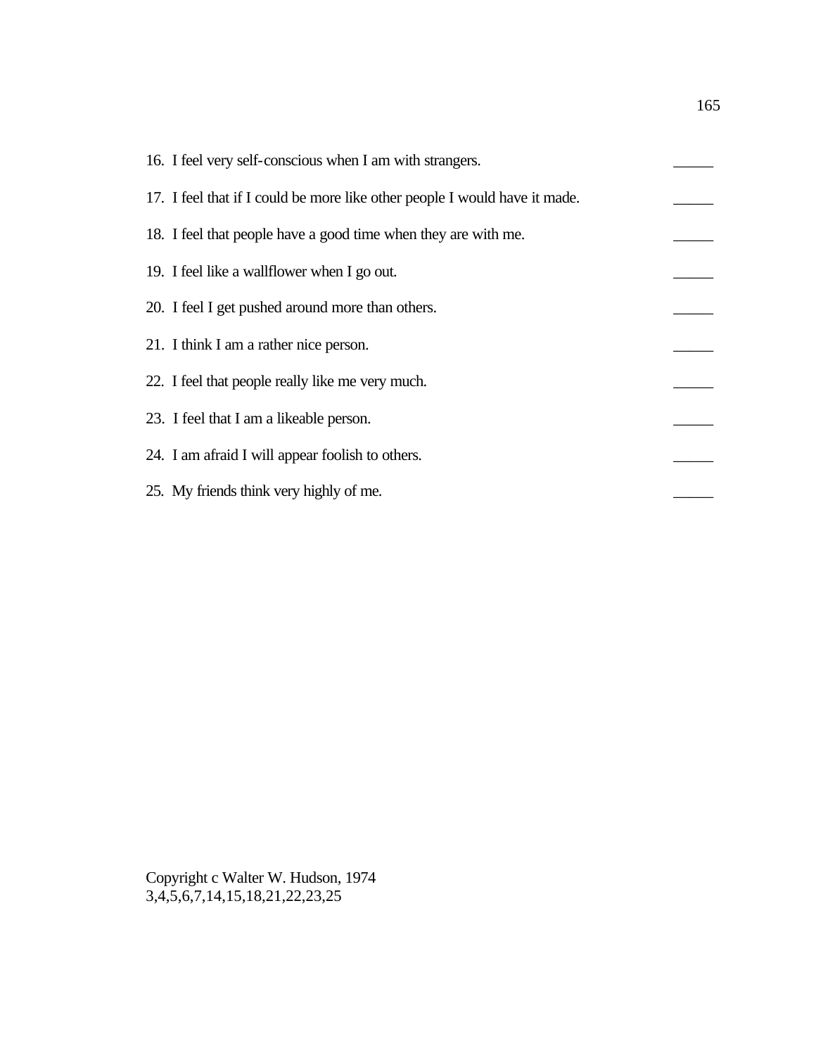16. I feel very self-conscious when I am with strangers. _____

17. I feel that if I could be more like other people I would have it made. _____

18. I feel that people have a good time when they are with me. _____

19. I feel like a wallflower when I go out. _____

20. I feel I get pushed around more than others. _____

21. I think I am a rather nice person. _____

22. I feel that people really like me very much. _____

23. I feel that I am a likeable person. _____

24. I am afraid I will appear foolish to others. _____

25. My friends think very highly of me. _____

Copyright c Walter W. Hudson, 1974
3,4,5,6,7,14,15,18,21,22,23,25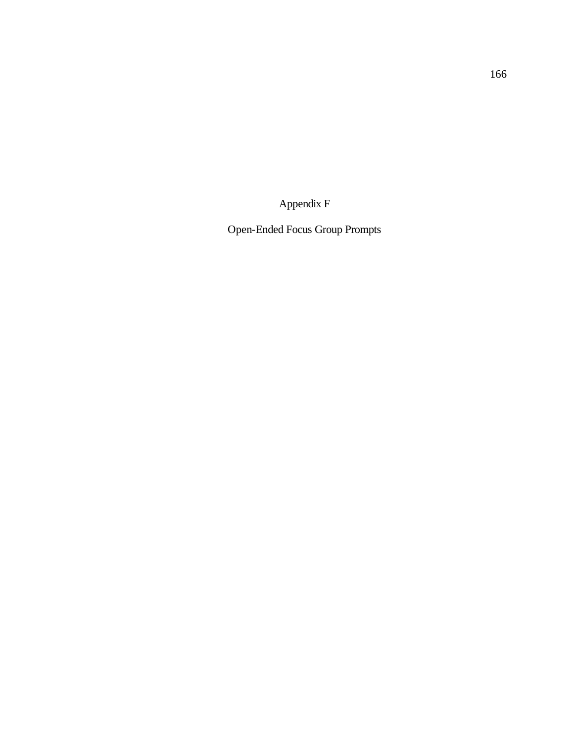# Appendix F

## Open-Ended Focus Group Prompts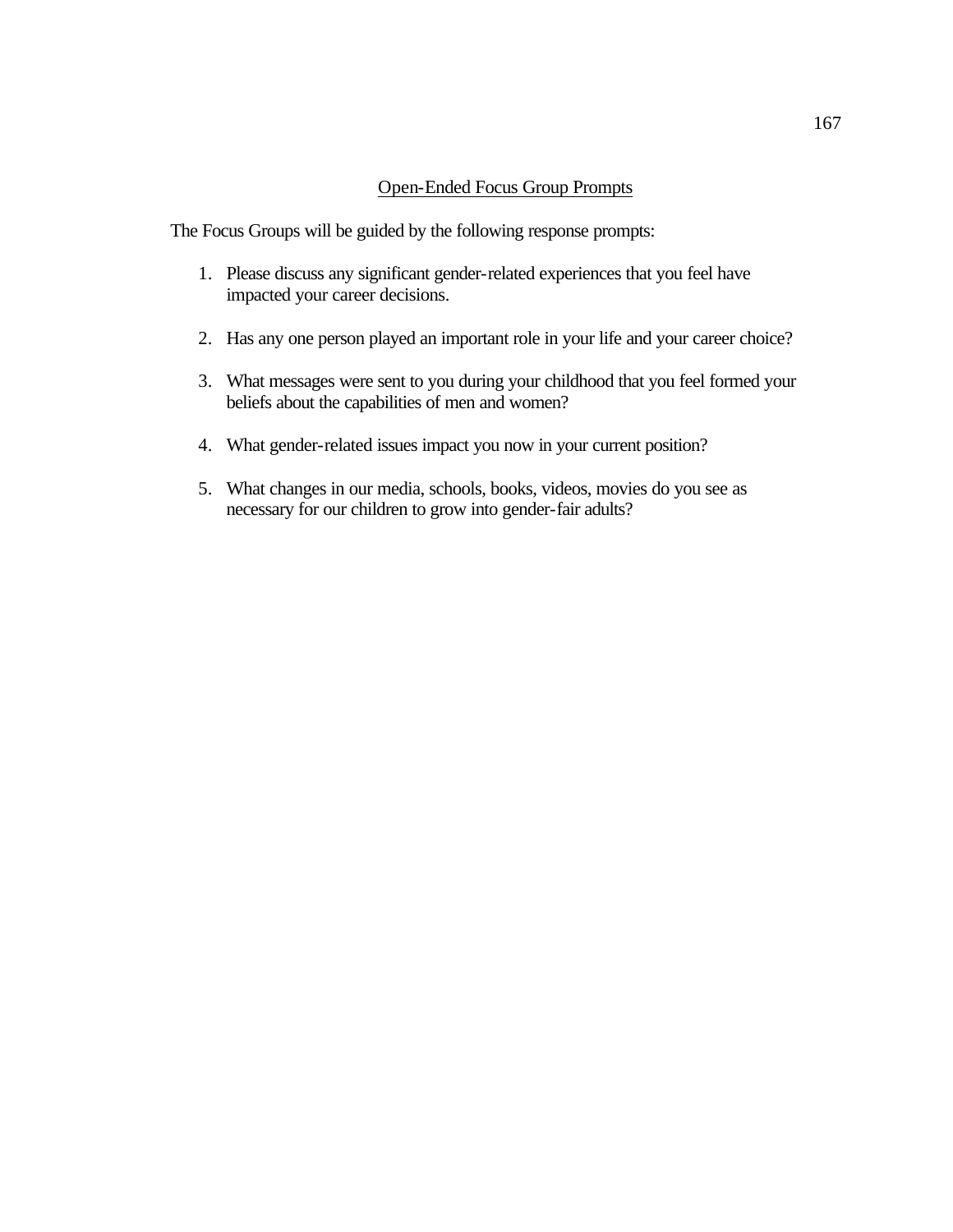## Open-Ended Focus Group Prompts

The Focus Groups will be guided by the following response prompts:

1. Please discuss any significant gender-related experiences that you feel have impacted your career decisions.

2. Has any one person played an important role in your life and your career choice?

3. What messages were sent to you during your childhood that you feel formed your beliefs about the capabilities of men and women?

4. What gender-related issues impact you now in your current position?

5. What changes in our media, schools, books, videos, movies do you see as necessary for our children to grow into gender-fair adults?